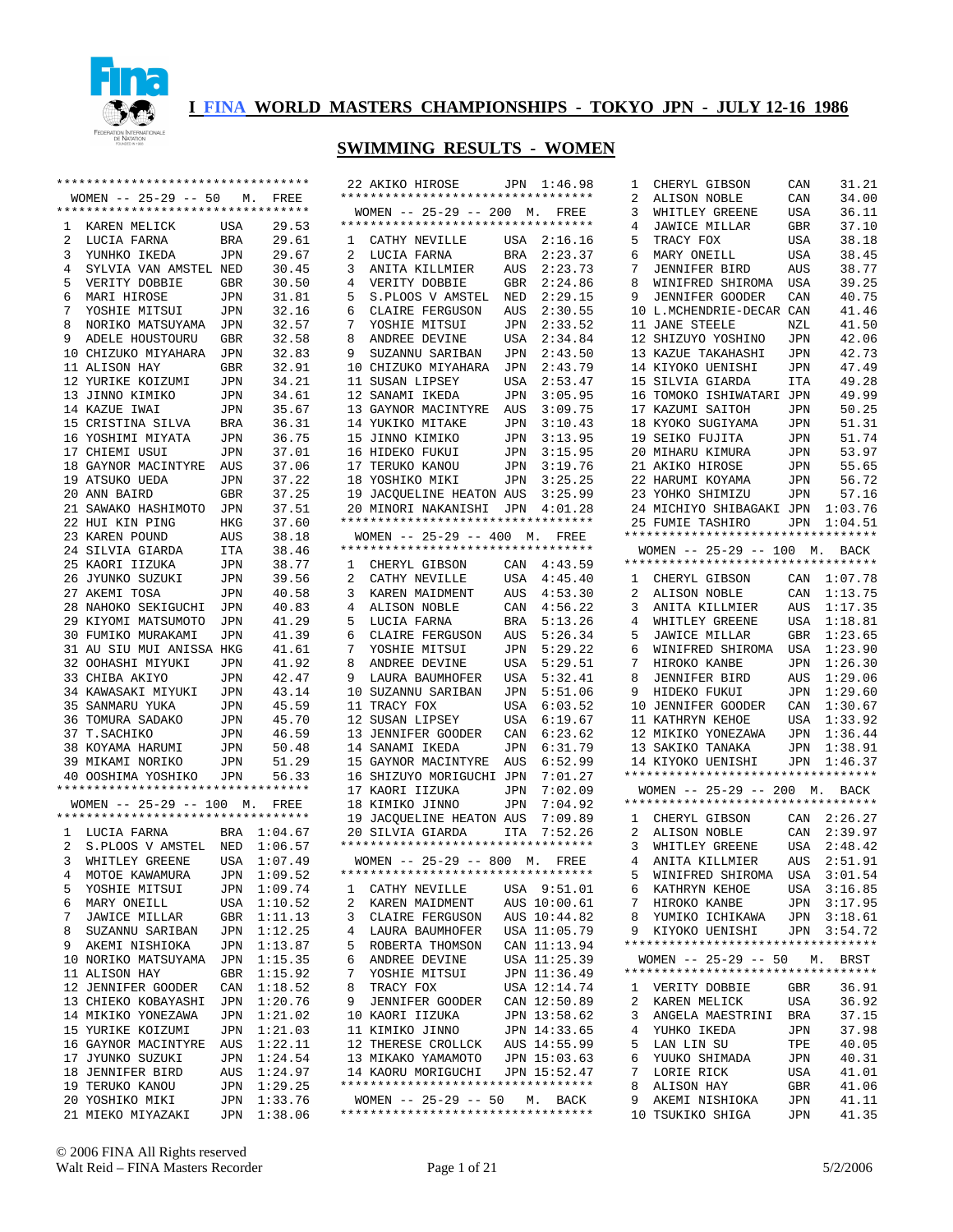# I FINA WORLD MASTERS CHAMPIONSHIPS - TOKYO JPN - JULY 12-16 1986

## SWIMMING RESULTS - WOMEN

### WOMEN -- 25-29 -- 50 M. FREE

| | | | |
|---|---|---|---|
| 1 | KAREN MELICK | USA | 29.53 |
| 2 | LUCIA FARNA | BRA | 29.61 |
| 3 | YUNHKO IKEDA | JPN | 29.67 |
| 4 | SYLVIA VAN AMSTEL | NED | 30.45 |
| 5 | VERITY DOBBIE | GBR | 30.50 |
| 6 | MARI HIROSE | JPN | 31.81 |
| 7 | YOSHIE MITSUI | JPN | 32.16 |
| 8 | NORIKO MATSUYAMA | JPN | 32.57 |
| 9 | ADELE HOUSTOURU | GBR | 32.58 |
| 10 | CHIZUKO MIYAHARA | JPN | 32.83 |
| 11 | ALISON HAY | GBR | 32.91 |
| 12 | YURIKE KOIZUMI | JPN | 34.21 |
| 13 | JINNO KIMIKO | JPN | 34.61 |
| 14 | KAZUE IWAI | JPN | 35.67 |
| 15 | CRISTINA SILVA | BRA | 36.31 |
| 16 | YOSHIMI MIYATA | JPN | 36.75 |
| 17 | CHIEMI USUI | JPN | 37.01 |
| 18 | GAYNOR MACINTYRE | AUS | 37.06 |
| 19 | ATSUKO UEDA | JPN | 37.22 |
| 20 | ANN BAIRD | GBR | 37.25 |
| 21 | SAWAKO HASHIMOTO | JPN | 37.51 |
| 22 | HUI KIN PING | HKG | 37.60 |
| 23 | KAREN POUND | AUS | 38.18 |
| 24 | SILVIA GIARDA | ITA | 38.46 |
| 25 | KAORI IIZUKA | JPN | 38.77 |
| 26 | JYUNKO SUZUKI | JPN | 39.56 |
| 27 | AKEMI TOSA | JPN | 40.58 |
| 28 | NAHOKO SEKIGUCHI | JPN | 40.83 |
| 29 | KIYOMI MATSUMOTO | JPN | 41.29 |
| 30 | FUMIKO MURAKAMI | JPN | 41.39 |
| 31 | AU SIU MUI ANISSA | HKG | 41.61 |
| 32 | OOHASHI MIYUKI | JPN | 41.92 |
| 33 | CHIBA AKIYO | JPN | 42.47 |
| 34 | KAWASAKI MIYUKI | JPN | 43.14 |
| 35 | SANMARU YUKA | JPN | 45.59 |
| 36 | TOMURA SADAKO | JPN | 45.70 |
| 37 | T.SACHIKO | JPN | 46.59 |
| 38 | KOYAMA HARUMI | JPN | 50.48 |
| 39 | MIKAMI NORIKO | JPN | 51.29 |
| 40 | OOSHIMA YOSHIKO | JPN | 56.33 |

### WOMEN -- 25-29 -- 100 M. FREE

| | | | |
|---|---|---|---|
| 1 | LUCIA FARNA | BRA | 1:04.67 |
| 2 | S.PLOOS V AMSTEL | NED | 1:06.57 |
| 3 | WHITLEY GREENE | USA | 1:07.49 |
| 4 | MOTOE KAWAMURA | JPN | 1:09.52 |
| 5 | YOSHIE MITSUI | JPN | 1:09.74 |
| 6 | MARY ONEILL | USA | 1:10.52 |
| 7 | JAWICE MILLAR | GBR | 1:11.13 |
| 8 | SUZANNU SARIBAN | JPN | 1:12.25 |
| 9 | AKEMI NISHIOKA | JPN | 1:13.87 |
| 10 | NORIKO MATSUYAMA | JPN | 1:15.35 |
| 11 | ALISON HAY | GBR | 1:15.92 |
| 12 | JENNIFER GOODER | CAN | 1:18.52 |
| 13 | CHIEKO KOBAYASHI | JPN | 1:20.76 |
| 14 | MIKIKO YONEZAWA | JPN | 1:21.02 |
| 15 | YURIKE KOIZUMI | JPN | 1:21.03 |
| 16 | GAYNOR MACINTYRE | AUS | 1:22.11 |
| 17 | JYUNKO SUZUKI | JPN | 1:24.54 |
| 18 | JENNIFER BIRD | AUS | 1:24.97 |
| 19 | TERUKO KANOU | JPN | 1:29.25 |
| 20 | YOSHIKO MIKI | JPN | 1:33.76 |
| 21 | MIEKO MIYAZAKI | JPN | 1:38.06 |
| 22 | AKIKO HIROSE | JPN | 1:46.98 |

### WOMEN -- 25-29 -- 200 M. FREE

| | | | |
|---|---|---|---|
| 1 | CATHY NEVILLE | USA | 2:16.16 |
| 2 | LUCIA FARNA | BRA | 2:23.37 |
| 3 | ANITA KILLMIER | AUS | 2:23.73 |
| 4 | VERITY DOBBIE | GBR | 2:24.86 |
| 5 | S.PLOOS V AMSTEL | NED | 2:29.15 |
| 6 | CLAIRE FERGUSON | AUS | 2:30.55 |
| 7 | YOSHIE MITSUI | JPN | 2:33.52 |
| 8 | ANDREE DEVINE | USA | 2:34.84 |
| 9 | SUZANNU SARIBAN | JPN | 2:43.50 |
| 10 | CHIZUKO MIYAHARA | JPN | 2:43.79 |
| 11 | SUSAN LIPSEY | USA | 2:53.47 |
| 12 | SANAMI IKEDA | JPN | 3:05.95 |
| 13 | GAYNOR MACINTYRE | AUS | 3:09.75 |
| 14 | YUKIKO MITAKE | JPN | 3:10.43 |
| 15 | JINNO KIMIKO | JPN | 3:13.95 |
| 16 | HIDEKO FUKUI | JPN | 3:15.95 |
| 17 | TERUKO KANOU | JPN | 3:19.76 |
| 18 | YOSHIKO MIKI | JPN | 3:25.25 |
| 19 | JACQUELINE HEATON | AUS | 3:25.99 |
| 20 | MINORI NAKANISHI | JPN | 4:01.28 |

### WOMEN -- 25-29 -- 400 M. FREE

| | | | |
|---|---|---|---|
| 1 | CHERYL GIBSON | CAN | 4:43.59 |
| 2 | CATHY NEVILLE | USA | 4:45.40 |
| 3 | KAREN MAIDMENT | AUS | 4:53.30 |
| 4 | ALISON NOBLE | CAN | 4:56.22 |
| 5 | LUCIA FARNA | BRA | 5:13.26 |
| 6 | CLAIRE FERGUSON | AUS | 5:26.34 |
| 7 | YOSHIE MITSUI | JPN | 5:29.22 |
| 8 | ANDREE DEVINE | USA | 5:29.51 |
| 9 | LAURA BAUMHOFER | USA | 5:32.41 |
| 10 | SUZANNU SARIBAN | JPN | 5:51.06 |
| 11 | TRACY FOX | USA | 6:03.52 |
| 12 | SUSAN LIPSEY | USA | 6:19.67 |
| 13 | JENNIFER GOODER | CAN | 6:23.62 |
| 14 | SANAMI IKEDA | JPN | 6:31.79 |
| 15 | GAYNOR MACINTYRE | AUS | 6:52.99 |
| 16 | SHIZUYO MORIGUCHI | JPN | 7:01.27 |
| 17 | KAORI IIZUKA | JPN | 7:02.09 |
| 18 | KIMIKO JINNO | JPN | 7:04.92 |
| 19 | JACQUELINE HEATON | AUS | 7:09.89 |
| 20 | SILVIA GIARDA | ITA | 7:52.26 |

### WOMEN -- 25-29 -- 800 M. FREE

| | | | |
|---|---|---|---|
| 1 | CATHY NEVILLE | USA | 9:51.01 |
| 2 | KAREN MAIDMENT | AUS | 10:00.61 |
| 3 | CLAIRE FERGUSON | AUS | 10:44.82 |
| 4 | LAURA BAUMHOFER | USA | 11:05.79 |
| 5 | ROBERTA THOMSON | CAN | 11:13.94 |
| 6 | ANDREE DEVINE | USA | 11:25.39 |
| 7 | YOSHIE MITSUI | JPN | 11:36.49 |
| 8 | TRACY FOX | USA | 12:14.74 |
| 9 | JENNIFER GOODER | CAN | 12:50.89 |
| 10 | KAORI IIZUKA | JPN | 13:58.62 |
| 11 | KIMIKO JINNO | JPN | 14:33.65 |
| 12 | THERESE CROLLCK | AUS | 14:55.99 |
| 13 | MIKAKO YAMAMOTO | JPN | 15:03.63 |
| 14 | KAORU MORIGUCHI | JPN | 15:52.47 |

### WOMEN -- 25-29 -- 50 M. BACK

| | | | |
|---|---|---|---|
| 1 | CHERYL GIBSON | CAN | 31.21 |
| 2 | ALISON NOBLE | CAN | 34.00 |
| 3 | WHITLEY GREENE | USA | 36.11 |
| 4 | JAWICE MILLAR | GBR | 37.10 |
| 5 | TRACY FOX | USA | 38.18 |
| 6 | MARY ONEILL | USA | 38.45 |
| 7 | JENNIFER BIRD | AUS | 38.77 |
| 8 | WINIFRED SHIROMA | USA | 39.25 |
| 9 | JENNIFER GOODER | CAN | 40.75 |
| 10 | L.MCHENDRIE-DECAR | CAN | 41.46 |
| 11 | JANE STEELE | NZL | 41.50 |
| 12 | SHIZUYO YOSHINO | JPN | 42.06 |
| 13 | KAZUE TAKAHASHI | JPN | 42.73 |
| 14 | KIYOKO UENISHI | JPN | 47.49 |
| 15 | SILVIA GIARDA | ITA | 49.28 |
| 16 | TOMOKO ISHIWATARI | JPN | 49.99 |
| 17 | KAZUMI SAITOH | JPN | 50.25 |
| 18 | KYOKO SUGIYAMA | JPN | 51.31 |
| 19 | SEIKO FUJITA | JPN | 51.74 |
| 20 | MIHARU KIMURA | JPN | 53.97 |
| 21 | AKIKO HIROSE | JPN | 55.65 |
| 22 | HARUMI KOYAMA | JPN | 56.72 |
| 23 | YOHKO SHIMIZU | JPN | 57.16 |
| 24 | MICHIYO SHIBAGAKI | JPN | 1:03.76 |
| 25 | FUMIE TASHIRO | JPN | 1:04.51 |

### WOMEN -- 25-29 -- 100 M. BACK

| | | | |
|---|---|---|---|
| 1 | CHERYL GIBSON | CAN | 1:07.78 |
| 2 | ALISON NOBLE | CAN | 1:13.75 |
| 3 | ANITA KILLMIER | AUS | 1:17.35 |
| 4 | WHITLEY GREENE | USA | 1:18.81 |
| 5 | JAWICE MILLAR | GBR | 1:23.65 |
| 6 | WINIFRED SHIROMA | USA | 1:23.90 |
| 7 | HIROKO KANBE | JPN | 1:26.30 |
| 8 | JENNIFER BIRD | AUS | 1:29.06 |
| 9 | HIDEKO FUKUI | JPN | 1:29.60 |
| 10 | JENNIFER GOODER | CAN | 1:30.67 |
| 11 | KATHRYN KEHOE | USA | 1:33.92 |
| 12 | MIKIKO YONEZAWA | JPN | 1:36.44 |
| 13 | SAKIKO TANAKA | JPN | 1:38.91 |
| 14 | KIYOKO UENISHI | JPN | 1:46.37 |

### WOMEN -- 25-29 -- 200 M. BACK

| | | | |
|---|---|---|---|
| 1 | CHERYL GIBSON | CAN | 2:26.27 |
| 2 | ALISON NOBLE | CAN | 2:39.97 |
| 3 | WHITLEY GREENE | USA | 2:48.42 |
| 4 | ANITA KILLMIER | AUS | 2:51.91 |
| 5 | WINIFRED SHIROMA | USA | 3:01.54 |
| 6 | KATHRYN KEHOE | USA | 3:16.85 |
| 7 | HIROKO KANBE | JPN | 3:17.95 |
| 8 | YUMIKO ICHIKAWA | JPN | 3:18.61 |
| 9 | KIYOKO UENISHI | JPN | 3:54.72 |

### WOMEN -- 25-29 -- 50 M. BRST

| | | | |
|---|---|---|---|
| 1 | VERITY DOBBIE | GBR | 36.91 |
| 2 | KAREN MELICK | USA | 36.92 |
| 3 | ANGELA MAESTRINI | BRA | 37.15 |
| 4 | YUHKO IKEDA | JPN | 37.98 |
| 5 | LAN LIN SU | TPE | 40.05 |
| 6 | YUUKO SHIMADA | JPN | 40.31 |
| 7 | LORIE RICK | USA | 41.01 |
| 8 | ALISON HAY | GBR | 41.06 |
| 9 | AKEMI NISHIOKA | JPN | 41.11 |
| 10 | TSUKIKO SHIGA | JPN | 41.35 |

© 2006 FINA All Rights reserved
Walt Reid – FINA Masters Recorder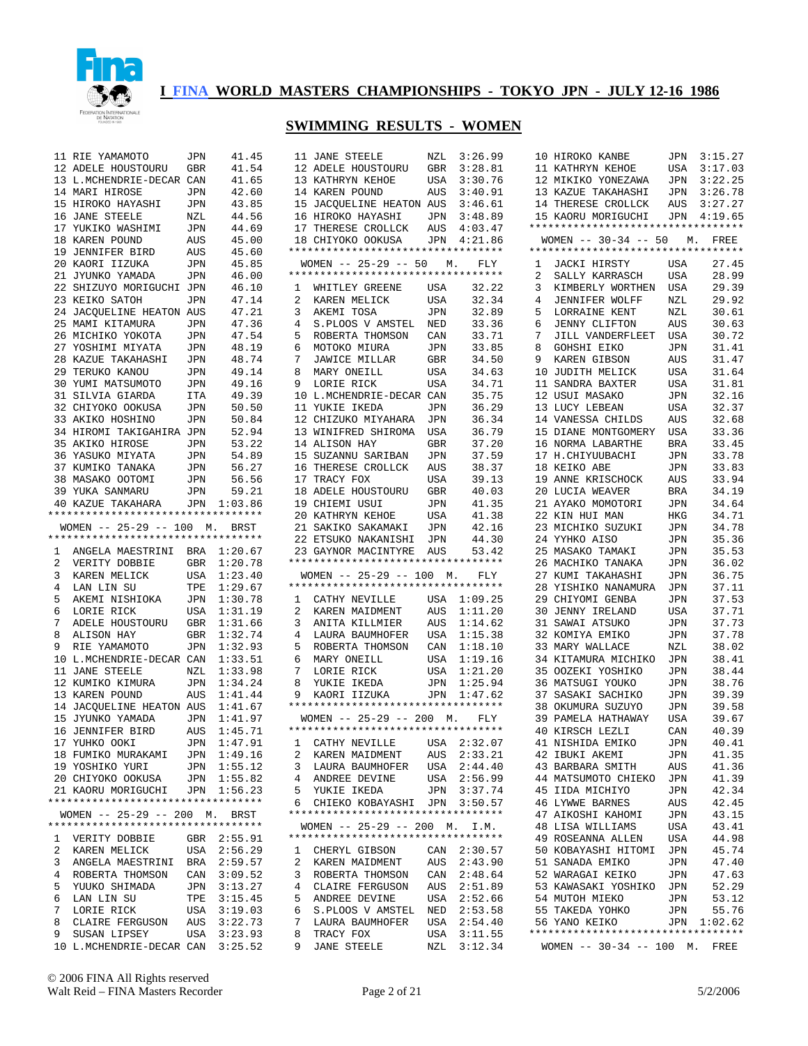# I FINA WORLD MASTERS CHAMPIONSHIPS - TOKYO JPN - JULY 12-16 1986

## SWIMMING RESULTS - WOMEN

| | | | |
|---|---|---|---|
| 11 | RIE YAMAMOTO | JPN | 41.45 |
| 12 | ADELE HOUSTOURU | GBR | 41.54 |
| 13 | L.MCHENDRIE-DECAR | CAN | 41.65 |
| 14 | MARI HIROSE | JPN | 42.60 |
| 15 | HIROKO HAYASHI | JPN | 43.85 |
| 16 | JANE STEELE | NZL | 44.56 |
| 17 | YUKIKO WASHIMI | JPN | 44.69 |
| 18 | KAREN POUND | AUS | 45.00 |
| 19 | JENNIFER BIRD | AUS | 45.60 |
| 20 | KAORI IIZUKA | JPN | 45.85 |
| 21 | JYUNKO YAMADA | JPN | 46.00 |
| 22 | SHIZUYO MORIGUCHI | JPN | 46.10 |
| 23 | KEIKO SATOH | JPN | 47.14 |
| 24 | JACQUELINE HEATON | AUS | 47.21 |
| 25 | MAMI KITAMURA | JPN | 47.36 |
| 26 | MICHIKO YOKOTA | JPN | 47.54 |
| 27 | YOSHIMI MIYATA | JPN | 48.19 |
| 28 | KAZUE TAKAHASHI | JPN | 48.74 |
| 29 | TERUKO KANOU | JPN | 49.14 |
| 30 | YUMI MATSUMOTO | JPN | 49.16 |
| 31 | SILVIA GIARDA | ITA | 49.39 |
| 32 | CHIYOKO OOKUSA | JPN | 50.50 |
| 33 | AKIKO HOSHINO | JPN | 50.84 |
| 34 | HIROMI TAKIGAHIRA | JPN | 52.94 |
| 35 | AKIKO HIROSE | JPN | 53.22 |
| 36 | YASUKO MIYATA | JPN | 54.89 |
| 37 | KUMIKO TANAKA | JPN | 56.27 |
| 38 | MASAKO OOTOMI | JPN | 56.56 |
| 39 | YUKA SANMARU | JPN | 59.21 |
| 40 | KAZUE TAKAHARA | JPN | 1:03.86 |

### WOMEN -- 25-29 -- 100 M. BRST

| | | | |
|---|---|---|---|
| 1 | ANGELA MAESTRINI | BRA | 1:20.67 |
| 2 | VERITY DOBBIE | GBR | 1:20.78 |
| 3 | KAREN MELICK | USA | 1:23.40 |
| 4 | LAN LIN SU | TPE | 1:29.67 |
| 5 | AKEMI NISHIOKA | JPN | 1:30.78 |
| 6 | LORIE RICK | USA | 1:31.19 |
| 7 | ADELE HOUSTOURU | GBR | 1:31.66 |
| 8 | ALISON HAY | GBR | 1:32.74 |
| 9 | RIE YAMAMOTO | JPN | 1:32.93 |
| 10 | L.MCHENDRIE-DECAR | CAN | 1:33.51 |
| 11 | JANE STEELE | NZL | 1:33.98 |
| 12 | KUMIKO KIMURA | JPN | 1:34.24 |
| 13 | KAREN POUND | AUS | 1:41.44 |
| 14 | JACQUELINE HEATON | AUS | 1:41.67 |
| 15 | JYUNKO YAMADA | JPN | 1:41.97 |
| 16 | JENNIFER BIRD | AUS | 1:45.71 |
| 17 | YUHKO OOKI | JPN | 1:47.91 |
| 18 | FUMIKO MURAKAMI | JPN | 1:49.16 |
| 19 | YOSHIKO YURI | JPN | 1:55.12 |
| 20 | CHIYOKO OOKUSA | JPN | 1:55.82 |
| 21 | KAORU MORIGUCHI | JPN | 1:56.23 |

### WOMEN -- 25-29 -- 200 M. BRST

| | | | |
|---|---|---|---|
| 1 | VERITY DOBBIE | GBR | 2:55.91 |
| 2 | KAREN MELICK | USA | 2:56.29 |
| 3 | ANGELA MAESTRINI | BRA | 2:59.57 |
| 4 | ROBERTA THOMSON | CAN | 3:09.52 |
| 5 | YUUKO SHIMADA | JPN | 3:13.27 |
| 6 | LAN LIN SU | TPE | 3:15.45 |
| 7 | LORIE RICK | USA | 3:19.03 |
| 8 | CLAIRE FERGUSON | AUS | 3:22.73 |
| 9 | SUSAN LIPSEY | USA | 3:23.93 |
| 10 | L.MCHENDRIE-DECAR | CAN | 3:25.52 |
| 11 | JANE STEELE | NZL | 3:26.99 |
| 12 | ADELE HOUSTOURU | GBR | 3:28.81 |
| 13 | KATHRYN KEHOE | USA | 3:30.76 |
| 14 | KAREN POUND | AUS | 3:40.91 |
| 15 | JACQUELINE HEATON | AUS | 3:46.61 |
| 16 | HIROKO HAYASHI | JPN | 3:48.89 |
| 17 | THERESE CROLLCK | AUS | 4:03.47 |
| 18 | CHIYOKO OOKUSA | JPN | 4:21.86 |

### WOMEN -- 25-29 -- 50 M. FLY

| | | | |
|---|---|---|---|
| 1 | WHITLEY GREENE | USA | 32.22 |
| 2 | KAREN MELICK | USA | 32.34 |
| 3 | AKEMI TOSA | JPN | 32.89 |
| 4 | S.PLOOS V AMSTEL | NED | 33.36 |
| 5 | ROBERTA THOMSON | CAN | 33.71 |
| 6 | MOTOKO MIURA | JPN | 33.85 |
| 7 | JAWICE MILLAR | GBR | 34.50 |
| 8 | MARY ONEILL | USA | 34.63 |
| 9 | LORIE RICK | USA | 34.71 |
| 10 | L.MCHENDRIE-DECAR | CAN | 35.75 |
| 11 | YUKIE IKEDA | JPN | 36.29 |
| 12 | CHIZUKO MIYAHARA | JPN | 36.34 |
| 13 | WINIFRED SHIROMA | USA | 36.79 |
| 14 | ALISON HAY | GBR | 37.20 |
| 15 | SUZANNU SARIBAN | JPN | 37.59 |
| 16 | THERESE CROLLCK | AUS | 38.37 |
| 17 | TRACY FOX | USA | 39.13 |
| 18 | ADELE HOUSTOURU | GBR | 40.03 |
| 19 | CHIEMI USUI | JPN | 41.35 |
| 20 | KATHRYN KEHOE | USA | 41.38 |
| 21 | SAKIKO SAKAMAKI | JPN | 42.16 |
| 22 | ETSUKO NAKANISHI | JPN | 44.30 |
| 23 | GAYNOR MACINTYRE | AUS | 53.42 |

### WOMEN -- 25-29 -- 100 M. FLY

| | | | |
|---|---|---|---|
| 1 | CATHY NEVILLE | USA | 1:09.25 |
| 2 | KAREN MAIDMENT | AUS | 1:11.20 |
| 3 | ANITA KILLMIER | AUS | 1:14.62 |
| 4 | LAURA BAUMHOFER | USA | 1:15.38 |
| 5 | ROBERTA THOMSON | CAN | 1:18.10 |
| 6 | MARY ONEILL | USA | 1:19.16 |
| 7 | LORIE RICK | USA | 1:21.20 |
| 8 | YUKIE IKEDA | JPN | 1:25.94 |
| 9 | KAORI IIZUKA | JPN | 1:47.62 |

### WOMEN -- 25-29 -- 200 M. FLY

| | | | |
|---|---|---|---|
| 1 | CATHY NEVILLE | USA | 2:32.07 |
| 2 | KAREN MAIDMENT | AUS | 2:33.21 |
| 3 | LAURA BAUMHOFER | USA | 2:44.40 |
| 4 | ANDREE DEVINE | USA | 2:56.99 |
| 5 | YUKIE IKEDA | JPN | 3:37.74 |
| 6 | CHIEKO KOBAYASHI | JPN | 3:50.57 |

### WOMEN -- 25-29 -- 200 M. I.M.

| | | | |
|---|---|---|---|
| 1 | CHERYL GIBSON | CAN | 2:30.57 |
| 2 | KAREN MAIDMENT | AUS | 2:43.90 |
| 3 | ROBERTA THOMSON | CAN | 2:48.64 |
| 4 | CLAIRE FERGUSON | AUS | 2:51.89 |
| 5 | ANDREE DEVINE | USA | 2:52.66 |
| 6 | S.PLOOS V AMSTEL | NED | 2:53.58 |
| 7 | LAURA BAUMHOFER | USA | 2:54.40 |
| 8 | TRACY FOX | USA | 3:11.55 |
| 9 | JANE STEELE | NZL | 3:12.34 |
| 10 | HIROKO KANBE | JPN | 3:15.27 |
| 11 | KATHRYN KEHOE | USA | 3:17.03 |
| 12 | MIKIKO YONEZAWA | JPN | 3:22.25 |
| 13 | KAZUE TAKAHASHI | JPN | 3:26.78 |
| 14 | THERESE CROLLCK | AUS | 3:27.27 |
| 15 | KAORU MORIGUCHI | JPN | 4:19.65 |

### WOMEN -- 30-34 -- 50 M. FREE

| | | | |
|---|---|---|---|
| 1 | JACKI HIRSTY | USA | 27.45 |
| 2 | SALLY KARRASCH | USA | 28.99 |
| 3 | KIMBERLY WORTHEN | USA | 29.39 |
| 4 | JENNIFER WOLFF | NZL | 29.92 |
| 5 | LORRAINE KENT | NZL | 30.61 |
| 6 | JENNY CLIFTON | AUS | 30.63 |
| 7 | JILL VANDERFLEET | USA | 30.72 |
| 8 | GOHSHI EIKO | JPN | 31.41 |
| 9 | KAREN GIBSON | AUS | 31.47 |
| 10 | JUDITH MELICK | USA | 31.64 |
| 11 | SANDRA BAXTER | USA | 31.81 |
| 12 | USUI MASAKO | JPN | 32.16 |
| 13 | LUCY LEBEAN | USA | 32.37 |
| 14 | VANESSA CHILDS | AUS | 32.68 |
| 15 | DIANE MONTGOMERY | USA | 33.36 |
| 16 | NORMA LABARTHE | BRA | 33.45 |
| 17 | H.CHIYUUBACHI | JPN | 33.78 |
| 18 | KEIKO ABE | JPN | 33.83 |
| 19 | ANNE KRISCHOCK | AUS | 33.94 |
| 20 | LUCIA WEAVER | BRA | 34.19 |
| 21 | AYAKO MOMOTORI | JPN | 34.64 |
| 22 | KIN HUI MAN | HKG | 34.71 |
| 23 | MICHIKO SUZUKI | JPN | 34.78 |
| 24 | YYHKO AISO | JPN | 35.36 |
| 25 | MASAKO TAMAKI | JPN | 35.53 |
| 26 | MACHIKO TANAKA | JPN | 36.02 |
| 27 | KUMI TAKAHASHI | JPN | 36.75 |
| 28 | YISHIKO NANAMURA | JPN | 37.11 |
| 29 | CHIYOMI GENBA | JPN | 37.53 |
| 30 | JENNY IRELAND | USA | 37.71 |
| 31 | SAWAI ATSUKO | JPN | 37.73 |
| 32 | KOMIYA EMIKO | JPN | 37.78 |
| 33 | MARY WALLACE | NZL | 38.02 |
| 34 | KITAMURA MICHIKO | JPN | 38.41 |
| 35 | OOZEKI YOSHIKO | JPN | 38.44 |
| 36 | MATSUGI YOUKO | JPN | 38.76 |
| 37 | SASAKI SACHIKO | JPN | 39.39 |
| 38 | OKUMURA SUZUYO | JPN | 39.58 |
| 39 | PAMELA HATHAWAY | USA | 39.67 |
| 40 | KIRSCH LEZLI | CAN | 40.39 |
| 41 | NISHIDA EMIKO | JPN | 40.41 |
| 42 | IBUKI AKEMI | JPN | 41.35 |
| 43 | BARBARA SMITH | AUS | 41.36 |
| 44 | MATSUMOTO CHIEKO | JPN | 41.39 |
| 45 | IIDA MICHIYO | JPN | 42.34 |
| 46 | LYWWE BARNES | AUS | 42.45 |
| 47 | AIKOSHI KAHOMI | JPN | 43.15 |
| 48 | LISA WILLIAMS | USA | 43.41 |
| 49 | ROSEANNA ALLEN | USA | 44.98 |
| 50 | KOBAYASHI HITOMI | JPN | 45.74 |
| 51 | SANADA EMIKO | JPN | 47.40 |
| 52 | WARAGAI KEIKO | JPN | 47.63 |
| 53 | KAWASAKI YOSHIKO | JPN | 52.29 |
| 54 | MUTOH MIEKO | JPN | 53.12 |
| 55 | TAKEDA YOHKO | JPN | 55.76 |
| 56 | YANO KEIKO | JPN | 1:02.62 |

### WOMEN -- 30-34 -- 100 M. FREE

© 2006 FINA All Rights reserved
Walt Reid – FINA Masters Recorder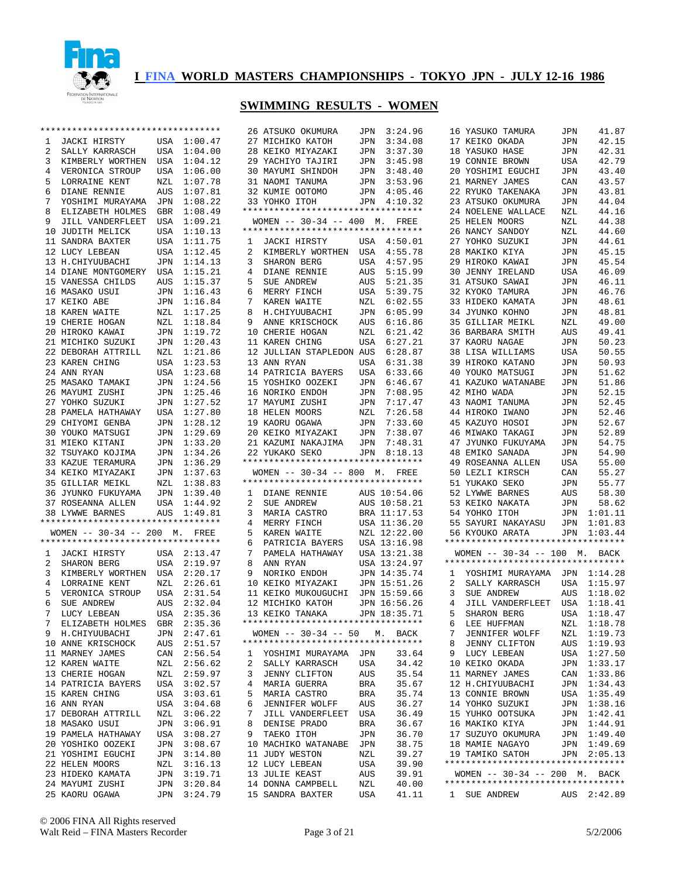# I FINA WORLD MASTERS CHAMPIONSHIPS - TOKYO JPN - JULY 12-16 1986

## SWIMMING RESULTS - WOMEN

| Place | Name | Country | Time |
|---|---|---|---|
| 1 | JACKI HIRSTY | USA | 1:00.47 |
| 2 | SALLY KARRASCH | USA | 1:04.00 |
| 3 | KIMBERLY WORTHEN | USA | 1:04.12 |
| 4 | VERONICA STROUP | USA | 1:06.00 |
| 5 | LORRAINE KENT | NZL | 1:07.78 |
| 6 | DIANE RENNIE | AUS | 1:07.81 |
| 7 | YOSHIMI MURAYAMA | JPN | 1:08.22 |
| 8 | ELIZABETH HOLMES | GBR | 1:08.49 |
| 9 | JILL VANDERFLEET | USA | 1:09.21 |
| 10 | JUDITH MELICK | USA | 1:10.13 |
| 11 | SANDRA BAXTER | USA | 1:11.75 |
| 12 | LUCY LEBEAN | USA | 1:12.45 |
| 13 | H.CHIYUUBACHI | JPN | 1:14.13 |
| 14 | DIANE MONTGOMERY | USA | 1:15.21 |
| 15 | VANESSA CHILDS | AUS | 1:15.37 |
| 16 | MASAKO USUI | JPN | 1:16.43 |
| 17 | KEIKO ABE | JPN | 1:16.84 |
| 18 | KAREN WAITE | NZL | 1:17.25 |
| 19 | CHERIE HOGAN | NZL | 1:18.84 |
| 20 | HIROKO KAWAI | JPN | 1:19.72 |
| 21 | MICHIKO SUZUKI | JPN | 1:20.43 |
| 22 | DEBORAH ATTRILL | NZL | 1:21.86 |
| 23 | KAREN CHING | USA | 1:23.53 |
| 24 | ANN RYAN | USA | 1:23.68 |
| 25 | MASAKO TAMAKI | JPN | 1:24.56 |
| 26 | MAYUMI ZUSHI | JPN | 1:25.46 |
| 27 | YOHKO SUZUKI | JPN | 1:27.52 |
| 28 | PAMELA HATHAWAY | USA | 1:27.80 |
| 29 | CHIYOMI GENBA | JPN | 1:28.12 |
| 30 | YOUKO MATSUGI | JPN | 1:29.69 |
| 31 | MIEKO KITANI | JPN | 1:33.20 |
| 32 | TSUYAKO KOJIMA | JPN | 1:34.26 |
| 33 | KAZUE TERAMURA | JPN | 1:36.29 |
| 34 | KEIKO MIYAZAKI | JPN | 1:37.63 |
| 35 | GILLIAR MEIKL | NZL | 1:38.83 |
| 36 | JYUNKO FUKUYAMA | JPN | 1:39.40 |
| 37 | ROSEANNA ALLEN | USA | 1:44.92 |
| 38 | LYWWE BARNES | AUS | 1:49.81 |

### WOMEN -- 30-34 -- 200 M. FREE

| Place | Name | Country | Time |
|---|---|---|---|
| 1 | JACKI HIRSTY | USA | 2:13.47 |
| 2 | SHARON BERG | USA | 2:19.97 |
| 3 | KIMBERLY WORTHEN | USA | 2:20.17 |
| 4 | LORRAINE KENT | NZL | 2:26.61 |
| 5 | VERONICA STROUP | USA | 2:31.54 |
| 6 | SUE ANDREW | AUS | 2:32.04 |
| 7 | LUCY LEBEAN | USA | 2:35.36 |
| 7 | ELIZABETH HOLMES | GBR | 2:35.36 |
| 9 | H.CHIYUUBACHI | JPN | 2:47.61 |
| 10 | ANNE KRISCHOCK | AUS | 2:51.57 |
| 11 | MARNEY JAMES | CAN | 2:56.54 |
| 12 | KAREN WAITE | NZL | 2:56.62 |
| 13 | CHERIE HOGAN | NZL | 2:59.97 |
| 14 | PATRICIA BAYERS | USA | 3:02.57 |
| 15 | KAREN CHING | USA | 3:03.61 |
| 16 | ANN RYAN | USA | 3:04.68 |
| 17 | DEBORAH ATTRILL | NZL | 3:06.22 |
| 18 | MASAKO USUI | JPN | 3:06.91 |
| 19 | PAMELA HATHAWAY | USA | 3:08.27 |
| 20 | YOSHIKO OOZEKI | JPN | 3:08.67 |
| 21 | YOSHIMI EGUCHI | JPN | 3:14.80 |
| 22 | HELEN MOORS | NZL | 3:16.13 |
| 23 | HIDEKO KAMATA | JPN | 3:19.71 |
| 24 | MAYUMI ZUSHI | JPN | 3:20.84 |
| 25 | KAORU OGAWA | JPN | 3:24.79 |
| 26 | ATSUKO OKUMURA | JPN | 3:24.96 |
| 27 | MICHIKO KATOH | JPN | 3:34.08 |
| 28 | KEIKO MIYAZAKI | JPN | 3:37.30 |
| 29 | YACHIYO TAJIRI | JPN | 3:45.98 |
| 30 | MAYUMI SHINDOH | JPN | 3:48.40 |
| 31 | NAOMI TANUMA | JPN | 3:53.96 |
| 32 | KUMIE OOTOMO | JPN | 4:05.46 |
| 33 | YOHKO ITOH | JPN | 4:10.32 |

### WOMEN -- 30-34 -- 400 M. FREE

| Place | Name | Country | Time |
|---|---|---|---|
| 1 | JACKI HIRSTY | USA | 4:50.01 |
| 2 | KIMBERLY WORTHEN | USA | 4:55.78 |
| 3 | SHARON BERG | USA | 4:57.95 |
| 4 | DIANE RENNIE | AUS | 5:15.99 |
| 5 | SUE ANDREW | AUS | 5:21.35 |
| 6 | MERRY FINCH | USA | 5:39.75 |
| 7 | KAREN WAITE | NZL | 6:02.55 |
| 8 | H.CHIYUUBACHI | JPN | 6:05.99 |
| 9 | ANNE KRISCHOCK | AUS | 6:16.86 |
| 10 | CHERIE HOGAN | NZL | 6:21.42 |
| 11 | KAREN CHING | USA | 6:27.21 |
| 12 | JULLIAN STAPLEDON | AUS | 6:28.87 |
| 13 | ANN RYAN | USA | 6:31.38 |
| 14 | PATRICIA BAYERS | USA | 6:33.66 |
| 15 | YOSHIKO OOZEKI | JPN | 6:46.67 |
| 16 | NORIKO ENDOH | JPN | 7:08.95 |
| 17 | MAYUMI ZUSHI | JPN | 7:17.47 |
| 18 | HELEN MOORS | NZL | 7:26.58 |
| 19 | KAORU OGAWA | JPN | 7:33.60 |
| 20 | KEIKO MIYAZAKI | JPN | 7:38.07 |
| 21 | KAZUMI NAKAJIMA | JPN | 7:48.31 |
| 22 | YUKAKO SEKO | JPN | 8:18.13 |

### WOMEN -- 30-34 -- 800 M. FREE

| Place | Name | Country | Time |
|---|---|---|---|
| 1 | DIANE RENNIE | AUS | 10:54.06 |
| 2 | SUE ANDREW | AUS | 10:58.21 |
| 3 | MARIA CASTRO | BRA | 11:17.53 |
| 4 | MERRY FINCH | USA | 11:36.20 |
| 5 | KAREN WAITE | NZL | 12:22.00 |
| 6 | PATRICIA BAYERS | USA | 13:16.98 |
| 7 | PAMELA HATHAWAY | USA | 13:21.38 |
| 8 | ANN RYAN | USA | 13:24.97 |
| 9 | NORIKO ENDOH | JPN | 14:35.74 |
| 10 | KEIKO MIYAZAKI | JPN | 15:51.26 |
| 11 | KEIKO MUKOUGUCHI | JPN | 15:59.66 |
| 12 | MICHIKO KATOH | JPN | 16:56.26 |
| 13 | KEIKO TANAKA | JPN | 18:35.71 |

### WOMEN -- 30-34 -- 50 M. BACK

| Place | Name | Country | Time |
|---|---|---|---|
| 1 | YOSHIMI MURAYAMA | JPN | 33.64 |
| 2 | SALLY KARRASCH | USA | 34.42 |
| 3 | JENNY CLIFTON | AUS | 35.54 |
| 4 | MARIA GUERRA | BRA | 35.67 |
| 5 | MARIA CASTRO | BRA | 35.74 |
| 6 | JENNIFER WOLFF | AUS | 36.27 |
| 7 | JILL VANDERFLEET | USA | 36.49 |
| 8 | DENISE PRADO | BRA | 36.67 |
| 9 | TAEKO ITOH | JPN | 36.70 |
| 10 | MACHIKO WATANABE | JPN | 38.75 |
| 11 | JUDY WESTON | NZL | 39.27 |
| 12 | LUCY LEBEAN | USA | 39.90 |
| 13 | JULIE KEAST | AUS | 39.91 |
| 14 | DONNA CAMPBELL | NZL | 40.00 |
| 15 | SANDRA BAXTER | USA | 41.11 |
| 16 | YASUKO TAMURA | JPN | 41.87 |
| 17 | KEIKO OKADA | JPN | 42.15 |
| 18 | YASUKO HASE | JPN | 42.31 |
| 19 | CONNIE BROWN | USA | 42.79 |
| 20 | YOSHIMI EGUCHI | JPN | 43.40 |
| 21 | MARNEY JAMES | CAN | 43.57 |
| 22 | RYUKO TAKENAKA | JPN | 43.81 |
| 23 | ATSUKO OKUMURA | JPN | 44.04 |
| 24 | NOELENE WALLACE | NZL | 44.16 |
| 25 | HELEN MOORS | NZL | 44.38 |
| 26 | NANCY SANDOY | NZL | 44.60 |
| 27 | YOHKO SUZUKI | JPN | 44.61 |
| 28 | MAKIKO KIYA | JPN | 45.15 |
| 29 | HIROKO KAWAI | JPN | 45.54 |
| 30 | JENNY IRELAND | USA | 46.09 |
| 31 | ATSUKO SAWAI | JPN | 46.11 |
| 32 | KYOKO TAMURA | JPN | 46.76 |
| 33 | HIDEKO KAMATA | JPN | 48.61 |
| 34 | JYUNKO KOHNO | JPN | 48.81 |
| 35 | GILLIAR MEIKL | NZL | 49.00 |
| 36 | BARBARA SMITH | AUS | 49.41 |
| 37 | KAORU NAGAE | JPN | 50.23 |
| 38 | LISA WILLIAMS | USA | 50.55 |
| 39 | HIROKO KATANO | JPN | 50.93 |
| 40 | YOUKO MATSUGI | JPN | 51.62 |
| 41 | KAZUKO WATANABE | JPN | 51.86 |
| 42 | MIHO WADA | JPN | 52.15 |
| 43 | NAOMI TANUMA | JPN | 52.45 |
| 44 | HIROKO IWANO | JPN | 52.46 |
| 45 | KAZUYO HOSOI | JPN | 52.67 |
| 46 | MIWAKO TAKAGI | JPN | 52.89 |
| 47 | JYUNKO FUKUYAMA | JPN | 54.75 |
| 48 | EMIKO SANADA | JPN | 54.90 |
| 49 | ROSEANNA ALLEN | USA | 55.00 |
| 50 | LEZLI KIRSCH | CAN | 55.27 |
| 51 | YUKAKO SEKO | JPN | 55.77 |
| 52 | LYWWE BARNES | AUS | 58.30 |
| 53 | KEIKO NAKATA | JPN | 58.62 |
| 54 | YOHKO ITOH | JPN | 1:01.11 |
| 55 | SAYURI NAKAYASU | JPN | 1:01.83 |
| 56 | KYOUKO ARATA | JPN | 1:03.44 |

### WOMEN -- 30-34 -- 100 M. BACK

| Place | Name | Country | Time |
|---|---|---|---|
| 1 | YOSHIMI MURAYAMA | JPN | 1:14.28 |
| 2 | SALLY KARRASCH | USA | 1:15.97 |
| 3 | SUE ANDREW | AUS | 1:18.02 |
| 4 | JILL VANDERFLEET | USA | 1:18.41 |
| 5 | SHARON BERG | USA | 1:18.47 |
| 6 | LEE HUFFMAN | NZL | 1:18.78 |
| 7 | JENNIFER WOLFF | NZL | 1:19.73 |
| 8 | JENNY CLIFTON | AUS | 1:19.93 |
| 9 | LUCY LEBEAN | USA | 1:27.50 |
| 10 | KEIKO OKADA | JPN | 1:33.17 |
| 11 | MARNEY JAMES | CAN | 1:33.86 |
| 12 | H.CHIYUUBACHI | JPN | 1:34.43 |
| 13 | CONNIE BROWN | USA | 1:35.49 |
| 14 | YOHKO SUZUKI | JPN | 1:38.16 |
| 15 | YUHKO OOTSUKA | JPN | 1:42.41 |
| 16 | MAKIKO KIYA | JPN | 1:44.91 |
| 17 | SUZUYO OKUMURA | JPN | 1:49.40 |
| 18 | MAMIE NAGAYO | JPN | 1:49.69 |
| 19 | TAMIKO SATOH | JPN | 2:05.13 |

### WOMEN -- 30-34 -- 200 M. BACK

| Place | Name | Country | Time |
|---|---|---|---|
| 1 | SUE ANDREW | AUS | 2:42.89 |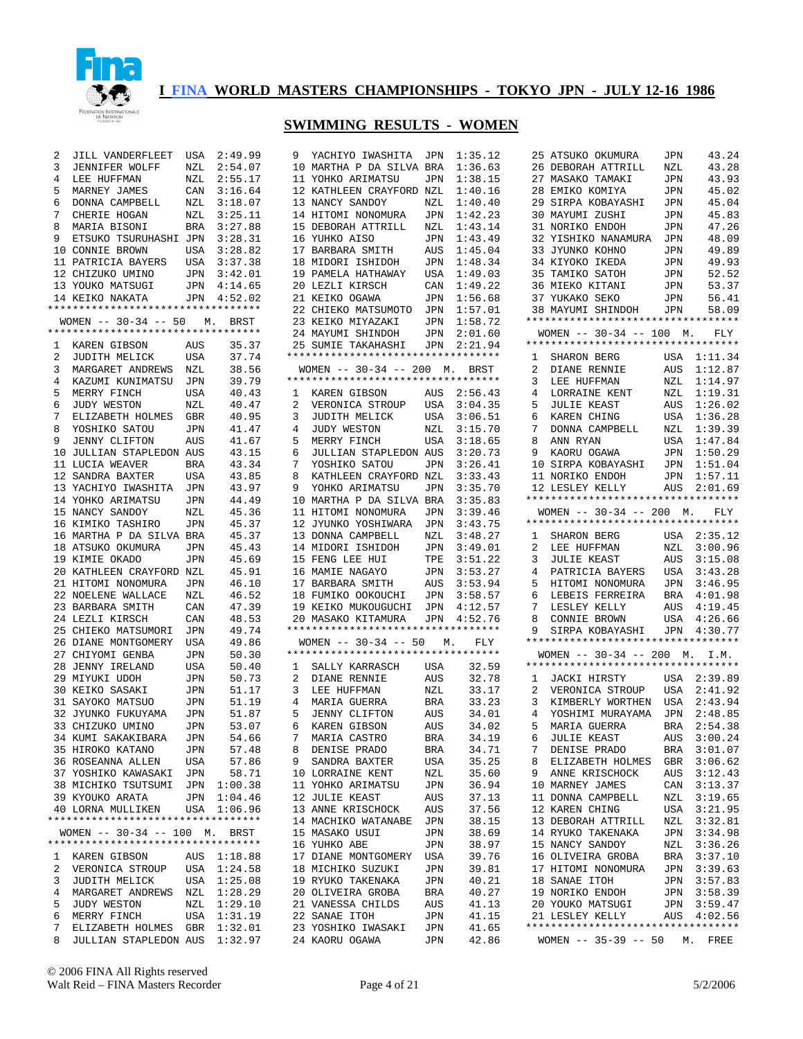# I FINA WORLD MASTERS CHAMPIONSHIPS - TOKYO JPN - JULY 12-16 1986

## SWIMMING RESULTS - WOMEN

| Place | Name | Country | Time |
|---|---|---|---|
| 2 | JILL VANDERFLEET | USA | 2:49.99 |
| 3 | JENNIFER WOLFF | NZL | 2:54.07 |
| 4 | LEE HUFFMAN | NZL | 2:55.17 |
| 5 | MARNEY JAMES | CAN | 3:16.64 |
| 6 | DONNA CAMPBELL | NZL | 3:18.07 |
| 7 | CHERIE HOGAN | NZL | 3:25.11 |
| 8 | MARIA BISONI | BRA | 3:27.88 |
| 9 | ETSUKO TSURUHASHI | JPN | 3:28.31 |
| 10 | CONNIE BROWN | USA | 3:28.82 |
| 11 | PATRICIA BAYERS | USA | 3:37.38 |
| 12 | CHIZUKO UMINO | JPN | 3:42.01 |
| 13 | YOUKO MATSUGI | JPN | 4:14.65 |
| 14 | KEIKO NAKATA | JPN | 4:52.02 |

### WOMEN -- 30-34 -- 50 M. BRST

| Place | Name | Country | Time |
|---|---|---|---|
| 1 | KAREN GIBSON | AUS | 35.37 |
| 2 | JUDITH MELICK | USA | 37.74 |
| 3 | MARGARET ANDREWS | NZL | 38.56 |
| 4 | KAZUMI KUNIMATSU | JPN | 39.79 |
| 5 | MERRY FINCH | USA | 40.43 |
| 6 | JUDY WESTON | NZL | 40.47 |
| 7 | ELIZABETH HOLMES | GBR | 40.95 |
| 8 | YOSHIKO SATOU | JPN | 41.47 |
| 9 | JENNY CLIFTON | AUS | 41.67 |
| 10 | JULLIAN STAPLEDON | AUS | 43.15 |
| 11 | LUCIA WEAVER | BRA | 43.34 |
| 12 | SANDRA BAXTER | USA | 43.85 |
| 13 | YACHIYO IWASHITA | JPN | 43.97 |
| 14 | YOHKO ARIMATSU | JPN | 44.49 |
| 15 | NANCY SANDOY | NZL | 45.36 |
| 16 | KIMIKO TASHIRO | JPN | 45.37 |
| 16 | MARTHA P DA SILVA | BRA | 45.37 |
| 18 | ATSUKO OKUMURA | JPN | 45.43 |
| 19 | KIMIE OKADO | JPN | 45.69 |
| 20 | KATHLEEN CRAYFORD | NZL | 45.91 |
| 21 | HITOMI NONOMURA | JPN | 46.10 |
| 22 | NOELENE WALLACE | NZL | 46.52 |
| 23 | BARBARA SMITH | CAN | 47.39 |
| 24 | LEZLI KIRSCH | CAN | 48.53 |
| 25 | CHIEKO MATSUMORI | JPN | 49.74 |
| 26 | DIANE MONTGOMERY | USA | 49.86 |
| 27 | CHIYOMI GENBA | JPN | 50.30 |
| 28 | JENNY IRELAND | USA | 50.40 |
| 29 | MIYUKI UDOH | JPN | 50.73 |
| 30 | KEIKO SASAKI | JPN | 51.17 |
| 31 | SAYOKO MATSUO | JPN | 51.19 |
| 32 | JYUNKO FUKUYAMA | JPN | 51.87 |
| 33 | CHIZUKO UMINO | JPN | 53.07 |
| 34 | KUMI SAKAKIBARA | JPN | 54.66 |
| 35 | HIROKO KATANO | JPN | 57.48 |
| 36 | ROSEANNA ALLEN | USA | 57.86 |
| 37 | YOSHIKO KAWASAKI | JPN | 58.71 |
| 38 | MICHIKO TSUTSUMI | JPN | 1:00.38 |
| 39 | KYOUKO ARATA | JPN | 1:04.46 |
| 40 | LORNA MULLIKEN | USA | 1:06.96 |

### WOMEN -- 30-34 -- 100 M. BRST

| Place | Name | Country | Time |
|---|---|---|---|
| 1 | KAREN GIBSON | AUS | 1:18.88 |
| 2 | VERONICA STROUP | USA | 1:24.58 |
| 3 | JUDITH MELICK | USA | 1:25.08 |
| 4 | MARGARET ANDREWS | NZL | 1:28.29 |
| 5 | JUDY WESTON | NZL | 1:29.10 |
| 6 | MERRY FINCH | USA | 1:31.19 |
| 7 | ELIZABETH HOLMES | GBR | 1:32.01 |
| 8 | JULLIAN STAPLEDON | AUS | 1:32.97 |
| 9 | YACHIYO IWASHITA | JPN | 1:35.12 |
| 10 | MARTHA P DA SILVA | BRA | 1:36.63 |
| 11 | YOHKO ARIMATSU | JPN | 1:38.15 |
| 12 | KATHLEEN CRAYFORD | NZL | 1:40.16 |
| 13 | NANCY SANDOY | NZL | 1:40.40 |
| 14 | HITOMI NONOMURA | JPN | 1:42.23 |
| 15 | DEBORAH ATTRILL | NZL | 1:43.14 |
| 16 | YUHKO AISO | JPN | 1:43.49 |
| 17 | BARBARA SMITH | AUS | 1:45.04 |
| 18 | MIDORI ISHIDOH | JPN | 1:48.34 |
| 19 | PAMELA HATHAWAY | USA | 1:49.03 |
| 20 | LEZLI KIRSCH | CAN | 1:49.22 |
| 21 | KEIKO OGAWA | JPN | 1:56.68 |
| 22 | CHIEKO MATSUMOTO | JPN | 1:57.01 |
| 23 | KEIKO MIYAZAKI | JPN | 1:58.72 |
| 24 | MAYUMI SHINDOH | JPN | 2:01.60 |
| 25 | SUMIE TAKAHASHI | JPN | 2:21.94 |

### WOMEN -- 30-34 -- 200 M. BRST

| Place | Name | Country | Time |
|---|---|---|---|
| 1 | KAREN GIBSON | AUS | 2:56.43 |
| 2 | VERONICA STROUP | USA | 3:04.35 |
| 3 | JUDITH MELICK | USA | 3:06.51 |
| 4 | JUDY WESTON | NZL | 3:15.70 |
| 5 | MERRY FINCH | USA | 3:18.65 |
| 6 | JULLIAN STAPLEDON | AUS | 3:20.73 |
| 7 | YOSHIKO SATOU | JPN | 3:26.41 |
| 8 | KATHLEEN CRAYFORD | NZL | 3:33.43 |
| 9 | YOHKO ARIMATSU | JPN | 3:35.70 |
| 10 | MARTHA P DA SILVA | BRA | 3:35.83 |
| 11 | HITOMI NONOMURA | JPN | 3:39.46 |
| 12 | JYUNKO YOSHIWARA | JPN | 3:43.75 |
| 13 | DONNA CAMPBELL | NZL | 3:48.27 |
| 14 | MIDORI ISHIDOH | JPN | 3:49.01 |
| 15 | FENG LEE HUI | TPE | 3:51.22 |
| 16 | MAMIE NAGAYO | JPN | 3:53.27 |
| 17 | BARBARA SMITH | AUS | 3:53.94 |
| 18 | FUMIKO OOKOUCHI | JPN | 3:58.57 |
| 19 | KEIKO MUKOUGUCHI | JPN | 4:12.57 |
| 20 | MASAKO KITAMURA | JPN | 4:52.76 |

### WOMEN -- 30-34 -- 50 M. FLY

| Place | Name | Country | Time |
|---|---|---|---|
| 1 | SALLY KARRASCH | USA | 32.59 |
| 2 | DIANE RENNIE | AUS | 32.78 |
| 3 | LEE HUFFMAN | NZL | 33.17 |
| 4 | MARIA GUERRA | BRA | 33.23 |
| 5 | JENNY CLIFTON | AUS | 34.01 |
| 6 | KAREN GIBSON | AUS | 34.02 |
| 7 | MARIA CASTRO | BRA | 34.19 |
| 8 | DENISE PRADO | BRA | 34.71 |
| 9 | SANDRA BAXTER | USA | 35.25 |
| 10 | LORRAINE KENT | NZL | 35.60 |
| 11 | YOHKO ARIMATSU | JPN | 36.94 |
| 12 | JULIE KEAST | AUS | 37.13 |
| 13 | ANNE KRISCHOCK | AUS | 37.56 |
| 14 | MACHIKO WATANABE | JPN | 38.15 |
| 15 | MASAKO USUI | JPN | 38.69 |
| 16 | YUHKO ABE | JPN | 38.97 |
| 17 | DIANE MONTGOMERY | USA | 39.76 |
| 18 | MICHIKO SUZUKI | JPN | 39.81 |
| 19 | RYUKO TAKENAKA | JPN | 40.21 |
| 20 | OLIVEIRA GROBA | BRA | 40.27 |
| 21 | VANESSA CHILDS | AUS | 41.13 |
| 22 | SANAE ITOH | JPN | 41.15 |
| 23 | YOSHIKO IWASAKI | JPN | 41.65 |
| 24 | KAORU OGAWA | JPN | 42.86 |
| 25 | ATSUKO OKUMURA | JPN | 43.24 |
| 26 | DEBORAH ATTRILL | NZL | 43.28 |
| 27 | MASAKO TAMAKI | JPN | 43.93 |
| 28 | EMIKO KOMIYA | JPN | 45.02 |
| 29 | SIRPA KOBAYASHI | JPN | 45.04 |
| 30 | MAYUMI ZUSHI | JPN | 45.83 |
| 31 | NORIKO ENDOH | JPN | 47.26 |
| 32 | YISHIKO NANAMURA | JPN | 48.09 |
| 33 | JYUNKO KOHNO | JPN | 49.89 |
| 34 | KIYOKO IKEDA | JPN | 49.93 |
| 35 | TAMIKO SATOH | JPN | 52.52 |
| 36 | MIEKO KITANI | JPN | 53.37 |
| 37 | YUKAKO SEKO | JPN | 56.41 |
| 38 | MAYUMI SHINDOH | JPN | 58.09 |

### WOMEN -- 30-34 -- 100 M. FLY

| Place | Name | Country | Time |
|---|---|---|---|
| 1 | SHARON BERG | USA | 1:11.34 |
| 2 | DIANE RENNIE | AUS | 1:12.87 |
| 3 | LEE HUFFMAN | NZL | 1:14.97 |
| 4 | LORRAINE KENT | NZL | 1:19.31 |
| 5 | JULIE KEAST | AUS | 1:26.02 |
| 6 | KAREN CHING | USA | 1:36.28 |
| 7 | DONNA CAMPBELL | NZL | 1:39.39 |
| 8 | ANN RYAN | USA | 1:47.84 |
| 9 | KAORU OGAWA | JPN | 1:50.29 |
| 10 | SIRPA KOBAYASHI | JPN | 1:51.04 |
| 11 | NORIKO ENDOH | JPN | 1:57.11 |
| 12 | LESLEY KELLY | AUS | 2:01.69 |

### WOMEN -- 30-34 -- 200 M. FLY

| Place | Name | Country | Time |
|---|---|---|---|
| 1 | SHARON BERG | USA | 2:35.12 |
| 2 | LEE HUFFMAN | NZL | 3:00.96 |
| 3 | JULIE KEAST | AUS | 3:15.08 |
| 4 | PATRICIA BAYERS | USA | 3:43.28 |
| 5 | HITOMI NONOMURA | JPN | 3:46.95 |
| 6 | LEBEIS FERREIRA | BRA | 4:01.98 |
| 7 | LESLEY KELLY | AUS | 4:19.45 |
| 8 | CONNIE BROWN | USA | 4:26.66 |
| 9 | SIRPA KOBAYASHI | JPN | 4:30.77 |

### WOMEN -- 30-34 -- 200 M. I.M.

| Place | Name | Country | Time |
|---|---|---|---|
| 1 | JACKI HIRSTY | USA | 2:39.89 |
| 2 | VERONICA STROUP | USA | 2:41.92 |
| 3 | KIMBERLY WORTHEN | USA | 2:43.94 |
| 4 | YOSHIMI MURAYAMA | JPN | 2:48.85 |
| 5 | MARIA GUERRA | BRA | 2:54.38 |
| 6 | JULIE KEAST | AUS | 3:00.24 |
| 7 | DENISE PRADO | BRA | 3:01.07 |
| 8 | ELIZABETH HOLMES | GBR | 3:06.62 |
| 9 | ANNE KRISCHOCK | AUS | 3:12.43 |
| 10 | MARNEY JAMES | CAN | 3:13.37 |
| 11 | DONNA CAMPBELL | NZL | 3:19.65 |
| 12 | KAREN CHING | USA | 3:21.95 |
| 13 | DEBORAH ATTRILL | NZL | 3:32.81 |
| 14 | RYUKO TAKENAKA | JPN | 3:34.98 |
| 15 | NANCY SANDOY | NZL | 3:36.26 |
| 16 | OLIVEIRA GROBA | BRA | 3:37.10 |
| 17 | HITOMI NONOMURA | JPN | 3:39.63 |
| 18 | SANAE ITOH | JPN | 3:57.83 |
| 19 | NORIKO ENDOH | JPN | 3:58.39 |
| 20 | YOUKO MATSUGI | JPN | 3:59.47 |
| 21 | LESLEY KELLY | AUS | 4:02.56 |

### WOMEN -- 35-39 -- 50 M. FREE

© 2006 FINA All Rights reserved
Walt Reid – FINA Masters Recorder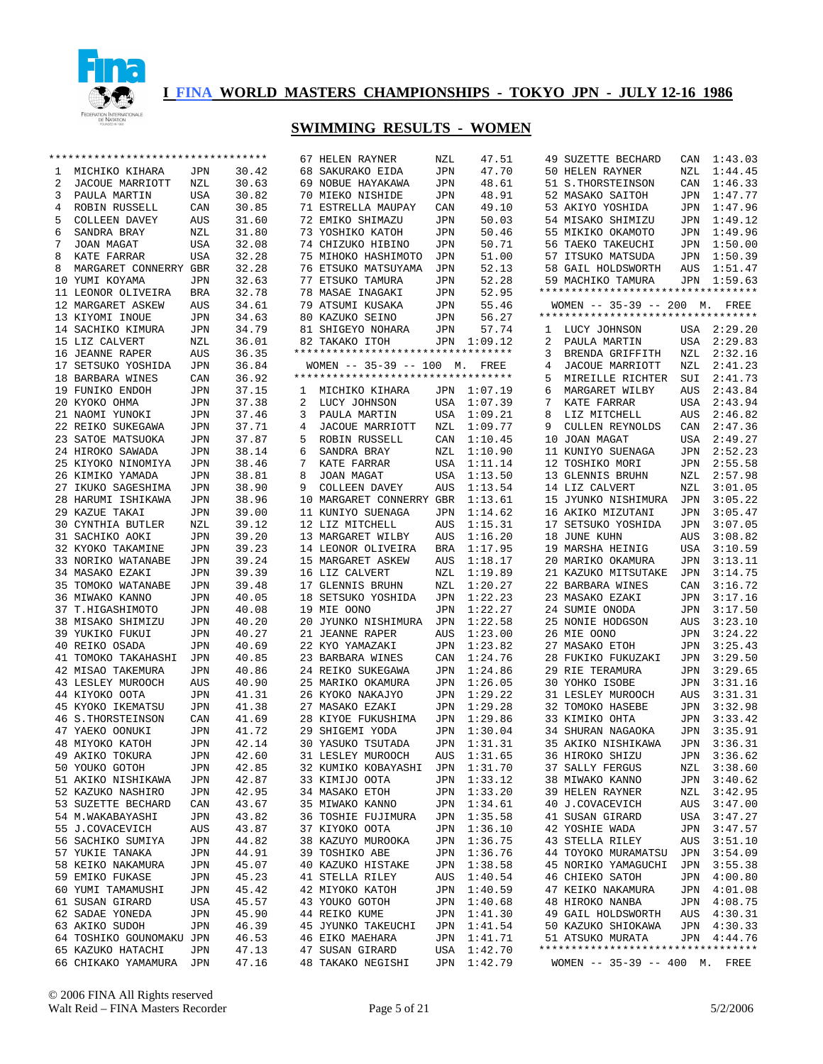# I FINA WORLD MASTERS CHAMPIONSHIPS - TOKYO JPN - JULY 12-16 1986

## SWIMMING RESULTS - WOMEN

| Place | Name | Country | Time |
|---|---|---|---|
| 1 | MICHIKO KIHARA | JPN | 30.42 |
| 2 | JACOUE MARRIOTT | NZL | 30.63 |
| 3 | PAULA MARTIN | USA | 30.82 |
| 4 | ROBIN RUSSELL | CAN | 30.85 |
| 5 | COLLEEN DAVEY | AUS | 31.60 |
| 6 | SANDRA BRAY | NZL | 31.80 |
| 7 | JOAN MAGAT | USA | 32.08 |
| 8 | KATE FARRAR | USA | 32.28 |
| 8 | MARGARET CONNERRY | GBR | 32.28 |
| 10 | YUMI KOYAMA | JPN | 32.63 |
| 11 | LEONOR OLIVEIRA | BRA | 32.78 |
| 12 | MARGARET ASKEW | AUS | 34.61 |
| 13 | KIYOMI INOUE | JPN | 34.63 |
| 14 | SACHIKO KIMURA | JPN | 34.79 |
| 15 | LIZ CALVERT | NZL | 36.01 |
| 16 | JEANNE RAPER | AUS | 36.35 |
| 17 | SETSUKO YOSHIDA | JPN | 36.84 |
| 18 | BARBARA WINES | CAN | 36.92 |
| 19 | FUNIKO ENDOH | JPN | 37.15 |
| 20 | KYOKO OHMA | JPN | 37.38 |
| 21 | NAOMI YUNOKI | JPN | 37.46 |
| 22 | REIKO SUKEGAWA | JPN | 37.71 |
| 23 | SATOE MATSUOKA | JPN | 37.87 |
| 24 | HIROKO SAWADA | JPN | 38.14 |
| 25 | KIYOKO NINOMIYA | JPN | 38.46 |
| 26 | KIMIKO YAMADA | JPN | 38.81 |
| 27 | IKUKO SAGESHIMA | JPN | 38.90 |
| 28 | HARUMI ISHIKAWA | JPN | 38.96 |
| 29 | KAZUE TAKAI | JPN | 39.00 |
| 30 | CYNTHIA BUTLER | NZL | 39.12 |
| 31 | SACHIKO AOKI | JPN | 39.20 |
| 32 | KYOKO TAKAMINE | JPN | 39.23 |
| 33 | NORIKO WATANABE | JPN | 39.24 |
| 34 | MASAKO EZAKI | JPN | 39.39 |
| 35 | TOMOKO WATANABE | JPN | 39.48 |
| 36 | MIWAKO KANNO | JPN | 40.05 |
| 37 | T.HIGASHIMOTO | JPN | 40.08 |
| 38 | MISAKO SHIMIZU | JPN | 40.20 |
| 39 | YUKIKO FUKUI | JPN | 40.27 |
| 40 | REIKO OSADA | JPN | 40.69 |
| 41 | TOMOKO TAKAHASHI | JPN | 40.85 |
| 42 | MISAO TAKEMURA | JPN | 40.86 |
| 43 | LESLEY MUROOCH | AUS | 40.90 |
| 44 | KIYOKO OOTA | JPN | 41.31 |
| 45 | KYOKO IKEMATSU | JPN | 41.38 |
| 46 | S.THORSTEINSON | CAN | 41.69 |
| 47 | YAEKO OONUKI | JPN | 41.72 |
| 48 | MIYOKO KATOH | JPN | 42.14 |
| 49 | AKIKO TOKURA | JPN | 42.60 |
| 50 | YOUKO GOTOH | JPN | 42.85 |
| 51 | AKIKO NISHIKAWA | JPN | 42.87 |
| 52 | KAZUKO NASHIRO | JPN | 42.95 |
| 53 | SUZETTE BECHARD | CAN | 43.67 |
| 54 | M.WAKABAYASHI | JPN | 43.82 |
| 55 | J.COVACEVICH | AUS | 43.87 |
| 56 | SACHIKO SUMIYA | JPN | 44.82 |
| 57 | YUKIE TANAKA | JPN | 44.91 |
| 58 | KEIKO NAKAMURA | JPN | 45.07 |
| 59 | EMIKO FUKASE | JPN | 45.23 |
| 60 | YUMI TAMAMUSHI | JPN | 45.42 |
| 61 | SUSAN GIRARD | USA | 45.57 |
| 62 | SADAE YONEDA | JPN | 45.90 |
| 63 | AKIKO SUDOH | JPN | 46.39 |
| 64 | TOSHIKO GOUNOMAKU | JPN | 46.53 |
| 65 | KAZUKO HATACHI | JPN | 47.13 |
| 66 | CHIKAKO YAMAMURA | JPN | 47.16 |
| 67 | HELEN RAYNER | NZL | 47.51 |
| 68 | SAKURAKO EIDA | JPN | 47.70 |
| 69 | NOBUE HAYAKAWA | JPN | 48.61 |
| 70 | MIEKO NISHIDE | JPN | 48.91 |
| 71 | ESTRELLA MAUPAY | CAN | 49.10 |
| 72 | EMIKO SHIMAZU | JPN | 50.03 |
| 73 | YOSHIKO KATOH | JPN | 50.46 |
| 74 | CHIZUKO HIBINO | JPN | 50.71 |
| 75 | MIHOKO HASHIMOTO | JPN | 51.00 |
| 76 | ETSUKO MATSUYAMA | JPN | 52.13 |
| 77 | ETSUKO TAMURA | JPN | 52.28 |
| 78 | MASAE INAGAKI | JPN | 52.95 |
| 79 | ATSUMI KUSAKA | JPN | 55.46 |
| 80 | KAZUKO SEINO | JPN | 56.27 |
| 81 | SHIGEYO NOHARA | JPN | 57.74 |
| 82 | TAKAKO ITOH | JPN | 1:09.12 |

### WOMEN -- 35-39 -- 100 M. FREE

| Place | Name | Country | Time |
|---|---|---|---|
| 1 | MICHIKO KIHARA | JPN | 1:07.19 |
| 2 | LUCY JOHNSON | USA | 1:07.39 |
| 3 | PAULA MARTIN | USA | 1:09.21 |
| 4 | JACOUE MARRIOTT | NZL | 1:09.77 |
| 5 | ROBIN RUSSELL | CAN | 1:10.45 |
| 6 | SANDRA BRAY | NZL | 1:10.90 |
| 7 | KATE FARRAR | USA | 1:11.14 |
| 8 | JOAN MAGAT | USA | 1:13.50 |
| 9 | COLLEEN DAVEY | AUS | 1:13.54 |
| 10 | MARGARET CONNERRY | GBR | 1:13.61 |
| 11 | KUNIYO SUENAGA | JPN | 1:14.62 |
| 12 | LIZ MITCHELL | AUS | 1:15.31 |
| 13 | MARGARET WILBY | AUS | 1:16.20 |
| 14 | LEONOR OLIVEIRA | BRA | 1:17.95 |
| 15 | MARGARET ASKEW | AUS | 1:18.17 |
| 16 | LIZ CALVERT | NZL | 1:19.89 |
| 17 | GLENNIS BRUHN | NZL | 1:20.27 |
| 18 | SETSUKO YOSHIDA | JPN | 1:22.23 |
| 19 | MIE OONO | JPN | 1:22.27 |
| 20 | JYUNKO NISHIMURA | JPN | 1:22.58 |
| 21 | JEANNE RAPER | AUS | 1:23.00 |
| 22 | KYO YAMAZAKI | JPN | 1:23.82 |
| 23 | BARBARA WINES | CAN | 1:24.76 |
| 24 | REIKO SUKEGAWA | JPN | 1:24.86 |
| 25 | MARIKO OKAMURA | JPN | 1:26.05 |
| 26 | KYOKO NAKAJYO | JPN | 1:29.22 |
| 27 | MASAKO EZAKI | JPN | 1:29.28 |
| 28 | KIYOE FUKUSHIMA | JPN | 1:29.86 |
| 29 | SHIGEMI YODA | JPN | 1:30.04 |
| 30 | YASUKO TSUTADA | JPN | 1:31.31 |
| 31 | LESLEY MUROOCH | AUS | 1:31.65 |
| 32 | KUMIKO KOBAYASHI | JPN | 1:31.70 |
| 33 | KIMIJO OOTA | JPN | 1:33.12 |
| 34 | MASAKO ETOH | JPN | 1:33.20 |
| 35 | MIWAKO KANNO | JPN | 1:34.61 |
| 36 | TOSHIE FUJIMURA | JPN | 1:35.58 |
| 37 | KIYOKO OOTA | JPN | 1:36.10 |
| 38 | KAZUYO MUROOKA | JPN | 1:36.75 |
| 39 | TOSHIKO ABE | JPN | 1:36.76 |
| 40 | KAZUKO HISTAKE | JPN | 1:38.58 |
| 41 | STELLA RILEY | AUS | 1:40.54 |
| 42 | MIYOKO KATOH | JPN | 1:40.59 |
| 43 | YOUKO GOTOH | JPN | 1:40.68 |
| 44 | REIKO KUME | JPN | 1:41.30 |
| 45 | JYUNKO TAKEUCHI | JPN | 1:41.54 |
| 46 | EIKO MAEHARA | JPN | 1:41.71 |
| 47 | SUSAN GIRARD | USA | 1:42.70 |
| 48 | TAKAKO NEGISHI | JPN | 1:42.79 |
| 49 | SUZETTE BECHARD | CAN | 1:43.03 |
| 50 | HELEN RAYNER | NZL | 1:44.45 |
| 51 | S.THORSTEINSON | CAN | 1:46.33 |
| 52 | MASAKO SAITOH | JPN | 1:47.77 |
| 53 | AKIYO YOSHIDA | JPN | 1:47.96 |
| 54 | MISAKO SHIMIZU | JPN | 1:49.12 |
| 55 | MIKIKO OKAMOTO | JPN | 1:49.96 |
| 56 | TAEKO TAKEUCHI | JPN | 1:50.00 |
| 57 | ITSUKO MATSUDA | JPN | 1:50.39 |
| 58 | GAIL HOLDSWORTH | AUS | 1:51.47 |
| 59 | MACHIKO TAMURA | JPN | 1:59.63 |

### WOMEN -- 35-39 -- 200 M. FREE

| Place | Name | Country | Time |
|---|---|---|---|
| 1 | LUCY JOHNSON | USA | 2:29.20 |
| 2 | PAULA MARTIN | USA | 2:29.83 |
| 3 | BRENDA GRIFFITH | NZL | 2:32.16 |
| 4 | JACOUE MARRIOTT | NZL | 2:41.23 |
| 5 | MIREILLE RICHTER | SUI | 2:41.73 |
| 6 | MARGARET WILBY | AUS | 2:43.84 |
| 7 | KATE FARRAR | USA | 2:43.94 |
| 8 | LIZ MITCHELL | AUS | 2:46.82 |
| 9 | CULLEN REYNOLDS | CAN | 2:47.36 |
| 10 | JOAN MAGAT | USA | 2:49.27 |
| 11 | KUNIYO SUENAGA | JPN | 2:52.23 |
| 12 | TOSHIKO MORI | JPN | 2:55.58 |
| 13 | GLENNIS BRUHN | NZL | 2:57.98 |
| 14 | LIZ CALVERT | NZL | 3:01.05 |
| 15 | JYUNKO NISHIMURA | JPN | 3:05.22 |
| 16 | AKIKO MIZUTANI | JPN | 3:05.47 |
| 17 | SETSUKO YOSHIDA | JPN | 3:07.05 |
| 18 | JUNE KUHN | AUS | 3:08.82 |
| 19 | MARSHA HEINIG | USA | 3:10.59 |
| 20 | MARIKO OKAMURA | JPN | 3:13.11 |
| 21 | KAZUKO MITSUTAKE | JPN | 3:14.75 |
| 22 | BARBARA WINES | CAN | 3:16.72 |
| 23 | MASAKO EZAKI | JPN | 3:17.16 |
| 24 | SUMIE ONODA | JPN | 3:17.50 |
| 25 | NONIE HODGSON | AUS | 3:23.10 |
| 26 | MIE OONO | JPN | 3:24.22 |
| 27 | MASAKO ETOH | JPN | 3:25.43 |
| 28 | FUKIKO FUKUZAKI | JPN | 3:29.50 |
| 29 | RIE TERAMURA | JPN | 3:29.65 |
| 30 | YOHKO ISOBE | JPN | 3:31.16 |
| 31 | LESLEY MUROOCH | AUS | 3:31.31 |
| 32 | TOMOKO HASEBE | JPN | 3:32.98 |
| 33 | KIMIKO OHTA | JPN | 3:33.42 |
| 34 | SHURAN NAGAOKA | JPN | 3:35.91 |
| 35 | AKIKO NISHIKAWA | JPN | 3:36.31 |
| 36 | HIROKO SHIZU | JPN | 3:36.62 |
| 37 | SALLY FERGUS | NZL | 3:38.60 |
| 38 | MIWAKO KANNO | JPN | 3:40.62 |
| 39 | HELEN RAYNER | NZL | 3:42.95 |
| 40 | J.COVACEVICH | AUS | 3:47.00 |
| 41 | SUSAN GIRARD | USA | 3:47.27 |
| 42 | YOSHIE WADA | JPN | 3:47.57 |
| 43 | STELLA RILEY | AUS | 3:51.10 |
| 44 | TOYOKO MURAMATSU | JPN | 3:54.09 |
| 45 | NORIKO YAMAGUCHI | JPN | 3:55.38 |
| 46 | CHIEKO SATOH | JPN | 4:00.80 |
| 47 | KEIKO NAKAMURA | JPN | 4:01.08 |
| 48 | HIROKO NANBA | JPN | 4:08.75 |
| 49 | GAIL HOLDSWORTH | AUS | 4:30.31 |
| 50 | KAZUKO SHIOKAWA | JPN | 4:30.33 |
| 51 | ATSUKO MURATA | JPN | 4:44.76 |

### WOMEN -- 35-39 -- 400 M. FREE

© 2006 FINA All Rights reserved
Walt Reid – FINA Masters Recorder
5/2/2006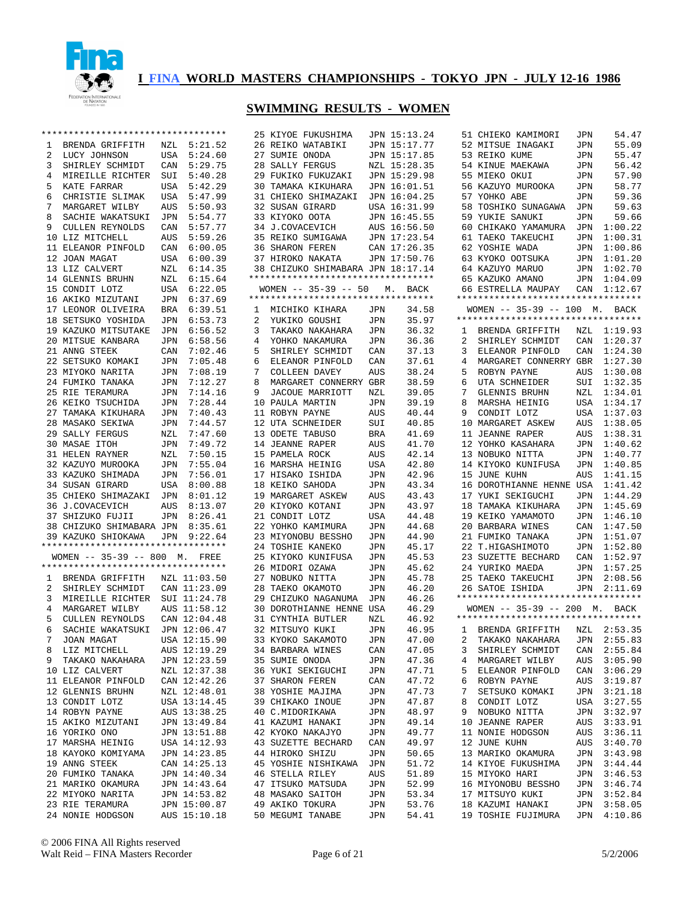# I FINA WORLD MASTERS CHAMPIONSHIPS - TOKYO JPN - JULY 12-16 1986

## SWIMMING RESULTS - WOMEN

| Place | Name | Country | Time |
|---|---|---|---|
| 1 | BRENDA GRIFFITH | NZL | 5:21.52 |
| 2 | LUCY JOHNSON | USA | 5:24.60 |
| 3 | SHIRLEY SCHMIDT | CAN | 5:29.75 |
| 4 | MIREILLE RICHTER | SUI | 5:40.28 |
| 5 | KATE FARRAR | USA | 5:42.29 |
| 6 | CHRISTIE SLIMAK | USA | 5:47.99 |
| 7 | MARGARET WILBY | AUS | 5:50.93 |
| 8 | SACHIE WAKATSUKI | JPN | 5:54.77 |
| 9 | CULLEN REYNOLDS | CAN | 5:57.77 |
| 10 | LIZ MITCHELL | AUS | 5:59.26 |
| 11 | ELEANOR PINFOLD | CAN | 6:00.05 |
| 12 | JOAN MAGAT | USA | 6:00.39 |
| 13 | LIZ CALVERT | NZL | 6:14.35 |
| 14 | GLENNIS BRUHN | NZL | 6:15.64 |
| 15 | CONDIT LOTZ | USA | 6:22.05 |
| 16 | AKIKO MIZUTANI | JPN | 6:37.69 |
| 17 | LEONOR OLIVEIRA | BRA | 6:39.51 |
| 18 | SETSUKO YOSHIDA | JPN | 6:53.73 |
| 19 | KAZUKO MITSUTAKE | JPN | 6:56.52 |
| 20 | MITSUE KANBARA | JPN | 6:58.56 |
| 21 | ANNG STEEK | CAN | 7:02.46 |
| 22 | SETSUKO KOMAKI | JPN | 7:05.48 |
| 23 | MIYOKO NARITA | JPN | 7:08.19 |
| 24 | FUMIKO TANAKA | JPN | 7:12.27 |
| 25 | RIE TERAMURA | JPN | 7:14.16 |
| 26 | KEIKO TSUCHIDA | JPN | 7:28.44 |
| 27 | TAMAKA KIKUHARA | JPN | 7:40.43 |
| 28 | MASAKO SEKIWA | JPN | 7:44.57 |
| 29 | SALLY FERGUS | NZL | 7:47.60 |
| 30 | MASAE ITOH | JPN | 7:49.72 |
| 31 | HELEN RAYNER | NZL | 7:50.15 |
| 32 | KAZUYO MUROOKA | JPN | 7:55.04 |
| 33 | KAZUKO SHIMADA | JPN | 7:56.01 |
| 34 | SUSAN GIRARD | USA | 8:00.88 |
| 35 | CHIEKO SHIMAZAKI | JPN | 8:01.12 |
| 36 | J.COVACEVICH | AUS | 8:13.07 |
| 37 | SHIZUKO FUJII | JPN | 8:26.41 |
| 38 | CHIZUKO SHIMABARA | JPN | 8:35.61 |
| 39 | KAZUKO SHIOKAWA | JPN | 9:22.64 |

### WOMEN -- 35-39 -- 800 M. FREE

| Place | Name | Country | Time |
|---|---|---|---|
| 1 | BRENDA GRIFFITH | NZL | 11:03.50 |
| 2 | SHIRLEY SCHMIDT | CAN | 11:23.09 |
| 3 | MIREILLE RICHTER | SUI | 11:24.78 |
| 4 | MARGARET WILBY | AUS | 11:58.12 |
| 5 | CULLEN REYNOLDS | CAN | 12:04.48 |
| 6 | SACHIE WAKATSUKI | JPN | 12:06.47 |
| 7 | JOAN MAGAT | USA | 12:15.90 |
| 8 | LIZ MITCHELL | AUS | 12:19.29 |
| 9 | TAKAKO NAKAHARA | JPN | 12:23.59 |
| 10 | LIZ CALVERT | NZL | 12:37.38 |
| 11 | ELEANOR PINFOLD | CAN | 12:42.26 |
| 12 | GLENNIS BRUHN | NZL | 12:48.01 |
| 13 | CONDIT LOTZ | USA | 13:14.45 |
| 14 | ROBYN PAYNE | AUS | 13:38.25 |
| 15 | AKIKO MIZUTANI | JPN | 13:49.84 |
| 16 | YORIKO ONO | JPN | 13:51.88 |
| 17 | MARSHA HEINIG | USA | 14:12.93 |
| 18 | KAYOKO KOMIYAMA | JPN | 14:23.85 |
| 19 | ANNG STEEK | CAN | 14:25.13 |
| 20 | FUMIKO TANAKA | JPN | 14:40.34 |
| 21 | MARIKO OKAMURA | JPN | 14:43.64 |
| 22 | MIYOKO NARITA | JPN | 14:53.82 |
| 23 | RIE TERAMURA | JPN | 15:00.87 |
| 24 | NONIE HODGSON | AUS | 15:10.18 |
| 25 | KIYOE FUKUSHIMA | JPN | 15:13.24 |
| 26 | REIKO WATABIKI | JPN | 15:17.77 |
| 27 | SUMIE ONODA | JPN | 15:17.85 |
| 28 | SALLY FERGUS | NZL | 15:28.35 |
| 29 | FUKIKO FUKUZAKI | JPN | 15:29.98 |
| 30 | TAMAKA KIKUHARA | JPN | 16:01.51 |
| 31 | CHIEKO SHIMAZAKI | JPN | 16:04.25 |
| 32 | SUSAN GIRARD | USA | 16:31.99 |
| 33 | KIYOKO OOTA | JPN | 16:45.55 |
| 34 | J.COVACEVICH | AUS | 16:56.50 |
| 35 | REIKO SUMIGAWA | JPN | 17:23.54 |
| 36 | SHARON FEREN | CAN | 17:26.35 |
| 37 | HIROKO NAKATA | JPN | 17:50.76 |
| 38 | CHIZUKO SHIMABARA | JPN | 18:17.14 |

### WOMEN -- 35-39 -- 50 M. BACK

| Place | Name | Country | Time |
|---|---|---|---|
| 1 | MICHIKO KIHARA | JPN | 34.58 |
| 2 | YUKIKO GOUSHI | JPN | 35.97 |
| 3 | TAKAKO NAKAHARA | JPN | 36.32 |
| 4 | YOHKO NAKAMURA | JPN | 36.36 |
| 5 | SHIRLEY SCHMIDT | CAN | 37.13 |
| 6 | ELEANOR PINFOLD | CAN | 37.61 |
| 7 | COLLEEN DAVEY | AUS | 38.24 |
| 8 | MARGARET CONNERRY | GBR | 38.59 |
| 9 | JACOUE MARRIOTT | NZL | 39.05 |
| 10 | PAULA MARTIN | JPN | 39.19 |
| 11 | ROBYN PAYNE | AUS | 40.44 |
| 12 | UTA SCHNEIDER | SUI | 40.85 |
| 13 | ODETE TABUSO | BRA | 41.69 |
| 14 | JEANNE RAPER | AUS | 41.70 |
| 15 | PAMELA ROCK | AUS | 42.14 |
| 16 | MARSHA HEINIG | USA | 42.80 |
| 17 | HISAKO ISHIDA | JPN | 42.96 |
| 18 | KEIKO SAHODA | JPN | 43.34 |
| 19 | MARGARET ASKEW | AUS | 43.43 |
| 20 | KIYOKO KOTANI | JPN | 43.97 |
| 21 | CONDIT LOTZ | USA | 44.48 |
| 22 | YOHKO KAMIMURA | JPN | 44.68 |
| 23 | MIYONOBU BESSHO | JPN | 44.90 |
| 24 | TOSHIE KANEKO | JPN | 45.17 |
| 25 | KIYOKO KUNIFUSA | JPN | 45.53 |
| 26 | MIDORI OZAWA | JPN | 45.62 |
| 27 | NOBUKO NITTA | JPN | 45.78 |
| 28 | TAEKO OKAMOTO | JPN | 46.20 |
| 29 | CHIZUKO NAGANUMA | JPN | 46.26 |
| 30 | DOROTHIANNE HENNE | USA | 46.29 |
| 31 | CYNTHIA BUTLER | NZL | 46.92 |
| 32 | MITSUYO KUKI | JPN | 46.95 |
| 33 | KYOKO SAKAMOTO | JPN | 47.00 |
| 34 | BARBARA WINES | CAN | 47.05 |
| 35 | SUMIE ONODA | JPN | 47.36 |
| 36 | YUKI SEKIGUCHI | JPN | 47.71 |
| 37 | SHARON FEREN | CAN | 47.72 |
| 38 | YOSHIE MAJIMA | JPN | 47.73 |
| 39 | CHIKAKO INOUE | JPN | 47.87 |
| 40 | C.MIDORIKAWA | JPN | 48.97 |
| 41 | KAZUMI HANAKI | JPN | 49.14 |
| 42 | KYOKO NAKAJYO | JPN | 49.77 |
| 43 | SUZETTE BECHARD | CAN | 49.97 |
| 44 | HIROKO SHIZU | JPN | 50.65 |
| 45 | YOSHIE NISHIKAWA | JPN | 51.72 |
| 46 | STELLA RILEY | AUS | 51.89 |
| 47 | ITSUKO MATSUDA | JPN | 52.99 |
| 48 | MASAKO SAITOH | JPN | 53.34 |
| 49 | AKIKO TOKURA | JPN | 53.76 |
| 50 | MEGUMI TANABE | JPN | 54.41 |
| 51 | CHIEKO KAMIMORI | JPN | 54.47 |
| 52 | MITSUE INAGAKI | JPN | 55.09 |
| 53 | REIKO KUME | JPN | 55.47 |
| 54 | KINUE MAEKAWA | JPN | 56.42 |
| 55 | MIEKO OKUI | JPN | 57.90 |
| 56 | KAZUYO MUROOKA | JPN | 58.77 |
| 57 | YOHKO ABE | JPN | 59.36 |
| 58 | TOSHIKO SUNAGAWA | JPN | 59.63 |
| 59 | YUKIE SANUKI | JPN | 59.66 |
| 60 | CHIKAKO YAMAMURA | JPN | 1:00.22 |
| 61 | TAEKO TAKEUCHI | JPN | 1:00.31 |
| 62 | YOSHIE WADA | JPN | 1:00.86 |
| 63 | KYOKO OOTSUKA | JPN | 1:01.20 |
| 64 | KAZUYO MARUO | JPN | 1:02.70 |
| 65 | KAZUKO AMANO | JPN | 1:04.09 |
| 66 | ESTRELLA MAUPAY | CAN | 1:12.67 |

### WOMEN -- 35-39 -- 100 M. BACK

| Place | Name | Country | Time |
|---|---|---|---|
| 1 | BRENDA GRIFFITH | NZL | 1:19.93 |
| 2 | SHIRLEY SCHMIDT | CAN | 1:20.37 |
| 3 | ELEANOR PINFOLD | CAN | 1:24.30 |
| 4 | MARGARET CONNERRY | GBR | 1:27.30 |
| 5 | ROBYN PAYNE | AUS | 1:30.08 |
| 6 | UTA SCHNEIDER | SUI | 1:32.35 |
| 7 | GLENNIS BRUHN | NZL | 1:34.01 |
| 8 | MARSHA HEINIG | USA | 1:34.17 |
| 9 | CONDIT LOTZ | USA | 1:37.03 |
| 10 | MARGARET ASKEW | AUS | 1:38.05 |
| 11 | JEANNE RAPER | AUS | 1:38.31 |
| 12 | YOHKO KASAHARA | JPN | 1:40.62 |
| 13 | NOBUKO NITTA | JPN | 1:40.77 |
| 14 | KIYOKO KUNIFUSA | JPN | 1:40.85 |
| 15 | JUNE KUHN | AUS | 1:41.15 |
| 16 | DOROTHIANNE HENNE | USA | 1:41.42 |
| 17 | YUKI SEKIGUCHI | JPN | 1:44.29 |
| 18 | TAMAKA KIKUHARA | JPN | 1:45.69 |
| 19 | KEIKO YAMAMOTO | JPN | 1:46.10 |
| 20 | BARBARA WINES | CAN | 1:47.50 |
| 21 | FUMIKO TANAKA | JPN | 1:51.07 |
| 22 | T.HIGASHIMOTO | JPN | 1:52.80 |
| 23 | SUZETTE BECHARD | CAN | 1:52.97 |
| 24 | YURIKO MAEDA | JPN | 1:57.25 |
| 25 | TAEKO TAKEUCHI | JPN | 2:08.56 |
| 26 | SATOE ISHIDA | JPN | 2:11.69 |

### WOMEN -- 35-39 -- 200 M. BACK

| Place | Name | Country | Time |
|---|---|---|---|
| 1 | BRENDA GRIFFITH | NZL | 2:53.35 |
| 2 | TAKAKO NAKAHARA | JPN | 2:55.83 |
| 3 | SHIRLEY SCHMIDT | CAN | 2:55.84 |
| 4 | MARGARET WILBY | AUS | 3:05.90 |
| 5 | ELEANOR PINFOLD | CAN | 3:06.29 |
| 6 | ROBYN PAYNE | AUS | 3:19.87 |
| 7 | SETSUKO KOMAKI | JPN | 3:21.18 |
| 8 | CONDIT LOTZ | USA | 3:27.55 |
| 9 | NOBUKO NITTA | JPN | 3:32.97 |
| 10 | JEANNE RAPER | AUS | 3:33.91 |
| 11 | NONIE HODGSON | AUS | 3:36.11 |
| 12 | JUNE KUHN | AUS | 3:40.70 |
| 13 | MARIKO OKAMURA | JPN | 3:43.98 |
| 14 | KIYOE FUKUSHIMA | JPN | 3:44.44 |
| 15 | MIYOKO HARI | JPN | 3:46.53 |
| 16 | MIYONOBU BESSHO | JPN | 3:46.74 |
| 17 | MITSUYO KUKI | JPN | 3:52.84 |
| 18 | KAZUMI HANAKI | JPN | 3:58.05 |
| 19 | TOSHIE FUJIMURA | JPN | 4:10.86 |

© 2006 FINA All Rights reserved
Walt Reid – FINA Masters Recorder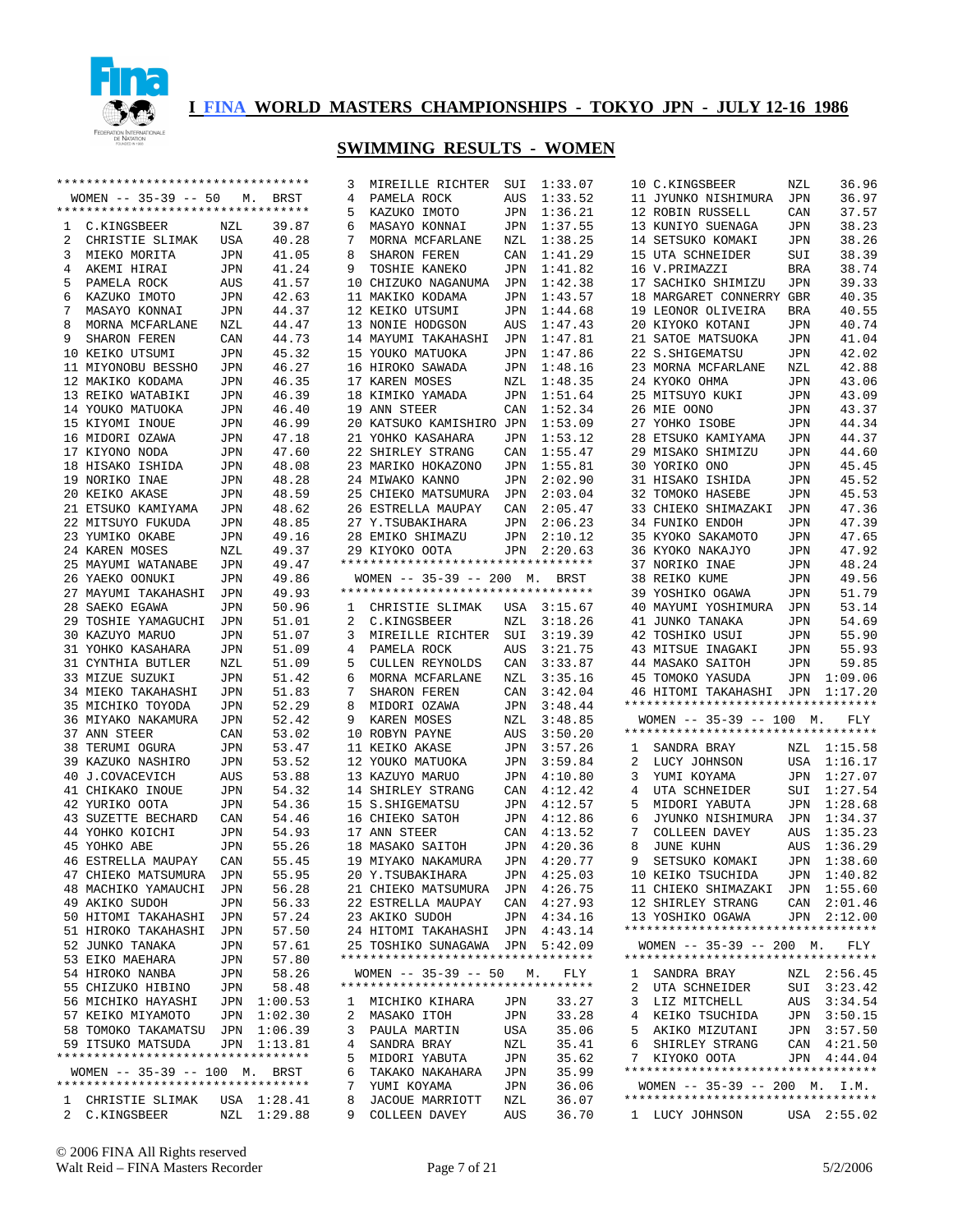# I FINA WORLD MASTERS CHAMPIONSHIPS - TOKYO JPN - JULY 12-16 1986

## SWIMMING RESULTS - WOMEN

### WOMEN -- 35-39 -- 50 M. BRST

| Place | Name | Country | Time |
|---|---|---|---|
| 1 | C.KINGSBEER | NZL | 39.87 |
| 2 | CHRISTIE SLIMAK | USA | 40.28 |
| 3 | MIEKO MORITA | JPN | 41.05 |
| 4 | AKEMI HIRAI | JPN | 41.24 |
| 5 | PAMELA ROCK | AUS | 41.57 |
| 6 | KAZUKO IMOTO | JPN | 42.63 |
| 7 | MASAYO KONNAI | JPN | 44.37 |
| 8 | MORNA MCFARLANE | NZL | 44.47 |
| 9 | SHARON FEREN | CAN | 44.73 |
| 10 | KEIKO UTSUMI | JPN | 45.32 |
| 11 | MIYONOBU BESSHO | JPN | 46.27 |
| 12 | MAKIKO KODAMA | JPN | 46.35 |
| 13 | REIKO WATABIKI | JPN | 46.39 |
| 14 | YOUKO MATUOKA | JPN | 46.40 |
| 15 | KIYOMI INOUE | JPN | 46.99 |
| 16 | MIDORI OZAWA | JPN | 47.18 |
| 17 | KIYONO NODA | JPN | 47.60 |
| 18 | HISAKO ISHIDA | JPN | 48.08 |
| 19 | NORIKO INAE | JPN | 48.28 |
| 20 | KEIKO AKASE | JPN | 48.59 |
| 21 | ETSUKO KAMIYAMA | JPN | 48.62 |
| 22 | MITSUYO FUKUDA | JPN | 48.85 |
| 23 | YUMIKO OKABE | JPN | 49.16 |
| 24 | KAREN MOSES | NZL | 49.37 |
| 25 | MAYUMI WATANABE | JPN | 49.47 |
| 26 | YAEKO OONUKI | JPN | 49.86 |
| 27 | MAYUMI TAKAHASHI | JPN | 49.93 |
| 28 | SAEKO EGAWA | JPN | 50.96 |
| 29 | TOSHIE YAMAGUCHI | JPN | 51.01 |
| 30 | KAZUYO MARUO | JPN | 51.07 |
| 31 | YOHKO KASAHARA | JPN | 51.09 |
| 31 | CYNTHIA BUTLER | NZL | 51.09 |
| 33 | MIZUE SUZUKI | JPN | 51.42 |
| 34 | MIEKO TAKAHASHI | JPN | 51.83 |
| 35 | MICHIKO TOYODA | JPN | 52.29 |
| 36 | MIYAKO NAKAMURA | JPN | 52.42 |
| 37 | ANN STEER | CAN | 53.02 |
| 38 | TERUMI OGURA | JPN | 53.47 |
| 39 | KAZUKO NASHIRO | JPN | 53.52 |
| 40 | J.COVACEVICH | AUS | 53.88 |
| 41 | CHIKAKO INOUE | JPN | 54.32 |
| 42 | YURIKO OOTA | JPN | 54.36 |
| 43 | SUZETTE BECHARD | CAN | 54.46 |
| 44 | YOHKO KOICHI | JPN | 54.93 |
| 45 | YOHKO ABE | JPN | 55.26 |
| 46 | ESTRELLA MAUPAY | CAN | 55.45 |
| 47 | CHIEKO MATSUMURA | JPN | 55.95 |
| 48 | MACHIKO YAMAUCHI | JPN | 56.28 |
| 49 | AKIKO SUDOH | JPN | 56.33 |
| 50 | HITOMI TAKAHASHI | JPN | 57.24 |
| 51 | HIROKO TAKAHASHI | JPN | 57.50 |
| 52 | JUNKO TANAKA | JPN | 57.61 |
| 53 | EIKO MAEHARA | JPN | 57.80 |
| 54 | HIROKO NANBA | JPN | 58.26 |
| 55 | CHIZUKO HIBINO | JPN | 58.48 |
| 56 | MICHIKO HAYASHI | JPN | 1:00.53 |
| 57 | KEIKO MIYAMOTO | JPN | 1:02.30 |
| 58 | TOMOKO TAKAMATSU | JPN | 1:06.39 |
| 59 | ITSUKO MATSUDA | JPN | 1:13.81 |

### WOMEN -- 35-39 -- 100 M. BRST

| Place | Name | Country | Time |
|---|---|---|---|
| 1 | CHRISTIE SLIMAK | USA | 1:28.41 |
| 2 | C.KINGSBEER | NZL | 1:29.88 |
| 3 | MIREILLE RICHTER | SUI | 1:33.07 |
| 4 | PAMELA ROCK | AUS | 1:33.52 |
| 5 | KAZUKO IMOTO | JPN | 1:36.21 |
| 6 | MASAYO KONNAI | JPN | 1:37.55 |
| 7 | MORNA MCFARLANE | NZL | 1:38.25 |
| 8 | SHARON FEREN | CAN | 1:41.29 |
| 9 | TOSHIE KANEKO | JPN | 1:41.82 |
| 10 | CHIZUKO NAGANUMA | JPN | 1:42.38 |
| 11 | MAKIKO KODAMA | JPN | 1:43.57 |
| 12 | KEIKO UTSUMI | JPN | 1:44.68 |
| 13 | NONIE HODGSON | AUS | 1:47.43 |
| 14 | MAYUMI TAKAHASHI | JPN | 1:47.81 |
| 15 | YOUKO MATUOKA | JPN | 1:47.86 |
| 16 | HIROKO SAWADA | JPN | 1:48.16 |
| 17 | KAREN MOSES | NZL | 1:48.35 |
| 18 | KIMIKO YAMADA | JPN | 1:51.64 |
| 19 | ANN STEER | CAN | 1:52.34 |
| 20 | KATSUKO KAMISHIRO | JPN | 1:53.09 |
| 21 | YOHKO KASAHARA | JPN | 1:53.12 |
| 22 | SHIRLEY STRANG | CAN | 1:55.47 |
| 23 | MARIKO HOKAZONO | JPN | 1:55.81 |
| 24 | MIWAKO KANNO | JPN | 2:02.90 |
| 25 | CHIEKO MATSUMURA | JPN | 2:03.04 |
| 26 | ESTRELLA MAUPAY | CAN | 2:05.47 |
| 27 | Y.TSUBAKIHARA | JPN | 2:06.23 |
| 28 | EMIKO SHIMAZU | JPN | 2:10.12 |
| 29 | KIYOKO OOTA | JPN | 2:20.63 |

### WOMEN -- 35-39 -- 200 M. BRST

| Place | Name | Country | Time |
|---|---|---|---|
| 1 | CHRISTIE SLIMAK | USA | 3:15.67 |
| 2 | C.KINGSBEER | NZL | 3:18.26 |
| 3 | MIREILLE RICHTER | SUI | 3:19.39 |
| 4 | PAMELA ROCK | AUS | 3:21.75 |
| 5 | CULLEN REYNOLDS | CAN | 3:33.87 |
| 6 | MORNA MCFARLANE | NZL | 3:35.16 |
| 7 | SHARON FEREN | CAN | 3:42.04 |
| 8 | MIDORI OZAWA | JPN | 3:48.44 |
| 9 | KAREN MOSES | NZL | 3:48.85 |
| 10 | ROBYN PAYNE | AUS | 3:50.20 |
| 11 | KEIKO AKASE | JPN | 3:57.26 |
| 12 | YOUKO MATUOKA | JPN | 3:59.84 |
| 13 | KAZUYO MARUO | JPN | 4:10.80 |
| 14 | SHIRLEY STRANG | CAN | 4:12.42 |
| 15 | S.SHIGEMATSU | JPN | 4:12.57 |
| 16 | CHIEKO SATOH | JPN | 4:12.86 |
| 17 | ANN STEER | CAN | 4:13.52 |
| 18 | MASAKO SAITOH | JPN | 4:20.36 |
| 19 | MIYAKO NAKAMURA | JPN | 4:20.77 |
| 20 | Y.TSUBAKIHARA | JPN | 4:25.03 |
| 21 | CHIEKO MATSUMURA | JPN | 4:26.75 |
| 22 | ESTRELLA MAUPAY | CAN | 4:27.93 |
| 23 | AKIKO SUDOH | JPN | 4:34.16 |
| 24 | HITOMI TAKAHASHI | JPN | 4:43.14 |
| 25 | TOSHIKO SUNAGAWA | JPN | 5:42.09 |

### WOMEN -- 35-39 -- 50 M. FLY

| Place | Name | Country | Time |
|---|---|---|---|
| 1 | MICHIKO KIHARA | JPN | 33.27 |
| 2 | MASAKO ITOH | JPN | 33.28 |
| 3 | PAULA MARTIN | USA | 35.06 |
| 4 | SANDRA BRAY | NZL | 35.41 |
| 5 | MIDORI YABUTA | JPN | 35.62 |
| 6 | TAKAKO NAKAHARA | JPN | 35.99 |
| 7 | YUMI KOYAMA | JPN | 36.06 |
| 8 | JACOUE MARRIOTT | NZL | 36.07 |
| 9 | COLLEEN DAVEY | AUS | 36.70 |
| 10 | C.KINGSBEER | NZL | 36.96 |
| 11 | JYUNKO NISHIMURA | JPN | 36.97 |
| 12 | ROBIN RUSSELL | CAN | 37.57 |
| 13 | KUNIYO SUENAGA | JPN | 38.23 |
| 14 | SETSUKO KOMAKI | JPN | 38.26 |
| 15 | UTA SCHNEIDER | SUI | 38.39 |
| 16 | V.PRIMAZZI | BRA | 38.74 |
| 17 | SACHIKO SHIMIZU | JPN | 39.33 |
| 18 | MARGARET CONNERRY | GBR | 40.35 |
| 19 | LEONOR OLIVEIRA | BRA | 40.55 |
| 20 | KIYOKO KOTANI | JPN | 40.74 |
| 21 | SATOE MATSUOKA | JPN | 41.04 |
| 22 | S.SHIGEMATSU | JPN | 42.02 |
| 23 | MORNA MCFARLANE | NZL | 42.88 |
| 24 | KYOKO OHMA | JPN | 43.06 |
| 25 | MITSUYO KUKI | JPN | 43.09 |
| 26 | MIE OONO | JPN | 43.37 |
| 27 | YOHKO ISOBE | JPN | 44.34 |
| 28 | ETSUKO KAMIYAMA | JPN | 44.37 |
| 29 | MISAKO SHIMIZU | JPN | 44.60 |
| 30 | YORIKO ONO | JPN | 45.45 |
| 31 | HISAKO ISHIDA | JPN | 45.52 |
| 32 | TOMOKO HASEBE | JPN | 45.53 |
| 33 | CHIEKO SHIMAZAKI | JPN | 47.36 |
| 34 | FUNIKO ENDOH | JPN | 47.39 |
| 35 | KYOKO SAKAMOTO | JPN | 47.65 |
| 36 | KYOKO NAKAJYO | JPN | 47.92 |
| 37 | NORIKO INAE | JPN | 48.24 |
| 38 | REIKO KUME | JPN | 49.56 |
| 39 | YOSHIKO OGAWA | JPN | 51.79 |
| 40 | MAYUMI YOSHIMURA | JPN | 53.14 |
| 41 | JUNKO TANAKA | JPN | 54.69 |
| 42 | TOSHIKO USUI | JPN | 55.90 |
| 43 | MITSUE INAGAKI | JPN | 55.93 |
| 44 | MASAKO SAITOH | JPN | 59.85 |
| 45 | TOMOKO YASUDA | JPN | 1:09.06 |
| 46 | HITOMI TAKAHASHI | JPN | 1:17.20 |

### WOMEN -- 35-39 -- 100 M. FLY

| Place | Name | Country | Time |
|---|---|---|---|
| 1 | SANDRA BRAY | NZL | 1:15.58 |
| 2 | LUCY JOHNSON | USA | 1:16.17 |
| 3 | YUMI KOYAMA | JPN | 1:27.07 |
| 4 | UTA SCHNEIDER | SUI | 1:27.54 |
| 5 | MIDORI YABUTA | JPN | 1:28.68 |
| 6 | JYUNKO NISHIMURA | JPN | 1:34.37 |
| 7 | COLLEEN DAVEY | AUS | 1:35.23 |
| 8 | JUNE KUHN | AUS | 1:36.29 |
| 9 | SETSUKO KOMAKI | JPN | 1:38.60 |
| 10 | KEIKO TSUCHIDA | JPN | 1:40.82 |
| 11 | CHIEKO SHIMAZAKI | JPN | 1:55.60 |
| 12 | SHIRLEY STRANG | CAN | 2:01.46 |
| 13 | YOSHIKO OGAWA | JPN | 2:12.00 |

### WOMEN -- 35-39 -- 200 M. FLY

| Place | Name | Country | Time |
|---|---|---|---|
| 1 | SANDRA BRAY | NZL | 2:56.45 |
| 2 | UTA SCHNEIDER | SUI | 3:23.42 |
| 3 | LIZ MITCHELL | AUS | 3:34.54 |
| 4 | KEIKO TSUCHIDA | JPN | 3:50.15 |
| 5 | AKIKO MIZUTANI | JPN | 3:57.50 |
| 6 | SHIRLEY STRANG | CAN | 4:21.50 |
| 7 | KIYOKO OOTA | JPN | 4:44.04 |

### WOMEN -- 35-39 -- 200 M. I.M.

| Place | Name | Country | Time |
|---|---|---|---|
| 1 | LUCY JOHNSON | USA | 2:55.02 |

© 2006 FINA All Rights reserved
Walt Reid – FINA Masters Recorder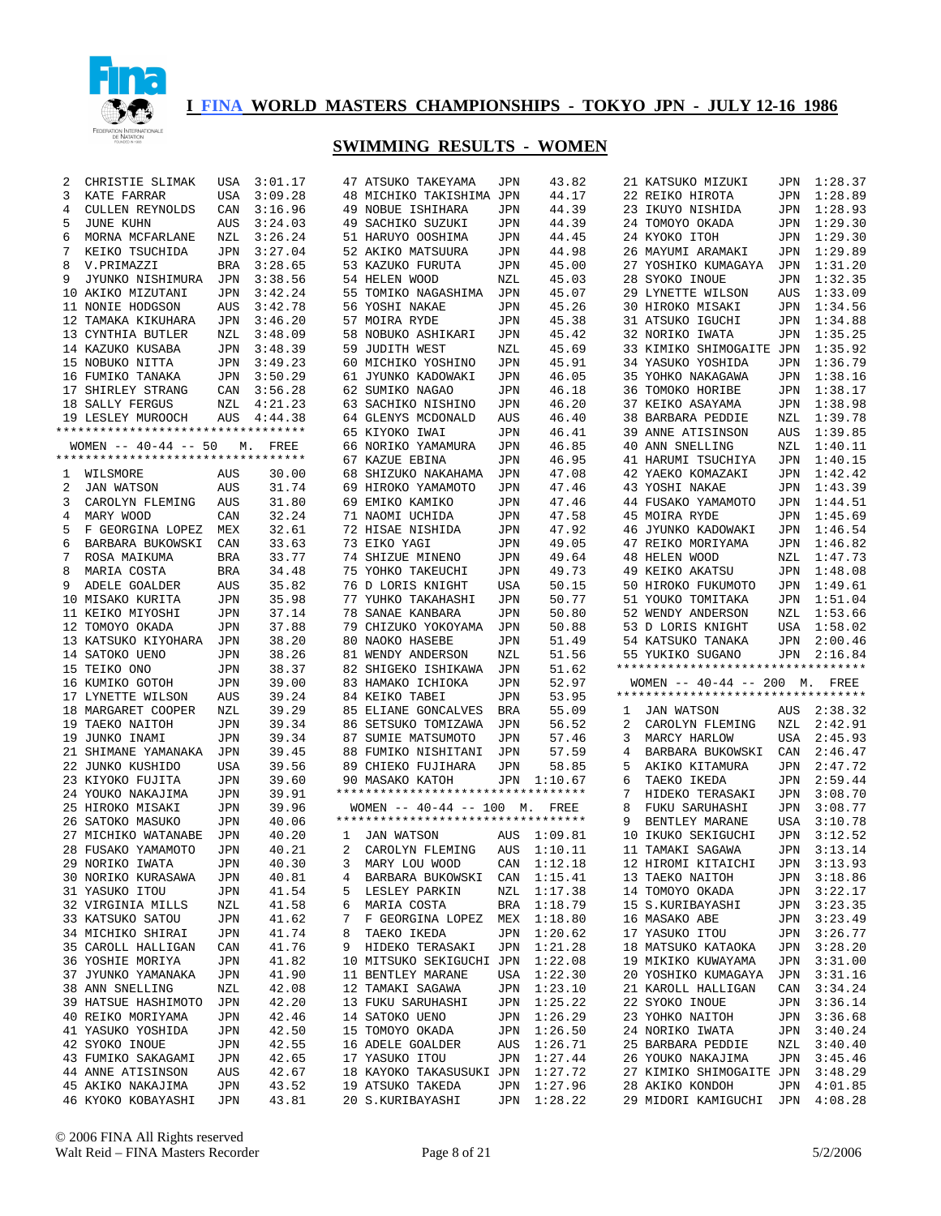# I FINA WORLD MASTERS CHAMPIONSHIPS - TOKYO JPN - JULY 12-16 1986

## SWIMMING RESULTS - WOMEN

| Place | Name | Country | Time |
|---|---|---|---|
| 2 | CHRISTIE SLIMAK | USA | 3:01.17 |
| 3 | KATE FARRAR | USA | 3:09.28 |
| 4 | CULLEN REYNOLDS | CAN | 3:16.96 |
| 5 | JUNE KUHN | AUS | 3:24.03 |
| 6 | MORNA MCFARLANE | NZL | 3:26.24 |
| 7 | KEIKO TSUCHIDA | JPN | 3:27.04 |
| 8 | V.PRIMAZZI | BRA | 3:28.65 |
| 9 | JYUNKO NISHIMURA | JPN | 3:38.56 |
| 10 | AKIKO MIZUTANI | JPN | 3:42.24 |
| 11 | NONIE HODGSON | AUS | 3:42.78 |
| 12 | TAMAKA KIKUHARA | JPN | 3:46.20 |
| 13 | CYNTHIA BUTLER | NZL | 3:48.09 |
| 14 | KAZUKO KUSABA | JPN | 3:48.39 |
| 15 | NOBUKO NITTA | JPN | 3:49.23 |
| 16 | FUMIKO TANAKA | JPN | 3:50.29 |
| 17 | SHIRLEY STRANG | CAN | 3:56.28 |
| 18 | SALLY FERGUS | NZL | 4:21.23 |
| 19 | LESLEY MUROOCH | AUS | 4:44.38 |

### WOMEN -- 40-44 -- 50 M. FREE

| Place | Name | Country | Time |
|---|---|---|---|
| 1 | WILSMORE | AUS | 30.00 |
| 2 | JAN WATSON | AUS | 31.74 |
| 3 | CAROLYN FLEMING | AUS | 31.80 |
| 4 | MARY WOOD | CAN | 32.24 |
| 5 | F GEORGINA LOPEZ | MEX | 32.61 |
| 6 | BARBARA BUKOWSKI | CAN | 33.63 |
| 7 | ROSA MAIKUMA | BRA | 33.77 |
| 8 | MARIA COSTA | BRA | 34.48 |
| 9 | ADELE GOALDER | AUS | 35.82 |
| 10 | MISAKO KURITA | JPN | 35.98 |
| 11 | KEIKO MIYOSHI | JPN | 37.14 |
| 12 | TOMOYO OKADA | JPN | 37.88 |
| 13 | KATSUKO KIYOHARA | JPN | 38.20 |
| 14 | SATOKO UENO | JPN | 38.26 |
| 15 | TEIKO ONO | JPN | 38.37 |
| 16 | KUMIKO GOTOH | JPN | 39.00 |
| 17 | LYNETTE WILSON | AUS | 39.24 |
| 18 | MARGARET COOPER | NZL | 39.29 |
| 19 | TAEKO NAITOH | JPN | 39.34 |
| 19 | JUNKO INAMI | JPN | 39.34 |
| 21 | SHIMANE YAMANAKA | JPN | 39.45 |
| 22 | JUNKO KUSHIDO | USA | 39.56 |
| 23 | KIYOKO FUJITA | JPN | 39.60 |
| 24 | YOUKO NAKAJIMA | JPN | 39.91 |
| 25 | HIROKO MISAKI | JPN | 39.96 |
| 26 | SATOKO MASUKO | JPN | 40.06 |
| 27 | MICHIKO WATANABE | JPN | 40.20 |
| 28 | FUSAKO YAMAMOTO | JPN | 40.21 |
| 29 | NORIKO IWATA | JPN | 40.30 |
| 30 | NORIKO KURASAWA | JPN | 40.81 |
| 31 | YASUKO ITOU | JPN | 41.54 |
| 32 | VIRGINIA MILLS | NZL | 41.58 |
| 33 | KATSUKO SATOU | JPN | 41.62 |
| 34 | MICHIKO SHIRAI | JPN | 41.74 |
| 35 | CAROLL HALLIGAN | CAN | 41.76 |
| 36 | YOSHIE MORIYA | JPN | 41.82 |
| 37 | JYUNKO YAMANAKA | JPN | 41.90 |
| 38 | ANN SNELLING | NZL | 42.08 |
| 39 | HATSUE HASHIMOTO | JPN | 42.20 |
| 40 | REIKO MORIYAMA | JPN | 42.46 |
| 41 | YASUKO YOSHIDA | JPN | 42.50 |
| 42 | SYOKO INOUE | JPN | 42.55 |
| 43 | FUMIKO SAKAGAMI | JPN | 42.65 |
| 44 | ANNE ATISINSON | AUS | 42.67 |
| 45 | AKIKO NAKAJIMA | JPN | 43.52 |
| 46 | KYOKO KOBAYASHI | JPN | 43.81 |
| 47 | ATSUKO TAKEYAMA | JPN | 43.82 |
| 48 | MICHIKO TAKISHIMA | JPN | 44.17 |
| 49 | NOBUE ISHIHARA | JPN | 44.39 |
| 49 | SACHIKO SUZUKI | JPN | 44.39 |
| 51 | HARUYO OOSHIMA | JPN | 44.45 |
| 52 | AKIKO MATSUURA | JPN | 44.98 |
| 53 | KAZUKO FURUTA | JPN | 45.00 |
| 54 | HELEN WOOD | NZL | 45.03 |
| 55 | TOMIKO NAGASHIMA | JPN | 45.07 |
| 56 | YOSHI NAKAE | JPN | 45.26 |
| 57 | MOIRA RYDE | JPN | 45.38 |
| 58 | NOBUKO ASHIKARI | JPN | 45.42 |
| 59 | JUDITH WEST | NZL | 45.69 |
| 60 | MICHIKO YOSHINO | JPN | 45.91 |
| 61 | JYUNKO KADOWAKI | JPN | 46.05 |
| 62 | SUMIKO NAGAO | JPN | 46.18 |
| 63 | SACHIKO NISHINO | JPN | 46.20 |
| 64 | GLENYS MCDONALD | AUS | 46.40 |
| 65 | KIYOKO IWAI | JPN | 46.41 |
| 66 | NORIKO YAMAMURA | JPN | 46.85 |
| 67 | KAZUE EBINA | JPN | 46.95 |
| 68 | SHIZUKO NAKAHAMA | JPN | 47.08 |
| 69 | HIROKO YAMAMOTO | JPN | 47.46 |
| 69 | EMIKO KAMIKO | JPN | 47.46 |
| 71 | NAOMI UCHIDA | JPN | 47.58 |
| 72 | HISAE NISHIDA | JPN | 47.92 |
| 73 | EIKO YAGI | JPN | 49.05 |
| 74 | SHIZUE MINENO | JPN | 49.64 |
| 75 | YOHKO TAKEUCHI | JPN | 49.73 |
| 76 | D LORIS KNIGHT | USA | 50.15 |
| 77 | YUHKO TAKAHASHI | JPN | 50.77 |
| 78 | SANAE KANBARA | JPN | 50.80 |
| 79 | CHIZUKO YOKOYAMA | JPN | 50.88 |
| 80 | NAOKO HASEBE | JPN | 51.49 |
| 81 | WENDY ANDERSON | NZL | 51.56 |
| 82 | SHIGEKO ISHIKAWA | JPN | 51.62 |
| 83 | HAMAKO ICHIOKA | JPN | 52.97 |
| 84 | KEIKO TABEI | JPN | 53.95 |
| 85 | ELIANE GONCALVES | BRA | 55.09 |
| 86 | SETSUKO TOMIZAWA | JPN | 56.52 |
| 87 | SUMIE MATSUMOTO | JPN | 57.46 |
| 88 | FUMIKO NISHITANI | JPN | 57.59 |
| 89 | CHIEKO FUJIHARA | JPN | 58.85 |
| 90 | MASAKO KATOH | JPN | 1:10.67 |

### WOMEN -- 40-44 -- 100 M. FREE

| Place | Name | Country | Time |
|---|---|---|---|
| 1 | JAN WATSON | AUS | 1:09.81 |
| 2 | CAROLYN FLEMING | AUS | 1:10.11 |
| 3 | MARY LOU WOOD | CAN | 1:12.18 |
| 4 | BARBARA BUKOWSKI | CAN | 1:15.41 |
| 5 | LESLEY PARKIN | NZL | 1:17.38 |
| 6 | MARIA COSTA | BRA | 1:18.79 |
| 7 | F GEORGINA LOPEZ | MEX | 1:18.80 |
| 8 | TAEKO IKEDA | JPN | 1:20.62 |
| 9 | HIDEKO TERASAKI | JPN | 1:21.28 |
| 10 | MITSUKO SEKIGUCHI | JPN | 1:22.08 |
| 11 | BENTLEY MARANE | USA | 1:22.30 |
| 12 | TAMAKI SAGAWA | JPN | 1:23.10 |
| 13 | FUKU SARUHASHI | JPN | 1:25.22 |
| 14 | SATOKO UENO | JPN | 1:26.29 |
| 15 | TOMOYO OKADA | JPN | 1:26.50 |
| 16 | ADELE GOALDER | AUS | 1:26.71 |
| 17 | YASUKO ITOU | JPN | 1:27.44 |
| 18 | KAYOKO TAKASUSUKI | JPN | 1:27.72 |
| 19 | ATSUKO TAKEDA | JPN | 1:27.96 |
| 20 | S.KURIBAYASHI | JPN | 1:28.22 |
| 21 | KATSUKO MIZUKI | JPN | 1:28.37 |
| 22 | REIKO HIROTA | JPN | 1:28.89 |
| 23 | IKUYO NISHIDA | JPN | 1:28.93 |
| 24 | TOMOYO OKADA | JPN | 1:29.30 |
| 24 | KYOKO ITOH | JPN | 1:29.30 |
| 26 | MAYUMI ARAMAKI | JPN | 1:29.89 |
| 27 | YOSHIKO KUMAGAYA | JPN | 1:31.20 |
| 28 | SYOKO INOUE | JPN | 1:32.35 |
| 29 | LYNETTE WILSON | AUS | 1:33.09 |
| 30 | HIROKO MISAKI | JPN | 1:34.56 |
| 31 | ATSUKO IGUCHI | JPN | 1:34.88 |
| 32 | NORIKO IWATA | JPN | 1:35.25 |
| 33 | KIMIKO SHIMOGAITE | JPN | 1:35.92 |
| 34 | YASUKO YOSHIDA | JPN | 1:36.79 |
| 35 | YOHKO NAKAGAWA | JPN | 1:38.16 |
| 36 | TOMOKO HORIBE | JPN | 1:38.17 |
| 37 | KEIKO ASAYAMA | JPN | 1:38.98 |
| 38 | BARBARA PEDDIE | NZL | 1:39.78 |
| 39 | ANNE ATISINSON | AUS | 1:39.85 |
| 40 | ANN SNELLING | NZL | 1:40.11 |
| 41 | HARUMI TSUCHIYA | JPN | 1:40.15 |
| 42 | YAEKO KOMAZAKI | JPN | 1:42.42 |
| 43 | YOSHI NAKAE | JPN | 1:43.39 |
| 44 | FUSAKO YAMAMOTO | JPN | 1:44.51 |
| 45 | MOIRA RYDE | JPN | 1:45.69 |
| 46 | JYUNKO KADOWAKI | JPN | 1:46.54 |
| 47 | REIKO MORIYAMA | JPN | 1:46.82 |
| 48 | HELEN WOOD | NZL | 1:47.73 |
| 49 | KEIKO AKATSU | JPN | 1:48.08 |
| 50 | HIROKO FUKUMOTO | JPN | 1:49.61 |
| 51 | YOUKO TOMITAKA | JPN | 1:51.04 |
| 52 | WENDY ANDERSON | NZL | 1:53.66 |
| 53 | D LORIS KNIGHT | USA | 1:58.02 |
| 54 | KATSUKO TANAKA | JPN | 2:00.46 |
| 55 | YUKIKO SUGANO | JPN | 2:16.84 |

### WOMEN -- 40-44 -- 200 M. FREE

| Place | Name | Country | Time |
|---|---|---|---|
| 1 | JAN WATSON | AUS | 2:38.32 |
| 2 | CAROLYN FLEMING | NZL | 2:42.91 |
| 3 | MARCY HARLOW | USA | 2:45.93 |
| 4 | BARBARA BUKOWSKI | CAN | 2:46.47 |
| 5 | AKIKO KITAMURA | JPN | 2:47.72 |
| 6 | TAEKO IKEDA | JPN | 2:59.44 |
| 7 | HIDEKO TERASAKI | JPN | 3:08.70 |
| 8 | FUKU SARUHASHI | JPN | 3:08.77 |
| 9 | BENTLEY MARANE | USA | 3:10.78 |
| 10 | IKUKO SEKIGUCHI | JPN | 3:12.52 |
| 11 | TAMAKI SAGAWA | JPN | 3:13.14 |
| 12 | HIROMI KITAICHI | JPN | 3:13.93 |
| 13 | TAEKO NAITOH | JPN | 3:18.86 |
| 14 | TOMOYO OKADA | JPN | 3:22.17 |
| 15 | S.KURIBAYASHI | JPN | 3:23.35 |
| 16 | MASAKO ABE | JPN | 3:23.49 |
| 17 | YASUKO ITOU | JPN | 3:26.77 |
| 18 | MATSUKO KATAOKA | JPN | 3:28.20 |
| 19 | MIKIKO KUWAYAMA | JPN | 3:31.00 |
| 20 | YOSHIKO KUMAGAYA | JPN | 3:31.16 |
| 21 | KAROLL HALLIGAN | CAN | 3:34.24 |
| 22 | SYOKO INOUE | JPN | 3:36.14 |
| 23 | YOHKO NAITOH | JPN | 3:36.68 |
| 24 | NORIKO IWATA | JPN | 3:40.24 |
| 25 | BARBARA PEDDIE | NZL | 3:40.40 |
| 26 | YOUKO NAKAJIMA | JPN | 3:45.46 |
| 27 | KIMIKO SHIMOGAITE | JPN | 3:48.29 |
| 28 | AKIKO KONDOH | JPN | 4:01.85 |
| 29 | MIDORI KAMIGUCHI | JPN | 4:08.28 |

© 2006 FINA All Rights reserved
Walt Reid – FINA Masters Recorder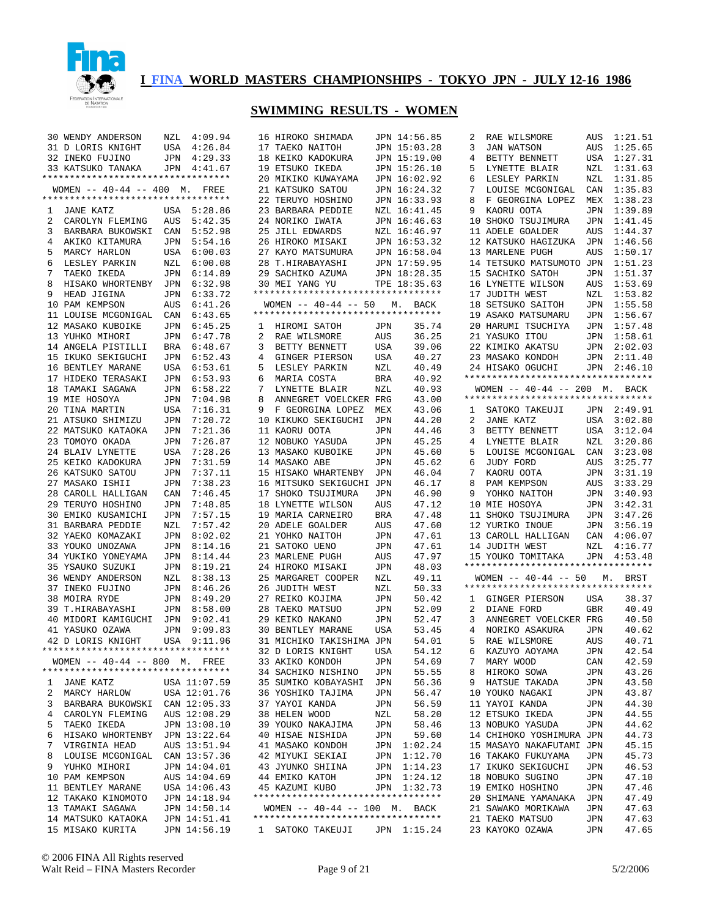# I FINA WORLD MASTERS CHAMPIONSHIPS - TOKYO JPN - JULY 12-16 1986

## SWIMMING RESULTS - WOMEN

| | | | |
|---|---|---|---|
| 30 | WENDY ANDERSON | NZL | 4:09.94 |
| 31 | D LORIS KNIGHT | USA | 4:26.84 |
| 32 | INEKO FUJINO | JPN | 4:29.33 |
| 33 | KATSUKO TANAKA | JPN | 4:41.67 |

### WOMEN -- 40-44 -- 400 M. FREE

| | | | |
|---|---|---|---|
| 1 | JANE KATZ | USA | 5:28.86 |
| 2 | CAROLYN FLEMING | AUS | 5:42.35 |
| 3 | BARBARA BUKOWSKI | CAN | 5:52.98 |
| 4 | AKIKO KITAMURA | JPN | 5:54.16 |
| 5 | MARCY HARLON | USA | 6:00.03 |
| 6 | LESLEY PARKIN | NZL | 6:00.08 |
| 7 | TAEKO IKEDA | JPN | 6:14.89 |
| 8 | HISAKO WHORTENBY | JPN | 6:32.98 |
| 9 | HEAD JIGINA | JPN | 6:33.72 |
| 10 | PAM KEMPSON | AUS | 6:41.26 |
| 11 | LOUISE MCGONIGAL | CAN | 6:43.65 |
| 12 | MASAKO KUBOIKE | JPN | 6:45.25 |
| 13 | YUHKO MIHORI | JPN | 6:47.78 |
| 14 | ANGELA PISTILLI | BRA | 6:48.67 |
| 15 | IKUKO SEKIGUCHI | JPN | 6:52.43 |
| 16 | BENTLEY MARANE | USA | 6:53.61 |
| 17 | HIDEKO TERASAKI | JPN | 6:53.93 |
| 18 | TAMAKI SAGAWA | JPN | 6:58.22 |
| 19 | MIE HOSOYA | JPN | 7:04.98 |
| 20 | TINA MARTIN | USA | 7:16.31 |
| 21 | ATSUKO SHIMIZU | JPN | 7:20.72 |
| 22 | MATSUKO KATAOKA | JPN | 7:21.36 |
| 23 | TOMOYO OKADA | JPN | 7:26.87 |
| 24 | BLAIV LYNETTE | USA | 7:28.26 |
| 25 | KEIKO KADOKURA | JPN | 7:31.59 |
| 26 | KATSUKO SATOU | JPN | 7:37.11 |
| 27 | MASAKO ISHII | JPN | 7:38.23 |
| 28 | CAROLL HALLIGAN | CAN | 7:46.45 |
| 29 | TERUYO HOSHINO | JPN | 7:48.85 |
| 30 | EMIKO KUSAMICHI | JPN | 7:57.15 |
| 31 | BARBARA PEDDIE | NZL | 7:57.42 |
| 32 | YAEKO KOMAZAKI | JPN | 8:02.02 |
| 33 | YOUKO UNOZAWA | JPN | 8:14.16 |
| 34 | YUKIKO YONEYAMA | JPN | 8:14.44 |
| 35 | YSAUKO SUZUKI | JPN | 8:19.21 |
| 36 | WENDY ANDERSON | NZL | 8:38.13 |
| 37 | INEKO FUJINO | JPN | 8:46.26 |
| 38 | MOIRA RYDE | JPN | 8:49.20 |
| 39 | T.HIRABAYASHI | JPN | 8:58.00 |
| 40 | MIDORI KAMIGUCHI | JPN | 9:02.41 |
| 41 | YASUKO OZAWA | JPN | 9:09.83 |
| 42 | D LORIS KNIGHT | USA | 9:11.96 |

### WOMEN -- 40-44 -- 800 M. FREE

| | | | |
|---|---|---|---|
| 1 | JANE KATZ | USA | 11:07.59 |
| 2 | MARCY HARLOW | USA | 12:01.76 |
| 3 | BARBARA BUKOWSKI | CAN | 12:05.33 |
| 4 | CAROLYN FLEMING | AUS | 12:08.29 |
| 5 | TAEKO IKEDA | JPN | 13:08.10 |
| 6 | HISAKO WHORTENBY | JPN | 13:22.64 |
| 7 | VIRGINIA HEAD | AUS | 13:51.94 |
| 8 | LOUISE MCGONIGAL | CAN | 13:57.36 |
| 9 | YUHKO MIHORI | JPN | 14:04.01 |
| 10 | PAM KEMPSON | AUS | 14:04.69 |
| 11 | BENTLEY MARANE | USA | 14:06.43 |
| 12 | TAKAKO KINOMOTO | JPN | 14:18.94 |
| 13 | TAMAKI SAGAWA | JPN | 14:50.14 |
| 14 | MATSUKO KATAOKA | JPN | 14:51.41 |
| 15 | MISAKO KURITA | JPN | 14:56.19 |
| 16 | HIROKO SHIMADA | JPN | 14:56.85 |
| 17 | TAEKO NAITOH | JPN | 15:03.28 |
| 18 | KEIKO KADOKURA | JPN | 15:19.00 |
| 19 | ETSUKO IKEDA | JPN | 15:26.10 |
| 20 | MIKIKO KUWAYAMA | JPN | 16:02.92 |
| 21 | KATSUKO SATOU | JPN | 16:24.32 |
| 22 | TERUYO HOSHINO | JPN | 16:33.93 |
| 23 | BARBARA PEDDIE | NZL | 16:41.45 |
| 24 | NORIKO IWATA | JPN | 16:46.63 |
| 25 | JILL EDWARDS | NZL | 16:46.97 |
| 26 | HIROKO MISAKI | JPN | 16:53.32 |
| 27 | KAYO MATSUMURA | JPN | 16:58.04 |
| 28 | T.HIRABAYASHI | JPN | 17:59.95 |
| 29 | SACHIKO AZUMA | JPN | 18:28.35 |
| 30 | MEI YANG YU | TPE | 18:35.63 |

### WOMEN -- 40-44 -- 50 M. BACK

| | | | |
|---|---|---|---|
| 1 | HIROMI SATOH | JPN | 35.74 |
| 2 | RAE WILSMORE | AUS | 36.25 |
| 3 | BETTY BENNETT | USA | 39.06 |
| 4 | GINGER PIERSON | USA | 40.27 |
| 5 | LESLEY PARKIN | NZL | 40.49 |
| 6 | MARIA COSTA | BRA | 40.92 |
| 7 | LYNETTE BLAIR | NZL | 40.93 |
| 8 | ANNEGRET VOELCKER | FRG | 43.00 |
| 9 | F GEORGINA LOPEZ | MEX | 43.06 |
| 10 | KIKUKO SEKIGUCHI | JPN | 44.20 |
| 11 | KAORU OOTA | JPN | 44.46 |
| 12 | NOBUKO YASUDA | JPN | 45.25 |
| 13 | MASAKO KUBOIKE | JPN | 45.60 |
| 14 | MASAKO ABE | JPN | 45.62 |
| 15 | HISAKO WHARTENBY | JPN | 46.04 |
| 16 | MITSUKO SEKIGUCHI | JPN | 46.17 |
| 17 | SHOKO TSUJIMURA | JPN | 46.90 |
| 18 | LYNETTE WILSON | AUS | 47.12 |
| 19 | MARIA CARNEIRO | BRA | 47.48 |
| 20 | ADELE GOALDER | AUS | 47.60 |
| 21 | YOHKO NAITOH | JPN | 47.61 |
| 21 | SATOKO UENO | JPN | 47.61 |
| 23 | MARLENE PUGH | AUS | 47.97 |
| 24 | HIROKO MISAKI | JPN | 48.03 |
| 25 | MARGARET COOPER | NZL | 49.11 |
| 26 | JUDITH WEST | NZL | 50.33 |
| 27 | REIKO KOJIMA | JPN | 50.42 |
| 28 | TAEKO MATSUO | JPN | 52.09 |
| 29 | KEIKO NAKANO | JPN | 52.47 |
| 30 | BENTLEY MARANE | USA | 53.45 |
| 31 | MICHIKO TAKISHIMA | JPN | 54.01 |
| 32 | D LORIS KNIGHT | USA | 54.12 |
| 33 | AKIKO KONDOH | JPN | 54.69 |
| 34 | SACHIKO NISHINO | JPN | 55.55 |
| 35 | SUMIKO KOBAYASHI | JPN | 56.36 |
| 36 | YOSHIKO TAJIMA | JPN | 56.47 |
| 37 | YAYOI KANDA | JPN | 56.59 |
| 38 | HELEN WOOD | NZL | 58.20 |
| 39 | YOUKO NAKAJIMA | JPN | 58.46 |
| 40 | HISAE NISHIDA | JPN | 59.60 |
| 41 | MASAKO KONDOH | JPN | 1:02.24 |
| 42 | MIYUKI SEKIAI | JPN | 1:12.70 |
| 43 | JYUNKO SHIINA | JPN | 1:14.23 |
| 44 | EMIKO KATOH | JPN | 1:24.12 |
| 45 | KAZUMI KUBO | JPN | 1:32.73 |

### WOMEN -- 40-44 -- 100 M. BACK

| | | | |
|---|---|---|---|
| 1 | SATOKO TAKEUJI | JPN | 1:15.24 |
| 2 | RAE WILSMORE | AUS | 1:21.51 |
| 3 | JAN WATSON | AUS | 1:25.65 |
| 4 | BETTY BENNETT | USA | 1:27.31 |
| 5 | LYNETTE BLAIR | NZL | 1:31.63 |
| 6 | LESLEY PARKIN | NZL | 1:31.85 |
| 7 | LOUISE MCGONIGAL | CAN | 1:35.83 |
| 8 | F GEORGINA LOPEZ | MEX | 1:38.23 |
| 9 | KAORU OOTA | JPN | 1:39.89 |
| 10 | SHOKO TSUJIMURA | JPN | 1:41.45 |
| 11 | ADELE GOALDER | AUS | 1:44.37 |
| 12 | KATSUKO HAGIZUKA | JPN | 1:46.56 |
| 13 | MARLENE PUGH | AUS | 1:50.17 |
| 14 | TETSUKO MATSUMOTO | JPN | 1:51.23 |
| 15 | SACHIKO SATOH | JPN | 1:51.37 |
| 16 | LYNETTE WILSON | AUS | 1:53.69 |
| 17 | JUDITH WEST | NZL | 1:53.82 |
| 18 | SETSUKO SAITOH | JPN | 1:55.58 |
| 19 | ASAKO MATSUMARU | JPN | 1:56.67 |
| 20 | HARUMI TSUCHIYA | JPN | 1:57.48 |
| 21 | YASUKO ITOU | JPN | 1:58.61 |
| 22 | KIMIKO AKATSU | JPN | 2:02.03 |
| 23 | MASAKO KONDOH | JPN | 2:11.40 |
| 24 | HISAKO OGUCHI | JPN | 2:46.10 |

### WOMEN -- 40-44 -- 200 M. BACK

| | | | |
|---|---|---|---|
| 1 | SATOKO TAKEUJI | JPN | 2:49.91 |
| 2 | JANE KATZ | USA | 3:02.80 |
| 3 | BETTY BENNETT | USA | 3:12.04 |
| 4 | LYNETTE BLAIR | NZL | 3:20.86 |
| 5 | LOUISE MCGONIGAL | CAN | 3:23.08 |
| 6 | JUDY FORD | AUS | 3:25.77 |
| 7 | KAORU OOTA | JPN | 3:31.19 |
| 8 | PAM KEMPSON | AUS | 3:33.29 |
| 9 | YOHKO NAITOH | JPN | 3:40.93 |
| 10 | MIE HOSOYA | JPN | 3:42.31 |
| 11 | SHOKO TSUJIMURA | JPN | 3:47.26 |
| 12 | YURIKO INOUE | JPN | 3:56.19 |
| 13 | CAROLL HALLIGAN | CAN | 4:06.07 |
| 14 | JUDITH WEST | NZL | 4:16.77 |
| 15 | YOUKO TOMITAKA | JPN | 4:53.48 |

### WOMEN -- 40-44 -- 50 M. BRST

| | | | |
|---|---|---|---|
| 1 | GINGER PIERSON | USA | 38.37 |
| 2 | DIANE FORD | GBR | 40.49 |
| 3 | ANNEGRET VOELCKER | FRG | 40.50 |
| 4 | NORIKO ASAKURA | JPN | 40.62 |
| 5 | RAE WILSMORE | AUS | 40.71 |
| 6 | KAZUYO AOYAMA | JPN | 42.54 |
| 7 | MARY WOOD | CAN | 42.59 |
| 8 | HIROKO SOWA | JPN | 43.26 |
| 9 | HATSUE TAKADA | JPN | 43.50 |
| 10 | YOUKO NAGAKI | JPN | 43.87 |
| 11 | YAYOI KANDA | JPN | 44.30 |
| 12 | ETSUKO IKEDA | JPN | 44.55 |
| 13 | NOBUKO YASUDA | JPN | 44.62 |
| 14 | CHIHOKO YOSHIMURA | JPN | 44.73 |
| 15 | MASAYO NAKAFUTAMI | JPN | 45.15 |
| 16 | TAKAKO FUKUYAMA | JPN | 45.73 |
| 17 | IKUKO SEKIGUCHI | JPN | 46.53 |
| 18 | NOBUKO SUGINO | JPN | 47.10 |
| 19 | EMIKO HOSHINO | JPN | 47.46 |
| 20 | SHIMANE YAMANAKA | JPN | 47.49 |
| 21 | SAWAKO MORIKAWA | JPN | 47.63 |
| 21 | TAEKO MATSUO | JPN | 47.63 |
| 23 | KAYOKO OZAWA | JPN | 47.65 |

© 2006 FINA All Rights reserved
Walt Reid – FINA Masters Recorder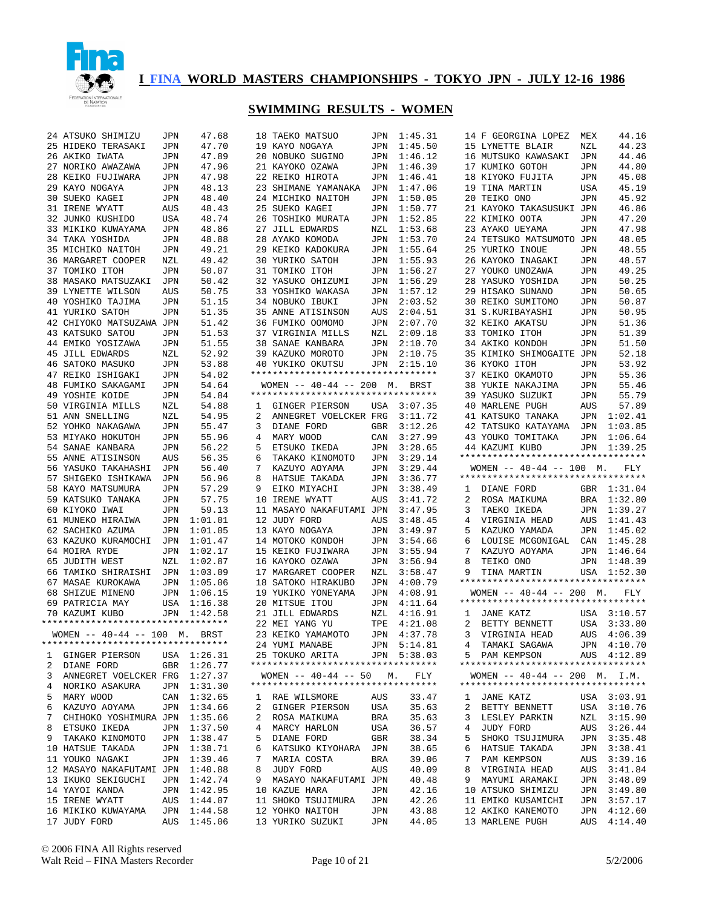# I FINA WORLD MASTERS CHAMPIONSHIPS - TOKYO JPN - JULY 12-16 1986

## SWIMMING RESULTS - WOMEN

| Place | Name | Country | Time |
|---|---|---|---|
| 24 | ATSUKO SHIMIZU | JPN | 47.68 |
| 25 | HIDEKO TERASAKI | JPN | 47.70 |
| 26 | AKIKO IWATA | JPN | 47.89 |
| 27 | NORIKO AWAZAWA | JPN | 47.96 |
| 28 | KEIKO FUJIWARA | JPN | 47.98 |
| 29 | KAYO NOGAYA | JPN | 48.13 |
| 30 | SUEKO KAGEI | JPN | 48.40 |
| 31 | IRENE WYATT | AUS | 48.43 |
| 32 | JUNKO KUSHIDO | USA | 48.74 |
| 33 | MIKIKO KUWAYAMA | JPN | 48.86 |
| 34 | TAKA YOSHIDA | JPN | 48.88 |
| 35 | MICHIKO NAITOH | JPN | 49.21 |
| 36 | MARGARET COOPER | NZL | 49.42 |
| 37 | TOMIKO ITOH | JPN | 50.07 |
| 38 | MASAKO MATSUZAKI | JPN | 50.42 |
| 39 | LYNETTE WILSON | AUS | 50.75 |
| 40 | YOSHIKO TAJIMA | JPN | 51.15 |
| 41 | YURIKO SATOH | JPN | 51.35 |
| 42 | CHIYOKO MATSUZAWA | JPN | 51.42 |
| 43 | KATSUKO SATOU | JPN | 51.53 |
| 44 | EMIKO YOSIZAWA | JPN | 51.55 |
| 45 | JILL EDWARDS | NZL | 52.92 |
| 46 | SATOKO MASUKO | JPN | 53.88 |
| 47 | REIKO ISHIGAKI | JPN | 54.02 |
| 48 | FUMIKO SAKAGAMI | JPN | 54.64 |
| 49 | YOSHIE KOIDE | JPN | 54.84 |
| 50 | VIRGINIA MILLS | NZL | 54.88 |
| 51 | ANN SNELLING | NZL | 54.95 |
| 52 | YOHKO NAKAGAWA | JPN | 55.47 |
| 53 | MIYAKO HOKUTOH | JPN | 55.96 |
| 54 | SANAE KANBARA | JPN | 56.22 |
| 55 | ANNE ATISINSON | AUS | 56.35 |
| 56 | YASUKO TAKAHASHI | JPN | 56.40 |
| 57 | SHIGEKO ISHIKAWA | JPN | 56.96 |
| 58 | KAYO MATSUMURA | JPN | 57.29 |
| 59 | KATSUKO TANAKA | JPN | 57.75 |
| 60 | KIYOKO IWAI | JPN | 59.13 |
| 61 | MUNEKO HIRAIWA | JPN | 1:01.01 |
| 62 | SACHIKO AZUMA | JPN | 1:01.05 |
| 63 | KAZUKO KURAMOCHI | JPN | 1:01.47 |
| 64 | MOIRA RYDE | JPN | 1:02.17 |
| 65 | JUDITH WEST | NZL | 1:02.87 |
| 66 | TAMIKO SHIRAISHI | JPN | 1:03.09 |
| 67 | MASAE KUROKAWA | JPN | 1:05.06 |
| 68 | SHIZUE MINENO | JPN | 1:06.15 |
| 69 | PATRICIA MAY | USA | 1:16.38 |
| 70 | KAZUMI KUBO | JPN | 1:42.58 |

### WOMEN -- 40-44 -- 100 M. BRST

| Place | Name | Country | Time |
|---|---|---|---|
| 1 | GINGER PIERSON | USA | 1:26.31 |
| 2 | DIANE FORD | GBR | 1:26.77 |
| 3 | ANNEGRET VOELCKER | FRG | 1:27.37 |
| 4 | NORIKO ASAKURA | JPN | 1:31.30 |
| 5 | MARY WOOD | CAN | 1:32.65 |
| 6 | KAZUYO AOYAMA | JPN | 1:34.66 |
| 7 | CHIHOKO YOSHIMURA | JPN | 1:35.66 |
| 8 | ETSUKO IKEDA | JPN | 1:37.50 |
| 9 | TAKAKO KINOMOTO | JPN | 1:38.47 |
| 10 | HATSUE TAKADA | JPN | 1:38.71 |
| 11 | YOUKO NAGAKI | JPN | 1:39.46 |
| 12 | MASAYO NAKAFUTAMI | JPN | 1:40.88 |
| 13 | IKUKO SEKIGUCHI | JPN | 1:42.74 |
| 14 | YAYOI KANDA | JPN | 1:42.95 |
| 15 | IRENE WYATT | AUS | 1:44.07 |
| 16 | MIKIKO KUWAYAMA | JPN | 1:44.58 |
| 17 | JUDY FORD | AUS | 1:45.06 |
| 18 | TAEKO MATSUO | JPN | 1:45.31 |
| 19 | KAYO NOGAYA | JPN | 1:45.50 |
| 20 | NOBUKO SUGINO | JPN | 1:46.12 |
| 21 | KAYOKO OZAWA | JPN | 1:46.39 |
| 22 | REIKO HIROTA | JPN | 1:46.41 |
| 23 | SHIMANE YAMANAKA | JPN | 1:47.06 |
| 24 | MICHIKO NAITOH | JPN | 1:50.05 |
| 25 | SUEKO KAGEI | JPN | 1:50.77 |
| 26 | TOSHIKO MURATA | JPN | 1:52.85 |
| 27 | JILL EDWARDS | NZL | 1:53.68 |
| 28 | AYAKO KOMODA | JPN | 1:53.70 |
| 29 | KEIKO KADOKURA | JPN | 1:55.64 |
| 30 | YURIKO SATOH | JPN | 1:55.93 |
| 31 | TOMIKO ITOH | JPN | 1:56.27 |
| 32 | YASUKO OHIZUMI | JPN | 1:56.29 |
| 33 | YOSHIKO WAKASA | JPN | 1:57.12 |
| 34 | NOBUKO IBUKI | JPN | 2:03.52 |
| 35 | ANNE ATISINSON | AUS | 2:04.51 |
| 36 | FUMIKO OOMOMO | JPN | 2:07.70 |
| 37 | VIRGINIA MILLS | NZL | 2:09.18 |
| 38 | SANAE KANBARA | JPN | 2:10.70 |
| 39 | KAZUKO MOROTO | JPN | 2:10.75 |
| 40 | YUKIKO OKUTSU | JPN | 2:15.10 |

### WOMEN -- 40-44 -- 200 M. BRST

| Place | Name | Country | Time |
|---|---|---|---|
| 1 | GINGER PIERSON | USA | 3:07.35 |
| 2 | ANNEGRET VOELCKER | FRG | 3:11.72 |
| 3 | DIANE FORD | GBR | 3:12.26 |
| 4 | MARY WOOD | CAN | 3:27.99 |
| 5 | ETSUKO IKEDA | JPN | 3:28.65 |
| 6 | TAKAKO KINOMOTO | JPN | 3:29.14 |
| 7 | KAZUYO AOYAMA | JPN | 3:29.44 |
| 8 | HATSUE TAKADA | JPN | 3:36.77 |
| 9 | EIKO MIYACHI | JPN | 3:38.49 |
| 10 | IRENE WYATT | AUS | 3:41.72 |
| 11 | MASAYO NAKAFUTAMI | JPN | 3:47.95 |
| 12 | JUDY FORD | AUS | 3:48.45 |
| 13 | KAYO NOGAYA | JPN | 3:49.97 |
| 14 | MOTOKO KONDOH | JPN | 3:54.66 |
| 15 | KEIKO FUJIWARA | JPN | 3:55.94 |
| 16 | KAYOKO OZAWA | JPN | 3:56.94 |
| 17 | MARGARET COOPER | NZL | 3:58.47 |
| 18 | SATOKO HIRAKUBO | JPN | 4:00.79 |
| 19 | YUKIKO YONEYAMA | JPN | 4:08.91 |
| 20 | MITSUE ITOU | JPN | 4:11.64 |
| 21 | JILL EDWARDS | NZL | 4:16.91 |
| 22 | MEI YANG YU | TPE | 4:21.08 |
| 23 | KEIKO YAMAMOTO | JPN | 4:37.78 |
| 24 | YUMI MANABE | JPN | 5:14.81 |
| 25 | TOKUKO ARITA | JPN | 5:38.03 |

### WOMEN -- 40-44 -- 50 M. FLY

| Place | Name | Country | Time |
|---|---|---|---|
| 1 | RAE WILSMORE | AUS | 33.47 |
| 2 | GINGER PIERSON | USA | 35.63 |
| 2 | ROSA MAIKUMA | BRA | 35.63 |
| 4 | MARCY HARLON | USA | 36.57 |
| 5 | DIANE FORD | GBR | 38.34 |
| 6 | KATSUKO KIYOHARA | JPN | 38.65 |
| 7 | MARIA COSTA | BRA | 39.06 |
| 8 | JUDY FORD | AUS | 40.09 |
| 9 | MASAYO NAKAFUTAMI | JPN | 40.48 |
| 10 | KAZUE HARA | JPN | 42.16 |
| 11 | SHOKO TSUJIMURA | JPN | 42.26 |
| 12 | YOHKO NAITOH | JPN | 43.88 |
| 13 | YURIKO SUZUKI | JPN | 44.05 |
| 14 | F GEORGINA LOPEZ | MEX | 44.16 |
| 15 | LYNETTE BLAIR | NZL | 44.23 |
| 16 | MUTSUKO KAWASAKI | JPN | 44.46 |
| 17 | KUMIKO GOTOH | JPN | 44.80 |
| 18 | KIYOKO FUJITA | JPN | 45.08 |
| 19 | TINA MARTIN | USA | 45.19 |
| 20 | TEIKO ONO | JPN | 45.92 |
| 21 | KAYOKO TAKASUSUKI | JPN | 46.86 |
| 22 | KIMIKO OOTA | JPN | 47.20 |
| 23 | AYAKO UEYAMA | JPN | 47.98 |
| 24 | TETSUKO MATSUMOTO | JPN | 48.05 |
| 25 | YURIKO INOUE | JPN | 48.55 |
| 26 | KAYOKO INAGAKI | JPN | 48.57 |
| 27 | YOUKO UNOZAWA | JPN | 49.25 |
| 28 | YASUKO YOSHIDA | JPN | 50.25 |
| 29 | HISAKO SUNANO | JPN | 50.65 |
| 30 | REIKO SUMITOMO | JPN | 50.87 |
| 31 | S.KURIBAYASHI | JPN | 50.95 |
| 32 | KEIKO AKATSU | JPN | 51.36 |
| 33 | TOMIKO ITOH | JPN | 51.39 |
| 34 | AKIKO KONDOH | JPN | 51.50 |
| 35 | KIMIKO SHIMOGAITE | JPN | 52.18 |
| 36 | KYOKO ITOH | JPN | 53.92 |
| 37 | KEIKO OKAMOTO | JPN | 55.36 |
| 38 | YUKIE NAKAJIMA | JPN | 55.46 |
| 39 | YASUKO SUZUKI | JPN | 55.79 |
| 40 | MARLENE PUGH | AUS | 57.89 |
| 41 | KATSUKO TANAKA | JPN | 1:02.41 |
| 42 | TATSUKO KATAYAMA | JPN | 1:03.85 |
| 43 | YOUKO TOMITAKA | JPN | 1:06.64 |
| 44 | KAZUMI KUBO | JPN | 1:39.25 |

### WOMEN -- 40-44 -- 100 M. FLY

| Place | Name | Country | Time |
|---|---|---|---|
| 1 | DIANE FORD | GBR | 1:31.04 |
| 2 | ROSA MAIKUMA | BRA | 1:32.80 |
| 3 | TAEKO IKEDA | JPN | 1:39.27 |
| 4 | VIRGINIA HEAD | AUS | 1:41.43 |
| 5 | KAZUKO YAMADA | JPN | 1:45.02 |
| 6 | LOUISE MCGONIGAL | CAN | 1:45.28 |
| 7 | KAZUYO AOYAMA | JPN | 1:46.64 |
| 8 | TEIKO ONO | JPN | 1:48.39 |
| 9 | TINA MARTIN | USA | 1:52.30 |

### WOMEN -- 40-44 -- 200 M. FLY

| Place | Name | Country | Time |
|---|---|---|---|
| 1 | JANE KATZ | USA | 3:10.57 |
| 2 | BETTY BENNETT | USA | 3:33.80 |
| 3 | VIRGINIA HEAD | AUS | 4:06.39 |
| 4 | TAMAKI SAGAWA | JPN | 4:10.70 |
| 5 | PAM KEMPSON | AUS | 4:12.89 |

### WOMEN -- 40-44 -- 200 M. I.M.

| Place | Name | Country | Time |
|---|---|---|---|
| 1 | JANE KATZ | USA | 3:03.91 |
| 2 | BETTY BENNETT | USA | 3:10.76 |
| 3 | LESLEY PARKIN | NZL | 3:15.90 |
| 4 | JUDY FORD | AUS | 3:26.44 |
| 5 | SHOKO TSUJIMURA | JPN | 3:35.48 |
| 6 | HATSUE TAKADA | JPN | 3:38.41 |
| 7 | PAM KEMPSON | AUS | 3:39.16 |
| 8 | VIRGINIA HEAD | AUS | 3:41.84 |
| 9 | MAYUMI ARAMAKI | JPN | 3:48.09 |
| 10 | ATSUKO SHIMIZU | JPN | 3:49.80 |
| 11 | EMIKO KUSAMICHI | JPN | 3:57.17 |
| 12 | AKIKO KANEMOTO | JPN | 4:12.60 |
| 13 | MARLENE PUGH | AUS | 4:14.40 |

© 2006 FINA All Rights reserved
Walt Reid – FINA Masters Recorder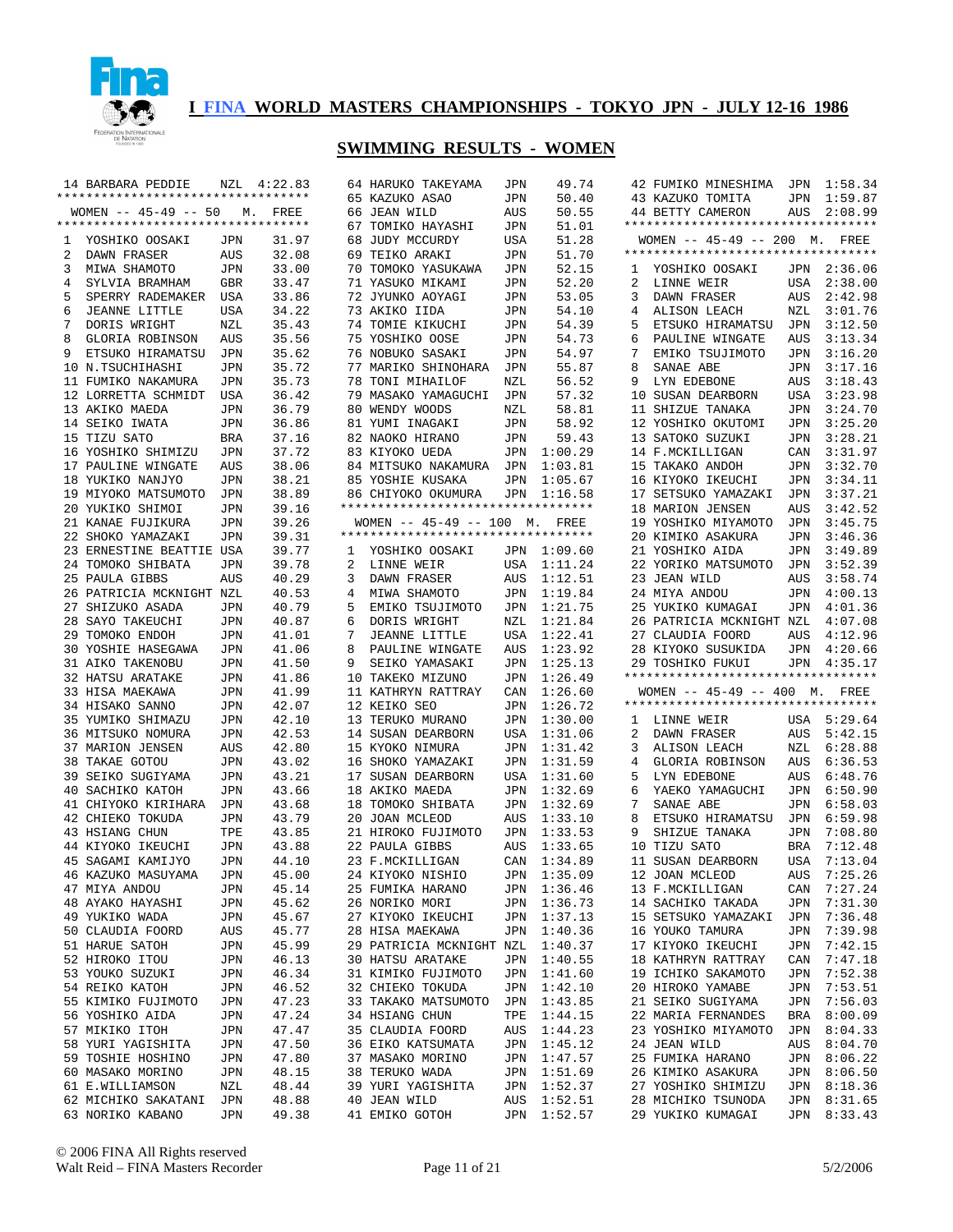# I FINA WORLD MASTERS CHAMPIONSHIPS - TOKYO JPN - JULY 12-16 1986

## SWIMMING RESULTS - WOMEN

| | | | |
|---|---|---|---|
| 14 | BARBARA PEDDIE | NZL | 4:22.83 |

### WOMEN -- 45-49 -- 50 M. FREE

| Place | Name | Country | Time |
|---|---|---|---|
| 1 | YOSHIKO OOSAKI | JPN | 31.97 |
| 2 | DAWN FRASER | AUS | 32.08 |
| 3 | MIWA SHAMOTO | JPN | 33.00 |
| 4 | SYLVIA BRAMHAM | GBR | 33.47 |
| 5 | SPERRY RADEMAKER | USA | 33.86 |
| 6 | JEANNE LITTLE | USA | 34.22 |
| 7 | DORIS WRIGHT | NZL | 35.43 |
| 8 | GLORIA ROBINSON | AUS | 35.56 |
| 9 | ETSUKO HIRAMATSU | JPN | 35.62 |
| 10 | N.TSUCHIHASHI | JPN | 35.72 |
| 11 | FUMIKO NAKAMURA | JPN | 35.73 |
| 12 | LORRETTA SCHMIDT | USA | 36.42 |
| 13 | AKIKO MAEDA | JPN | 36.79 |
| 14 | SEIKO IWATA | JPN | 36.86 |
| 15 | TIZU SATO | BRA | 37.16 |
| 16 | YOSHIKO SHIMIZU | JPN | 37.72 |
| 17 | PAULINE WINGATE | AUS | 38.06 |
| 18 | YUKIKO NANJYO | JPN | 38.21 |
| 19 | MIYOKO MATSUMOTO | JPN | 38.89 |
| 20 | YUKIKO SHIMOI | JPN | 39.16 |
| 21 | KANAE FUJIKURA | JPN | 39.26 |
| 22 | SHOKO YAMAZAKI | JPN | 39.31 |
| 23 | ERNESTINE BEATTIE | USA | 39.77 |
| 24 | TOMOKO SHIBATA | JPN | 39.78 |
| 25 | PAULA GIBBS | AUS | 40.29 |
| 26 | PATRICIA MCKNIGHT | NZL | 40.53 |
| 27 | SHIZUKO ASADA | JPN | 40.79 |
| 28 | SAYO TAKEUCHI | JPN | 40.87 |
| 29 | TOMOKO ENDOH | JPN | 41.01 |
| 30 | YOSHIE HASEGAWA | JPN | 41.06 |
| 31 | AIKO TAKENOBU | JPN | 41.50 |
| 32 | HATSU ARATAKE | JPN | 41.86 |
| 33 | HISA MAEKAWA | JPN | 41.99 |
| 34 | HISAKO SANNO | JPN | 42.07 |
| 35 | YUMIKO SHIMAZU | JPN | 42.10 |
| 36 | MITSUKO NOMURA | JPN | 42.53 |
| 37 | MARION JENSEN | AUS | 42.80 |
| 38 | TAKAE GOTOU | JPN | 43.02 |
| 39 | SEIKO SUGIYAMA | JPN | 43.21 |
| 40 | SACHIKO KATOH | JPN | 43.66 |
| 41 | CHIYOKO KIRIHARA | JPN | 43.68 |
| 42 | CHIEKO TOKUDA | JPN | 43.79 |
| 43 | HSIANG CHUN | TPE | 43.85 |
| 44 | KIYOKO IKEUCHI | JPN | 43.88 |
| 45 | SAGAMI KAMIJYO | JPN | 44.10 |
| 46 | KAZUKO MASUYAMA | JPN | 45.00 |
| 47 | MIYA ANDOU | JPN | 45.14 |
| 48 | AYAKO HAYASHI | JPN | 45.62 |
| 49 | YUKIKO WADA | JPN | 45.67 |
| 50 | CLAUDIA FOORD | AUS | 45.77 |
| 51 | HARUE SATOH | JPN | 45.99 |
| 52 | HIROKO ITOU | JPN | 46.13 |
| 53 | YOUKO SUZUKI | JPN | 46.34 |
| 54 | REIKO KATOH | JPN | 46.52 |
| 55 | KIMIKO FUJIMOTO | JPN | 47.23 |
| 56 | YOSHIKO AIDA | JPN | 47.24 |
| 57 | MIKIKO ITOH | JPN | 47.47 |
| 58 | YURI YAGISHITA | JPN | 47.50 |
| 59 | TOSHIE HOSHINO | JPN | 47.80 |
| 60 | MASAKO MORINO | JPN | 48.15 |
| 61 | E.WILLIAMSON | NZL | 48.44 |
| 62 | MICHIKO SAKATANI | JPN | 48.88 |
| 63 | NORIKO KABANO | JPN | 49.38 |
| 64 | HARUKO TAKEYAMA | JPN | 49.74 |
| 65 | KAZUKO ASAO | JPN | 50.40 |
| 66 | JEAN WILD | AUS | 50.55 |
| 67 | TOMIKO HAYASHI | JPN | 51.01 |
| 68 | JUDY MCCURDY | USA | 51.28 |
| 69 | TEIKO ARAKI | JPN | 51.70 |
| 70 | TOMOKO YASUKAWA | JPN | 52.15 |
| 71 | YASUKO MIKAMI | JPN | 52.20 |
| 72 | JYUNKO AOYAGI | JPN | 53.05 |
| 73 | AKIKO IIDA | JPN | 54.10 |
| 74 | TOMIE KIKUCHI | JPN | 54.39 |
| 75 | YOSHIKO OOSE | JPN | 54.73 |
| 76 | NOBUKO SASAKI | JPN | 54.97 |
| 77 | MARIKO SHINOHARA | JPN | 55.87 |
| 78 | TONI MIHAILOF | NZL | 56.52 |
| 79 | MASAKO YAMAGUCHI | JPN | 57.32 |
| 80 | WENDY WOODS | NZL | 58.81 |
| 81 | YUMI INAGAKI | JPN | 58.92 |
| 82 | NAOKO HIRANO | JPN | 59.43 |
| 83 | KIYOKO UEDA | JPN | 1:00.29 |
| 84 | MITSUKO NAKAMURA | JPN | 1:03.81 |
| 85 | YOSHIE KUSAKA | JPN | 1:05.67 |
| 86 | CHIYOKO OKUMURA | JPN | 1:16.58 |

### WOMEN -- 45-49 -- 100 M. FREE

| Place | Name | Country | Time |
|---|---|---|---|
| 1 | YOSHIKO OOSAKI | JPN | 1:09.60 |
| 2 | LINNE WEIR | USA | 1:11.24 |
| 3 | DAWN FRASER | AUS | 1:12.51 |
| 4 | MIWA SHAMOTO | JPN | 1:19.84 |
| 5 | EMIKO TSUJIMOTO | JPN | 1:21.75 |
| 6 | DORIS WRIGHT | NZL | 1:21.84 |
| 7 | JEANNE LITTLE | USA | 1:22.41 |
| 8 | PAULINE WINGATE | AUS | 1:23.92 |
| 9 | SEIKO YAMASAKI | JPN | 1:25.13 |
| 10 | TAKEKO MIZUNO | JPN | 1:26.49 |
| 11 | KATHRYN RATTRAY | CAN | 1:26.60 |
| 12 | KEIKO SEO | JPN | 1:26.72 |
| 13 | TERUKO MURANO | JPN | 1:30.00 |
| 14 | SUSAN DEARBORN | USA | 1:31.06 |
| 15 | KYOKO NIMURA | JPN | 1:31.42 |
| 16 | SHOKO YAMAZAKI | JPN | 1:31.59 |
| 17 | SUSAN DEARBORN | USA | 1:31.60 |
| 18 | AKIKO MAEDA | JPN | 1:32.69 |
| 18 | TOMOKO SHIBATA | JPN | 1:32.69 |
| 20 | JOAN MCLEOD | AUS | 1:33.10 |
| 21 | HIROKO FUJIMOTO | JPN | 1:33.53 |
| 22 | PAULA GIBBS | AUS | 1:33.65 |
| 23 | F.MCKILLIGAN | CAN | 1:34.89 |
| 24 | KIYOKO NISHIO | JPN | 1:35.09 |
| 25 | FUMIKA HARANO | JPN | 1:36.46 |
| 26 | NORIKO MORI | JPN | 1:36.73 |
| 27 | KIYOKO IKEUCHI | JPN | 1:37.13 |
| 28 | HISA MAEKAWA | JPN | 1:40.36 |
| 29 | PATRICIA MCKNIGHT | NZL | 1:40.37 |
| 30 | HATSU ARATAKE | JPN | 1:40.55 |
| 31 | KIMIKO FUJIMOTO | JPN | 1:41.60 |
| 32 | CHIEKO TOKUDA | JPN | 1:42.10 |
| 33 | TAKAKO MATSUMOTO | JPN | 1:43.85 |
| 34 | HSIANG CHUN | TPE | 1:44.15 |
| 35 | CLAUDIA FOORD | AUS | 1:44.23 |
| 36 | EIKO KATSUMATA | JPN | 1:45.12 |
| 37 | MASAKO MORINO | JPN | 1:47.57 |
| 38 | TERUKO WADA | JPN | 1:51.69 |
| 39 | YURI YAGISHITA | JPN | 1:52.37 |
| 40 | JEAN WILD | AUS | 1:52.51 |
| 41 | EMIKO GOTOH | JPN | 1:52.57 |
| 42 | FUMIKO MINESHIMA | JPN | 1:58.34 |
| 43 | KAZUKO TOMITA | JPN | 1:59.87 |
| 44 | BETTY CAMERON | AUS | 2:08.99 |

### WOMEN -- 45-49 -- 200 M. FREE

| Place | Name | Country | Time |
|---|---|---|---|
| 1 | YOSHIKO OOSAKI | JPN | 2:36.06 |
| 2 | LINNE WEIR | USA | 2:38.00 |
| 3 | DAWN FRASER | AUS | 2:42.98 |
| 4 | ALISON LEACH | NZL | 3:01.76 |
| 5 | ETSUKO HIRAMATSU | JPN | 3:12.50 |
| 6 | PAULINE WINGATE | AUS | 3:13.34 |
| 7 | EMIKO TSUJIMOTO | JPN | 3:16.20 |
| 8 | SANAE ABE | JPN | 3:17.16 |
| 9 | LYN EDEBONE | AUS | 3:18.43 |
| 10 | SUSAN DEARBORN | USA | 3:23.98 |
| 11 | SHIZUE TANAKA | JPN | 3:24.70 |
| 12 | YOSHIKO OKUTOMI | JPN | 3:25.20 |
| 13 | SATOKO SUZUKI | JPN | 3:28.21 |
| 14 | F.MCKILLIGAN | CAN | 3:31.97 |
| 15 | TAKAKO ANDOH | JPN | 3:32.70 |
| 16 | KIYOKO IKEUCHI | JPN | 3:34.11 |
| 17 | SETSUKO YAMAZAKI | JPN | 3:37.21 |
| 18 | MARION JENSEN | AUS | 3:42.52 |
| 19 | YOSHIKO MIYAMOTO | JPN | 3:45.75 |
| 20 | KIMIKO ASAKURA | JPN | 3:46.36 |
| 21 | YOSHIKO AIDA | JPN | 3:49.89 |
| 22 | YORIKO MATSUMOTO | JPN | 3:52.39 |
| 23 | JEAN WILD | AUS | 3:58.74 |
| 24 | MIYA ANDOU | JPN | 4:00.13 |
| 25 | YUKIKO KUMAGAI | JPN | 4:01.36 |
| 26 | PATRICIA MCKNIGHT | NZL | 4:07.08 |
| 27 | CLAUDIA FOORD | AUS | 4:12.96 |
| 28 | KIYOKO SUSUKIDA | JPN | 4:20.66 |
| 29 | TOSHIKO FUKUI | JPN | 4:35.17 |

### WOMEN -- 45-49 -- 400 M. FREE

| Place | Name | Country | Time |
|---|---|---|---|
| 1 | LINNE WEIR | USA | 5:29.64 |
| 2 | DAWN FRASER | AUS | 5:42.15 |
| 3 | ALISON LEACH | NZL | 6:28.88 |
| 4 | GLORIA ROBINSON | AUS | 6:36.53 |
| 5 | LYN EDEBONE | AUS | 6:48.76 |
| 6 | YAEKO YAMAGUCHI | JPN | 6:50.90 |
| 7 | SANAE ABE | JPN | 6:58.03 |
| 8 | ETSUKO HIRAMATSU | JPN | 6:59.98 |
| 9 | SHIZUE TANAKA | JPN | 7:08.80 |
| 10 | TIZU SATO | BRA | 7:12.48 |
| 11 | SUSAN DEARBORN | USA | 7:13.04 |
| 12 | JOAN MCLEOD | AUS | 7:25.26 |
| 13 | F.MCKILLIGAN | CAN | 7:27.24 |
| 14 | SACHIKO TAKADA | JPN | 7:31.30 |
| 15 | SETSUKO YAMAZAKI | JPN | 7:36.48 |
| 16 | YOUKO TAMURA | JPN | 7:39.98 |
| 17 | KIYOKO IKEUCHI | JPN | 7:42.15 |
| 18 | KATHRYN RATTRAY | CAN | 7:47.18 |
| 19 | ICHIKO SAKAMOTO | JPN | 7:52.38 |
| 20 | HIROKO YAMABE | JPN | 7:53.51 |
| 21 | SEIKO SUGIYAMA | JPN | 7:56.03 |
| 22 | MARIA FERNANDES | BRA | 8:00.09 |
| 23 | YOSHIKO MIYAMOTO | JPN | 8:04.33 |
| 24 | JEAN WILD | AUS | 8:04.70 |
| 25 | FUMIKA HARANO | JPN | 8:06.22 |
| 26 | KIMIKO ASAKURA | JPN | 8:06.50 |
| 27 | YOSHIKO SHIMIZU | JPN | 8:18.36 |
| 28 | MICHIKO TSUNODA | JPN | 8:31.65 |
| 29 | YUKIKO KUMAGAI | JPN | 8:33.43 |

© 2006 FINA All Rights reserved
Walt Reid – FINA Masters Recorder 5/2/2006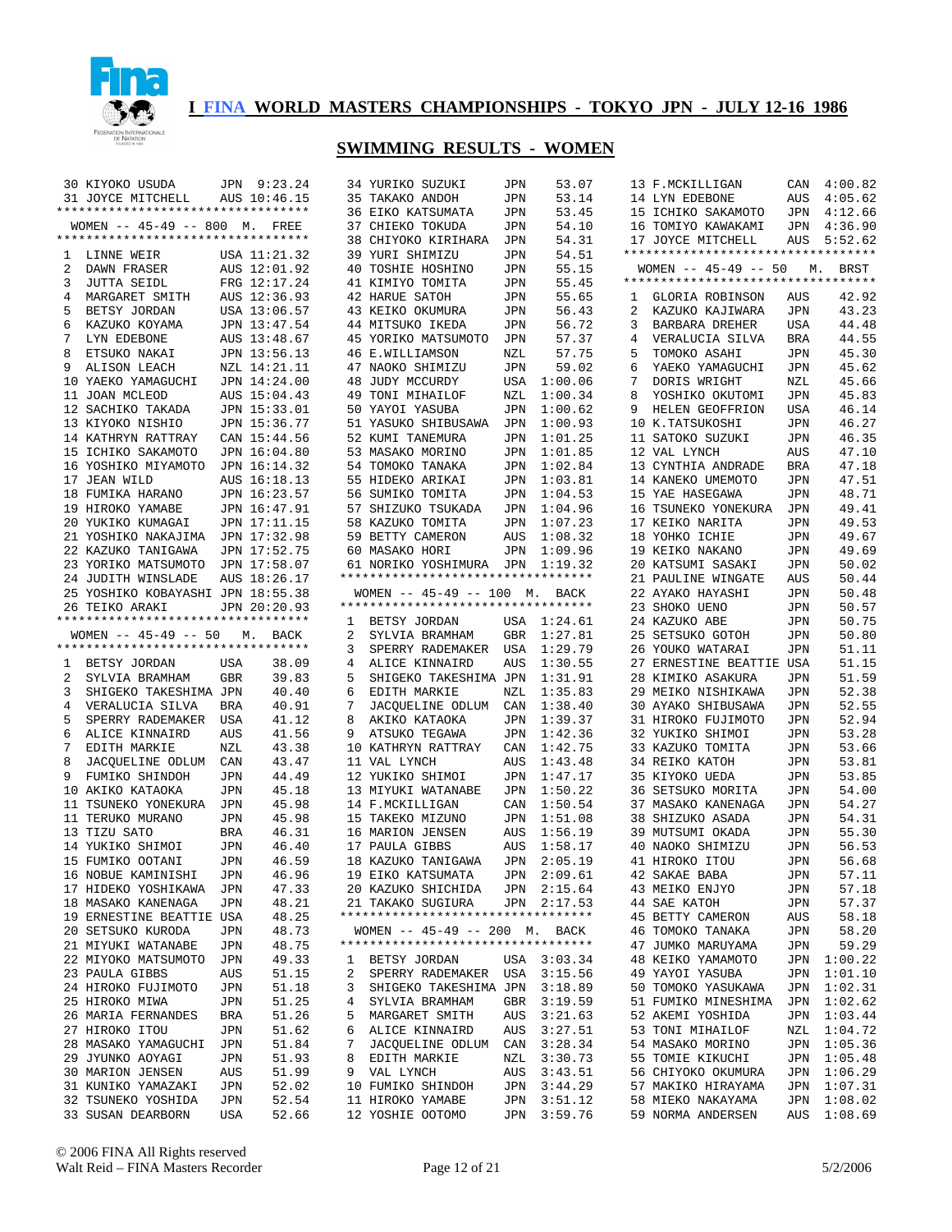# I FINA WORLD MASTERS CHAMPIONSHIPS - TOKYO JPN - JULY 12-16 1986

## SWIMMING RESULTS - WOMEN

| Place | Name | Country | Time |
|---|---|---|---|
| 30 | KIYOKO USUDA | JPN | 9:23.24 |
| 31 | JOYCE MITCHELL | AUS | 10:46.15 |

### WOMEN -- 45-49 -- 800 M. FREE

| Place | Name | Country | Time |
|---|---|---|---|
| 1 | LINNE WEIR | USA | 11:21.32 |
| 2 | DAWN FRASER | AUS | 12:01.92 |
| 3 | JUTTA SEIDL | FRG | 12:17.24 |
| 4 | MARGARET SMITH | AUS | 12:36.93 |
| 5 | BETSY JORDAN | USA | 13:06.57 |
| 6 | KAZUKO KOYAMA | JPN | 13:47.54 |
| 7 | LYN EDEBONE | AUS | 13:48.67 |
| 8 | ETSUKO NAKAI | JPN | 13:56.13 |
| 9 | ALISON LEACH | NZL | 14:21.11 |
| 10 | YAEKO YAMAGUCHI | JPN | 14:24.00 |
| 11 | JOAN MCLEOD | AUS | 15:04.43 |
| 12 | SACHIKO TAKADA | JPN | 15:33.01 |
| 13 | KIYOKO NISHIO | JPN | 15:36.77 |
| 14 | KATHRYN RATTRAY | CAN | 15:44.56 |
| 15 | ICHIKO SAKAMOTO | JPN | 16:04.80 |
| 16 | YOSHIKO MIYAMOTO | JPN | 16:14.32 |
| 17 | JEAN WILD | AUS | 16:18.13 |
| 18 | FUMIKA HARANO | JPN | 16:23.57 |
| 19 | HIROKO YAMABE | JPN | 16:47.91 |
| 20 | YUKIKO KUMAGAI | JPN | 17:11.15 |
| 21 | YOSHIKO NAKAJIMA | JPN | 17:32.98 |
| 22 | KAZUKO TANIGAWA | JPN | 17:52.75 |
| 23 | YORIKO MATSUMOTO | JPN | 17:58.07 |
| 24 | JUDITH WINSLADE | AUS | 18:26.17 |
| 25 | YOSHIKO KOBAYASHI | JPN | 18:55.38 |
| 26 | TEIKO ARAKI | JPN | 20:20.93 |

### WOMEN -- 45-49 -- 50 M. BACK

| Place | Name | Country | Time |
|---|---|---|---|
| 1 | BETSY JORDAN | USA | 38.09 |
| 2 | SYLVIA BRAMHAM | GBR | 39.83 |
| 3 | SHIGEKO TAKESHIMA | JPN | 40.40 |
| 4 | VERALUCIA SILVA | BRA | 40.91 |
| 5 | SPERRY RADEMAKER | USA | 41.12 |
| 6 | ALICE KINNAIRD | AUS | 41.56 |
| 7 | EDITH MARKIE | NZL | 43.38 |
| 8 | JACQUELINE ODLUM | CAN | 43.47 |
| 9 | FUMIKO SHINDOH | JPN | 44.49 |
| 10 | AKIKO KATAOKA | JPN | 45.18 |
| 11 | TSUNEKO YONEKURA | JPN | 45.98 |
| 11 | TERUKO MURANO | JPN | 45.98 |
| 13 | TIZU SATO | BRA | 46.31 |
| 14 | YUKIKO SHIMOI | JPN | 46.40 |
| 15 | FUMIKO OOTANI | JPN | 46.59 |
| 16 | NOBUE KAMINISHI | JPN | 46.96 |
| 17 | HIDEKO YOSHIKAWA | JPN | 47.33 |
| 18 | MASAKO KANENAGA | JPN | 48.21 |
| 19 | ERNESTINE BEATTIE | USA | 48.25 |
| 20 | SETSUKO KURODA | JPN | 48.73 |
| 21 | MIYUKI WATANABE | JPN | 48.75 |
| 22 | MIYOKO MATSUMOTO | JPN | 49.33 |
| 23 | PAULA GIBBS | AUS | 51.15 |
| 24 | HIROKO FUJIMOTO | JPN | 51.18 |
| 25 | HIROKO MIWA | JPN | 51.25 |
| 26 | MARIA FERNANDES | BRA | 51.26 |
| 27 | HIROKO ITOU | JPN | 51.62 |
| 28 | MASAKO YAMAGUCHI | JPN | 51.84 |
| 29 | JYUNKO AOYAGI | JPN | 51.93 |
| 30 | MARION JENSEN | AUS | 51.99 |
| 31 | KUNIKO YAMAZAKI | JPN | 52.02 |
| 32 | TSUNEKO YOSHIDA | JPN | 52.54 |
| 33 | SUSAN DEARBORN | USA | 52.66 |
| 34 | YURIKO SUZUKI | JPN | 53.07 |
| 35 | TAKAKO ANDOH | JPN | 53.14 |
| 36 | EIKO KATSUMATA | JPN | 53.45 |
| 37 | CHIEKO TOKUDA | JPN | 54.10 |
| 38 | CHIYOKO KIRIHARA | JPN | 54.31 |
| 39 | YURI SHIMIZU | JPN | 54.51 |
| 40 | TOSHIE HOSHINO | JPN | 55.15 |
| 41 | KIMIYO TOMITA | JPN | 55.45 |
| 42 | HARUE SATOH | JPN | 55.65 |
| 43 | KEIKO OKUMURA | JPN | 56.43 |
| 44 | MITSUKO IKEDA | JPN | 56.72 |
| 45 | YORIKO MATSUMOTO | JPN | 57.37 |
| 46 | E.WILLIAMSON | NZL | 57.75 |
| 47 | NAOKO SHIMIZU | JPN | 59.02 |
| 48 | JUDY MCCURDY | USA | 1:00.06 |
| 49 | TONI MIHAILOF | NZL | 1:00.34 |
| 50 | YAYOI YASUBA | JPN | 1:00.62 |
| 51 | YASUKO SHIBUSAWA | JPN | 1:00.93 |
| 52 | KUMI TANEMURA | JPN | 1:01.25 |
| 53 | MASAKO MORINO | JPN | 1:01.85 |
| 54 | TOMOKO TANAKA | JPN | 1:02.84 |
| 55 | HIDEKO ARIKAI | JPN | 1:03.81 |
| 56 | SUMIKO TOMITA | JPN | 1:04.53 |
| 57 | SHIZUKO TSUKADA | JPN | 1:04.96 |
| 58 | KAZUKO TOMITA | JPN | 1:07.23 |
| 59 | BETTY CAMERON | AUS | 1:08.32 |
| 60 | MASAKO HORI | JPN | 1:09.96 |
| 61 | NORIKO YOSHIMURA | JPN | 1:19.32 |

### WOMEN -- 45-49 -- 100 M. BACK

| Place | Name | Country | Time |
|---|---|---|---|
| 1 | BETSY JORDAN | USA | 1:24.61 |
| 2 | SYLVIA BRAMHAM | GBR | 1:27.81 |
| 3 | SPERRY RADEMAKER | USA | 1:29.79 |
| 4 | ALICE KINNAIRD | AUS | 1:30.55 |
| 5 | SHIGEKO TAKESHIMA | JPN | 1:31.91 |
| 6 | EDITH MARKIE | NZL | 1:35.83 |
| 7 | JACQUELINE ODLUM | CAN | 1:38.40 |
| 8 | AKIKO KATAOKA | JPN | 1:39.37 |
| 9 | ATSUKO TEGAWA | JPN | 1:42.36 |
| 10 | KATHRYN RATTRAY | CAN | 1:42.75 |
| 11 | VAL LYNCH | AUS | 1:43.48 |
| 12 | YUKIKO SHIMOI | JPN | 1:47.17 |
| 13 | MIYUKI WATANABE | JPN | 1:50.22 |
| 14 | F.MCKILLIGAN | CAN | 1:50.54 |
| 15 | TAKEKO MIZUNO | JPN | 1:51.08 |
| 16 | MARION JENSEN | AUS | 1:56.19 |
| 17 | PAULA GIBBS | AUS | 1:58.17 |
| 18 | KAZUKO TANIGAWA | JPN | 2:05.19 |
| 19 | EIKO KATSUMATA | JPN | 2:09.61 |
| 20 | KAZUKO SHICHIDA | JPN | 2:15.64 |
| 21 | TAKAKO SUGIURA | JPN | 2:17.53 |

### WOMEN -- 45-49 -- 200 M. BACK

| Place | Name | Country | Time |
|---|---|---|---|
| 1 | BETSY JORDAN | USA | 3:03.34 |
| 2 | SPERRY RADEMAKER | USA | 3:15.56 |
| 3 | SHIGEKO TAKESHIMA | JPN | 3:18.89 |
| 4 | SYLVIA BRAMHAM | GBR | 3:19.59 |
| 5 | MARGARET SMITH | AUS | 3:21.63 |
| 6 | ALICE KINNAIRD | AUS | 3:27.51 |
| 7 | JACQUELINE ODLUM | CAN | 3:28.34 |
| 8 | EDITH MARKIE | NZL | 3:30.73 |
| 9 | VAL LYNCH | AUS | 3:43.51 |
| 10 | FUMIKO SHINDOH | JPN | 3:44.29 |
| 11 | HIROKO YAMABE | JPN | 3:51.12 |
| 12 | YOSHIE OOTOMO | JPN | 3:59.76 |
| 13 | F.MCKILLIGAN | CAN | 4:00.82 |
| 14 | LYN EDEBONE | AUS | 4:05.62 |
| 15 | ICHIKO SAKAMOTO | JPN | 4:12.66 |
| 16 | TOMIYO KAWAKAMI | JPN | 4:36.90 |
| 17 | JOYCE MITCHELL | AUS | 5:52.62 |

### WOMEN -- 45-49 -- 50 M. BRST

| Place | Name | Country | Time |
|---|---|---|---|
| 1 | GLORIA ROBINSON | AUS | 42.92 |
| 2 | KAZUKO KAJIWARA | JPN | 43.23 |
| 3 | BARBARA DREHER | USA | 44.48 |
| 4 | VERALUCIA SILVA | BRA | 44.55 |
| 5 | TOMOKO ASAHI | JPN | 45.30 |
| 6 | YAEKO YAMAGUCHI | JPN | 45.62 |
| 7 | DORIS WRIGHT | NZL | 45.66 |
| 8 | YOSHIKO OKUTOMI | JPN | 45.83 |
| 9 | HELEN GEOFFRION | USA | 46.14 |
| 10 | K.TATSUKOSHI | JPN | 46.27 |
| 11 | SATOKO SUZUKI | JPN | 46.35 |
| 12 | VAL LYNCH | AUS | 47.10 |
| 13 | CYNTHIA ANDRADE | BRA | 47.18 |
| 14 | KANEKO UMEMOTO | JPN | 47.51 |
| 15 | YAE HASEGAWA | JPN | 48.71 |
| 16 | TSUNEKO YONEKURA | JPN | 49.41 |
| 17 | KEIKO NARITA | JPN | 49.53 |
| 18 | YOHKO ICHIE | JPN | 49.67 |
| 19 | KEIKO NAKANO | JPN | 49.69 |
| 20 | KATSUMI SASAKI | JPN | 50.02 |
| 21 | PAULINE WINGATE | AUS | 50.44 |
| 22 | AYAKO HAYASHI | JPN | 50.48 |
| 23 | SHOKO UENO | JPN | 50.57 |
| 24 | KAZUKO ABE | JPN | 50.75 |
| 25 | SETSUKO GOTOH | JPN | 50.80 |
| 26 | YOUKO WATARAI | JPN | 51.11 |
| 27 | ERNESTINE BEATTIE | USA | 51.15 |
| 28 | KIMIKO ASAKURA | JPN | 51.59 |
| 29 | MEIKO NISHIKAWA | JPN | 52.38 |
| 30 | AYAKO SHIBUSAWA | JPN | 52.55 |
| 31 | HIROKO FUJIMOTO | JPN | 52.94 |
| 32 | YUKIKO SHIMOI | JPN | 53.28 |
| 33 | KAZUKO TOMITA | JPN | 53.66 |
| 34 | REIKO KATOH | JPN | 53.81 |
| 35 | KIYOKO UEDA | JPN | 53.85 |
| 36 | SETSUKO MORITA | JPN | 54.00 |
| 37 | MASAKO KANENAGA | JPN | 54.27 |
| 38 | SHIZUKO ASADA | JPN | 54.31 |
| 39 | MUTSUMI OKADA | JPN | 55.30 |
| 40 | NAOKO SHIMIZU | JPN | 56.53 |
| 41 | HIROKO ITOU | JPN | 56.68 |
| 42 | SAKAE BABA | JPN | 57.11 |
| 43 | MEIKO ENJYO | JPN | 57.18 |
| 44 | SAE KATOH | JPN | 57.37 |
| 45 | BETTY CAMERON | AUS | 58.18 |
| 46 | TOMOKO TANAKA | JPN | 58.20 |
| 47 | JUMKO MARUYAMA | JPN | 59.29 |
| 48 | KEIKO YAMAMOTO | JPN | 1:00.22 |
| 49 | YAYOI YASUBA | JPN | 1:01.10 |
| 50 | TOMOKO YASUKAWA | JPN | 1:02.31 |
| 51 | FUMIKO MINESHIMA | JPN | 1:02.62 |
| 52 | AKEMI YOSHIDA | JPN | 1:03.44 |
| 53 | TONI MIHAILOF | NZL | 1:04.72 |
| 54 | MASAKO MORINO | JPN | 1:05.36 |
| 55 | TOMIE KIKUCHI | JPN | 1:05.48 |
| 56 | CHIYOKO OKUMURA | JPN | 1:06.29 |
| 57 | MAKIKO HIRAYAMA | JPN | 1:07.31 |
| 58 | MIEKO NAKAYAMA | JPN | 1:08.02 |
| 59 | NORMA ANDERSEN | AUS | 1:08.69 |

© 2006 FINA All Rights reserved
Walt Reid – FINA Masters Recorder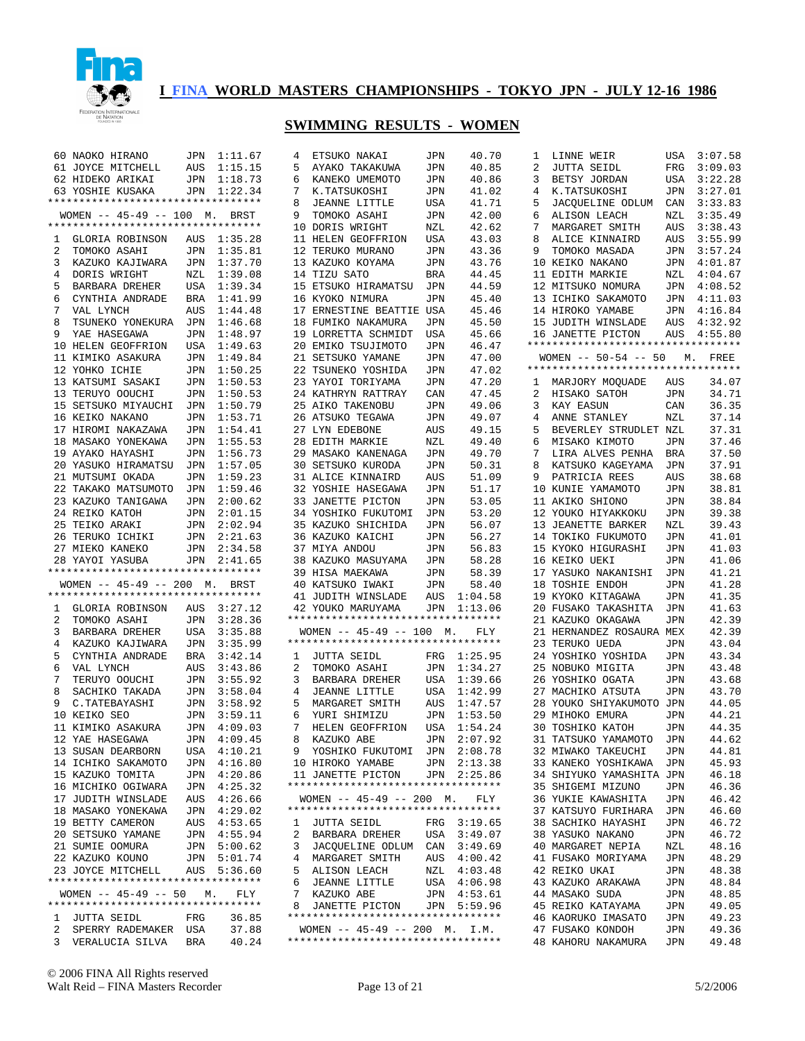# I FINA WORLD MASTERS CHAMPIONSHIPS - TOKYO JPN - JULY 12-16 1986

## SWIMMING RESULTS - WOMEN

| | | | |
|---|---|---|---|
| 60 | NAOKO HIRANO | JPN | 1:11.67 |
| 61 | JOYCE MITCHELL | AUS | 1:15.15 |
| 62 | HIDEKO ARIKAI | JPN | 1:18.73 |
| 63 | YOSHIE KUSAKA | JPN | 1:22.34 |

### WOMEN -- 45-49 -- 100 M. BRST

| | | | |
|---|---|---|---|
| 1 | GLORIA ROBINSON | AUS | 1:35.28 |
| 2 | TOMOKO ASAHI | JPN | 1:35.81 |
| 3 | KAZUKO KAJIWARA | JPN | 1:37.70 |
| 4 | DORIS WRIGHT | NZL | 1:39.08 |
| 5 | BARBARA DREHER | USA | 1:39.34 |
| 6 | CYNTHIA ANDRADE | BRA | 1:41.99 |
| 7 | VAL LYNCH | AUS | 1:44.48 |
| 8 | TSUNEKO YONEKURA | JPN | 1:46.68 |
| 9 | YAE HASEGAWA | JPN | 1:48.97 |
| 10 | HELEN GEOFFRION | USA | 1:49.63 |
| 11 | KIMIKO ASAKURA | JPN | 1:49.84 |
| 12 | YOHKO ICHIE | JPN | 1:50.25 |
| 13 | KATSUMI SASAKI | JPN | 1:50.53 |
| 13 | TERUYO OOUCHI | JPN | 1:50.53 |
| 15 | SETSUKO MIYAUCHI | JPN | 1:50.79 |
| 16 | KEIKO NAKANO | JPN | 1:53.71 |
| 17 | HIROMI NAKAZAWA | JPN | 1:54.41 |
| 18 | MASAKO YONEKAWA | JPN | 1:55.53 |
| 19 | AYAKO HAYASHI | JPN | 1:56.73 |
| 20 | YASUKO HIRAMATSU | JPN | 1:57.05 |
| 21 | MUTSUMI OKADA | JPN | 1:59.23 |
| 22 | TAKAKO MATSUMOTO | JPN | 1:59.46 |
| 23 | KAZUKO TANIGAWA | JPN | 2:00.62 |
| 24 | REIKO KATOH | JPN | 2:01.15 |
| 25 | TEIKO ARAKI | JPN | 2:02.94 |
| 26 | TERUKO ICHIKI | JPN | 2:21.63 |
| 27 | MIEKO KANEKO | JPN | 2:34.58 |
| 28 | YAYOI YASUBA | JPN | 2:41.65 |

### WOMEN -- 45-49 -- 200 M. BRST

| | | | |
|---|---|---|---|
| 1 | GLORIA ROBINSON | AUS | 3:27.12 |
| 2 | TOMOKO ASAHI | JPN | 3:28.36 |
| 3 | BARBARA DREHER | USA | 3:35.88 |
| 4 | KAZUKO KAJIWARA | JPN | 3:35.99 |
| 5 | CYNTHIA ANDRADE | BRA | 3:42.14 |
| 6 | VAL LYNCH | AUS | 3:43.86 |
| 7 | TERUYO OOUCHI | JPN | 3:55.92 |
| 8 | SACHIKO TAKADA | JPN | 3:58.04 |
| 9 | C.TATEBAYASHI | JPN | 3:58.92 |
| 10 | KEIKO SEO | JPN | 3:59.11 |
| 11 | KIMIKO ASAKURA | JPN | 4:09.03 |
| 12 | YAE HASEGAWA | JPN | 4:09.45 |
| 13 | SUSAN DEARBORN | USA | 4:10.21 |
| 14 | ICHIKO SAKAMOTO | JPN | 4:16.80 |
| 15 | KAZUKO TOMITA | JPN | 4:20.86 |
| 16 | MICHIKO OGIWARA | JPN | 4:25.32 |
| 17 | JUDITH WINSLADE | AUS | 4:26.66 |
| 18 | MASAKO YONEKAWA | JPN | 4:29.02 |
| 19 | BETTY CAMERON | AUS | 4:53.65 |
| 20 | SETSUKO YAMANE | JPN | 4:55.94 |
| 21 | SUMIE OOMURA | JPN | 5:00.62 |
| 22 | KAZUKO KOUNO | JPN | 5:01.74 |
| 23 | JOYCE MITCHELL | AUS | 5:36.60 |

### WOMEN -- 45-49 -- 50 M. FLY

| | | | |
|---|---|---|---|
| 1 | JUTTA SEIDL | FRG | 36.85 |
| 2 | SPERRY RADEMAKER | USA | 37.88 |
| 3 | VERALUCIA SILVA | BRA | 40.24 |
| 4 | ETSUKO NAKAI | JPN | 40.70 |
| 5 | AYAKO TAKAKUWA | JPN | 40.85 |
| 6 | KANEKO UMEMOTO | JPN | 40.86 |
| 7 | K.TATSUKOSHI | JPN | 41.02 |
| 8 | JEANNE LITTLE | USA | 41.71 |
| 9 | TOMOKO ASAHI | JPN | 42.00 |
| 10 | DORIS WRIGHT | NZL | 42.62 |
| 11 | HELEN GEOFFRION | USA | 43.03 |
| 12 | TERUKO MURANO | JPN | 43.36 |
| 13 | KAZUKO KOYAMA | JPN | 43.76 |
| 14 | TIZU SATO | BRA | 44.45 |
| 15 | ETSUKO HIRAMATSU | JPN | 44.59 |
| 16 | KYOKO NIMURA | JPN | 45.40 |
| 17 | ERNESTINE BEATTIE | USA | 45.46 |
| 18 | FUMIKO NAKAMURA | JPN | 45.50 |
| 19 | LORRETTA SCHMIDT | USA | 45.66 |
| 20 | EMIKO TSUJIMOTO | JPN | 46.47 |
| 21 | SETSUKO YAMANE | JPN | 47.00 |
| 22 | TSUNEKO YOSHIDA | JPN | 47.02 |
| 23 | YAYOI TORIYAMA | JPN | 47.20 |
| 24 | KATHRYN RATTRAY | CAN | 47.45 |
| 25 | AIKO TAKENOBU | JPN | 49.06 |
| 26 | ATSUKO TEGAWA | JPN | 49.07 |
| 27 | LYN EDEBONE | AUS | 49.15 |
| 28 | EDITH MARKIE | NZL | 49.40 |
| 29 | MASAKO KANENAGA | JPN | 49.70 |
| 30 | SETSUKO KURODA | JPN | 50.31 |
| 31 | ALICE KINNAIRD | AUS | 51.09 |
| 32 | YOSHIE HASEGAWA | JPN | 51.17 |
| 33 | JANETTE PICTON | JPN | 53.05 |
| 34 | YOSHIKO FUKUTOMI | JPN | 53.20 |
| 35 | KAZUKO SHICHIDA | JPN | 56.07 |
| 36 | KAZUKO KAICHI | JPN | 56.27 |
| 37 | MIYA ANDOU | JPN | 56.83 |
| 38 | KAZUKO MASUYAMA | JPN | 58.28 |
| 39 | HISA MAEKAWA | JPN | 58.39 |
| 40 | KATSUKO IWAKI | JPN | 58.40 |
| 41 | JUDITH WINSLADE | AUS | 1:04.58 |
| 42 | YOUKO MARUYAMA | JPN | 1:13.06 |

### WOMEN -- 45-49 -- 100 M. FLY

| | | | |
|---|---|---|---|
| 1 | JUTTA SEIDL | FRG | 1:25.95 |
| 2 | TOMOKO ASAHI | JPN | 1:34.27 |
| 3 | BARBARA DREHER | USA | 1:39.66 |
| 4 | JEANNE LITTLE | USA | 1:42.99 |
| 5 | MARGARET SMITH | AUS | 1:47.57 |
| 6 | YURI SHIMIZU | JPN | 1:53.50 |
| 7 | HELEN GEOFFRION | USA | 1:54.24 |
| 8 | KAZUKO ABE | JPN | 2:07.92 |
| 9 | YOSHIKO FUKUTOMI | JPN | 2:08.78 |
| 10 | HIROKO YAMABE | JPN | 2:13.38 |
| 11 | JANETTE PICTON | JPN | 2:25.86 |

### WOMEN -- 45-49 -- 200 M. FLY

| | | | |
|---|---|---|---|
| 1 | JUTTA SEIDL | FRG | 3:19.65 |
| 2 | BARBARA DREHER | USA | 3:49.07 |
| 3 | JACQUELINE ODLUM | CAN | 3:49.69 |
| 4 | MARGARET SMITH | AUS | 4:00.42 |
| 5 | ALISON LEACH | NZL | 4:03.48 |
| 6 | JEANNE LITTLE | USA | 4:06.98 |
| 7 | KAZUKO ABE | JPN | 4:53.61 |
| 8 | JANETTE PICTON | JPN | 5:59.96 |

### WOMEN -- 45-49 -- 200 M. I.M.

| | | | |
|---|---|---|---|
| 1 | LINNE WEIR | USA | 3:07.58 |
| 2 | JUTTA SEIDL | FRG | 3:09.03 |
| 3 | BETSY JORDAN | USA | 3:22.28 |
| 4 | K.TATSUKOSHI | JPN | 3:27.01 |
| 5 | JACQUELINE ODLUM | CAN | 3:33.83 |
| 6 | ALISON LEACH | NZL | 3:35.49 |
| 7 | MARGARET SMITH | AUS | 3:38.43 |
| 8 | ALICE KINNAIRD | AUS | 3:55.99 |
| 9 | TOMOKO MASADA | JPN | 3:57.24 |
| 10 | KEIKO NAKANO | JPN | 4:01.87 |
| 11 | EDITH MARKIE | NZL | 4:04.67 |
| 12 | MITSUKO NOMURA | JPN | 4:08.52 |
| 13 | ICHIKO SAKAMOTO | JPN | 4:11.03 |
| 14 | HIROKO YAMABE | JPN | 4:16.84 |
| 15 | JUDITH WINSLADE | AUS | 4:32.92 |
| 16 | JANETTE PICTON | AUS | 4:55.80 |

### WOMEN -- 50-54 -- 50 M. FREE

| | | | |
|---|---|---|---|
| 1 | MARJORY MOQUADE | AUS | 34.07 |
| 2 | HISAKO SATOH | JPN | 34.71 |
| 3 | KAY EASUN | CAN | 36.35 |
| 4 | ANNE STANLEY | NZL | 37.14 |
| 5 | BEVERLEY STRUDLET | NZL | 37.31 |
| 6 | MISAKO KIMOTO | JPN | 37.46 |
| 7 | LIRA ALVES PENHA | BRA | 37.50 |
| 8 | KATSUKO KAGEYAMA | JPN | 37.91 |
| 9 | PATRICIA REES | AUS | 38.68 |
| 10 | KUNIE YAMAMOTO | JPN | 38.81 |
| 11 | AKIKO SHIONO | JPN | 38.84 |
| 12 | YOUKO HIYAKKOKU | JPN | 39.38 |
| 13 | JEANETTE BARKER | NZL | 39.43 |
| 14 | TOKIKO FUKUMOTO | JPN | 41.01 |
| 15 | KYOKO HIGURASHI | JPN | 41.03 |
| 16 | KEIKO UEKI | JPN | 41.06 |
| 17 | YASUKO NAKANISHI | JPN | 41.21 |
| 18 | TOSHIE ENDOH | JPN | 41.28 |
| 19 | KYOKO KITAGAWA | JPN | 41.35 |
| 20 | FUSAKO TAKASHITA | JPN | 41.63 |
| 21 | KAZUKO OKAGAWA | JPN | 42.39 |
| 21 | HERNANDEZ ROSAURA | MEX | 42.39 |
| 23 | TERUKO UEDA | JPN | 43.04 |
| 24 | YOSHIKO YOSHIDA | JPN | 43.34 |
| 25 | NOBUKO MIGITA | JPN | 43.48 |
| 26 | YOSHIKO OGATA | JPN | 43.68 |
| 27 | MACHIKO ATSUTA | JPN | 43.70 |
| 28 | YOUKO SHIYAKUMOTO | JPN | 44.05 |
| 29 | MIHOKO EMURA | JPN | 44.21 |
| 30 | TOSHIKO KATOH | JPN | 44.35 |
| 31 | TATSUKO YAMAMOTO | JPN | 44.62 |
| 32 | MIWAKO TAKEUCHI | JPN | 44.81 |
| 33 | KANEKO YOSHIKAWA | JPN | 45.93 |
| 34 | SHIYUKO YAMASHITA | JPN | 46.18 |
| 35 | SHIGEMI MIZUNO | JPN | 46.36 |
| 36 | YUKIE KAWASHITA | JPN | 46.42 |
| 37 | KATSUYO FURIHARA | JPN | 46.60 |
| 38 | SACHIKO HAYASHI | JPN | 46.72 |
| 38 | YASUKO NAKANO | JPN | 46.72 |
| 40 | MARGARET NEPIA | NZL | 48.16 |
| 41 | FUSAKO MORIYAMA | JPN | 48.29 |
| 42 | REIKO UKAI | JPN | 48.38 |
| 43 | KAZUKO ARAKAWA | JPN | 48.84 |
| 44 | MASAKO SUDA | JPN | 48.85 |
| 45 | REIKO KATAYAMA | JPN | 49.05 |
| 46 | KAORUKO IMASATO | JPN | 49.23 |
| 47 | FUSAKO KONDOH | JPN | 49.36 |
| 48 | KAHORU NAKAMURA | JPN | 49.48 |

© 2006 FINA All Rights reserved
Walt Reid – FINA Masters Recorder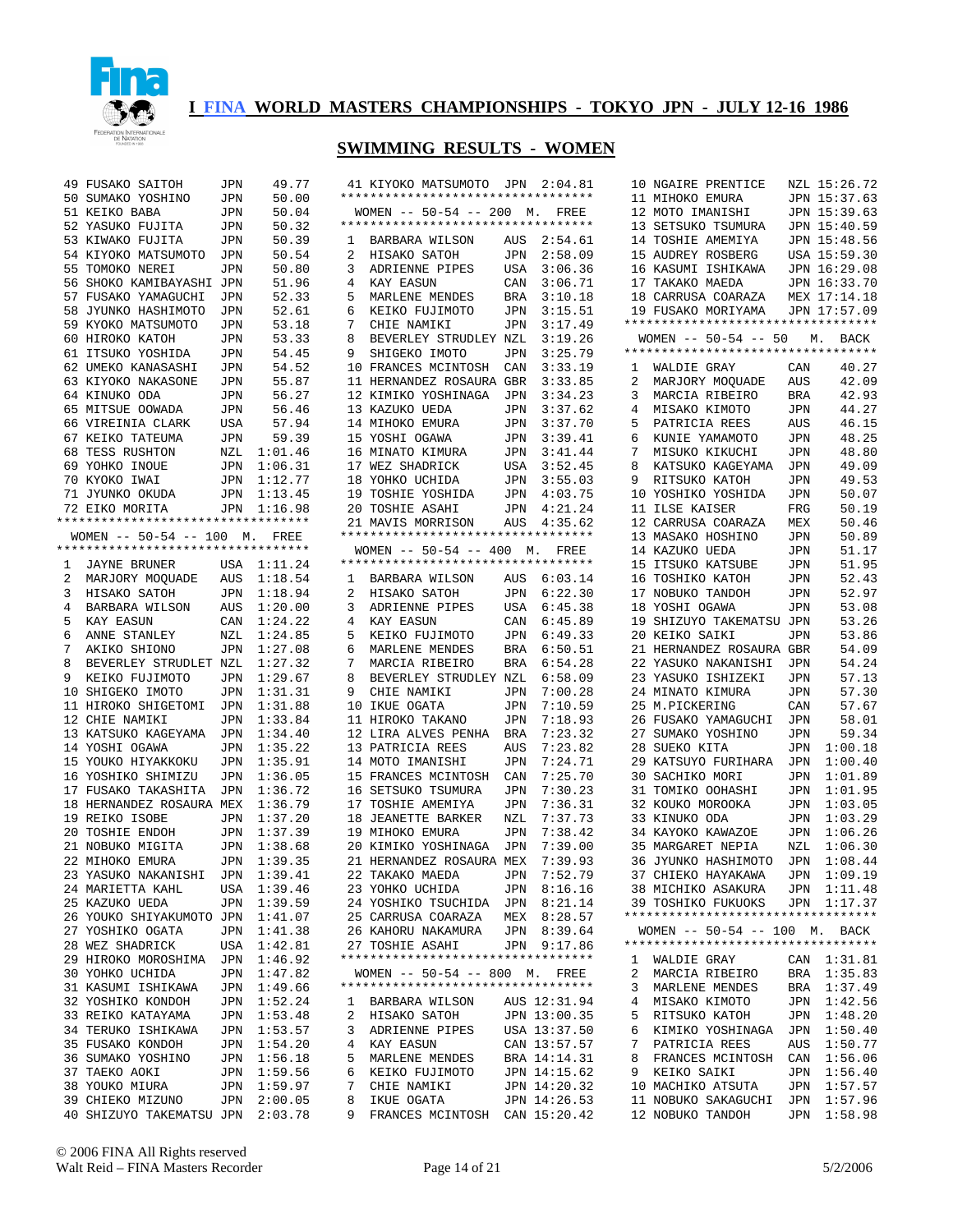# I FINA WORLD MASTERS CHAMPIONSHIPS - TOKYO JPN - JULY 12-16 1986

## SWIMMING RESULTS - WOMEN

| Place | Name | Country | Time |
|---|---|---|---|
| 49 | FUSAKO SAITOH | JPN | 49.77 |
| 50 | SUMAKO YOSHINO | JPN | 50.00 |
| 51 | KEIKO BABA | JPN | 50.04 |
| 52 | YASUKO FUJITA | JPN | 50.32 |
| 53 | KIWAKO FUJITA | JPN | 50.39 |
| 54 | KIYOKO MATSUMOTO | JPN | 50.54 |
| 55 | TOMOKO NEREI | JPN | 50.80 |
| 56 | SHOKO KAMIBAYASHI | JPN | 51.96 |
| 57 | FUSAKO YAMAGUCHI | JPN | 52.33 |
| 58 | JYUNKO HASHIMOTO | JPN | 52.61 |
| 59 | KYOKO MATSUMOTO | JPN | 53.18 |
| 60 | HIROKO KATOH | JPN | 53.33 |
| 61 | ITSUKO YOSHIDA | JPN | 54.45 |
| 62 | UMEKO KANASASHI | JPN | 54.52 |
| 63 | KIYOKO NAKASONE | JPN | 55.87 |
| 64 | KINUKO ODA | JPN | 56.27 |
| 65 | MITSUE OOWADA | JPN | 56.46 |
| 66 | VIREINIA CLARK | USA | 57.94 |
| 67 | KEIKO TATEUMA | JPN | 59.39 |
| 68 | TESS RUSHTON | NZL | 1:01.46 |
| 69 | YOHKO INOUE | JPN | 1:06.31 |
| 70 | KYOKO IWAI | JPN | 1:12.77 |
| 71 | JYUNKO OKUDA | JPN | 1:13.45 |
| 72 | EIKO MORITA | JPN | 1:16.98 |

### WOMEN -- 50-54 -- 100 M. FREE

| Place | Name | Country | Time |
|---|---|---|---|
| 1 | JAYNE BRUNER | USA | 1:11.24 |
| 2 | MARJORY MOQUADE | AUS | 1:18.54 |
| 3 | HISAKO SATOH | JPN | 1:18.94 |
| 4 | BARBARA WILSON | AUS | 1:20.00 |
| 5 | KAY EASUN | CAN | 1:24.22 |
| 6 | ANNE STANLEY | NZL | 1:24.85 |
| 7 | AKIKO SHIONO | JPN | 1:27.08 |
| 8 | BEVERLEY STRUDLET | NZL | 1:27.32 |
| 9 | KEIKO FUJIMOTO | JPN | 1:29.67 |
| 10 | SHIGEKO IMOTO | JPN | 1:31.31 |
| 11 | HIROKO SHIGETOMI | JPN | 1:31.88 |
| 12 | CHIE NAMIKI | JPN | 1:33.84 |
| 13 | KATSUKO KAGEYAMA | JPN | 1:34.40 |
| 14 | YOSHI OGAWA | JPN | 1:35.22 |
| 15 | YOUKO HIYAKKOKU | JPN | 1:35.91 |
| 16 | YOSHIKO SHIMIZU | JPN | 1:36.05 |
| 17 | FUSAKO TAKASHITA | JPN | 1:36.72 |
| 18 | HERNANDEZ ROSAURA | MEX | 1:36.79 |
| 19 | REIKO ISOBE | JPN | 1:37.20 |
| 20 | TOSHIE ENDOH | JPN | 1:37.39 |
| 21 | NOBUKO MIGITA | JPN | 1:38.68 |
| 22 | MIHOKO EMURA | JPN | 1:39.35 |
| 23 | YASUKO NAKANISHI | JPN | 1:39.41 |
| 24 | MARIETTA KAHL | USA | 1:39.46 |
| 25 | KAZUKO UEDA | JPN | 1:39.59 |
| 26 | YOUKO SHIYAKUMOTO | JPN | 1:41.07 |
| 27 | YOSHIKO OGATA | JPN | 1:41.38 |
| 28 | WEZ SHADRICK | USA | 1:42.81 |
| 29 | HIROKO MOROSHIMA | JPN | 1:46.92 |
| 30 | YOHKO UCHIDA | JPN | 1:47.82 |
| 31 | KASUMI ISHIKAWA | JPN | 1:49.66 |
| 32 | YOSHIKO KONDOH | JPN | 1:52.24 |
| 33 | REIKO KATAYAMA | JPN | 1:53.48 |
| 34 | TERUKO ISHIKAWA | JPN | 1:53.57 |
| 35 | FUSAKO KONDOH | JPN | 1:54.20 |
| 36 | SUMAKO YOSHINO | JPN | 1:56.18 |
| 37 | TAEKO AOKI | JPN | 1:59.56 |
| 38 | YOUKO MIURA | JPN | 1:59.97 |
| 39 | CHIEKO MIZUNO | JPN | 2:00.05 |
| 40 | SHIZUYO TAKEMATSU | JPN | 2:03.78 |
| 41 | KIYOKO MATSUMOTO | JPN | 2:04.81 |

### WOMEN -- 50-54 -- 200 M. FREE

| Place | Name | Country | Time |
|---|---|---|---|
| 1 | BARBARA WILSON | AUS | 2:54.61 |
| 2 | HISAKO SATOH | JPN | 2:58.09 |
| 3 | ADRIENNE PIPES | USA | 3:06.36 |
| 4 | KAY EASUN | CAN | 3:06.71 |
| 5 | MARLENE MENDES | BRA | 3:10.18 |
| 6 | KEIKO FUJIMOTO | JPN | 3:15.51 |
| 7 | CHIE NAMIKI | JPN | 3:17.49 |
| 8 | BEVERLEY STRUDLEY | NZL | 3:19.26 |
| 9 | SHIGEKO IMOTO | JPN | 3:25.79 |
| 10 | FRANCES MCINTOSH | CAN | 3:33.19 |
| 11 | HERNANDEZ ROSAURA | GBR | 3:33.85 |
| 12 | KIMIKO YOSHINAGA | JPN | 3:34.23 |
| 13 | KAZUKO UEDA | JPN | 3:37.62 |
| 14 | MIHOKO EMURA | JPN | 3:37.70 |
| 15 | YOSHI OGAWA | JPN | 3:39.41 |
| 16 | MINATO KIMURA | JPN | 3:41.44 |
| 17 | WEZ SHADRICK | USA | 3:52.45 |
| 18 | YOHKO UCHIDA | JPN | 3:55.03 |
| 19 | TOSHIE YOSHIDA | JPN | 4:03.75 |
| 20 | TOSHIE ASAHI | JPN | 4:21.24 |
| 21 | MAVIS MORRISON | AUS | 4:35.62 |

### WOMEN -- 50-54 -- 400 M. FREE

| Place | Name | Country | Time |
|---|---|---|---|
| 1 | BARBARA WILSON | AUS | 6:03.14 |
| 2 | HISAKO SATOH | JPN | 6:22.30 |
| 3 | ADRIENNE PIPES | USA | 6:45.38 |
| 4 | KAY EASUN | CAN | 6:45.89 |
| 5 | KEIKO FUJIMOTO | JPN | 6:49.33 |
| 6 | MARLENE MENDES | BRA | 6:50.51 |
| 7 | MARCIA RIBEIRO | BRA | 6:54.28 |
| 8 | BEVERLEY STRUDLEY | NZL | 6:58.09 |
| 9 | CHIE NAMIKI | JPN | 7:00.28 |
| 10 | IKUE OGATA | JPN | 7:10.59 |
| 11 | HIROKO TAKANO | JPN | 7:18.93 |
| 12 | LIRA ALVES PENHA | BRA | 7:23.32 |
| 13 | PATRICIA REES | AUS | 7:23.82 |
| 14 | MOTO IMANISHI | JPN | 7:24.71 |
| 15 | FRANCES MCINTOSH | CAN | 7:25.70 |
| 16 | SETSUKO TSUMURA | JPN | 7:30.23 |
| 17 | TOSHIE AMEMIYA | JPN | 7:36.31 |
| 18 | JEANETTE BARKER | NZL | 7:37.73 |
| 19 | MIHOKO EMURA | JPN | 7:38.42 |
| 20 | KIMIKO YOSHINAGA | JPN | 7:39.00 |
| 21 | HERNANDEZ ROSAURA | MEX | 7:39.93 |
| 22 | TAKAKO MAEDA | JPN | 7:52.79 |
| 23 | YOHKO UCHIDA | JPN | 8:16.16 |
| 24 | YOSHIKO TSUCHIDA | JPN | 8:21.14 |
| 25 | CARRUSA COARAZA | MEX | 8:28.57 |
| 26 | KAHORU NAKAMURA | JPN | 8:39.64 |
| 27 | TOSHIE ASAHI | JPN | 9:17.86 |

### WOMEN -- 50-54 -- 800 M. FREE

| Place | Name | Country | Time |
|---|---|---|---|
| 1 | BARBARA WILSON | AUS | 12:31.94 |
| 2 | HISAKO SATOH | JPN | 13:00.35 |
| 3 | ADRIENNE PIPES | USA | 13:37.50 |
| 4 | KAY EASUN | CAN | 13:57.57 |
| 5 | MARLENE MENDES | BRA | 14:14.31 |
| 6 | KEIKO FUJIMOTO | JPN | 14:15.62 |
| 7 | CHIE NAMIKI | JPN | 14:20.32 |
| 8 | IKUE OGATA | JPN | 14:26.53 |
| 9 | FRANCES MCINTOSH | CAN | 15:20.42 |
| 10 | NGAIRE PRENTICE | NZL | 15:26.72 |
| 11 | MIHOKO EMURA | JPN | 15:37.63 |
| 12 | MOTO IMANISHI | JPN | 15:39.63 |
| 13 | SETSUKO TSUMURA | JPN | 15:40.59 |
| 14 | TOSHIE AMEMIYA | JPN | 15:48.56 |
| 15 | AUDREY ROSBERG | USA | 15:59.30 |
| 16 | KASUMI ISHIKAWA | JPN | 16:29.08 |
| 17 | TAKAKO MAEDA | JPN | 16:33.70 |
| 18 | CARRUSA COARAZA | MEX | 17:14.18 |
| 19 | FUSAKO MORIYAMA | JPN | 17:57.09 |

### WOMEN -- 50-54 -- 50 M. BACK

| Place | Name | Country | Time |
|---|---|---|---|
| 1 | WALDIE GRAY | CAN | 40.27 |
| 2 | MARJORY MOQUADE | AUS | 42.09 |
| 3 | MARCIA RIBEIRO | BRA | 42.93 |
| 4 | MISAKO KIMOTO | JPN | 44.27 |
| 5 | PATRICIA REES | AUS | 46.15 |
| 6 | KUNIE YAMAMOTO | JPN | 48.25 |
| 7 | MISUKO KIKUCHI | JPN | 48.80 |
| 8 | KATSUKO KAGEYAMA | JPN | 49.09 |
| 9 | RITSUKO KATOH | JPN | 49.53 |
| 10 | YOSHIKO YOSHIDA | JPN | 50.07 |
| 11 | ILSE KAISER | FRG | 50.19 |
| 12 | CARRUSA COARAZA | MEX | 50.46 |
| 13 | MASAKO HOSHINO | JPN | 50.89 |
| 14 | KAZUKO UEDA | JPN | 51.17 |
| 15 | ITSUKO KATSUBE | JPN | 51.95 |
| 16 | TOSHIKO KATOH | JPN | 52.43 |
| 17 | NOBUKO TANDOH | JPN | 52.97 |
| 18 | YOSHI OGAWA | JPN | 53.08 |
| 19 | SHIZUYO TAKEMATSU | JPN | 53.26 |
| 20 | KEIKO SAIKI | JPN | 53.86 |
| 21 | HERNANDEZ ROSAURA | GBR | 54.09 |
| 22 | YASUKO NAKANISHI | JPN | 54.24 |
| 23 | YASUKO ISHIZEKI | JPN | 57.13 |
| 24 | MINATO KIMURA | JPN | 57.30 |
| 25 | M.PICKERING | CAN | 57.67 |
| 26 | FUSAKO YAMAGUCHI | JPN | 58.01 |
| 27 | SUMAKO YOSHINO | JPN | 59.34 |
| 28 | SUEKO KITA | JPN | 1:00.18 |
| 29 | KATSUYO FURIHARA | JPN | 1:00.40 |
| 30 | SACHIKO MORI | JPN | 1:01.89 |
| 31 | TOMIKO OOHASHI | JPN | 1:01.95 |
| 32 | KOUKO MOROOKA | JPN | 1:03.05 |
| 33 | KINUKO ODA | JPN | 1:03.29 |
| 34 | KAYOKO KAWAZOE | JPN | 1:06.26 |
| 35 | MARGARET NEPIA | NZL | 1:06.30 |
| 36 | JYUNKO HASHIMOTO | JPN | 1:08.44 |
| 37 | CHIEKO HAYAKAWA | JPN | 1:09.19 |
| 38 | MICHIKO ASAKURA | JPN | 1:11.48 |
| 39 | TOSHIKO FUKUOKS | JPN | 1:17.37 |

### WOMEN -- 50-54 -- 100 M. BACK

| Place | Name | Country | Time |
|---|---|---|---|
| 1 | WALDIE GRAY | CAN | 1:31.81 |
| 2 | MARCIA RIBEIRO | BRA | 1:35.83 |
| 3 | MARLENE MENDES | BRA | 1:37.49 |
| 4 | MISAKO KIMOTO | JPN | 1:42.56 |
| 5 | RITSUKO KATOH | JPN | 1:48.20 |
| 6 | KIMIKO YOSHINAGA | JPN | 1:50.40 |
| 7 | PATRICIA REES | AUS | 1:50.77 |
| 8 | FRANCES MCINTOSH | CAN | 1:56.06 |
| 9 | KEIKO SAIKI | JPN | 1:56.40 |
| 10 | MACHIKO ATSUTA | JPN | 1:57.57 |
| 11 | NOBUKO SAKAGUCHI | JPN | 1:57.96 |
| 12 | NOBUKO TANDOH | JPN | 1:58.98 |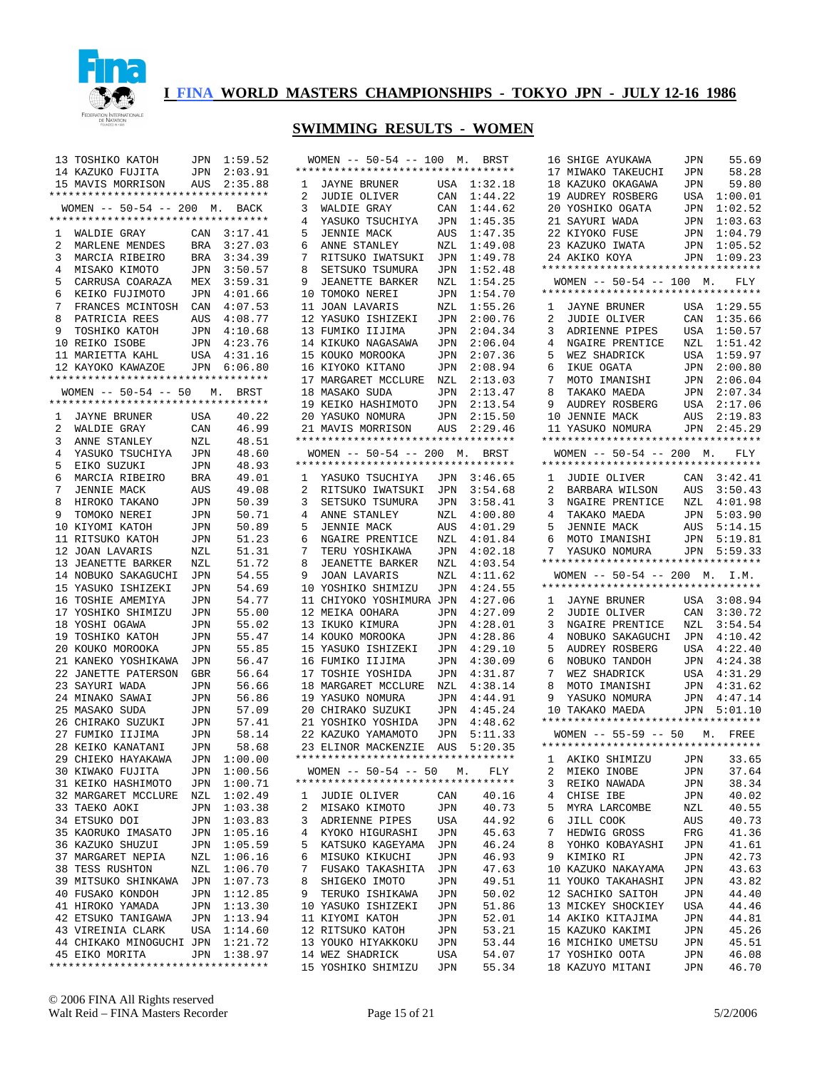## I FINA WORLD MASTERS CHAMPIONSHIPS - TOKYO JPN - JULY 12-16 1986

## SWIMMING RESULTS - WOMEN

| Place | Name | Country | Time |
|---|---|---|---|
| 13 | TOSHIKO KATOH | JPN | 1:59.52 |
| 14 | KAZUKO FUJITA | JPN | 2:03.91 |
| 15 | MAVIS MORRISON | AUS | 2:35.88 |

### WOMEN -- 50-54 -- 200 M. BACK

| Place | Name | Country | Time |
|---|---|---|---|
| 1 | WALDIE GRAY | CAN | 3:17.41 |
| 2 | MARLENE MENDES | BRA | 3:27.03 |
| 3 | MARCIA RIBEIRO | BRA | 3:34.39 |
| 4 | MISAKO KIMOTO | JPN | 3:50.57 |
| 5 | CARRUSA COARAZA | MEX | 3:59.31 |
| 6 | KEIKO FUJIMOTO | JPN | 4:01.66 |
| 7 | FRANCES MCINTOSH | CAN | 4:07.53 |
| 8 | PATRICIA REES | AUS | 4:08.77 |
| 9 | TOSHIKO KATOH | JPN | 4:10.68 |
| 10 | REIKO ISOBE | JPN | 4:23.76 |
| 11 | MARIETTA KAHL | USA | 4:31.16 |
| 12 | KAYOKO KAWAZOE | JPN | 6:06.80 |

### WOMEN -- 50-54 -- 50 M. BRST

| Place | Name | Country | Time |
|---|---|---|---|
| 1 | JAYNE BRUNER | USA | 40.22 |
| 2 | WALDIE GRAY | CAN | 46.99 |
| 3 | ANNE STANLEY | NZL | 48.51 |
| 4 | YASUKO TSUCHIYA | JPN | 48.60 |
| 5 | EIKO SUZUKI | JPN | 48.93 |
| 6 | MARCIA RIBEIRO | BRA | 49.01 |
| 7 | JENNIE MACK | AUS | 49.08 |
| 8 | HIROKO TAKANO | JPN | 50.39 |
| 9 | TOMOKO NEREI | JPN | 50.71 |
| 10 | KIYOMI KATOH | JPN | 50.89 |
| 11 | RITSUKO KATOH | JPN | 51.23 |
| 12 | JOAN LAVARIS | NZL | 51.31 |
| 13 | JEANETTE BARKER | NZL | 51.72 |
| 14 | NOBUKO SAKAGUCHI | JPN | 54.55 |
| 15 | YASUKO ISHIZEKI | JPN | 54.69 |
| 16 | TOSHIE AMEMIYA | JPN | 54.77 |
| 17 | YOSHIKO SHIMIZU | JPN | 55.00 |
| 18 | YOSHI OGAWA | JPN | 55.02 |
| 19 | TOSHIKO KATOH | JPN | 55.47 |
| 20 | KOUKO MOROOKA | JPN | 55.85 |
| 21 | KANEKO YOSHIKAWA | JPN | 56.47 |
| 22 | JANETTE PATERSON | GBR | 56.64 |
| 23 | SAYURI WADA | JPN | 56.66 |
| 24 | MINAKO SAWAI | JPN | 56.86 |
| 25 | MASAKO SUDA | JPN | 57.09 |
| 26 | CHIRAKO SUZUKI | JPN | 57.41 |
| 27 | FUMIKO IIJIMA | JPN | 58.14 |
| 28 | KEIKO KANATANI | JPN | 58.68 |
| 29 | CHIEKO HAYAKAWA | JPN | 1:00.00 |
| 30 | KIWAKO FUJITA | JPN | 1:00.56 |
| 31 | KEIKO HASHIMOTO | JPN | 1:00.71 |
| 32 | MARGARET MCCLURE | NZL | 1:02.49 |
| 33 | TAEKO AOKI | JPN | 1:03.38 |
| 34 | ETSUKO DOI | JPN | 1:03.83 |
| 35 | KAORUKO IMASATO | JPN | 1:05.16 |
| 36 | KAZUKO SHUZUI | JPN | 1:05.59 |
| 37 | MARGARET NEPIA | NZL | 1:06.16 |
| 38 | TESS RUSHTON | NZL | 1:06.70 |
| 39 | MITSUKO SHINKAWA | JPN | 1:07.73 |
| 40 | FUSAKO KONDOH | JPN | 1:12.85 |
| 41 | HIROKO YAMADA | JPN | 1:13.30 |
| 42 | ETSUKO TANIGAWA | JPN | 1:13.94 |
| 43 | VIREINIA CLARK | USA | 1:14.60 |
| 44 | CHIKAKO MINOGUCHI | JPN | 1:21.72 |
| 45 | EIKO MORITA | JPN | 1:38.97 |

### WOMEN -- 50-54 -- 100 M. BRST

| Place | Name | Country | Time |
|---|---|---|---|
| 1 | JAYNE BRUNER | USA | 1:32.18 |
| 2 | JUDIE OLIVER | CAN | 1:44.22 |
| 3 | WALDIE GRAY | CAN | 1:44.62 |
| 4 | YASUKO TSUCHIYA | JPN | 1:45.35 |
| 5 | JENNIE MACK | AUS | 1:47.35 |
| 6 | ANNE STANLEY | NZL | 1:49.08 |
| 7 | RITSUKO IWATSUKI | JPN | 1:49.78 |
| 8 | SETSUKO TSUMURA | JPN | 1:52.48 |
| 9 | JEANETTE BARKER | NZL | 1:54.25 |
| 10 | TOMOKO NEREI | JPN | 1:54.70 |
| 11 | JOAN LAVARIS | NZL | 1:55.26 |
| 12 | YASUKO ISHIZEKI | JPN | 2:00.76 |
| 13 | FUMIKO IIJIMA | JPN | 2:04.34 |
| 14 | KIKUKO NAGASAWA | JPN | 2:06.04 |
| 15 | KOUKO MOROOKA | JPN | 2:07.36 |
| 16 | KIYOKO KITANO | JPN | 2:08.94 |
| 17 | MARGARET MCCLURE | NZL | 2:13.03 |
| 18 | MASAKO SUDA | JPN | 2:13.47 |
| 19 | KEIKO HASHIMOTO | JPN | 2:13.54 |
| 20 | YASUKO NOMURA | JPN | 2:15.50 |
| 21 | MAVIS MORRISON | AUS | 2:29.46 |

### WOMEN -- 50-54 -- 200 M. BRST

| Place | Name | Country | Time |
|---|---|---|---|
| 1 | YASUKO TSUCHIYA | JPN | 3:46.65 |
| 2 | RITSUKO IWATSUKI | JPN | 3:54.68 |
| 3 | SETSUKO TSUMURA | JPN | 3:58.41 |
| 4 | ANNE STANLEY | NZL | 4:00.80 |
| 5 | JENNIE MACK | AUS | 4:01.29 |
| 6 | NGAIRE PRENTICE | NZL | 4:01.84 |
| 7 | TERU YOSHIKAWA | JPN | 4:02.18 |
| 8 | JEANETTE BARKER | NZL | 4:03.54 |
| 9 | JOAN LAVARIS | NZL | 4:11.62 |
| 10 | YOSHIKO SHIMIZU | JPN | 4:24.55 |
| 11 | CHIYOKO YOSHIMURA | JPN | 4:27.06 |
| 12 | MEIKA OOHARA | JPN | 4:27.09 |
| 13 | IKUKO KIMURA | JPN | 4:28.01 |
| 14 | KOUKO MOROOKA | JPN | 4:28.86 |
| 15 | YASUKO ISHIZEKI | JPN | 4:29.10 |
| 16 | FUMIKO IIJIMA | JPN | 4:30.09 |
| 17 | TOSHIE YOSHIDA | JPN | 4:31.87 |
| 18 | MARGARET MCCLURE | NZL | 4:38.14 |
| 19 | YASUKO NOMURA | JPN | 4:44.91 |
| 20 | CHIRAKO SUZUKI | JPN | 4:45.24 |
| 21 | YOSHIKO YOSHIDA | JPN | 4:48.62 |
| 22 | KAZUKO YAMAMOTO | JPN | 5:11.33 |
| 23 | ELINOR MACKENZIE | AUS | 5:20.35 |

### WOMEN -- 50-54 -- 50 M. FLY

| Place | Name | Country | Time |
|---|---|---|---|
| 1 | JUDIE OLIVER | CAN | 40.16 |
| 2 | MISAKO KIMOTO | JPN | 40.73 |
| 3 | ADRIENNE PIPES | USA | 44.92 |
| 4 | KYOKO HIGURASHI | JPN | 45.63 |
| 5 | KATSUKO KAGEYAMA | JPN | 46.24 |
| 6 | MISUKO KIKUCHI | JPN | 46.93 |
| 7 | FUSAKO TAKASHITA | JPN | 47.63 |
| 8 | SHIGEKO IMOTO | JPN | 49.51 |
| 9 | TERUKO ISHIKAWA | JPN | 50.02 |
| 10 | YASUKO ISHIZEKI | JPN | 51.86 |
| 11 | KIYOMI KATOH | JPN | 52.01 |
| 12 | RITSUKO KATOH | JPN | 53.21 |
| 13 | YOUKO HIYAKKOKU | JPN | 53.44 |
| 14 | WEZ SHADRICK | USA | 54.07 |
| 15 | YOSHIKO SHIMIZU | JPN | 55.34 |
| 16 | SHIGE AYUKAWA | JPN | 55.69 |
| 17 | MIWAKO TAKEUCHI | JPN | 58.28 |
| 18 | KAZUKO OKAGAWA | JPN | 59.80 |
| 19 | AUDREY ROSBERG | USA | 1:00.01 |
| 20 | YOSHIKO OGATA | JPN | 1:02.52 |
| 21 | SAYURI WADA | JPN | 1:03.63 |
| 22 | KIYOKO FUSE | JPN | 1:04.79 |
| 23 | KAZUKO IWATA | JPN | 1:05.52 |
| 24 | AKIKO KOYA | JPN | 1:09.23 |

### WOMEN -- 50-54 -- 100 M. FLY

| Place | Name | Country | Time |
|---|---|---|---|
| 1 | JAYNE BRUNER | USA | 1:29.55 |
| 2 | JUDIE OLIVER | CAN | 1:35.66 |
| 3 | ADRIENNE PIPES | USA | 1:50.57 |
| 4 | NGAIRE PRENTICE | NZL | 1:51.42 |
| 5 | WEZ SHADRICK | USA | 1:59.97 |
| 6 | IKUE OGATA | JPN | 2:00.80 |
| 7 | MOTO IMANISHI | JPN | 2:06.04 |
| 8 | TAKAKO MAEDA | JPN | 2:07.34 |
| 9 | AUDREY ROSBERG | USA | 2:17.06 |
| 10 | JENNIE MACK | AUS | 2:19.83 |
| 11 | YASUKO NOMURA | JPN | 2:45.29 |

### WOMEN -- 50-54 -- 200 M. FLY

| Place | Name | Country | Time |
|---|---|---|---|
| 1 | JUDIE OLIVER | CAN | 3:42.41 |
| 2 | BARBARA WILSON | AUS | 3:50.43 |
| 3 | NGAIRE PRENTICE | NZL | 4:01.98 |
| 4 | TAKAKO MAEDA | JPN | 5:03.90 |
| 5 | JENNIE MACK | AUS | 5:14.15 |
| 6 | MOTO IMANISHI | JPN | 5:19.81 |
| 7 | YASUKO NOMURA | JPN | 5:59.33 |

### WOMEN -- 50-54 -- 200 M. I.M.

| Place | Name | Country | Time |
|---|---|---|---|
| 1 | JAYNE BRUNER | USA | 3:08.94 |
| 2 | JUDIE OLIVER | CAN | 3:30.72 |
| 3 | NGAIRE PRENTICE | NZL | 3:54.54 |
| 4 | NOBUKO SAKAGUCHI | JPN | 4:10.42 |
| 5 | AUDREY ROSBERG | USA | 4:22.40 |
| 6 | NOBUKO TANDOH | JPN | 4:24.38 |
| 7 | WEZ SHADRICK | USA | 4:31.29 |
| 8 | MOTO IMANISHI | JPN | 4:31.62 |
| 9 | YASUKO NOMURA | JPN | 4:47.14 |
| 10 | TAKAKO MAEDA | JPN | 5:01.10 |

### WOMEN -- 55-59 -- 50 M. FREE

| Place | Name | Country | Time |
|---|---|---|---|
| 1 | AKIKO SHIMIZU | JPN | 33.65 |
| 2 | MIEKO INOBE | JPN | 37.64 |
| 3 | REIKO NAWADA | JPN | 38.34 |
| 4 | CHISE IBE | JPN | 40.02 |
| 5 | MYRA LARCOMBE | NZL | 40.55 |
| 6 | JILL COOK | AUS | 40.73 |
| 7 | HEDWIG GROSS | FRG | 41.36 |
| 8 | YOHKO KOBAYASHI | JPN | 41.61 |
| 9 | KIMIKO RI | JPN | 42.73 |
| 10 | KAZUKO NAKAYAMA | JPN | 43.63 |
| 11 | YOUKO TAKAHASHI | JPN | 43.82 |
| 12 | SACHIKO SAITOH | JPN | 44.40 |
| 13 | MICKEY SHOCKIEY | USA | 44.46 |
| 14 | AKIKO KITAJIMA | JPN | 44.81 |
| 15 | KAZUKO KAKIMI | JPN | 45.26 |
| 16 | MICHIKO UMETSU | JPN | 45.51 |
| 17 | YOSHIKO OOTA | JPN | 46.08 |
| 18 | KAZUYO MITANI | JPN | 46.70 |

© 2006 FINA All Rights reserved
Walt Reid – FINA Masters Recorder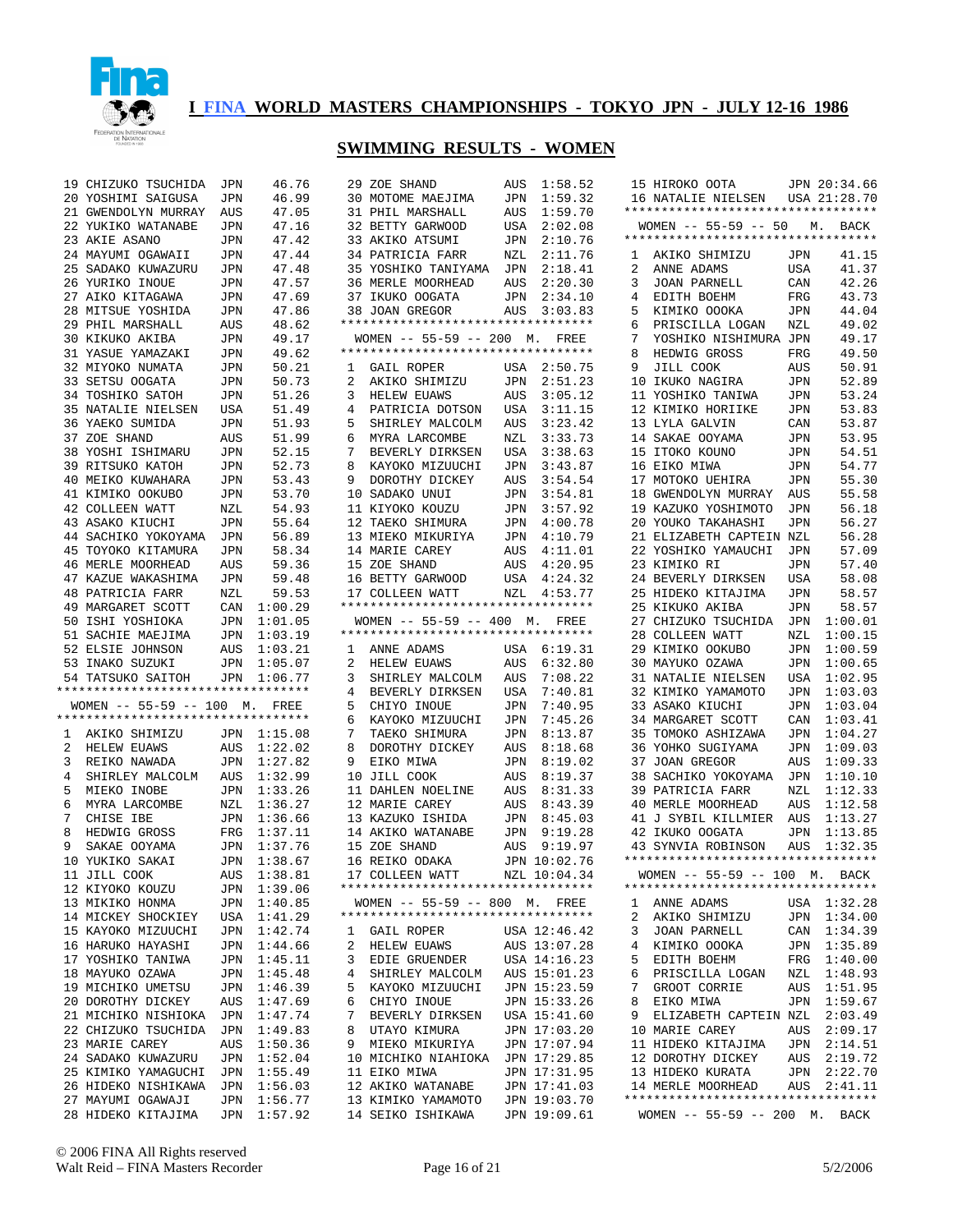# I FINA WORLD MASTERS CHAMPIONSHIPS - TOKYO JPN - JULY 12-16 1986

## SWIMMING RESULTS - WOMEN

| Place | Name | Country | Time |
|---|---|---|---|
| 19 | CHIZUKO TSUCHIDA | JPN | 46.76 |
| 20 | YOSHIMI SAIGUSA | JPN | 46.99 |
| 21 | GWENDOLYN MURRAY | AUS | 47.05 |
| 22 | YUKIKO WATANABE | JPN | 47.16 |
| 23 | AKIE ASANO | JPN | 47.42 |
| 24 | MAYUMI OGAWAII | JPN | 47.44 |
| 25 | SADAKO KUWAZURU | JPN | 47.48 |
| 26 | YURIKO INOUE | JPN | 47.57 |
| 27 | AIKO KITAGAWA | JPN | 47.69 |
| 28 | MITSUE YOSHIDA | JPN | 47.86 |
| 29 | PHIL MARSHALL | AUS | 48.62 |
| 30 | KIKUKO AKIBA | JPN | 49.17 |
| 31 | YASUE YAMAZAKI | JPN | 49.62 |
| 32 | MIYOKO NUMATA | JPN | 50.21 |
| 33 | SETSU OOGATA | JPN | 50.73 |
| 34 | TOSHIKO SATOH | JPN | 51.26 |
| 35 | NATALIE NIELSEN | USA | 51.49 |
| 36 | YAEKO SUMIDA | JPN | 51.93 |
| 37 | ZOE SHAND | AUS | 51.99 |
| 38 | YOSHI ISHIMARU | JPN | 52.15 |
| 39 | RITSUKO KATOH | JPN | 52.73 |
| 40 | MEIKO KUWAHARA | JPN | 53.43 |
| 41 | KIMIKO OOKUBO | JPN | 53.70 |
| 42 | COLLEEN WATT | NZL | 54.93 |
| 43 | ASAKO KIUCHI | JPN | 55.64 |
| 44 | SACHIKO YOKOYAMA | JPN | 56.89 |
| 45 | TOYOKO KITAMURA | JPN | 58.34 |
| 46 | MERLE MOORHEAD | AUS | 59.36 |
| 47 | KAZUE WAKASHIMA | JPN | 59.48 |
| 48 | PATRICIA FARR | NZL | 59.53 |
| 49 | MARGARET SCOTT | CAN | 1:00.29 |
| 50 | ISHI YOSHIOKA | JPN | 1:01.05 |
| 51 | SACHIE MAEJIMA | JPN | 1:03.19 |
| 52 | ELSIE JOHNSON | AUS | 1:03.21 |
| 53 | INAKO SUZUKI | JPN | 1:05.07 |
| 54 | TATSUKO SAITOH | JPN | 1:06.77 |

### WOMEN -- 55-59 -- 100 M. FREE

| Place | Name | Country | Time |
|---|---|---|---|
| 1 | AKIKO SHIMIZU | JPN | 1:15.08 |
| 2 | HELEW EUAWS | AUS | 1:22.02 |
| 3 | REIKO NAWADA | JPN | 1:27.82 |
| 4 | SHIRLEY MALCOLM | AUS | 1:32.99 |
| 5 | MIEKO INOBE | JPN | 1:33.26 |
| 6 | MYRA LARCOMBE | NZL | 1:36.27 |
| 7 | CHISE IBE | JPN | 1:36.66 |
| 8 | HEDWIG GROSS | FRG | 1:37.11 |
| 9 | SAKAE OOYAMA | JPN | 1:37.76 |
| 10 | YUKIKO SAKAI | JPN | 1:38.67 |
| 11 | JILL COOK | AUS | 1:38.81 |
| 12 | KIYOKO KOUZU | JPN | 1:39.06 |
| 13 | MIKIKO HONMA | JPN | 1:40.85 |
| 14 | MICKEY SHOCKIEY | USA | 1:41.29 |
| 15 | KAYOKO MIZUUCHI | JPN | 1:42.74 |
| 16 | HARUKO HAYASHI | JPN | 1:44.66 |
| 17 | YOSHIKO TANIWA | JPN | 1:45.11 |
| 18 | MAYUKO OZAWA | JPN | 1:45.48 |
| 19 | MICHIKO UMETSU | JPN | 1:46.39 |
| 20 | DOROTHY DICKEY | AUS | 1:47.69 |
| 21 | MICHIKO NISHIOKA | JPN | 1:47.74 |
| 22 | CHIZUKO TSUCHIDA | JPN | 1:49.83 |
| 23 | MARIE CAREY | AUS | 1:50.36 |
| 24 | SADAKO KUWAZURU | JPN | 1:52.04 |
| 25 | KIMIKO YAMAGUCHI | JPN | 1:55.49 |
| 26 | HIDEKO NISHIKAWA | JPN | 1:56.03 |
| 27 | MAYUMI OGAWAJI | JPN | 1:56.77 |
| 28 | HIDEKO KITAJIMA | JPN | 1:57.92 |
| 29 | ZOE SHAND | AUS | 1:58.52 |
| 30 | MOTOME MAEJIMA | JPN | 1:59.32 |
| 31 | PHIL MARSHALL | AUS | 1:59.70 |
| 32 | BETTY GARWOOD | USA | 2:02.08 |
| 33 | AKIKO ATSUMI | JPN | 2:10.76 |
| 34 | PATRICIA FARR | NZL | 2:11.76 |
| 35 | YOSHIKO TANIYAMA | JPN | 2:18.41 |
| 36 | MERLE MOORHEAD | AUS | 2:20.30 |
| 37 | IKUKO OOGATA | JPN | 2:34.10 |
| 38 | JOAN GREGOR | AUS | 3:03.83 |

### WOMEN -- 55-59 -- 200 M. FREE

| Place | Name | Country | Time |
|---|---|---|---|
| 1 | GAIL ROPER | USA | 2:50.75 |
| 2 | AKIKO SHIMIZU | JPN | 2:51.23 |
| 3 | HELEW EUAWS | AUS | 3:05.12 |
| 4 | PATRICIA DOTSON | USA | 3:11.15 |
| 5 | SHIRLEY MALCOLM | AUS | 3:23.42 |
| 6 | MYRA LARCOMBE | NZL | 3:33.73 |
| 7 | BEVERLY DIRKSEN | USA | 3:38.63 |
| 8 | KAYOKO MIZUUCHI | JPN | 3:43.87 |
| 9 | DOROTHY DICKEY | AUS | 3:54.54 |
| 10 | SADAKO UNUI | JPN | 3:54.81 |
| 11 | KIYOKO KOUZU | JPN | 3:57.92 |
| 12 | TAEKO SHIMURA | JPN | 4:00.78 |
| 13 | MIEKO MIKURIYA | JPN | 4:10.79 |
| 14 | MARIE CAREY | AUS | 4:11.01 |
| 15 | ZOE SHAND | AUS | 4:20.95 |
| 16 | BETTY GARWOOD | USA | 4:24.32 |
| 17 | COLLEEN WATT | NZL | 4:53.77 |

### WOMEN -- 55-59 -- 400 M. FREE

| Place | Name | Country | Time |
|---|---|---|---|
| 1 | ANNE ADAMS | USA | 6:19.31 |
| 2 | HELEW EUAWS | AUS | 6:32.80 |
| 3 | SHIRLEY MALCOLM | AUS | 7:08.22 |
| 4 | BEVERLY DIRKSEN | USA | 7:40.81 |
| 5 | CHIYO INOUE | JPN | 7:40.95 |
| 6 | KAYOKO MIZUUCHI | JPN | 7:45.26 |
| 7 | TAEKO SHIMURA | JPN | 8:13.87 |
| 8 | DOROTHY DICKEY | AUS | 8:18.68 |
| 9 | EIKO MIWA | JPN | 8:19.02 |
| 10 | JILL COOK | AUS | 8:19.37 |
| 11 | DAHLEN NOELINE | AUS | 8:31.33 |
| 12 | MARIE CAREY | AUS | 8:43.39 |
| 13 | KAZUKO ISHIDA | JPN | 8:45.03 |
| 14 | AKIKO WATANABE | JPN | 9:19.28 |
| 15 | ZOE SHAND | AUS | 9:19.97 |
| 16 | REIKO ODAKA | JPN | 10:02.76 |
| 17 | COLLEEN WATT | NZL | 10:04.34 |

### WOMEN -- 55-59 -- 800 M. FREE

| Place | Name | Country | Time |
|---|---|---|---|
| 1 | GAIL ROPER | USA | 12:46.42 |
| 2 | HELEW EUAWS | AUS | 13:07.28 |
| 3 | EDIE GRUENDER | USA | 14:16.23 |
| 4 | SHIRLEY MALCOLM | AUS | 15:01.23 |
| 5 | KAYOKO MIZUUCHI | JPN | 15:23.59 |
| 6 | CHIYO INOUE | JPN | 15:33.26 |
| 7 | BEVERLY DIRKSEN | USA | 15:41.60 |
| 8 | UTAYO KIMURA | JPN | 17:03.20 |
| 9 | MIEKO MIKURIYA | JPN | 17:07.94 |
| 10 | MICHIKO NIAHIOKA | JPN | 17:29.85 |
| 11 | EIKO MIWA | JPN | 17:31.95 |
| 12 | AKIKO WATANABE | JPN | 17:41.03 |
| 13 | KIMIKO YAMAMOTO | JPN | 19:03.70 |
| 14 | SEIKO ISHIKAWA | JPN | 19:09.61 |
| 15 | HIROKO OOTA | JPN | 20:34.66 |
| 16 | NATALIE NIELSEN | USA | 21:28.70 |

### WOMEN -- 55-59 -- 50 M. BACK

| Place | Name | Country | Time |
|---|---|---|---|
| 1 | AKIKO SHIMIZU | JPN | 41.15 |
| 2 | ANNE ADAMS | USA | 41.37 |
| 3 | JOAN PARNELL | CAN | 42.26 |
| 4 | EDITH BOEHM | FRG | 43.73 |
| 5 | KIMIKO OOOKA | JPN | 44.04 |
| 6 | PRISCILLA LOGAN | NZL | 49.02 |
| 7 | YOSHIKO NISHIMURA | JPN | 49.17 |
| 8 | HEDWIG GROSS | FRG | 49.50 |
| 9 | JILL COOK | AUS | 50.91 |
| 10 | IKUKO NAGIRA | JPN | 52.89 |
| 11 | YOSHIKO TANIWA | JPN | 53.24 |
| 12 | KIMIKO HORIIKE | JPN | 53.83 |
| 13 | LYLA GALVIN | CAN | 53.87 |
| 14 | SAKAE OOYAMA | JPN | 53.95 |
| 15 | ITOKO KOUNO | JPN | 54.51 |
| 16 | EIKO MIWA | JPN | 54.77 |
| 17 | MOTOKO UEHIRA | JPN | 55.30 |
| 18 | GWENDOLYN MURRAY | AUS | 55.58 |
| 19 | KAZUKO YOSHIMOTO | JPN | 56.18 |
| 20 | YOUKO TAKAHASHI | JPN | 56.27 |
| 21 | ELIZABETH CAPTEIN | NZL | 56.28 |
| 22 | YOSHIKO YAMAUCHI | JPN | 57.09 |
| 23 | KIMIKO RI | JPN | 57.40 |
| 24 | BEVERLY DIRKSEN | USA | 58.08 |
| 25 | HIDEKO KITAJIMA | JPN | 58.57 |
| 25 | KIKUKO AKIBA | JPN | 58.57 |
| 27 | CHIZUKO TSUCHIDA | JPN | 1:00.01 |
| 28 | COLLEEN WATT | NZL | 1:00.15 |
| 29 | KIMIKO OOKUBO | JPN | 1:00.59 |
| 30 | MAYUKO OZAWA | JPN | 1:00.65 |
| 31 | NATALIE NIELSEN | USA | 1:02.95 |
| 32 | KIMIKO YAMAMOTO | JPN | 1:03.03 |
| 33 | ASAKO KIUCHI | JPN | 1:03.04 |
| 34 | MARGARET SCOTT | CAN | 1:03.41 |
| 35 | TOMOKO ASHIZAWA | JPN | 1:04.27 |
| 36 | YOHKO SUGIYAMA | JPN | 1:09.03 |
| 37 | JOAN GREGOR | AUS | 1:09.33 |
| 38 | SACHIKO YOKOYAMA | JPN | 1:10.10 |
| 39 | PATRICIA FARR | NZL | 1:12.33 |
| 40 | MERLE MOORHEAD | AUS | 1:12.58 |
| 41 | J SYBIL KILLMIER | AUS | 1:13.27 |
| 42 | IKUKO OOGATA | JPN | 1:13.85 |
| 43 | SYNVIA ROBINSON | AUS | 1:32.35 |

### WOMEN -- 55-59 -- 100 M. BACK

| Place | Name | Country | Time |
|---|---|---|---|
| 1 | ANNE ADAMS | USA | 1:32.28 |
| 2 | AKIKO SHIMIZU | JPN | 1:34.00 |
| 3 | JOAN PARNELL | CAN | 1:34.39 |
| 4 | KIMIKO OOOKA | JPN | 1:35.89 |
| 5 | EDITH BOEHM | FRG | 1:40.00 |
| 6 | PRISCILLA LOGAN | NZL | 1:48.93 |
| 7 | GROOT CORRIE | AUS | 1:51.95 |
| 8 | EIKO MIWA | JPN | 1:59.67 |
| 9 | ELIZABETH CAPTEIN | NZL | 2:03.49 |
| 10 | MARIE CAREY | AUS | 2:09.17 |
| 11 | HIDEKO KITAJIMA | JPN | 2:14.51 |
| 12 | DOROTHY DICKEY | AUS | 2:19.72 |
| 13 | HIDEKO KURATA | JPN | 2:22.70 |
| 14 | MERLE MOORHEAD | AUS | 2:41.11 |

### WOMEN -- 55-59 -- 200 M. BACK

© 2006 FINA All Rights reserved
Walt Reid – FINA Masters Recorder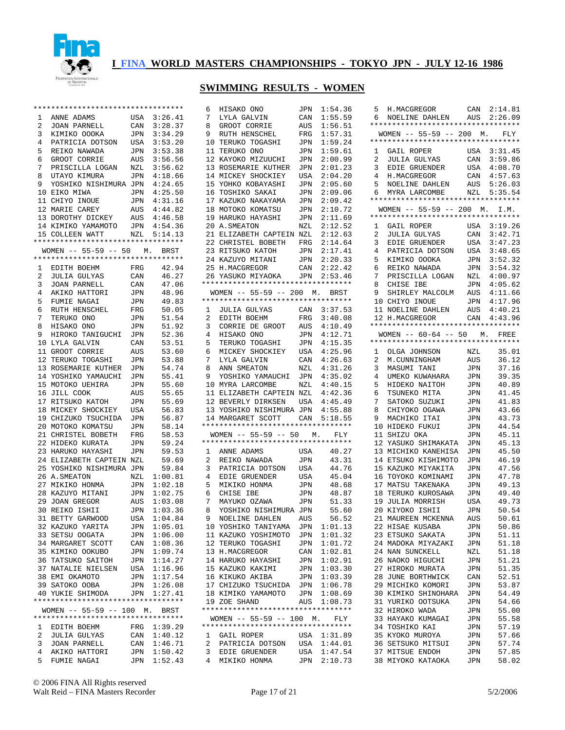# I FINA WORLD MASTERS CHAMPIONSHIPS - TOKYO JPN - JULY 12-16 1986

## SWIMMING RESULTS - WOMEN

| | | | |
|---|---|---|---|
| 1 | ANNE ADAMS | USA | 3:26.41 |
| 2 | JOAN PARNELL | CAN | 3:28.37 |
| 3 | KIMIKO OOOKA | JPN | 3:34.29 |
| 4 | PATRICIA DOTSON | USA | 3:53.20 |
| 5 | REIKO NAWADA | JPN | 3:53.38 |
| 6 | GROOT CORRIE | AUS | 3:56.56 |
| 7 | PRISCILLA LOGAN | NZL | 3:56.62 |
| 8 | UTAYO KIMURA | JPN | 4:18.66 |
| 9 | YOSHIKO NISHIMURA | JPN | 4:24.65 |
| 10 | EIKO MIWA | JPN | 4:25.50 |
| 11 | CHIYO INOUE | JPN | 4:31.16 |
| 12 | MARIE CAREY | AUS | 4:44.82 |
| 13 | DOROTHY DICKEY | AUS | 4:46.58 |
| 14 | KIMIKO YAMAMOTO | JPN | 4:54.36 |
| 15 | COLLEEN WATT | NZL | 5:14.13 |

### WOMEN -- 55-59 -- 50 M. BRST

| | | | |
|---|---|---|---|
| 1 | EDITH BOEHM | FRG | 42.94 |
| 2 | JULIA GULYAS | CAN | 46.27 |
| 3 | JOAN PARNELL | CAN | 47.06 |
| 4 | AKIKO HATTORI | JPN | 48.96 |
| 5 | FUMIE NAGAI | JPN | 49.83 |
| 6 | RUTH HENSCHEL | FRG | 50.05 |
| 7 | TERUKO ONO | JPN | 51.54 |
| 8 | HISAKO ONO | JPN | 51.92 |
| 9 | HIROKO TANIGUCHI | JPN | 52.36 |
| 10 | LYLA GALVIN | CAN | 53.51 |
| 11 | GROOT CORRIE | AUS | 53.60 |
| 12 | TERUKO TOGASHI | JPN | 53.88 |
| 13 | ROSEMARIE KUTHER | JPN | 54.74 |
| 14 | YOSHIKO YAMAUCHI | JPN | 55.41 |
| 15 | MOTOKO UEHIRA | JPN | 55.60 |
| 16 | JILL COOK | AUS | 55.65 |
| 17 | RITSUKO KATOH | JPN | 55.69 |
| 18 | MICKEY SHOCKIEY | USA | 56.83 |
| 19 | CHIZUKO TSUCHIDA | JPN | 56.87 |
| 20 | MOTOKO KOMATSU | JPN | 58.14 |
| 21 | CHRISTEL BOBETH | FRG | 58.53 |
| 22 | HIDEKO KURATA | JPN | 59.24 |
| 23 | HARUKO HAYASHI | JPN | 59.53 |
| 24 | ELIZABETH CAPTEIN | NZL | 59.69 |
| 25 | YOSHIKO NISHIMURA | JPN | 59.84 |
| 26 | A.SMEATON | NZL | 1:00.81 |
| 27 | MIKIKO HONMA | JPN | 1:02.18 |
| 28 | KAZUYO MITANI | JPN | 1:02.75 |
| 29 | JOAN GREGOR | AUS | 1:03.08 |
| 30 | REIKO ISHII | JPN | 1:03.36 |
| 31 | BETTY GARWOOD | USA | 1:04.84 |
| 32 | KAZUKO YARITA | JPN | 1:05.01 |
| 33 | SETSU OOGATA | JPN | 1:06.00 |
| 34 | MARGARET SCOTT | CAN | 1:08.36 |
| 35 | KIMIKO OOKUBO | JPN | 1:09.74 |
| 36 | TATSUKO SAITOH | JPN | 1:14.27 |
| 37 | NATALIE NIELSEN | USA | 1:16.96 |
| 38 | EMI OKAMOTO | JPN | 1:17.54 |
| 39 | SATOKO OOBA | JPN | 1:26.08 |
| 40 | YUKIE SHIMODA | JPN | 1:27.41 |

### WOMEN -- 55-59 -- 100 M. BRST

| | | | |
|---|---|---|---|
| 1 | EDITH BOEHM | FRG | 1:39.29 |
| 2 | JULIA GULYAS | CAN | 1:40.12 |
| 3 | JOAN PARNELL | CAN | 1:46.71 |
| 4 | AKIKO HATTORI | JPN | 1:50.42 |
| 5 | FUMIE NAGAI | JPN | 1:52.43 |
| 6 | HISAKO ONO | JPN | 1:54.36 |
| 7 | LYLA GALVIN | CAN | 1:55.59 |
| 8 | GROOT CORRIE | AUS | 1:56.51 |
| 9 | RUTH HENSCHEL | FRG | 1:57.31 |
| 10 | TERUKO TOGASHI | JPN | 1:59.24 |
| 11 | TERUKO ONO | JPN | 1:59.61 |
| 12 | KAYOKO MIZUUCHI | JPN | 2:00.99 |
| 13 | ROSEMARIE KUTHER | JPN | 2:01.23 |
| 14 | MICKEY SHOCKIEY | USA | 2:04.20 |
| 15 | YOHKO KOBAYASHI | JPN | 2:05.60 |
| 16 | TOSHIKO SAKAI | JPN | 2:09.06 |
| 17 | KAZUKO NAKAYAMA | JPN | 2:09.42 |
| 18 | MOTOKO KOMATSU | JPN | 2:10.72 |
| 19 | HARUKO HAYASHI | JPN | 2:11.69 |
| 20 | A.SMEATON | NZL | 2:12.52 |
| 21 | ELIZABETH CAPTEIN | NZL | 2:12.63 |
| 22 | CHRISTEL BOBETH | FRG | 2:14.64 |
| 23 | RITSUKO KATOH | JPN | 2:17.41 |
| 24 | KAZUYO MITANI | JPN | 2:20.33 |
| 25 | H.MACGREGOR | CAN | 2:22.42 |
| 26 | YASUKO MIYAOKA | JPN | 2:53.46 |

### WOMEN -- 55-59 -- 200 M. BRST

| | | | |
|---|---|---|---|
| 1 | JULIA GULYAS | CAN | 3:37.53 |
| 2 | EDITH BOEHM | FRG | 3:40.08 |
| 3 | CORRIE DE GROOT | AUS | 4:10.49 |
| 4 | HISAKO ONO | JPN | 4:12.71 |
| 5 | TERUKO TOGASHI | JPN | 4:15.35 |
| 6 | MICKEY SHOCKIEY | USA | 4:25.96 |
| 7 | LYLA GALVIN | CAN | 4:26.63 |
| 8 | ANN SMEATON | NZL | 4:31.26 |
| 9 | YOSHIKO YAMAUCHI | JPN | 4:35.02 |
| 10 | MYRA LARCOMBE | NZL | 4:40.15 |
| 11 | ELIZABETH CAPTEIN | NZL | 4:42.36 |
| 12 | BEVERLY DIRKSEN | USA | 4:45.49 |
| 13 | YOSHIKO NISHIMURA | JPN | 4:55.88 |
| 14 | MARGARET SCOTT | CAN | 5:18.55 |

### WOMEN -- 55-59 -- 50 M. FLY

| | | | |
|---|---|---|---|
| 1 | ANNE ADAMS | USA | 40.27 |
| 2 | REIKO NAWADA | JPN | 43.31 |
| 3 | PATRICIA DOTSON | USA | 44.76 |
| 4 | EDIE GRUENDER | USA | 45.04 |
| 5 | MIKIKO HONMA | JPN | 48.68 |
| 6 | CHISE IBE | JPN | 48.87 |
| 7 | MAYUKO OZAWA | JPN | 51.33 |
| 8 | YOSHIKO NISHIMURA | JPN | 55.60 |
| 9 | NOELINE DAHLEN | AUS | 56.52 |
| 10 | YOSHIKO TANIYAMA | JPN | 1:01.13 |
| 11 | KAZUKO YOSHIMOTO | JPN | 1:01.32 |
| 12 | TERUKO TOGASHI | JPN | 1:01.72 |
| 13 | H.MACGREGOR | CAN | 1:02.81 |
| 14 | HARUKO HAYASHI | JPN | 1:02.91 |
| 15 | KAZUKO KAKIMI | JPN | 1:03.30 |
| 16 | KIKUKO AKIBA | JPN | 1:03.39 |
| 17 | CHIZUKO TSUCHIDA | JPN | 1:06.78 |
| 18 | KIMIKO YAMAMOTO | JPN | 1:08.69 |
| 19 | ZOE SHAND | AUS | 1:08.73 |

### WOMEN -- 55-59 -- 100 M. FLY

| | | | |
|---|---|---|---|
| 1 | GAIL ROPER | USA | 1:31.89 |
| 2 | PATRICIA DOTSON | USA | 1:44.01 |
| 3 | EDIE GRUENDER | USA | 1:47.54 |
| 4 | MIKIKO HONMA | JPN | 2:10.73 |
| 5 | H.MACGREGOR | CAN | 2:14.81 |
| 6 | NOELINE DAHLEN | AUS | 2:26.09 |

### WOMEN -- 55-59 -- 200 M. FLY

| | | | |
|---|---|---|---|
| 1 | GAIL ROPER | USA | 3:31.45 |
| 2 | JULIA GULYAS | CAN | 3:59.86 |
| 3 | EDIE GRUENDER | USA | 4:08.70 |
| 4 | H.MACGREGOR | CAN | 4:57.63 |
| 5 | NOELINE DAHLEN | AUS | 5:26.03 |
| 6 | MYRA LARCOMBE | NZL | 5:35.54 |

### WOMEN -- 55-59 -- 200 M. I.M.

| | | | |
|---|---|---|---|
| 1 | GAIL ROPER | USA | 3:19.26 |
| 2 | JULIA GULYAS | CAN | 3:42.71 |
| 3 | EDIE GRUENDER | USA | 3:47.23 |
| 4 | PATRICIA DOTSON | USA | 3:48.65 |
| 5 | KIMIKO OOOKA | JPN | 3:52.32 |
| 6 | REIKO NAWADA | JPN | 3:54.32 |
| 7 | PRISCILLA LOGAN | NZL | 4:00.97 |
| 8 | CHISE IBE | JPN | 4:05.62 |
| 9 | SHIRLEY MALCOLM | AUS | 4:11.66 |
| 10 | CHIYO INOUE | JPN | 4:17.96 |
| 11 | NOELINE DAHLEN | AUS | 4:40.21 |
| 12 | H.MACGREGOR | CAN | 4:43.96 |

### WOMEN -- 60-64 -- 50 M. FREE

| | | | |
|---|---|---|---|
| 1 | OLGA JOHNSON | NZL | 35.01 |
| 2 | M.CUNNINGHAM | AUS | 36.12 |
| 3 | MASUMI TANI | JPN | 37.16 |
| 4 | UMEKO KUWAHARA | JPN | 39.35 |
| 5 | HIDEKO NAITOH | JPN | 40.89 |
| 6 | TSUNEKO MITA | JPN | 41.45 |
| 7 | SATOKO SUZUKI | JPN | 41.83 |
| 8 | CHIYOKO OGAWA | JPN | 43.66 |
| 9 | MACHIKO ITAI | JPN | 43.73 |
| 10 | HIDEKO FUKUI | JPN | 44.54 |
| 11 | SHIZU OKA | JPN | 45.11 |
| 12 | YASUKO SHIMAKATA | JPN | 45.13 |
| 13 | MICHIKO KANEHISA | JPN | 45.50 |
| 14 | ETSUKO KISHIMOTO | JPN | 46.19 |
| 15 | KAZUKO MIYAKITA | JPN | 47.56 |
| 16 | TOYOKO KOMINAMI | JPN | 47.78 |
| 17 | MATSU TAKENAKA | JPN | 49.13 |
| 18 | TERUKO KUROSAWA | JPN | 49.40 |
| 19 | JULIA MORRISH | USA | 49.73 |
| 20 | KIYOKO ISHII | JPN | 50.54 |
| 21 | MAUREEN MCKENNA | AUS | 50.61 |
| 22 | HISAE KUSABA | JPN | 50.86 |
| 23 | ETSUKO SAKATA | JPN | 51.11 |
| 24 | MADOKA MIYAZAKI | JPN | 51.18 |
| 24 | NAN SUNCKELL | NZL | 51.18 |
| 26 | NAOKO HIGUCHI | JPN | 51.21 |
| 27 | HIROKO MURATA | JPN | 51.35 |
| 28 | JUNE BORTHWICK | CAN | 52.51 |
| 29 | MICHIKO KOMORI | JPN | 53.87 |
| 30 | KIMIKO SHINOHARA | JPN | 54.49 |
| 31 | YURIKO OOTSUKA | JPN | 54.66 |
| 32 | HIROKO WADA | JPN | 55.00 |
| 33 | HAYAKO KUMAGAI | JPN | 55.58 |
| 34 | TOSHIKO KAI | JPN | 57.19 |
| 35 | KYOKO MUROYA | JPN | 57.66 |
| 36 | SETSUKO MITSUI | JPN | 57.74 |
| 37 | MITSUE ENDOH | JPN | 57.85 |
| 38 | MIYOKO KATAOKA | JPN | 58.02 |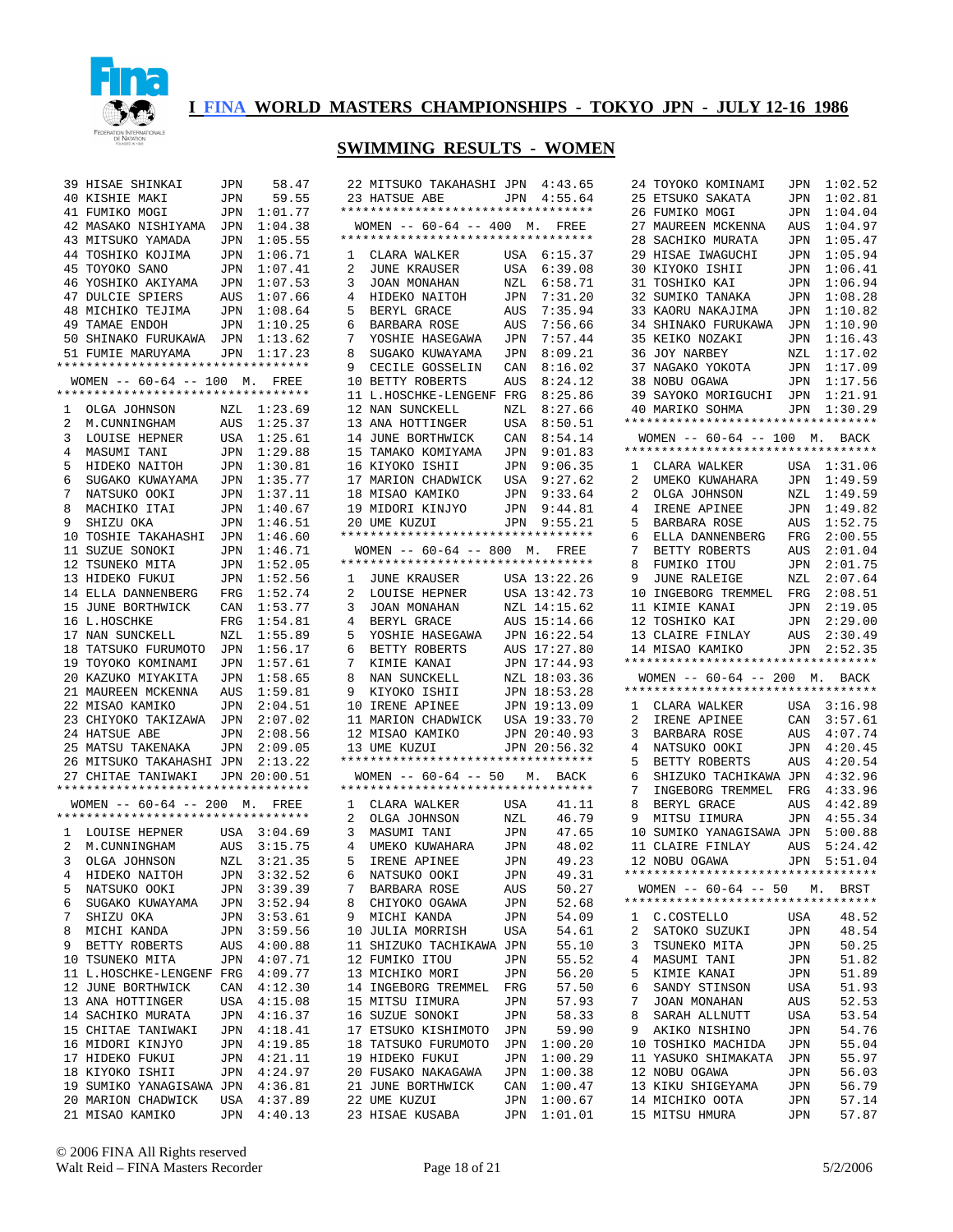# I FINA WORLD MASTERS CHAMPIONSHIPS - TOKYO JPN - JULY 12-16 1986

## SWIMMING RESULTS - WOMEN

| Place | Name | Nat | Time |
|---|---|---|---|
| 39 | HISAE SHINKAI | JPN | 58.47 |
| 40 | KISHIE MAKI | JPN | 59.55 |
| 41 | FUMIKO MOGI | JPN | 1:01.77 |
| 42 | MASAKO NISHIYAMA | JPN | 1:04.38 |
| 43 | MITSUKO YAMADA | JPN | 1:05.55 |
| 44 | TOSHIKO KOJIMA | JPN | 1:06.71 |
| 45 | TOYOKO SANO | JPN | 1:07.41 |
| 46 | YOSHIKO AKIYAMA | JPN | 1:07.53 |
| 47 | DULCIE SPIERS | AUS | 1:07.66 |
| 48 | MICHIKO TEJIMA | JPN | 1:08.64 |
| 49 | TAMAE ENDOH | JPN | 1:10.25 |
| 50 | SHINAKO FURUKAWA | JPN | 1:13.62 |
| 51 | FUMIE MARUYAMA | JPN | 1:17.23 |

### WOMEN -- 60-64 -- 100 M. FREE

| Place | Name | Nat | Time |
|---|---|---|---|
| 1 | OLGA JOHNSON | NZL | 1:23.69 |
| 2 | M.CUNNINGHAM | AUS | 1:25.37 |
| 3 | LOUISE HEPNER | USA | 1:25.61 |
| 4 | MASUMI TANI | JPN | 1:29.88 |
| 5 | HIDEKO NAITOH | JPN | 1:30.81 |
| 6 | SUGAKO KUWAYAMA | JPN | 1:35.77 |
| 7 | NATSUKO OOKI | JPN | 1:37.11 |
| 8 | MACHIKO ITAI | JPN | 1:40.67 |
| 9 | SHIZU OKA | JPN | 1:46.51 |
| 10 | TOSHIE TAKAHASHI | JPN | 1:46.60 |
| 11 | SUZUE SONOKI | JPN | 1:46.71 |
| 12 | TSUNEKO MITA | JPN | 1:52.05 |
| 13 | HIDEKO FUKUI | JPN | 1:52.56 |
| 14 | ELLA DANNENBERG | FRG | 1:52.74 |
| 15 | JUNE BORTHWICK | CAN | 1:53.77 |
| 16 | L.HOSCHKE | FRG | 1:54.81 |
| 17 | NAN SUNCKELL | NZL | 1:55.89 |
| 18 | TATSUKO FURUMOTO | JPN | 1:56.17 |
| 19 | TOYOKO KOMINAMI | JPN | 1:57.61 |
| 20 | KAZUKO MIYAKITA | JPN | 1:58.65 |
| 21 | MAUREEN MCKENNA | AUS | 1:59.81 |
| 22 | MISAO KAMIKO | JPN | 2:04.51 |
| 23 | CHIYOKO TAKIZAWA | JPN | 2:07.02 |
| 24 | HATSUE ABE | JPN | 2:08.56 |
| 25 | MATSU TAKENAKA | JPN | 2:09.05 |
| 26 | MITSUKO TAKAHASHI | JPN | 2:13.22 |
| 27 | CHITAE TANIWAKI | JPN | 20:00.51 |

### WOMEN -- 60-64 -- 200 M. FREE

| Place | Name | Nat | Time |
|---|---|---|---|
| 1 | LOUISE HEPNER | USA | 3:04.69 |
| 2 | M.CUNNINGHAM | AUS | 3:15.75 |
| 3 | OLGA JOHNSON | NZL | 3:21.35 |
| 4 | HIDEKO NAITOH | JPN | 3:32.52 |
| 5 | NATSUKO OOKI | JPN | 3:39.39 |
| 6 | SUGAKO KUWAYAMA | JPN | 3:52.94 |
| 7 | SHIZU OKA | JPN | 3:53.61 |
| 8 | MICHI KANDA | JPN | 3:59.56 |
| 9 | BETTY ROBERTS | AUS | 4:00.88 |
| 10 | TSUNEKO MITA | JPN | 4:07.71 |
| 11 | L.HOSCHKE-LENGENF | FRG | 4:09.77 |
| 12 | JUNE BORTHWICK | CAN | 4:12.30 |
| 13 | ANA HOTTINGER | USA | 4:15.08 |
| 14 | SACHIKO MURATA | JPN | 4:16.37 |
| 15 | CHITAE TANIWAKI | JPN | 4:18.41 |
| 16 | MIDORI KINJYO | JPN | 4:19.85 |
| 17 | HIDEKO FUKUI | JPN | 4:21.11 |
| 18 | KIYOKO ISHII | JPN | 4:24.97 |
| 19 | SUMIKO YANAGISAWA | JPN | 4:36.81 |
| 20 | MARION CHADWICK | USA | 4:37.89 |
| 21 | MISAO KAMIKO | JPN | 4:40.13 |
| 22 | MITSUKO TAKAHASHI | JPN | 4:43.65 |
| 23 | HATSUE ABE | JPN | 4:55.64 |

### WOMEN -- 60-64 -- 400 M. FREE

| Place | Name | Nat | Time |
|---|---|---|---|
| 1 | CLARA WALKER | USA | 6:15.37 |
| 2 | JUNE KRAUSER | USA | 6:39.08 |
| 3 | JOAN MONAHAN | NZL | 6:58.71 |
| 4 | HIDEKO NAITOH | JPN | 7:31.20 |
| 5 | BERYL GRACE | AUS | 7:35.94 |
| 6 | BARBARA ROSE | AUS | 7:56.66 |
| 7 | YOSHIE HASEGAWA | JPN | 7:57.44 |
| 8 | SUGAKO KUWAYAMA | JPN | 8:09.21 |
| 9 | CECILE GOSSELIN | CAN | 8:16.02 |
| 10 | BETTY ROBERTS | AUS | 8:24.12 |
| 11 | L.HOSCHKE-LENGENF | FRG | 8:25.86 |
| 12 | NAN SUNCKELL | NZL | 8:27.66 |
| 13 | ANA HOTTINGER | USA | 8:50.51 |
| 14 | JUNE BORTHWICK | CAN | 8:54.14 |
| 15 | TAMAKO KOMIYAMA | JPN | 9:01.83 |
| 16 | KIYOKO ISHII | JPN | 9:06.35 |
| 17 | MARION CHADWICK | USA | 9:27.62 |
| 18 | MISAO KAMIKO | JPN | 9:33.64 |
| 19 | MIDORI KINJYO | JPN | 9:44.81 |
| 20 | UME KUZUI | JPN | 9:55.21 |

### WOMEN -- 60-64 -- 800 M. FREE

| Place | Name | Nat | Time |
|---|---|---|---|
| 1 | JUNE KRAUSER | USA | 13:22.26 |
| 2 | LOUISE HEPNER | USA | 13:42.73 |
| 3 | JOAN MONAHAN | NZL | 14:15.62 |
| 4 | BERYL GRACE | AUS | 15:14.66 |
| 5 | YOSHIE HASEGAWA | JPN | 16:22.54 |
| 6 | BETTY ROBERTS | AUS | 17:27.80 |
| 7 | KIMIE KANAI | JPN | 17:44.93 |
| 8 | NAN SUNCKELL | NZL | 18:03.36 |
| 9 | KIYOKO ISHII | JPN | 18:53.28 |
| 10 | IRENE APINEE | JPN | 19:13.09 |
| 11 | MARION CHADWICK | USA | 19:33.70 |
| 12 | MISAO KAMIKO | JPN | 20:40.93 |
| 13 | UME KUZUI | JPN | 20:56.32 |

### WOMEN -- 60-64 -- 50 M. BACK

| Place | Name | Nat | Time |
|---|---|---|---|
| 1 | CLARA WALKER | USA | 41.11 |
| 2 | OLGA JOHNSON | NZL | 46.79 |
| 3 | MASUMI TANI | JPN | 47.65 |
| 4 | UMEKO KUWAHARA | JPN | 48.02 |
| 5 | IRENE APINEE | JPN | 49.23 |
| 6 | NATSUKO OOKI | JPN | 49.31 |
| 7 | BARBARA ROSE | AUS | 50.27 |
| 8 | CHIYOKO OGAWA | JPN | 52.68 |
| 9 | MICHI KANDA | JPN | 54.09 |
| 10 | JULIA MORRISH | USA | 54.61 |
| 11 | SHIZUKO TACHIKAWA | JPN | 55.10 |
| 12 | FUMIKO ITOU | JPN | 55.52 |
| 13 | MICHIKO MORI | JPN | 56.20 |
| 14 | INGEBORG TREMMEL | FRG | 57.50 |
| 15 | MITSU IIMURA | JPN | 57.93 |
| 16 | SUZUE SONOKI | JPN | 58.33 |
| 17 | ETSUKO KISHIMOTO | JPN | 59.90 |
| 18 | TATSUKO FURUMOTO | JPN | 1:00.20 |
| 19 | HIDEKO FUKUI | JPN | 1:00.29 |
| 20 | FUSAKO NAKAGAWA | JPN | 1:00.38 |
| 21 | JUNE BORTHWICK | CAN | 1:00.47 |
| 22 | UME KUZUI | JPN | 1:00.67 |
| 23 | HISAE KUSABA | JPN | 1:01.01 |
| 24 | TOYOKO KOMINAMI | JPN | 1:02.52 |
| 25 | ETSUKO SAKATA | JPN | 1:02.81 |
| 26 | FUMIKO MOGI | JPN | 1:04.04 |
| 27 | MAUREEN MCKENNA | AUS | 1:04.97 |
| 28 | SACHIKO MURATA | JPN | 1:05.47 |
| 29 | HISAE IWAGUCHI | JPN | 1:05.94 |
| 30 | KIYOKO ISHII | JPN | 1:06.41 |
| 31 | TOSHIKO KAI | JPN | 1:06.94 |
| 32 | SUMIKO TANAKA | JPN | 1:08.28 |
| 33 | KAORU NAKAJIMA | JPN | 1:10.82 |
| 34 | SHINAKO FURUKAWA | JPN | 1:10.90 |
| 35 | KEIKO NOZAKI | JPN | 1:16.43 |
| 36 | JOY NARBEY | NZL | 1:17.02 |
| 37 | NAGAKO YOKOTA | JPN | 1:17.09 |
| 38 | NOBU OGAWA | JPN | 1:17.56 |
| 39 | SAYOKO MORIGUCHI | JPN | 1:21.91 |
| 40 | MARIKO SOHMA | JPN | 1:30.29 |

### WOMEN -- 60-64 -- 100 M. BACK

| Place | Name | Nat | Time |
|---|---|---|---|
| 1 | CLARA WALKER | USA | 1:31.06 |
| 2 | UMEKO KUWAHARA | JPN | 1:49.59 |
| 2 | OLGA JOHNSON | NZL | 1:49.59 |
| 4 | IRENE APINEE | JPN | 1:49.82 |
| 5 | BARBARA ROSE | AUS | 1:52.75 |
| 6 | ELLA DANNENBERG | FRG | 2:00.55 |
| 7 | BETTY ROBERTS | AUS | 2:01.04 |
| 8 | FUMIKO ITOU | JPN | 2:01.75 |
| 9 | JUNE RALEIGE | NZL | 2:07.64 |
| 10 | INGEBORG TREMMEL | FRG | 2:08.51 |
| 11 | KIMIE KANAI | JPN | 2:19.05 |
| 12 | TOSHIKO KAI | JPN | 2:29.00 |
| 13 | CLAIRE FINLAY | AUS | 2:30.49 |
| 14 | MISAO KAMIKO | JPN | 2:52.35 |

### WOMEN -- 60-64 -- 200 M. BACK

| Place | Name | Nat | Time |
|---|---|---|---|
| 1 | CLARA WALKER | USA | 3:16.98 |
| 2 | IRENE APINEE | CAN | 3:57.61 |
| 3 | BARBARA ROSE | AUS | 4:07.74 |
| 4 | NATSUKO OOKI | JPN | 4:20.45 |
| 5 | BETTY ROBERTS | AUS | 4:20.54 |
| 6 | SHIZUKO TACHIKAWA | JPN | 4:32.96 |
| 7 | INGEBORG TREMMEL | FRG | 4:33.96 |
| 8 | BERYL GRACE | AUS | 4:42.89 |
| 9 | MITSU IIMURA | JPN | 4:55.34 |
| 10 | SUMIKO YANAGISAWA | JPN | 5:00.88 |
| 11 | CLAIRE FINLAY | AUS | 5:24.42 |
| 12 | NOBU OGAWA | JPN | 5:51.04 |

### WOMEN -- 60-64 -- 50 M. BRST

| Place | Name | Nat | Time |
|---|---|---|---|
| 1 | C.COSTELLO | USA | 48.52 |
| 2 | SATOKO SUZUKI | JPN | 48.54 |
| 3 | TSUNEKO MITA | JPN | 50.25 |
| 4 | MASUMI TANI | JPN | 51.82 |
| 5 | KIMIE KANAI | JPN | 51.89 |
| 6 | SANDY STINSON | USA | 51.93 |
| 7 | JOAN MONAHAN | AUS | 52.53 |
| 8 | SARAH ALLNUTT | USA | 53.54 |
| 9 | AKIKO NISHINO | JPN | 54.76 |
| 10 | TOSHIKO MACHIDA | JPN | 55.04 |
| 11 | YASUKO SHIMAKATA | JPN | 55.97 |
| 12 | NOBU OGAWA | JPN | 56.03 |
| 13 | KIKU SHIGEYAMA | JPN | 56.79 |
| 14 | MICHIKO OOTA | JPN | 57.14 |
| 15 | MITSU HMURA | JPN | 57.87 |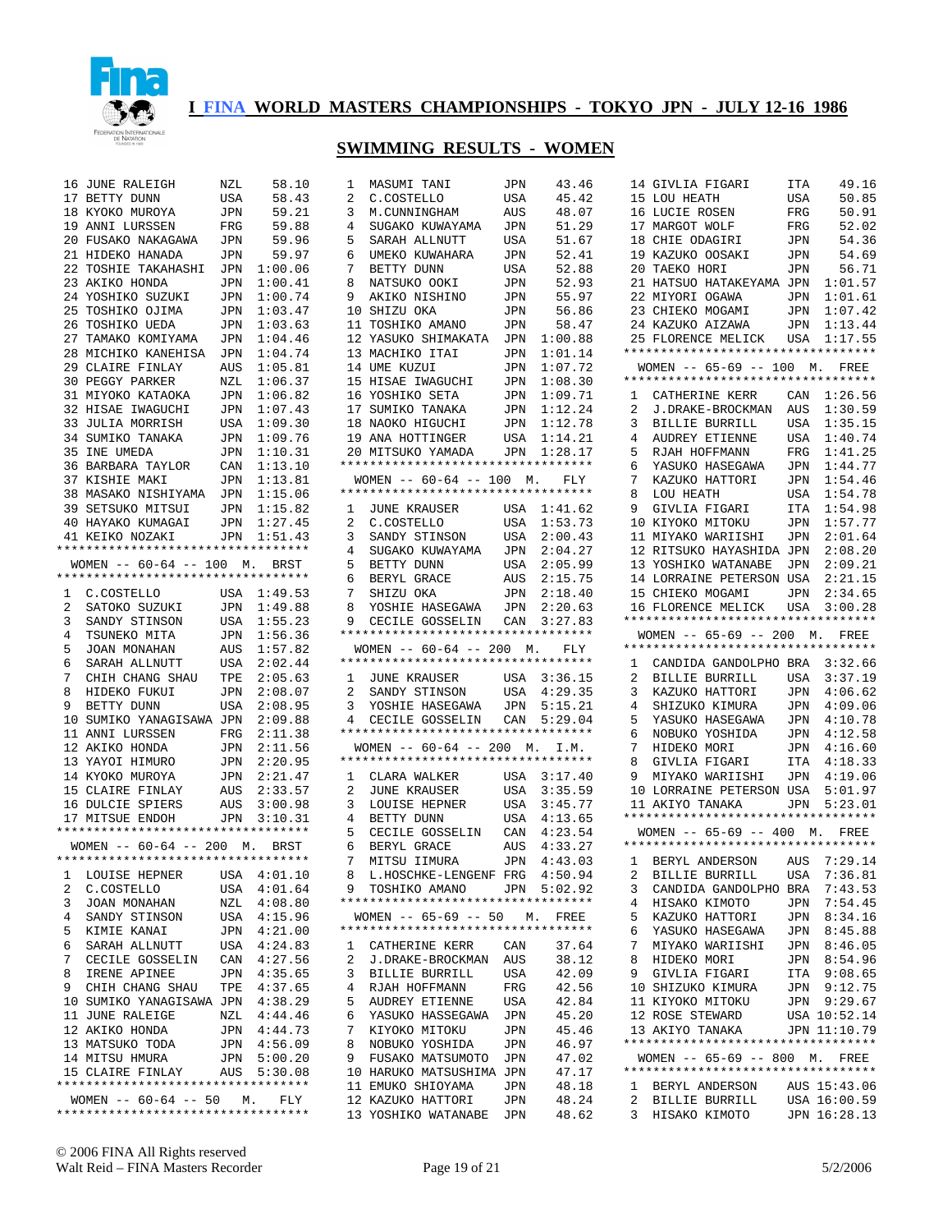# I FINA WORLD MASTERS CHAMPIONSHIPS - TOKYO JPN - JULY 12-16 1986

## SWIMMING RESULTS - WOMEN

```
16 JUNE RALEIGH       NZL    58.10
17 BETTY DUNN         USA    58.43
18 KYOKO MUROYA       JPN    59.21
19 ANNI LURSSEN       FRG    59.88
20 FUSAKO NAKAGAWA    JPN    59.96
21 HIDEKO HANADA      JPN    59.97
22 TOSHIE TAKAHASHI   JPN  1:00.06
23 AKIKO HONDA        JPN  1:00.41
24 YOSHIKO SUZUKI     JPN  1:00.74
25 TOSHIKO OJIMA      JPN  1:03.47
26 TOSHIKO UEDA       JPN  1:03.63
27 TAMAKO KOMIYAMA    JPN  1:04.46
28 MICHIKO KANEHISA   JPN  1:04.74
29 CLAIRE FINLAY      AUS  1:05.81
30 PEGGY PARKER       NZL  1:06.37
31 MIYOKO KATAOKA     JPN  1:06.82
32 HISAE IWAGUCHI     JPN  1:07.43
33 JULIA MORRISH      USA  1:09.30
34 SUMIKO TANAKA      JPN  1:09.76
35 INE UMEDA          JPN  1:10.31
36 BARBARA TAYLOR     CAN  1:13.10
37 KISHIE MAKI        JPN  1:13.81
38 MASAKO NISHIYAMA   JPN  1:15.06
39 SETSUKO MITSUI     JPN  1:15.82
40 HAYAKO KUMAGAI     JPN  1:27.45
41 KEIKO NOZAKI       JPN  1:51.43
*********************************

 WOMEN -- 60-64 -- 100  M.  BRST
*********************************
1  C.COSTELLO         USA  1:49.53
2  SATOKO SUZUKI      JPN  1:49.88
3  SANDY STINSON      USA  1:55.23
4  TSUNEKO MITA       JPN  1:56.36
5  JOAN MONAHAN       AUS  1:57.82
6  SARAH ALLNUTT      USA  2:02.44
7  CHIH CHANG SHAU    TPE  2:05.63
8  HIDEKO FUKUI       JPN  2:08.07
9  BETTY DUNN         USA  2:08.95
10 SUMIKO YANAGISAWA  JPN  2:09.88
11 ANNI LURSSEN       FRG  2:11.38
12 AKIKO HONDA        JPN  2:11.56
13 YAYOI HIMURO       JPN  2:20.95
14 KYOKO MUROYA       JPN  2:21.47
15 CLAIRE FINLAY      AUS  2:33.57
16 DULCIE SPIERS      AUS  3:00.98
17 MITSUE ENDOH       JPN  3:10.31
*********************************

 WOMEN -- 60-64 -- 200  M.  BRST
*********************************
1  LOUISE HEPNER      USA  4:01.10
2  C.COSTELLO         USA  4:01.64
3  JOAN MONAHAN       NZL  4:08.80
4  SANDY STINSON      USA  4:15.96
5  KIMIE KANAI        JPN  4:21.00
6  SARAH ALLNUTT      USA  4:24.83
7  CECILE GOSSELIN    CAN  4:27.56
8  IRENE APINEE       JPN  4:35.65
9  CHIH CHANG SHAU    TPE  4:37.65
10 SUMIKO YANAGISAWA  JPN  4:38.29
11 JUNE RALEIGE       NZL  4:44.46
12 AKIKO HONDA        JPN  4:44.73
13 MATSUKO TODA       JPN  4:56.09
14 MITSU HMURA        JPN  5:00.20
15 CLAIRE FINLAY      AUS  5:30.08
*********************************

 WOMEN -- 60-64 -- 50   M.   FLY
*********************************
1  MASUMI TANI        JPN    43.46
2  C.COSTELLO         USA    45.42
3  M.CUNNINGHAM       AUS    48.07
4  SUGAKO KUWAYAMA    JPN    51.29
5  SARAH ALLNUTT      USA    51.67
6  UMEKO KUWAHARA     JPN    52.41
7  BETTY DUNN         USA    52.88
8  NATSUKO OOKI       JPN    52.93
9  AKIKO NISHINO      JPN    55.97
10 SHIZU OKA          JPN    56.86
11 TOSHIKO AMANO      JPN    58.47
12 YASUKO SHIMAKATA   JPN  1:00.88
13 MACHIKO ITAI       JPN  1:01.14
14 UME KUZUI          JPN  1:07.72
15 HISAE IWAGUCHI     JPN  1:08.30
16 YOSHIKO SETA       JPN  1:09.71
17 SUMIKO TANAKA      JPN  1:12.24
18 NAOKO HIGUCHI      JPN  1:12.78
19 ANA HOTTINGER      USA  1:14.21
20 MITSUKO YAMADA     JPN  1:28.17
*********************************

 WOMEN -- 60-64 -- 100  M.   FLY
*********************************
1  JUNE KRAUSER       USA  1:41.62
2  C.COSTELLO         USA  1:53.73
3  SANDY STINSON      USA  2:00.43
4  SUGAKO KUWAYAMA    JPN  2:04.27
5  BETTY DUNN         USA  2:05.99
6  BERYL GRACE        AUS  2:15.75
7  SHIZU OKA          JPN  2:18.40
8  YOSHIE HASEGAWA    JPN  2:20.63
9  CECILE GOSSELIN    CAN  3:27.83
*********************************

 WOMEN -- 60-64 -- 200  M.   FLY
*********************************
1  JUNE KRAUSER       USA  3:36.15
2  SANDY STINSON      USA  4:29.35
3  YOSHIE HASEGAWA    JPN  5:15.21
4  CECILE GOSSELIN    CAN  5:29.04
*********************************

 WOMEN -- 60-64 -- 200  M.  I.M.
*********************************
1  CLARA WALKER       USA  3:17.40
2  JUNE KRAUSER       USA  3:35.59
3  LOUISE HEPNER      USA  3:45.77
4  BETTY DUNN         USA  4:13.65
5  CECILE GOSSELIN    CAN  4:23.54
6  BERYL GRACE        AUS  4:33.27
7  MITSU IIMURA       JPN  4:43.03
8  L.HOSCHKE-LENGENF  FRG  4:50.94
9  TOSHIKO AMANO      JPN  5:02.92
*********************************

 WOMEN -- 65-69 -- 50   M.  FREE
*********************************
1  CATHERINE KERR     CAN    37.64
2  J.DRAKE-BROCKMAN   AUS    38.12
3  BILLIE BURRILL     USA    42.09
4  RJAH HOFFMANN      FRG    42.56
5  AUDREY ETIENNE     USA    42.84
6  YASUKO HASSEGAWA   JPN    45.20
7  KIYOKO MITOKU      JPN    45.46
8  NOBUKO YOSHIDA     JPN    46.97
9  FUSAKO MATSUMOTO   JPN    47.02
10 HARUKO MATSUSHIMA  JPN    47.17
11 EMUKO SHIOYAMA     JPN    48.18
12 KAZUKO HATTORI     JPN    48.24
13 YOSHIKO WATANABE   JPN    48.62
14 GIVLIA FIGARI      ITA    49.16
15 LOU HEATH          USA    50.85
16 LUCIE ROSEN        FRG    50.91
17 MARGOT WOLF        FRG    52.02
18 CHIE ODAGIRI       JPN    54.36
19 KAZUKO OOSAKI      JPN    54.69
20 TAEKO HORI         JPN    56.71
21 HATSUO HATAKEYAMA  JPN  1:01.57
22 MIYORI OGAWA       JPN  1:01.61
23 CHIEKO MOGAMI      JPN  1:07.42
24 KAZUKO AIZAWA      JPN  1:13.44
25 FLORENCE MELICK    USA  1:17.55
*********************************

 WOMEN -- 65-69 -- 100  M.  FREE
*********************************
1  CATHERINE KERR     CAN  1:26.56
2  J.DRAKE-BROCKMAN   AUS  1:30.59
3  BILLIE BURRILL     USA  1:35.15
4  AUDREY ETIENNE     USA  1:40.74
5  RJAH HOFFMANN      FRG  1:41.25
6  YASUKO HASEGAWA    JPN  1:44.77
7  KAZUKO HATTORI     JPN  1:54.46
8  LOU HEATH          USA  1:54.78
9  GIVLIA FIGARI      ITA  1:54.98
10 KIYOKO MITOKU      JPN  1:57.77
11 MIYAKO WARIISHI    JPN  2:01.64
12 RITSUKO HAYASHIDA  JPN  2:08.20
13 YOSHIKO WATANABE   JPN  2:09.21
14 LORRAINE PETERSON  USA  2:21.15
15 CHIEKO MOGAMI      JPN  2:34.65
16 FLORENCE MELICK    USA  3:00.28
*********************************

 WOMEN -- 65-69 -- 200  M.  FREE
*********************************
1  CANDIDA GANDOLPHO  BRA  3:32.66
2  BILLIE BURRILL     USA  3:37.19
3  KAZUKO HATTORI     JPN  4:06.62
4  SHIZUKO KIMURA     JPN  4:09.06
5  YASUKO HASEGAWA    JPN  4:10.78
6  NOBUKO YOSHIDA     JPN  4:12.58
7  HIDEKO MORI        JPN  4:16.60
8  GIVLIA FIGARI      ITA  4:18.33
9  MIYAKO WARIISHI    JPN  4:19.06
10 LORRAINE PETERSON  USA  5:01.97
11 AKIYO TANAKA       JPN  5:23.01
*********************************

 WOMEN -- 65-69 -- 400  M.  FREE
*********************************
1  BERYL ANDERSON     AUS  7:29.14
2  BILLIE BURRILL     USA  7:36.81
3  CANDIDA GANDOLPHO  BRA  7:43.53
4  HISAKO KIMOTO      JPN  7:54.45
5  KAZUKO HATTORI     JPN  8:34.16
6  YASUKO HASEGAWA    JPN  8:45.88
7  MIYAKO WARIISHI    JPN  8:46.05
8  HIDEKO MORI        JPN  8:54.96
9  GIVLIA FIGARI      ITA  9:08.65
10 SHIZUKO KIMURA     JPN  9:12.75
11 KIYOKO MITOKU      JPN  9:29.67
12 ROSE STEWARD       USA 10:52.14
13 AKIYO TANAKA       JPN 11:10.79
*********************************

 WOMEN -- 65-69 -- 800  M.  FREE
*********************************
1  BERYL ANDERSON     AUS 15:43.06
2  BILLIE BURRILL     USA 16:00.59
3  HISAKO KIMOTO      JPN 16:28.13
```

© 2006 FINA All Rights reserved
Walt Reid – FINA Masters Recorder
5/2/2006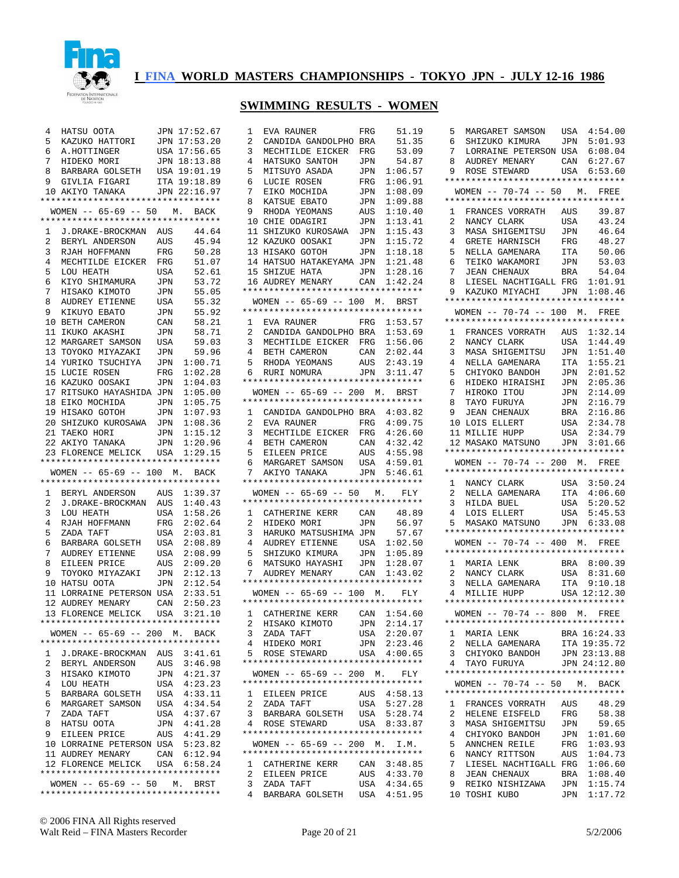# I FINA WORLD MASTERS CHAMPIONSHIPS - TOKYO JPN - JULY 12-16 1986

## SWIMMING RESULTS - WOMEN

| Place | Name | Country | Time |
|---|---|---|---|
| 4 | HATSU OOTA | JPN | 17:52.67 |
| 5 | KAZUKO HATTORI | JPN | 17:53.20 |
| 6 | A.HOTTINGER | USA | 17:56.65 |
| 7 | HIDEKO MORI | JPN | 18:13.88 |
| 8 | BARBARA GOLSETH | USA | 19:01.19 |
| 9 | GIVLIA FIGARI | ITA | 19:18.89 |
| 10 | AKIYO TANAKA | JPN | 22:16.97 |

### WOMEN -- 65-69 -- 50 M. BACK

| Place | Name | Country | Time |
|---|---|---|---|
| 1 | J.DRAKE-BROCKMAN | AUS | 44.64 |
| 2 | BERYL ANDERSON | AUS | 45.94 |
| 3 | RJAH HOFFMANN | FRG | 50.28 |
| 4 | MECHTILDE EICKER | FRG | 51.07 |
| 5 | LOU HEATH | USA | 52.61 |
| 6 | KIYO SHIMAMURA | JPN | 53.72 |
| 7 | HISAKO KIMOTO | JPN | 55.05 |
| 8 | AUDREY ETIENNE | USA | 55.32 |
| 9 | KIKUYO EBATO | JPN | 55.92 |
| 10 | BETH CAMERON | CAN | 58.21 |
| 11 | IKUKO AKASHI | JPN | 58.71 |
| 12 | MARGARET SAMSON | USA | 59.03 |
| 13 | TOYOKO MIYAZAKI | JPN | 59.96 |
| 14 | YURIKO TSUCHIYA | JPN | 1:00.71 |
| 15 | LUCIE ROSEN | FRG | 1:02.28 |
| 16 | KAZUKO OOSAKI | JPN | 1:04.03 |
| 17 | RITSUKO HAYASHIDA | JPN | 1:05.00 |
| 18 | EIKO MOCHIDA | JPN | 1:05.75 |
| 19 | HISAKO GOTOH | JPN | 1:07.93 |
| 20 | SHIZUKO KUROSAWA | JPN | 1:08.36 |
| 21 | TAEKO HORI | JPN | 1:15.12 |
| 22 | AKIYO TANAKA | JPN | 1:20.96 |
| 23 | FLORENCE MELICK | USA | 1:29.15 |

### WOMEN -- 65-69 -- 100 M. BACK

| Place | Name | Country | Time |
|---|---|---|---|
| 1 | BERYL ANDERSON | AUS | 1:39.37 |
| 2 | J.DRAKE-BROCKMAN | AUS | 1:40.43 |
| 3 | LOU HEATH | USA | 1:58.26 |
| 4 | RJAH HOFFMANN | FRG | 2:02.64 |
| 5 | ZADA TAFT | USA | 2:03.81 |
| 6 | BARBARA GOLSETH | USA | 2:08.89 |
| 7 | AUDREY ETIENNE | USA | 2:08.99 |
| 8 | EILEEN PRICE | AUS | 2:09.20 |
| 9 | TOYOKO MIYAZAKI | JPN | 2:12.13 |
| 10 | HATSU OOTA | JPN | 2:12.54 |
| 11 | LORRAINE PETERSON | USA | 2:33.51 |
| 12 | AUDREY MENARY | CAN | 2:50.23 |
| 13 | FLORENCE MELICK | USA | 3:21.10 |

### WOMEN -- 65-69 -- 200 M. BACK

| Place | Name | Country | Time |
|---|---|---|---|
| 1 | J.DRAKE-BROCKMAN | AUS | 3:41.61 |
| 2 | BERYL ANDERSON | AUS | 3:46.98 |
| 3 | HISAKO KIMOTO | JPN | 4:21.37 |
| 4 | LOU HEATH | USA | 4:23.23 |
| 5 | BARBARA GOLSETH | USA | 4:33.11 |
| 6 | MARGARET SAMSON | USA | 4:34.54 |
| 7 | ZADA TAFT | USA | 4:37.67 |
| 8 | HATSU OOTA | JPN | 4:41.28 |
| 9 | EILEEN PRICE | AUS | 4:41.29 |
| 10 | LORRAINE PETERSON | USA | 5:23.82 |
| 11 | AUDREY MENARY | CAN | 6:12.94 |
| 12 | FLORENCE MELICK | USA | 6:58.24 |

### WOMEN -- 65-69 -- 50 M. BRST

| Place | Name | Country | Time |
|---|---|---|---|
| 1 | EVA RAUNER | FRG | 51.19 |
| 2 | CANDIDA GANDOLPHO | BRA | 51.35 |
| 3 | MECHTILDE EICKER | FRG | 53.09 |
| 4 | HATSUKO SANTOH | JPN | 54.87 |
| 5 | MITSUYO ASADA | JPN | 1:06.57 |
| 6 | LUCIE ROSEN | FRG | 1:06.91 |
| 7 | EIKO MOCHIDA | JPN | 1:08.09 |
| 8 | KATSUE EBATO | JPN | 1:09.88 |
| 9 | RHODA YEOMANS | AUS | 1:10.40 |
| 10 | CHIE ODAGIRI | JPN | 1:13.41 |
| 11 | SHIZUKO KUROSAWA | JPN | 1:15.43 |
| 12 | KAZUKO OOSAKI | JPN | 1:15.72 |
| 13 | HISAKO GOTOH | JPN | 1:18.18 |
| 14 | HATSUO HATAKEYAMA | JPN | 1:21.48 |
| 15 | SHIZUE HATA | JPN | 1:28.16 |
| 16 | AUDREY MENARY | CAN | 1:42.24 |

### WOMEN -- 65-69 -- 100 M. BRST

| Place | Name | Country | Time |
|---|---|---|---|
| 1 | EVA RAUNER | FRG | 1:53.57 |
| 2 | CANDIDA GANDOLPHO | BRA | 1:53.69 |
| 3 | MECHTILDE EICKER | FRG | 1:56.06 |
| 4 | BETH CAMERON | CAN | 2:02.44 |
| 5 | RHODA YEOMANS | AUS | 2:43.19 |
| 6 | RURI NOMURA | JPN | 3:11.47 |

### WOMEN -- 65-69 -- 200 M. BRST

| Place | Name | Country | Time |
|---|---|---|---|
| 1 | CANDIDA GANDOLPHO | BRA | 4:03.82 |
| 2 | EVA RAUNER | FRG | 4:09.75 |
| 3 | MECHTILDE EICKER | FRG | 4:26.60 |
| 4 | BETH CAMERON | CAN | 4:32.42 |
| 5 | EILEEN PRICE | AUS | 4:55.98 |
| 6 | MARGARET SAMSON | USA | 4:59.01 |
| 7 | AKIYO TANAKA | JPN | 5:46.61 |

### WOMEN -- 65-69 -- 50 M. FLY

| Place | Name | Country | Time |
|---|---|---|---|
| 1 | CATHERINE KERR | CAN | 48.89 |
| 2 | HIDEKO MORI | JPN | 56.97 |
| 3 | HARUKO MATSUSHIMA | JPN | 57.67 |
| 4 | AUDREY ETIENNE | USA | 1:02.50 |
| 5 | SHIZUKO KIMURA | JPN | 1:05.89 |
| 6 | MATSUKO HAYASHI | JPN | 1:28.07 |
| 7 | AUDREY MENARY | CAN | 1:43.02 |

### WOMEN -- 65-69 -- 100 M. FLY

| Place | Name | Country | Time |
|---|---|---|---|
| 1 | CATHERINE KERR | CAN | 1:54.60 |
| 2 | HISAKO KIMOTO | JPN | 2:14.17 |
| 3 | ZADA TAFT | USA | 2:20.07 |
| 4 | HIDEKO MORI | JPN | 2:23.46 |
| 5 | ROSE STEWARD | USA | 4:00.65 |

### WOMEN -- 65-69 -- 200 M. FLY

| Place | Name | Country | Time |
|---|---|---|---|
| 1 | EILEEN PRICE | AUS | 4:58.13 |
| 2 | ZADA TAFT | USA | 5:27.28 |
| 3 | BARBARA GOLSETH | USA | 5:28.74 |
| 4 | ROSE STEWARD | USA | 8:33.87 |

### WOMEN -- 65-69 -- 200 M. I.M.

| Place | Name | Country | Time |
|---|---|---|---|
| 1 | CATHERINE KERR | CAN | 3:48.85 |
| 2 | EILEEN PRICE | AUS | 4:33.70 |
| 3 | ZADA TAFT | USA | 4:34.65 |
| 4 | BARBARA GOLSETH | USA | 4:51.95 |
| 5 | MARGARET SAMSON | USA | 4:54.00 |
| 6 | SHIZUKO KIMURA | JPN | 5:01.93 |
| 7 | LORRAINE PETERSON | USA | 6:08.04 |
| 8 | AUDREY MENARY | CAN | 6:27.67 |
| 9 | ROSE STEWARD | USA | 6:53.60 |

### WOMEN -- 70-74 -- 50 M. FREE

| Place | Name | Country | Time |
|---|---|---|---|
| 1 | FRANCES VORRATH | AUS | 39.87 |
| 2 | NANCY CLARK | USA | 43.24 |
| 3 | MASA SHIGEMITSU | JPN | 46.64 |
| 4 | GRETE HARNISCH | FRG | 48.27 |
| 5 | NELLA GAMENARA | ITA | 50.06 |
| 6 | TEIKO WAKAMORI | JPN | 53.03 |
| 7 | JEAN CHENAUX | BRA | 54.04 |
| 8 | LIESEL NACHTIGALL | FRG | 1:01.91 |
| 9 | KAZUKO MIYACHI | JPN | 1:08.46 |

### WOMEN -- 70-74 -- 100 M. FREE

| Place | Name | Country | Time |
|---|---|---|---|
| 1 | FRANCES VORRATH | AUS | 1:32.14 |
| 2 | NANCY CLARK | USA | 1:44.49 |
| 3 | MASA SHIGEMITSU | JPN | 1:51.40 |
| 4 | NELLA GAMENARA | ITA | 1:55.21 |
| 5 | CHIYOKO BANDOH | JPN | 2:01.52 |
| 6 | HIDEKO HIRAISHI | JPN | 2:05.36 |
| 7 | HIROKO ITOU | JPN | 2:14.09 |
| 8 | TAYO FURUYA | JPN | 2:16.79 |
| 9 | JEAN CHENAUX | BRA | 2:16.86 |
| 10 | LOIS ELLERT | USA | 2:34.78 |
| 11 | MILLIE HUPP | USA | 2:34.79 |
| 12 | MASAKO MATSUNO | JPN | 3:01.66 |

### WOMEN -- 70-74 -- 200 M. FREE

| Place | Name | Country | Time |
|---|---|---|---|
| 1 | NANCY CLARK | USA | 3:50.24 |
| 2 | NELLA GAMENARA | ITA | 4:06.60 |
| 3 | HILDA BUEL | USA | 5:20.52 |
| 4 | LOIS ELLERT | USA | 5:45.53 |
| 5 | MASAKO MATSUNO | JPN | 6:33.08 |

### WOMEN -- 70-74 -- 400 M. FREE

| Place | Name | Country | Time |
|---|---|---|---|
| 1 | MARIA LENK | BRA | 8:00.39 |
| 2 | NANCY CLARK | USA | 8:31.60 |
| 3 | NELLA GAMENARA | ITA | 9:10.18 |
| 4 | MILLIE HUPP | USA | 12:12.30 |

### WOMEN -- 70-74 -- 800 M. FREE

| Place | Name | Country | Time |
|---|---|---|---|
| 1 | MARIA LENK | BRA | 16:24.33 |
| 2 | NELLA GAMENARA | ITA | 19:35.72 |
| 3 | CHIYOKO BANDOH | JPN | 23:13.88 |
| 4 | TAYO FURUYA | JPN | 24:12.80 |

### WOMEN -- 70-74 -- 50 M. BACK

| Place | Name | Country | Time |
|---|---|---|---|
| 1 | FRANCES VORRATH | AUS | 48.29 |
| 2 | HELENE EISFELD | FRG | 58.38 |
| 3 | MASA SHIGEMITSU | JPN | 59.65 |
| 4 | CHIYOKO BANDOH | JPN | 1:01.60 |
| 5 | ANNCHEN REILE | FRG | 1:03.93 |
| 6 | NANCY RITTSON | AUS | 1:04.73 |
| 7 | LIESEL NACHTIGALL | FRG | 1:06.60 |
| 8 | JEAN CHENAUX | BRA | 1:08.40 |
| 9 | REIKO NISHIZAWA | JPN | 1:15.74 |
| 10 | TOSHI KUBO | JPN | 1:17.72 |

© 2006 FINA All Rights reserved
Walt Reid – FINA Masters Recorder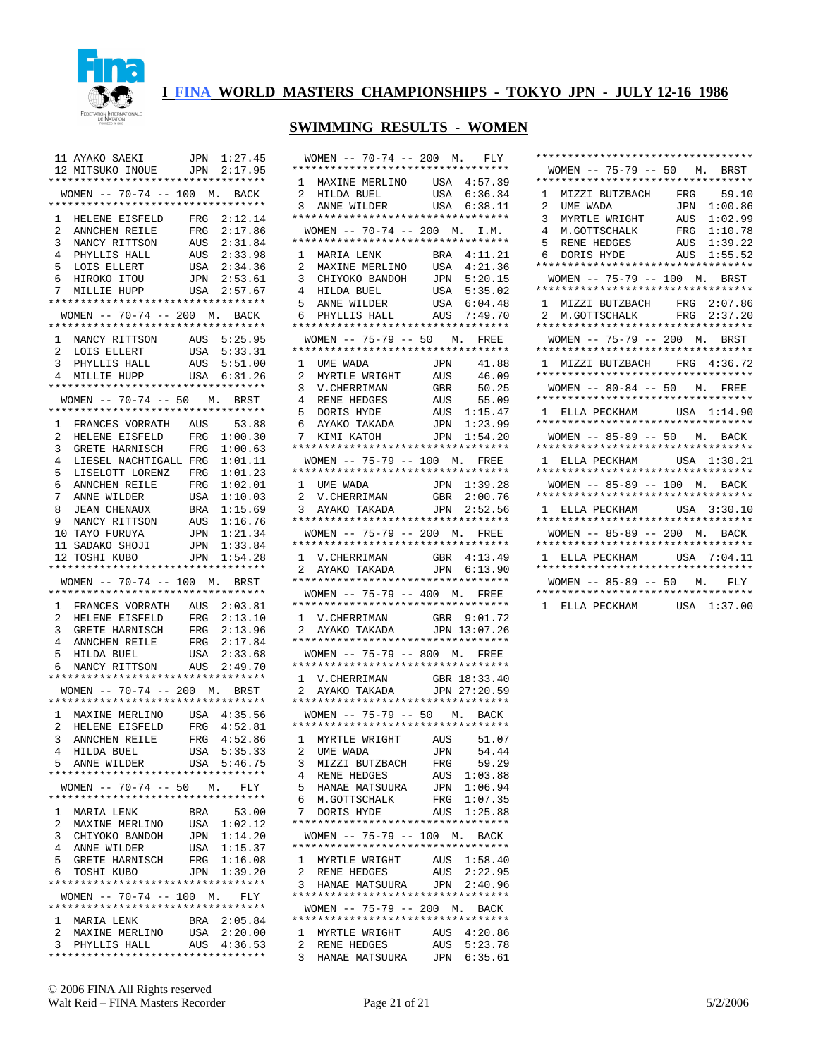# I FINA WORLD MASTERS CHAMPIONSHIPS - TOKYO JPN - JULY 12-16 1986

## SWIMMING RESULTS - WOMEN

| | | | |
|---|---|---|---|
| 11 | AYAKO SAEKI | JPN | 1:27.45 |
| 12 | MITSUKO INOUE | JPN | 2:17.95 |

### WOMEN -- 70-74 -- 100 M. BACK

| | | | |
|---|---|---|---|
| 1 | HELENE EISFELD | FRG | 2:12.14 |
| 2 | ANNCHEN REILE | FRG | 2:17.86 |
| 3 | NANCY RITTSON | AUS | 2:31.84 |
| 4 | PHYLLIS HALL | AUS | 2:33.98 |
| 5 | LOIS ELLERT | USA | 2:34.36 |
| 6 | HIROKO ITOU | JPN | 2:53.61 |
| 7 | MILLIE HUPP | USA | 2:57.67 |

### WOMEN -- 70-74 -- 200 M. BACK

| | | | |
|---|---|---|---|
| 1 | NANCY RITTSON | AUS | 5:25.95 |
| 2 | LOIS ELLERT | USA | 5:33.31 |
| 3 | PHYLLIS HALL | AUS | 5:51.00 |
| 4 | MILLIE HUPP | USA | 6:31.26 |

### WOMEN -- 70-74 -- 50 M. BRST

| | | | |
|---|---|---|---|
| 1 | FRANCES VORRATH | AUS | 53.88 |
| 2 | HELENE EISFELD | FRG | 1:00.30 |
| 3 | GRETE HARNISCH | FRG | 1:00.63 |
| 4 | LIESEL NACHTIGALL | FRG | 1:01.11 |
| 5 | LISELOTT LORENZ | FRG | 1:01.23 |
| 6 | ANNCHEN REILE | FRG | 1:02.01 |
| 7 | ANNE WILDER | USA | 1:10.03 |
| 8 | JEAN CHENAUX | BRA | 1:15.69 |
| 9 | NANCY RITTSON | AUS | 1:16.76 |
| 10 | TAYO FURUYA | JPN | 1:21.34 |
| 11 | SADAKO SHOJI | JPN | 1:33.84 |
| 12 | TOSHI KUBO | JPN | 1:54.28 |

### WOMEN -- 70-74 -- 100 M. BRST

| | | | |
|---|---|---|---|
| 1 | FRANCES VORRATH | AUS | 2:03.81 |
| 2 | HELENE EISFELD | FRG | 2:13.10 |
| 3 | GRETE HARNISCH | FRG | 2:13.96 |
| 4 | ANNCHEN REILE | FRG | 2:17.84 |
| 5 | HILDA BUEL | USA | 2:33.68 |
| 6 | NANCY RITTSON | AUS | 2:49.70 |

### WOMEN -- 70-74 -- 200 M. BRST

| | | | |
|---|---|---|---|
| 1 | MAXINE MERLINO | USA | 4:35.56 |
| 2 | HELENE EISFELD | FRG | 4:52.81 |
| 3 | ANNCHEN REILE | FRG | 4:52.86 |
| 4 | HILDA BUEL | USA | 5:35.33 |
| 5 | ANNE WILDER | USA | 5:46.75 |

### WOMEN -- 70-74 -- 50 M. FLY

| | | | |
|---|---|---|---|
| 1 | MARIA LENK | BRA | 53.00 |
| 2 | MAXINE MERLINO | USA | 1:02.12 |
| 3 | CHIYOKO BANDOH | JPN | 1:14.20 |
| 4 | ANNE WILDER | USA | 1:15.37 |
| 5 | GRETE HARNISCH | FRG | 1:16.08 |
| 6 | TOSHI KUBO | JPN | 1:39.20 |

### WOMEN -- 70-74 -- 100 M. FLY

| | | | |
|---|---|---|---|
| 1 | MARIA LENK | BRA | 2:05.84 |
| 2 | MAXINE MERLINO | USA | 2:20.00 |
| 3 | PHYLLIS HALL | AUS | 4:36.53 |

### WOMEN -- 70-74 -- 200 M. FLY

| | | | |
|---|---|---|---|
| 1 | MAXINE MERLINO | USA | 4:57.39 |
| 2 | HILDA BUEL | USA | 6:36.34 |
| 3 | ANNE WILDER | USA | 6:38.11 |

### WOMEN -- 70-74 -- 200 M. I.M.

| | | | |
|---|---|---|---|
| 1 | MARIA LENK | BRA | 4:11.21 |
| 2 | MAXINE MERLINO | USA | 4:21.36 |
| 3 | CHIYOKO BANDOH | JPN | 5:20.15 |
| 4 | HILDA BUEL | USA | 5:35.02 |
| 5 | ANNE WILDER | USA | 6:04.48 |
| 6 | PHYLLIS HALL | AUS | 7:49.70 |

### WOMEN -- 75-79 -- 50 M. FREE

| | | | |
|---|---|---|---|
| 1 | UME WADA | JPN | 41.88 |
| 2 | MYRTLE WRIGHT | AUS | 46.09 |
| 3 | V.CHERRIMAN | GBR | 50.25 |
| 4 | RENE HEDGES | AUS | 55.09 |
| 5 | DORIS HYDE | AUS | 1:15.47 |
| 6 | AYAKO TAKADA | JPN | 1:23.99 |
| 7 | KIMI KATOH | JPN | 1:54.20 |

### WOMEN -- 75-79 -- 100 M. FREE

| | | | |
|---|---|---|---|
| 1 | UME WADA | JPN | 1:39.28 |
| 2 | V.CHERRIMAN | GBR | 2:00.76 |
| 3 | AYAKO TAKADA | JPN | 2:52.56 |

### WOMEN -- 75-79 -- 200 M. FREE

| | | | |
|---|---|---|---|
| 1 | V.CHERRIMAN | GBR | 4:13.49 |
| 2 | AYAKO TAKADA | JPN | 6:13.90 |

### WOMEN -- 75-79 -- 400 M. FREE

| | | | |
|---|---|---|---|
| 1 | V.CHERRIMAN | GBR | 9:01.72 |
| 2 | AYAKO TAKADA | JPN | 13:07.26 |

### WOMEN -- 75-79 -- 800 M. FREE

| | | | |
|---|---|---|---|
| 1 | V.CHERRIMAN | GBR | 18:33.40 |
| 2 | AYAKO TAKADA | JPN | 27:20.59 |

### WOMEN -- 75-79 -- 50 M. BACK

| | | | |
|---|---|---|---|
| 1 | MYRTLE WRIGHT | AUS | 51.07 |
| 2 | UME WADA | JPN | 54.44 |
| 3 | MIZZI BUTZBACH | FRG | 59.29 |
| 4 | RENE HEDGES | AUS | 1:03.88 |
| 5 | HANAE MATSUURA | JPN | 1:06.94 |
| 6 | M.GOTTSCHALK | FRG | 1:07.35 |
| 7 | DORIS HYDE | AUS | 1:25.88 |

### WOMEN -- 75-79 -- 100 M. BACK

| | | | |
|---|---|---|---|
| 1 | MYRTLE WRIGHT | AUS | 1:58.40 |
| 2 | RENE HEDGES | AUS | 2:22.95 |
| 3 | HANAE MATSUURA | JPN | 2:40.96 |

### WOMEN -- 75-79 -- 200 M. BACK

| | | | |
|---|---|---|---|
| 1 | MYRTLE WRIGHT | AUS | 4:20.86 |
| 2 | RENE HEDGES | AUS | 5:23.78 |
| 3 | HANAE MATSUURA | JPN | 6:35.61 |

### WOMEN -- 75-79 -- 50 M. BRST

| | | | |
|---|---|---|---|
| 1 | MIZZI BUTZBACH | FRG | 59.10 |
| 2 | UME WADA | JPN | 1:00.86 |
| 3 | MYRTLE WRIGHT | AUS | 1:02.99 |
| 4 | M.GOTTSCHALK | FRG | 1:10.78 |
| 5 | RENE HEDGES | AUS | 1:39.22 |
| 6 | DORIS HYDE | AUS | 1:55.52 |

### WOMEN -- 75-79 -- 100 M. BRST

| | | | |
|---|---|---|---|
| 1 | MIZZI BUTZBACH | FRG | 2:07.86 |
| 2 | M.GOTTSCHALK | FRG | 2:37.20 |

### WOMEN -- 75-79 -- 200 M. BRST

| | | | |
|---|---|---|---|
| 1 | MIZZI BUTZBACH | FRG | 4:36.72 |

### WOMEN -- 80-84 -- 50 M. FREE

| | | | |
|---|---|---|---|
| 1 | ELLA PECKHAM | USA | 1:14.90 |

### WOMEN -- 85-89 -- 50 M. BACK

| | | | |
|---|---|---|---|
| 1 | ELLA PECKHAM | USA | 1:30.21 |

### WOMEN -- 85-89 -- 100 M. BACK

| | | | |
|---|---|---|---|
| 1 | ELLA PECKHAM | USA | 3:30.10 |

### WOMEN -- 85-89 -- 200 M. BACK

| | | | |
|---|---|---|---|
| 1 | ELLA PECKHAM | USA | 7:04.11 |

### WOMEN -- 85-89 -- 50 M. FLY

| | | | |
|---|---|---|---|
| 1 | ELLA PECKHAM | USA | 1:37.00 |

© 2006 FINA All Rights reserved
Walt Reid – FINA Masters Recorder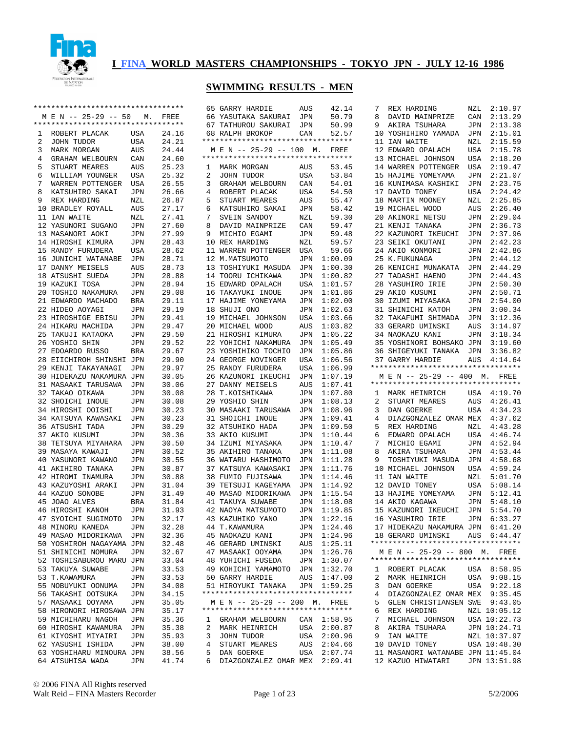# I FINA WORLD MASTERS CHAMPIONSHIPS - TOKYO JPN - JULY 12-16 1986

## SWIMMING RESULTS - MEN

### M E N -- 25-29 -- 50 M. FREE

| Place | Name | Country | Time |
|---|---|---|---|
| 1 | ROBERT PLACAK | USA | 24.16 |
| 2 | JOHN TUDOR | USA | 24.21 |
| 3 | MARK MORGAN | AUS | 24.44 |
| 4 | GRAHAM WELBOURN | CAN | 24.60 |
| 5 | STUART MEARES | AUS | 25.23 |
| 6 | WILLIAM YOUNGER | USA | 25.32 |
| 7 | WARREN POTTENGER | USA | 26.55 |
| 8 | KATSUHIRO SAKAI | JPN | 26.66 |
| 9 | REX HARDING | NZL | 26.87 |
| 10 | BRADLEY ROYALL | AUS | 27.17 |
| 11 | IAN WAITE | NZL | 27.41 |
| 12 | YASUNORI SUGANO | JPN | 27.60 |
| 13 | MASANORI AOKI | JPN | 27.99 |
| 14 | HIROSHI KIMURA | JPN | 28.43 |
| 15 | RANDY FURUDERA | USA | 28.62 |
| 16 | JUNICHI WATANABE | JPN | 28.71 |
| 17 | DANNY MEISELS | AUS | 28.73 |
| 18 | ATSUSHI SUEDA | JPN | 28.88 |
| 19 | KAZUKI TOSA | JPN | 28.94 |
| 20 | TOSHIO NAKAMURA | JPN | 29.08 |
| 21 | EDWARDO MACHADO | BRA | 29.11 |
| 22 | HIDEO AOYAGI | JPN | 29.19 |
| 23 | HIROSHIGE EBISU | JPN | 29.41 |
| 24 | HIKARU MACHIDA | JPN | 29.47 |
| 25 | TAKUJI KATAOKA | JPN | 29.50 |
| 26 | YOSHIO SHIN | JPN | 29.52 |
| 27 | EDOARDO RUSSO | BRA | 29.67 |
| 28 | EIICHIROH SHINSHI | JPN | 29.90 |
| 29 | KENJI TAKAYANAGI | JPN | 29.97 |
| 30 | HIDEKAZU NAKAMURA | JPN | 30.05 |
| 31 | MASAAKI TARUSAWA | JPN | 30.06 |
| 32 | TAKAO OIKAWA | JPN | 30.08 |
| 32 | SHOICHI INOUE | JPN | 30.08 |
| 34 | HIROSHI OOISHI | JPN | 30.23 |
| 34 | KATSUYA KAWASAKI | JPN | 30.23 |
| 36 | ATSUSHI TADA | JPN | 30.29 |
| 37 | AKIO KUSUMI | JPN | 30.36 |
| 38 | TETSUYA MIYAHARA | JPN | 30.50 |
| 39 | MASAYA KAWAJI | JPN | 30.52 |
| 40 | YASUNORI KAWANO | JPN | 30.55 |
| 41 | AKIHIRO TANAKA | JPN | 30.87 |
| 42 | HIROMI INAMURA | JPN | 30.88 |
| 43 | KAZUYOSHI ARAKI | JPN | 31.04 |
| 44 | KAZUO SONOBE | JPN | 31.49 |
| 45 | JOAO ALVES | BRA | 31.84 |
| 46 | HIROSHI KANOH | JPN | 31.93 |
| 47 | SYOICHI SUGIMOTO | JPN | 32.17 |
| 48 | MINORU KANEDA | JPN | 32.28 |
| 49 | MASAO MIDORIKAWA | JPN | 32.36 |
| 50 | YOSHIRO NAGAYAMA | JPN | 32.48 |
| 51 | SHINICHI NOMURA | JPN | 32.67 |
| 52 | TOSHISABUROU MARU | JPN | 33.04 |
| 53 | TAKUYA SUWABE | JPN | 33.53 |
| 53 | T.KAWAMURA | JPN | 33.53 |
| 55 | NOBUYUKI OONUMA | JPN | 34.08 |
| 56 | TAKASHI OOTSUKA | JPN | 34.15 |
| 57 | MASAAKI OOYAMA | JPN | 35.05 |
| 58 | HIRONORI HIROSAWA | JPN | 35.17 |
| 59 | MICHIHARU NAGOH | JPN | 35.36 |
| 60 | HIROSHI KAWAMURA | JPN | 35.38 |
| 61 | KIYOSHI MIYAIRI | JPN | 35.93 |
| 62 | YASUSHI ISHIDA | JPN | 38.00 |
| 63 | YOSHIHARU MINOURA | JPN | 38.56 |
| 64 | ATSUHISA WADA | JPN | 41.74 |
| 65 | GARRY HARDIE | AUS | 42.14 |
| 66 | YASUTAKA SAKURAI | JPN | 50.79 |
| 67 | TATHUROU SAKURAI | JPN | 50.99 |
| 68 | RALPH BROKOP | CAN | 52.57 |

### M E N -- 25-29 -- 100 M. FREE

| Place | Name | Country | Time |
|---|---|---|---|
| 1 | MARK MORGAN | AUS | 53.45 |
| 2 | JOHN TUDOR | USA | 53.84 |
| 3 | GRAHAM WELBOURN | CAN | 54.01 |
| 4 | ROBERT PLACAK | USA | 54.50 |
| 5 | STUART MEARES | AUS | 55.47 |
| 6 | KATSUHIRO SAKAI | JPN | 58.42 |
| 7 | SVEIN SANDOY | NZL | 59.30 |
| 8 | DAVID MAINPRIZE | CAN | 59.47 |
| 9 | MICHIO EGAMI | JPN | 59.48 |
| 10 | REX HARDING | NZL | 59.57 |
| 11 | WARREN POTTENGER | USA | 59.66 |
| 12 | M.MATSUMOTO | JPN | 1:00.09 |
| 13 | TOSHIYUKI MASUDA | JPN | 1:00.30 |
| 14 | TOORU ICHIKAWA | JPN | 1:00.82 |
| 15 | EDWARD OPALACH | USA | 1:01.57 |
| 16 | TAKAYUKI INOUE | JPN | 1:01.86 |
| 17 | HAJIME YONEYAMA | JPN | 1:02.00 |
| 18 | SHUJI ONO | JPN | 1:02.63 |
| 19 | MICHAEL JOHNSON | USA | 1:03.66 |
| 20 | MICHAEL WOOD | AUS | 1:03.82 |
| 21 | HIROSHI KIMURA | JPN | 1:05.22 |
| 22 | YOHICHI NAKAMURA | JPN | 1:05.49 |
| 23 | YOSHIHIKO TOCHIO | JPN | 1:05.86 |
| 24 | GEORGE NOVINGER | USA | 1:06.56 |
| 25 | RANDY FURUDERA | USA | 1:06.99 |
| 26 | KAZUNORI IKEUCHI | JPN | 1:07.19 |
| 27 | DANNY MEISELS | AUS | 1:07.41 |
| 28 | T.KOISHIKAWA | JPN | 1:07.80 |
| 29 | YOSHIO SHIN | JPN | 1:08.13 |
| 30 | MASAAKI TARUSAWA | JPN | 1:08.96 |
| 31 | SHOICHI INOUE | JPN | 1:09.41 |
| 32 | ATSUHIKO HADA | JPN | 1:09.50 |
| 33 | AKIO KUSUMI | JPN | 1:10.44 |
| 34 | IZUMI MIYASAKA | JPN | 1:10.47 |
| 35 | AKIHIRO TANAKA | JPN | 1:11.08 |
| 36 | WATARU HASHIMOTO | JPN | 1:11.28 |
| 37 | KATSUYA KAWASAKI | JPN | 1:11.76 |
| 38 | FUMIO FUJISAWA | JPN | 1:14.46 |
| 39 | TETSUJI KAGEYAMA | JPN | 1:14.92 |
| 40 | MASAO MIDORIKAWA | JPN | 1:15.54 |
| 41 | TAKUYA SUWABE | JPN | 1:18.08 |
| 42 | NAOYA MATSUMOTO | JPN | 1:19.85 |
| 43 | KAZUHIKO YANO | JPN | 1:22.16 |
| 44 | T.KAWAMURA | JPN | 1:24.46 |
| 45 | NAOKAZU KANI | JPN | 1:24.96 |
| 46 | GERARD UMINSKI | AUS | 1:25.11 |
| 47 | MASAAKI OOYAMA | JPN | 1:26.76 |
| 48 | YUHICHI FUSEDA | JPN | 1:30.07 |
| 49 | KOHICHI YAMAMOTO | JPN | 1:32.70 |
| 50 | GARRY HARDIE | AUS | 1:47.00 |
| 51 | HIROYUKI TANAKA | JPN | 1:59.25 |

### M E N -- 25-29 -- 200 M. FREE

| Place | Name | Country | Time |
|---|---|---|---|
| 1 | GRAHAM WELBOURN | CAN | 1:58.95 |
| 2 | MARK HEINRICH | USA | 2:00.87 |
| 3 | JOHN TUDOR | USA | 2:00.96 |
| 4 | STUART MEARES | AUS | 2:04.66 |
| 5 | DAN GOERKE | USA | 2:07.74 |
| 6 | DIAZGONZALEZ OMAR | MEX | 2:09.41 |
| 7 | REX HARDING | NZL | 2:10.97 |
| 8 | DAVID MAINPRIZE | CAN | 2:13.29 |
| 9 | AKIRA TSUHARA | JPN | 2:13.38 |
| 10 | YOSHIHIRO YAMADA | JPN | 2:15.01 |
| 11 | IAN WAITE | NZL | 2:15.59 |
| 12 | EDWARD OPALACH | USA | 2:15.78 |
| 13 | MICHAEL JOHNSON | USA | 2:18.20 |
| 14 | WARREN POTTENGER | USA | 2:19.47 |
| 15 | HAJIME YOMEYAMA | JPN | 2:21.07 |
| 16 | KUNIMASA KASHIKI | JPN | 2:23.75 |
| 17 | DAVID TONEY | USA | 2:24.42 |
| 18 | MARTIN MOONEY | NZL | 2:25.85 |
| 19 | MICHAEL WOOD | AUS | 2:26.40 |
| 20 | AKINORI NETSU | JPN | 2:29.04 |
| 21 | KENJI TANAKA | JPN | 2:36.73 |
| 22 | KAZUNORI IKEUCHI | JPN | 2:37.96 |
| 23 | SEIKI OKUTANI | JPN | 2:42.23 |
| 24 | AKIO KONMORI | JPN | 2:42.86 |
| 25 | K.FUKUNAGA | JPN | 2:44.12 |
| 26 | KENICHI MUNAKATA | JPN | 2:44.29 |
| 27 | TADASHI HAENO | JPN | 2:44.43 |
| 28 | YASUHIRO IRIE | JPN | 2:50.30 |
| 29 | AKIO KUSUMI | JPN | 2:50.71 |
| 30 | IZUMI MIYASAKA | JPN | 2:54.00 |
| 31 | SHINICHI KATOH | JPN | 3:00.34 |
| 32 | TAKAFUMI SHIMADA | JPN | 3:12.36 |
| 33 | GERARD UMINSKI | AUS | 3:14.97 |
| 34 | NAOKAZU KANI | JPN | 3:18.34 |
| 35 | YOSHINORI BOHSAKO | JPN | 3:19.60 |
| 36 | SHIGEYUKI TANAKA | JPN | 3:36.82 |
| 37 | GARRY HARDIE | AUS | 4:14.64 |

### M E N -- 25-29 -- 400 M. FREE

| Place | Name | Country | Time |
|---|---|---|---|
| 1 | MARK HEINRICH | USA | 4:19.70 |
| 2 | STUART MEARES | AUS | 4:26.41 |
| 3 | DAN GOERKE | USA | 4:34.23 |
| 4 | DIAZGONZALEZ OMAR | MEX | 4:37.62 |
| 5 | REX HARDING | NZL | 4:43.28 |
| 6 | EDWARD OPALACH | USA | 4:46.74 |
| 7 | MICHIO EGAMI | JPN | 4:52.94 |
| 8 | AKIRA TSUHARA | JPN | 4:53.44 |
| 9 | TOSHIYUKI MASUDA | JPN | 4:58.68 |
| 10 | MICHAEL JOHNSON | USA | 4:59.24 |
| 11 | IAN WAITE | NZL | 5:01.70 |
| 12 | DAVID TONEY | USA | 5:08.14 |
| 13 | HAJIME YOMEYAMA | JPN | 5:12.41 |
| 14 | AKIO KAGAWA | JPN | 5:48.10 |
| 15 | KAZUNORI IKEUCHI | JPN | 5:54.70 |
| 16 | YASUHIRO IRIE | JPN | 6:33.27 |
| 17 | HIDEKAZU NAKAMURA | JPN | 6:41.20 |
| 18 | GERARD UMINSKI | AUS | 6:44.47 |

### M E N -- 25-29 -- 800 M. FREE

| Place | Name | Country | Time |
|---|---|---|---|
| 1 | ROBERT PLACAK | USA | 8:58.95 |
| 2 | MARK HEINRICH | USA | 9:08.15 |
| 3 | DAN GOERKE | USA | 9:22.18 |
| 4 | DIAZGONZALEZ OMAR | MEX | 9:35.45 |
| 5 | GLEN CHRISTIANSEN | SWE | 9:43.05 |
| 6 | REX HARDING | NZL | 10:05.12 |
| 7 | MICHAEL JOHNSON | USA | 10:22.73 |
| 8 | AKIRA TSUHARA | JPN | 10:24.71 |
| 9 | IAN WAITE | NZL | 10:37.97 |
| 10 | DAVID TONEY | USA | 10:48.30 |
| 11 | MASANORI WATANABE | JPN | 11:45.04 |
| 12 | KAZUO HIWATARI | JPN | 13:51.98 |

© 2006 FINA All Rights reserved
Walt Reid – FINA Masters Recorder
5/2/2006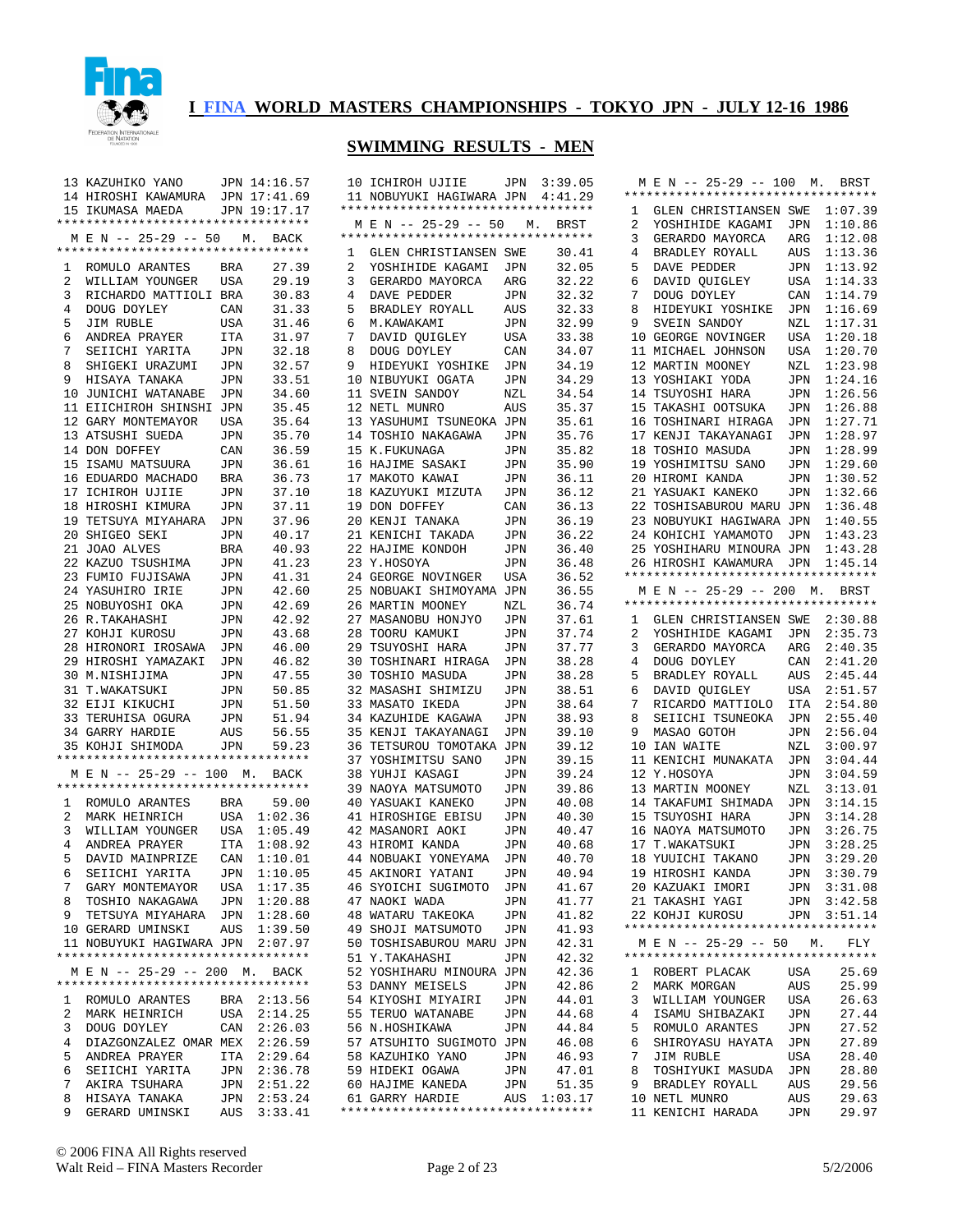# I FINA WORLD MASTERS CHAMPIONSHIPS - TOKYO JPN - JULY 12-16 1986

## SWIMMING RESULTS - MEN

| | | | |
|---|---|---|---|
| 13 | KAZUHIKO YANO | JPN | 14:16.57 |
| 14 | HIROSHI KAWAMURA | JPN | 17:41.69 |
| 15 | IKUMASA MAEDA | JPN | 19:17.17 |

### M E N -- 25-29 -- 50 M. BACK

| | | | |
|---|---|---|---|
| 1 | ROMULO ARANTES | BRA | 27.39 |
| 2 | WILLIAM YOUNGER | USA | 29.19 |
| 3 | RICHARDO MATTIOLI | BRA | 30.83 |
| 4 | DOUG DOYLEY | CAN | 31.33 |
| 5 | JIM RUBLE | USA | 31.46 |
| 6 | ANDREA PRAYER | ITA | 31.97 |
| 7 | SEIICHI YARITA | JPN | 32.18 |
| 8 | SHIGEKI URAZUMI | JPN | 32.57 |
| 9 | HISAYA TANAKA | JPN | 33.51 |
| 10 | JUNICHI WATANABE | JPN | 34.60 |
| 11 | EIICHIROH SHINSHI | JPN | 35.45 |
| 12 | GARY MONTEMAYOR | USA | 35.64 |
| 13 | ATSUSHI SUEDA | JPN | 35.70 |
| 14 | DON DOFFEY | CAN | 36.59 |
| 15 | ISAMU MATSUURA | JPN | 36.61 |
| 16 | EDUARDO MACHADO | BRA | 36.73 |
| 17 | ICHIROH UJIIE | JPN | 37.10 |
| 18 | HIROSHI KIMURA | JPN | 37.11 |
| 19 | TETSUYA MIYAHARA | JPN | 37.96 |
| 20 | SHIGEO SEKI | JPN | 40.17 |
| 21 | JOAO ALVES | BRA | 40.93 |
| 22 | KAZUO TSUSHIMA | JPN | 41.23 |
| 23 | FUMIO FUJISAWA | JPN | 41.31 |
| 24 | YASUHIRO IRIE | JPN | 42.60 |
| 25 | NOBUYOSHI OKA | JPN | 42.69 |
| 26 | R.TAKAHASHI | JPN | 42.92 |
| 27 | KOHJI KUROSU | JPN | 43.68 |
| 28 | HIRONORI IROSAWA | JPN | 46.00 |
| 29 | HIROSHI YAMAZAKI | JPN | 46.82 |
| 30 | M.NISHIJIMA | JPN | 47.55 |
| 31 | T.WAKATSUKI | JPN | 50.85 |
| 32 | EIJI KIKUCHI | JPN | 51.50 |
| 33 | TERUHISA OGURA | JPN | 51.94 |
| 34 | GARRY HARDIE | AUS | 56.55 |
| 35 | KOHJI SHIMODA | JPN | 59.23 |

### M E N -- 25-29 -- 100 M. BACK

| | | | |
|---|---|---|---|
| 1 | ROMULO ARANTES | BRA | 59.00 |
| 2 | MARK HEINRICH | USA | 1:02.36 |
| 3 | WILLIAM YOUNGER | USA | 1:05.49 |
| 4 | ANDREA PRAYER | ITA | 1:08.92 |
| 5 | DAVID MAINPRIZE | CAN | 1:10.01 |
| 6 | SEIICHI YARITA | JPN | 1:10.05 |
| 7 | GARY MONTEMAYOR | USA | 1:17.35 |
| 8 | TOSHIO NAKAGAWA | JPN | 1:20.88 |
| 9 | TETSUYA MIYAHARA | JPN | 1:28.60 |
| 10 | GERARD UMINSKI | AUS | 1:39.50 |
| 11 | NOBUYUKI HAGIWARA | JPN | 2:07.97 |

### M E N -- 25-29 -- 200 M. BACK

| | | | |
|---|---|---|---|
| 1 | ROMULO ARANTES | BRA | 2:13.56 |
| 2 | MARK HEINRICH | USA | 2:14.25 |
| 3 | DOUG DOYLEY | CAN | 2:26.03 |
| 4 | DIAZGONZALEZ OMAR | MEX | 2:26.59 |
| 5 | ANDREA PRAYER | ITA | 2:29.64 |
| 6 | SEIICHI YARITA | JPN | 2:36.78 |
| 7 | AKIRA TSUHARA | JPN | 2:51.22 |
| 8 | HISAYA TANAKA | JPN | 2:53.24 |
| 9 | GERARD UMINSKI | AUS | 3:33.41 |
| 10 | ICHIROH UJIIE | JPN | 3:39.05 |
| 11 | NOBUYUKI HAGIWARA | JPN | 4:41.29 |

### M E N -- 25-29 -- 50 M. BRST

| | | | |
|---|---|---|---|
| 1 | GLEN CHRISTIANSEN | SWE | 30.41 |
| 2 | YOSHIHIDE KAGAMI | JPN | 32.05 |
| 3 | GERARDO MAYORCA | ARG | 32.22 |
| 4 | DAVE PEDDER | JPN | 32.32 |
| 5 | BRADLEY ROYALL | AUS | 32.33 |
| 6 | M.KAWAKAMI | JPN | 32.99 |
| 7 | DAVID QUIGLEY | USA | 33.38 |
| 8 | DOUG DOYLEY | CAN | 34.07 |
| 9 | HIDEYUKI YOSHIKE | JPN | 34.19 |
| 10 | NIBUYUKI OGATA | JPN | 34.29 |
| 11 | SVEIN SANDOY | NZL | 34.54 |
| 12 | NETL MUNRO | AUS | 35.37 |
| 13 | YASUHUMI TSUNEOKA | JPN | 35.61 |
| 14 | TOSHIO NAKAGAWA | JPN | 35.76 |
| 15 | K.FUKUNAGA | JPN | 35.82 |
| 16 | HAJIME SASAKI | JPN | 35.90 |
| 17 | MAKOTO KAWAI | JPN | 36.11 |
| 18 | KAZUYUKI MIZUTA | JPN | 36.12 |
| 19 | DON DOFFEY | CAN | 36.13 |
| 20 | KENJI TANAKA | JPN | 36.19 |
| 21 | KENICHI TAKADA | JPN | 36.22 |
| 22 | HAJIME KONDOH | JPN | 36.40 |
| 23 | Y.HOSOYA | JPN | 36.48 |
| 24 | GEORGE NOVINGER | USA | 36.52 |
| 25 | NOBUAKI SHIMOYAMA | JPN | 36.55 |
| 26 | MARTIN MOONEY | NZL | 36.74 |
| 27 | MASANOBU HONJYO | JPN | 37.61 |
| 28 | TOORU KAMUKI | JPN | 37.74 |
| 29 | TSUYOSHI HARA | JPN | 37.77 |
| 30 | TOSHINARI HIRAGA | JPN | 38.28 |
| 30 | TOSHIO MASUDA | JPN | 38.28 |
| 32 | MASASHI SHIMIZU | JPN | 38.51 |
| 33 | MASATO IKEDA | JPN | 38.64 |
| 34 | KAZUHIDE KAGAWA | JPN | 38.93 |
| 35 | KENJI TAKAYANAGI | JPN | 39.10 |
| 36 | TETSUROU TOMOTAKA | JPN | 39.12 |
| 37 | YOSHIMITSU SANO | JPN | 39.15 |
| 38 | YUHJI KASAGI | JPN | 39.24 |
| 39 | NAOYA MATSUMOTO | JPN | 39.86 |
| 40 | YASUAKI KANEKO | JPN | 40.08 |
| 41 | HIROSHIGE EBISU | JPN | 40.30 |
| 42 | MASANORI AOKI | JPN | 40.47 |
| 43 | HIROMI KANDA | JPN | 40.68 |
| 44 | NOBUAKI YONEYAMA | JPN | 40.70 |
| 45 | AKINORI YATANI | JPN | 40.94 |
| 46 | SYOICHI SUGIMOTO | JPN | 41.67 |
| 47 | NAOKI WADA | JPN | 41.77 |
| 48 | WATARU TAKEOKA | JPN | 41.82 |
| 49 | SHOJI MATSUMOTO | JPN | 41.93 |
| 50 | TOSHISABUROU MARU | JPN | 42.31 |
| 51 | Y.TAKAHASHI | JPN | 42.32 |
| 52 | YOSHIHARU MINOURA | JPN | 42.36 |
| 53 | DANNY MEISELS | JPN | 42.86 |
| 54 | KIYOSHI MIYAIRI | JPN | 44.01 |
| 55 | TERUO WATANABE | JPN | 44.68 |
| 56 | N.HOSHIKAWA | JPN | 44.84 |
| 57 | ATSUHITO SUGIMOTO | JPN | 46.08 |
| 58 | KAZUHIKO YANO | JPN | 46.93 |
| 59 | HIDEKI OGAWA | JPN | 47.01 |
| 60 | HAJIME KANEDA | JPN | 51.35 |
| 61 | GARRY HARDIE | AUS | 1:03.17 |

### M E N -- 25-29 -- 100 M. BRST

| | | | |
|---|---|---|---|
| 1 | GLEN CHRISTIANSEN | SWE | 1:07.39 |
| 2 | YOSHIHIDE KAGAMI | JPN | 1:10.86 |
| 3 | GERARDO MAYORCA | ARG | 1:12.08 |
| 4 | BRADLEY ROYALL | AUS | 1:13.36 |
| 5 | DAVE PEDDER | JPN | 1:13.92 |
| 6 | DAVID QUIGLEY | USA | 1:14.33 |
| 7 | DOUG DOYLEY | CAN | 1:14.79 |
| 8 | HIDEYUKI YOSHIKE | JPN | 1:16.69 |
| 9 | SVEIN SANDOY | NZL | 1:17.31 |
| 10 | GEORGE NOVINGER | USA | 1:20.18 |
| 11 | MICHAEL JOHNSON | USA | 1:20.70 |
| 12 | MARTIN MOONEY | NZL | 1:23.98 |
| 13 | YOSHIAKI YODA | JPN | 1:24.16 |
| 14 | TSUYOSHI HARA | JPN | 1:26.56 |
| 15 | TAKASHI OOTSUKA | JPN | 1:26.88 |
| 16 | TOSHINARI HIRAGA | JPN | 1:27.71 |
| 17 | KENJI TAKAYANAGI | JPN | 1:28.97 |
| 18 | TOSHIO MASUDA | JPN | 1:28.99 |
| 19 | YOSHIMITSU SANO | JPN | 1:29.60 |
| 20 | HIROMI KANDA | JPN | 1:30.52 |
| 21 | YASUAKI KANEKO | JPN | 1:32.66 |
| 22 | TOSHISABUROU MARU | JPN | 1:36.48 |
| 23 | NOBUYUKI HAGIWARA | JPN | 1:40.55 |
| 24 | KOHICHI YAMAMOTO | JPN | 1:43.23 |
| 25 | YOSHIHARU MINOURA | JPN | 1:43.28 |
| 26 | HIROSHI KAWAMURA | JPN | 1:45.14 |

### M E N -- 25-29 -- 200 M. BRST

| | | | |
|---|---|---|---|
| 1 | GLEN CHRISTIANSEN | SWE | 2:30.88 |
| 2 | YOSHIHIDE KAGAMI | JPN | 2:35.73 |
| 3 | GERARDO MAYORCA | ARG | 2:40.35 |
| 4 | DOUG DOYLEY | CAN | 2:41.20 |
| 5 | BRADLEY ROYALL | AUS | 2:45.44 |
| 6 | DAVID QUIGLEY | USA | 2:51.57 |
| 7 | RICARDO MATTIOLO | ITA | 2:54.80 |
| 8 | SEIICHI TSUNEOKA | JPN | 2:55.40 |
| 9 | MASAO GOTOH | JPN | 2:56.04 |
| 10 | IAN WAITE | NZL | 3:00.97 |
| 11 | KENICHI MUNAKATA | JPN | 3:04.44 |
| 12 | Y.HOSOYA | JPN | 3:04.59 |
| 13 | MARTIN MOONEY | NZL | 3:13.01 |
| 14 | TAKAFUMI SHIMADA | JPN | 3:14.15 |
| 15 | TSUYOSHI HARA | JPN | 3:14.28 |
| 16 | NAOYA MATSUMOTO | JPN | 3:26.75 |
| 17 | T.WAKATSUKI | JPN | 3:28.25 |
| 18 | YUUICHI TAKANO | JPN | 3:29.20 |
| 19 | HIROSHI KANDA | JPN | 3:30.79 |
| 20 | KAZUAKI IMORI | JPN | 3:31.08 |
| 21 | TAKASHI YAGI | JPN | 3:42.58 |
| 22 | KOHJI KUROSU | JPN | 3:51.14 |

### M E N -- 25-29 -- 50 M. FLY

| | | | |
|---|---|---|---|
| 1 | ROBERT PLACAK | USA | 25.69 |
| 2 | MARK MORGAN | AUS | 25.99 |
| 3 | WILLIAM YOUNGER | USA | 26.63 |
| 4 | ISAMU SHIBAZAKI | JPN | 27.44 |
| 5 | ROMULO ARANTES | JPN | 27.52 |
| 6 | SHIROYASU HAYATA | JPN | 27.89 |
| 7 | JIM RUBLE | USA | 28.40 |
| 8 | TOSHIYUKI MASUDA | JPN | 28.80 |
| 9 | BRADLEY ROYALL | AUS | 29.56 |
| 10 | NETL MUNRO | AUS | 29.63 |
| 11 | KENICHI HARADA | JPN | 29.97 |

© 2006 FINA All Rights reserved
Walt Reid – FINA Masters Recorder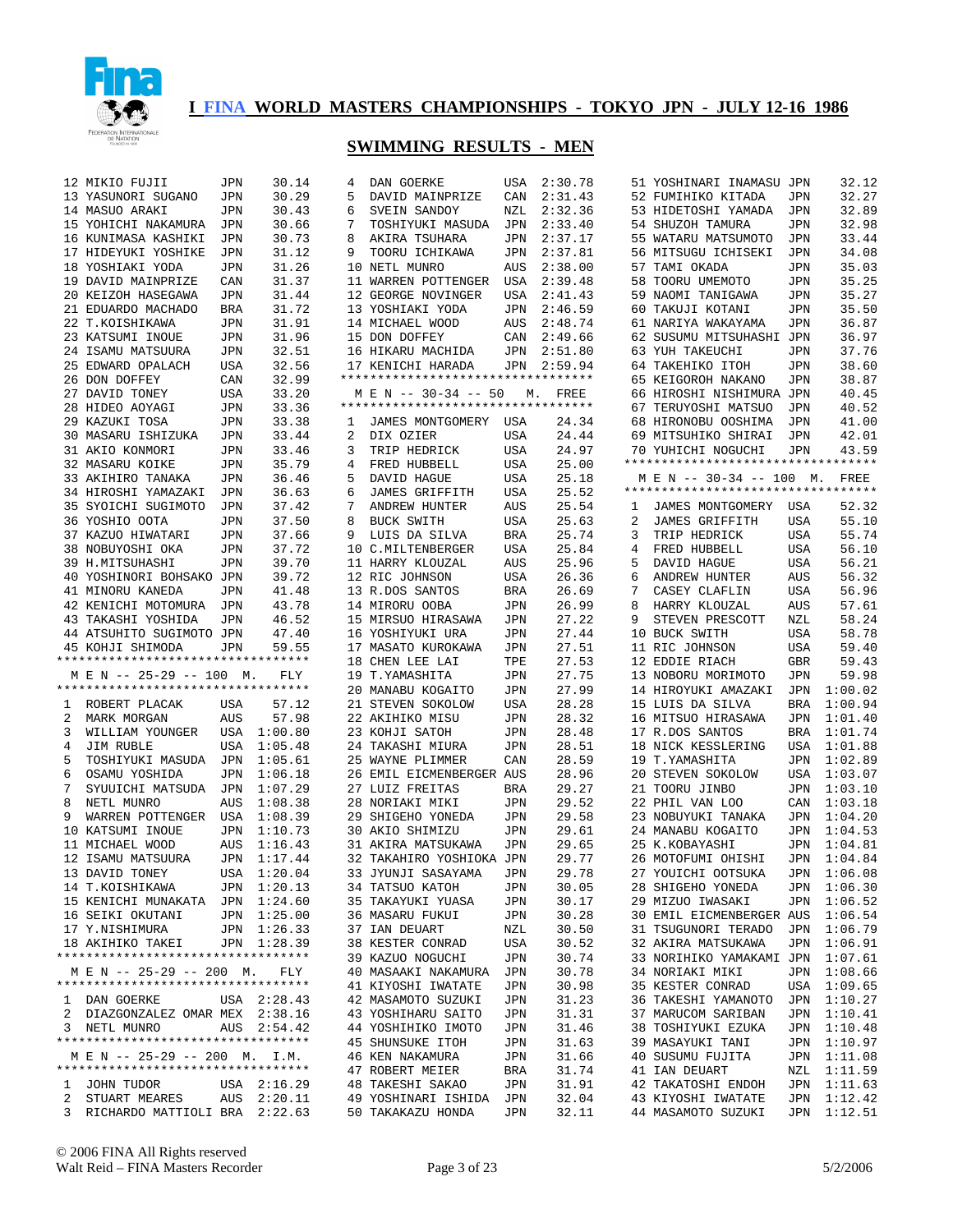# I FINA WORLD MASTERS CHAMPIONSHIPS - TOKYO JPN - JULY 12-16 1986

## SWIMMING RESULTS - MEN

| Place | Name | Country | Time |
|---|---|---|---|
| 12 | MIKIO FUJII | JPN | 30.14 |
| 13 | YASUNORI SUGANO | JPN | 30.29 |
| 14 | MASUO ARAKI | JPN | 30.43 |
| 15 | YOHICHI NAKAMURA | JPN | 30.66 |
| 16 | KUNIMASA KASHIKI | JPN | 30.73 |
| 17 | HIDEYUKI YOSHIKE | JPN | 31.12 |
| 18 | YOSHIAKI YODA | JPN | 31.26 |
| 19 | DAVID MAINPRIZE | CAN | 31.37 |
| 20 | KEIZOH HASEGAWA | JPN | 31.44 |
| 21 | EDUARDO MACHADO | BRA | 31.72 |
| 22 | T.KOISHIKAWA | JPN | 31.91 |
| 23 | KATSUMI INOUE | JPN | 31.96 |
| 24 | ISAMU MATSUURA | JPN | 32.51 |
| 25 | EDWARD OPALACH | USA | 32.56 |
| 26 | DON DOFFEY | CAN | 32.99 |
| 27 | DAVID TONEY | USA | 33.20 |
| 28 | HIDEO AOYAGI | JPN | 33.36 |
| 29 | KAZUKI TOSA | JPN | 33.38 |
| 30 | MASARU ISHIZUKA | JPN | 33.44 |
| 31 | AKIO KONMORI | JPN | 33.46 |
| 32 | MASARU KOIKE | JPN | 35.79 |
| 33 | AKIHIRO TANAKA | JPN | 36.46 |
| 34 | HIROSHI YAMAZAKI | JPN | 36.63 |
| 35 | SYOICHI SUGIMOTO | JPN | 37.42 |
| 36 | YOSHIO OOTA | JPN | 37.50 |
| 37 | KAZUO HIWATARI | JPN | 37.66 |
| 38 | NOBUYOSHI OKA | JPN | 37.72 |
| 39 | H.MITSUHASHI | JPN | 39.70 |
| 40 | YOSHINORI BOHSAKO | JPN | 39.72 |
| 41 | MINORU KANEDA | JPN | 41.48 |
| 42 | KENICHI MOTOMURA | JPN | 43.78 |
| 43 | TAKASHI YOSHIDA | JPN | 46.52 |
| 44 | ATSUHITO SUGIMOTO | JPN | 47.40 |
| 45 | KOHJI SHIMODA | JPN | 59.55 |

### M E N -- 25-29 -- 100 M. FLY

| Place | Name | Country | Time |
|---|---|---|---|
| 1 | ROBERT PLACAK | USA | 57.12 |
| 2 | MARK MORGAN | AUS | 57.98 |
| 3 | WILLIAM YOUNGER | USA | 1:00.80 |
| 4 | JIM RUBLE | USA | 1:05.48 |
| 5 | TOSHIYUKI MASUDA | JPN | 1:05.61 |
| 6 | OSAMU YOSHIDA | JPN | 1:06.18 |
| 7 | SYUUICHI MATSUDA | JPN | 1:07.29 |
| 8 | NETL MUNRO | AUS | 1:08.38 |
| 9 | WARREN POTTENGER | USA | 1:08.39 |
| 10 | KATSUMI INOUE | JPN | 1:10.73 |
| 11 | MICHAEL WOOD | AUS | 1:16.43 |
| 12 | ISAMU MATSUURA | JPN | 1:17.44 |
| 13 | DAVID TONEY | USA | 1:20.04 |
| 14 | T.KOISHIKAWA | JPN | 1:20.13 |
| 15 | KENICHI MUNAKATA | JPN | 1:24.60 |
| 16 | SEIKI OKUTANI | JPN | 1:25.00 |
| 17 | Y.NISHIMURA | JPN | 1:26.33 |
| 18 | AKIHIKO TAKEI | JPN | 1:28.39 |

### M E N -- 25-29 -- 200 M. FLY

| Place | Name | Country | Time |
|---|---|---|---|
| 1 | DAN GOERKE | USA | 2:28.43 |
| 2 | DIAZGONZALEZ OMAR | MEX | 2:38.16 |
| 3 | NETL MUNRO | AUS | 2:54.42 |

### M E N -- 25-29 -- 200 M. I.M.

| Place | Name | Country | Time |
|---|---|---|---|
| 1 | JOHN TUDOR | USA | 2:16.29 |
| 2 | STUART MEARES | AUS | 2:20.11 |
| 3 | RICHARDO MATTIOLI | BRA | 2:22.63 |
| 4 | DAN GOERKE | USA | 2:30.78 |
| 5 | DAVID MAINPRIZE | CAN | 2:31.43 |
| 6 | SVEIN SANDOY | NZL | 2:32.36 |
| 7 | TOSHIYUKI MASUDA | JPN | 2:33.40 |
| 8 | AKIRA TSUHARA | JPN | 2:37.17 |
| 9 | TOORU ICHIKAWA | JPN | 2:37.81 |
| 10 | NETL MUNRO | AUS | 2:38.00 |
| 11 | WARREN POTTENGER | USA | 2:39.48 |
| 12 | GEORGE NOVINGER | USA | 2:41.43 |
| 13 | YOSHIAKI YODA | JPN | 2:46.59 |
| 14 | MICHAEL WOOD | AUS | 2:48.74 |
| 15 | DON DOFFEY | CAN | 2:49.66 |
| 16 | HIKARU MACHIDA | JPN | 2:51.80 |
| 17 | KENICHI HARADA | JPN | 2:59.94 |

### M E N -- 30-34 -- 50 M. FREE

| Place | Name | Country | Time |
|---|---|---|---|
| 1 | JAMES MONTGOMERY | USA | 24.34 |
| 2 | DIX OZIER | USA | 24.44 |
| 3 | TRIP HEDRICK | USA | 24.97 |
| 4 | FRED HUBBELL | USA | 25.00 |
| 5 | DAVID HAGUE | USA | 25.18 |
| 6 | JAMES GRIFFITH | USA | 25.52 |
| 7 | ANDREW HUNTER | AUS | 25.54 |
| 8 | BUCK SWITH | USA | 25.63 |
| 9 | LUIS DA SILVA | BRA | 25.74 |
| 10 | C.MILTENBERGER | USA | 25.84 |
| 11 | HARRY KLOUZAL | AUS | 25.96 |
| 12 | RIC JOHNSON | USA | 26.36 |
| 13 | R.DOS SANTOS | BRA | 26.69 |
| 14 | MIRORU OOBA | JPN | 26.99 |
| 15 | MIRSUO HIRASAWA | JPN | 27.22 |
| 16 | YOSHIYUKI URA | JPN | 27.44 |
| 17 | MASATO KUROKAWA | JPN | 27.51 |
| 18 | CHEN LEE LAI | TPE | 27.53 |
| 19 | T.YAMASHITA | JPN | 27.75 |
| 20 | MANABU KOGAITO | JPN | 27.99 |
| 21 | STEVEN SOKOLOW | USA | 28.28 |
| 22 | AKIHIKO MISU | JPN | 28.32 |
| 23 | KOHJI SATOH | JPN | 28.48 |
| 24 | TAKASHI MIURA | JPN | 28.51 |
| 25 | WAYNE PLIMMER | CAN | 28.59 |
| 26 | EMIL EICMENBERGER | AUS | 28.96 |
| 27 | LUIZ FREITAS | BRA | 29.27 |
| 28 | NORIAKI MIKI | JPN | 29.52 |
| 29 | SHIGEHO YONEDA | JPN | 29.58 |
| 30 | AKIO SHIMIZU | JPN | 29.61 |
| 31 | AKIRA MATSUKAWA | JPN | 29.65 |
| 32 | TAKAHIRO YOSHIOKA | JPN | 29.77 |
| 33 | JYUNJI SASAYAMA | JPN | 29.78 |
| 34 | TATSUO KATOH | JPN | 30.05 |
| 35 | TAKAYUKI YUASA | JPN | 30.17 |
| 36 | MASARU FUKUI | JPN | 30.28 |
| 37 | IAN DEUART | NZL | 30.50 |
| 38 | KESTER CONRAD | USA | 30.52 |
| 39 | KAZUO NOGUCHI | JPN | 30.74 |
| 40 | MASAAKI NAKAMURA | JPN | 30.78 |
| 41 | KIYOSHI IWATATE | JPN | 30.98 |
| 42 | MASAMOTO SUZUKI | JPN | 31.23 |
| 43 | YOSHIHARU SAITO | JPN | 31.31 |
| 44 | YOSHIHIKO IMOTO | JPN | 31.46 |
| 45 | SHUNSUKE ITOH | JPN | 31.63 |
| 46 | KEN NAKAMURA | JPN | 31.66 |
| 47 | ROBERT MEIER | BRA | 31.74 |
| 48 | TAKESHI SAKAO | JPN | 31.91 |
| 49 | YOSHINARI ISHIDA | JPN | 32.04 |
| 50 | TAKAKAZU HONDA | JPN | 32.11 |
| 51 | YOSHINARI INAMASU | JPN | 32.12 |
| 52 | FUMIHIKO KITADA | JPN | 32.27 |
| 53 | HIDETOSHI YAMADA | JPN | 32.89 |
| 54 | SHUZOH TAMURA | JPN | 32.98 |
| 55 | WATARU MATSUMOTO | JPN | 33.44 |
| 56 | MITSUGU ICHISEKI | JPN | 34.08 |
| 57 | TAMI OKADA | JPN | 35.03 |
| 58 | TOORU UMEMOTO | JPN | 35.25 |
| 59 | NAOMI TANIGAWA | JPN | 35.27 |
| 60 | TAKUJI KOTANI | JPN | 35.50 |
| 61 | NARIYA WAKAYAMA | JPN | 36.87 |
| 62 | SUSUMU MITSUHASHI | JPN | 36.97 |
| 63 | YUH TAKEUCHI | JPN | 37.76 |
| 64 | TAKEHIKO ITOH | JPN | 38.60 |
| 65 | KEIGOROH NAKANO | JPN | 38.87 |
| 66 | HIROSHI NISHIMURA | JPN | 40.45 |
| 67 | TERUYOSHI MATSUO | JPN | 40.52 |
| 68 | HIRONOBU OOSHIMA | JPN | 41.00 |
| 69 | MITSUHIKO SHIRAI | JPN | 42.01 |
| 70 | YUHICHI NOGUCHI | JPN | 43.59 |

### M E N -- 30-34 -- 100 M. FREE

| Place | Name | Country | Time |
|---|---|---|---|
| 1 | JAMES MONTGOMERY | USA | 52.32 |
| 2 | JAMES GRIFFITH | USA | 55.10 |
| 3 | TRIP HEDRICK | USA | 55.74 |
| 4 | FRED HUBBELL | USA | 56.10 |
| 5 | DAVID HAGUE | USA | 56.21 |
| 6 | ANDREW HUNTER | AUS | 56.32 |
| 7 | CASEY CLAFLIN | USA | 56.96 |
| 8 | HARRY KLOUZAL | AUS | 57.61 |
| 9 | STEVEN PRESCOTT | NZL | 58.24 |
| 10 | BUCK SWITH | USA | 58.78 |
| 11 | RIC JOHNSON | USA | 59.40 |
| 12 | EDDIE RIACH | GBR | 59.43 |
| 13 | NOBORU MORIMOTO | JPN | 59.98 |
| 14 | HIROYUKI AMAZAKI | JPN | 1:00.02 |
| 15 | LUIS DA SILVA | BRA | 1:00.94 |
| 16 | MITSUO HIRASAWA | JPN | 1:01.40 |
| 17 | R.DOS SANTOS | BRA | 1:01.74 |
| 18 | NICK KESSLERING | USA | 1:01.88 |
| 19 | T.YAMASHITA | JPN | 1:02.89 |
| 20 | STEVEN SOKOLOW | USA | 1:03.07 |
| 21 | TOORU JINBO | JPN | 1:03.10 |
| 22 | PHIL VAN LOO | CAN | 1:03.18 |
| 23 | NOBUYUKI TANAKA | JPN | 1:04.20 |
| 24 | MANABU KOGAITO | JPN | 1:04.53 |
| 25 | K.KOBAYASHI | JPN | 1:04.81 |
| 26 | MOTOFUMI OHISHI | JPN | 1:04.84 |
| 27 | YOUICHI OOTSUKA | JPN | 1:06.08 |
| 28 | SHIGEHO YONEDA | JPN | 1:06.30 |
| 29 | MIZUO IWASAKI | JPN | 1:06.52 |
| 30 | EMIL EICMENBERGER | AUS | 1:06.54 |
| 31 | TSUGUNORI TERADO | JPN | 1:06.79 |
| 32 | AKIRA MATSUKAWA | JPN | 1:06.91 |
| 33 | NORIHIKO YAMAKAMI | JPN | 1:07.61 |
| 34 | NORIAKI MIKI | JPN | 1:08.66 |
| 35 | KESTER CONRAD | USA | 1:09.65 |
| 36 | TAKESHI YAMANOTO | JPN | 1:10.27 |
| 37 | MARUCOM SARIBAN | JPN | 1:10.41 |
| 38 | TOSHIYUKI EZUKA | JPN | 1:10.48 |
| 39 | MASAYUKI TANI | JPN | 1:10.97 |
| 40 | SUSUMU FUJITA | JPN | 1:11.08 |
| 41 | IAN DEUART | NZL | 1:11.59 |
| 42 | TAKATOSHI ENDOH | JPN | 1:11.63 |
| 43 | KIYOSHI IWATATE | JPN | 1:12.42 |
| 44 | MASAMOTO SUZUKI | JPN | 1:12.51 |

© 2006 FINA All Rights reserved
Walt Reid – FINA Masters Recorder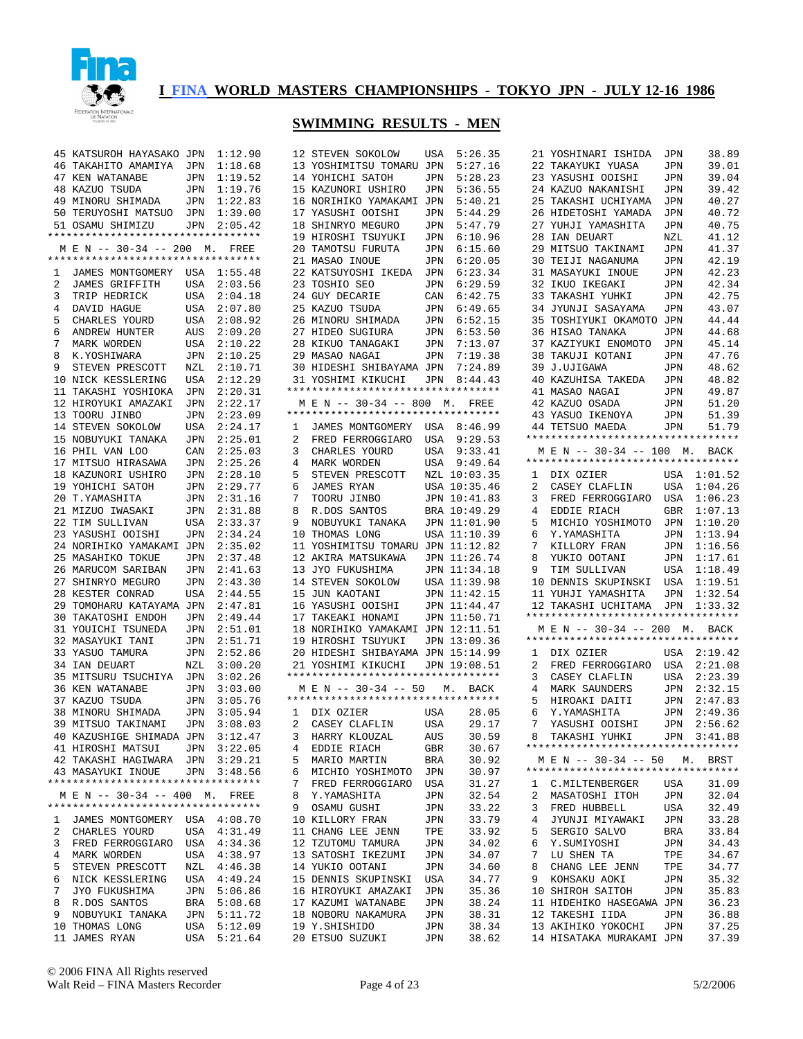# I FINA WORLD MASTERS CHAMPIONSHIPS - TOKYO JPN - JULY 12-16 1986

## SWIMMING RESULTS - MEN

```
45 KATSUROH HAYASAKO JPN  1:12.90
46 TAKAHITO AMAMIYA  JPN  1:18.68
47 KEN WATANABE      JPN  1:19.52
48 KAZUO TSUDA       JPN  1:19.76
49 MINORU SHIMADA    JPN  1:22.83
50 TERUYOSHI MATSUO  JPN  1:39.00
51 OSAMU SHIMIZU     JPN  2:05.42
*********************************
M E N -- 30-34 -- 200  M.  FREE
*********************************
1  JAMES MONTGOMERY  USA  1:55.48
2  JAMES GRIFFITH    USA  2:03.56
3  TRIP HEDRICK      USA  2:04.18
4  DAVID HAGUE       USA  2:07.80
5  CHARLES YOURD     USA  2:08.92
6  ANDREW HUNTER     AUS  2:09.20
7  MARK WORDEN       USA  2:10.22
8  K.YOSHIWARA       JPN  2:10.25
9  STEVEN PRESCOTT   NZL  2:10.71
10 NICK KESSLERING   USA  2:12.29
11 TAKASHI YOSHIOKA  JPN  2:20.31
12 HIROYUKI AMAZAKI  JPN  2:22.17
13 TOORU JINBO       JPN  2:23.09
14 STEVEN SOKOLOW    USA  2:24.17
15 NOBUYUKI TANAKA   JPN  2:25.01
16 PHIL VAN LOO      CAN  2:25.03
17 MITSUO HIRASAWA   JPN  2:25.26
18 KAZUNORI USHIRO   JPN  2:28.10
19 YOHICHI SATOH     JPN  2:29.77
20 T.YAMASHITA       JPN  2:31.16
21 MIZUO IWASAKI     JPN  2:31.88
22 TIM SULLIVAN      USA  2:33.37
23 YASUSHI OOISHI    JPN  2:34.24
24 NORIHIKO YAMAKAMI JPN  2:35.02
25 MASAHIKO TOKUE    JPN  2:37.48
26 MARUCOM SARIBAN   JPN  2:41.63
27 SHINRYO MEGURO    JPN  2:43.30
28 KESTER CONRAD     USA  2:44.55
29 TOMOHARU KATAYAMA JPN  2:47.81
30 TAKATOSHI ENDOH   JPN  2:49.44
31 YOUICHI TSUNEDA   JPN  2:51.01
32 MASAYUKI TANI     JPN  2:51.71
33 YASUO TAMURA      JPN  2:52.86
34 IAN DEUART        NZL  3:00.20
35 MITSURU TSUCHIYA  JPN  3:02.26
36 KEN WATANABE      JPN  3:03.00
37 KAZUO TSUDA       JPN  3:05.76
38 MINORU SHIMADA    JPN  3:05.94
39 MITSUO TAKINAMI   JPN  3:08.03
40 KAZUSHIGE SHIMADA JPN  3:12.47
41 HIROSHI MATSUI    JPN  3:22.05
42 TAKASHI HAGIWARA  JPN  3:29.21
43 MASAYUKI INOUE    JPN  3:48.56
*********************************
M E N -- 30-34 -- 400  M.  FREE
*********************************
1  JAMES MONTGOMERY  USA  4:08.70
2  CHARLES YOURD     USA  4:31.49
3  FRED FERROGGIARO  USA  4:34.36
4  MARK WORDEN       USA  4:38.97
5  STEVEN PRESCOTT   NZL  4:46.38
6  NICK KESSLERING   USA  4:49.24
7  JYO FUKUSHIMA     JPN  5:06.86
8  R.DOS SANTOS      BRA  5:08.68
9  NOBUYUKI TANAKA   JPN  5:11.72
10 THOMAS LONG       USA  5:12.09
11 JAMES RYAN        USA  5:21.64
12 STEVEN SOKOLOW    USA  5:26.35
13 YOSHIMITSU TOMARU JPN  5:27.16
14 YOHICHI SATOH     JPN  5:28.23
15 KAZUNORI USHIRO   JPN  5:36.55
16 NORIHIKO YAMAKAMI JPN  5:40.21
17 YASUSHI OOISHI    JPN  5:44.29
18 SHINRYO MEGURO    JPN  5:47.79
19 HIROSHI TSUYUKI   JPN  6:10.96
20 TAMOTSU FURUTA    JPN  6:15.60
21 MASAO INOUE       JPN  6:20.05
22 KATSUYOSHI IKEDA  JPN  6:23.34
23 TOSHIO SEO        JPN  6:29.59
24 GUY DECARIE       CAN  6:42.75
25 KAZUO TSUDA       JPN  6:49.65
26 MINORU SHIMADA    JPN  6:52.15
27 HIDEO SUGIURA     JPN  6:53.50
28 KIKUO TANAGAKI    JPN  7:13.07
29 MASAO NAGAI       JPN  7:19.38
30 HIDESHI SHIBAYAMA JPN  7:24.89
31 YOSHIMI KIKUCHI   JPN  8:44.43
*********************************
M E N -- 30-34 -- 800  M.  FREE
*********************************
1  JAMES MONTGOMERY  USA  8:46.99
2  FRED FERROGGIARO  USA  9:29.53
3  CHARLES YOURD     USA  9:33.41
4  MARK WORDEN       USA  9:49.64
5  STEVEN PRESCOTT   NZL 10:03.35
6  JAMES RYAN        USA 10:35.46
7  TOORU JINBO       JPN 10:41.83
8  R.DOS SANTOS      BRA 10:49.29
9  NOBUYUKI TANAKA   JPN 11:01.90
10 THOMAS LONG       USA 11:10.39
11 YOSHIMITSU TOMARU JPN 11:12.82
12 AKIRA MATSUKAWA   JPN 11:26.74
13 JYO FUKUSHIMA     JPN 11:34.18
14 STEVEN SOKOLOW    USA 11:39.98
15 JUN KAOTANI       JPN 11:42.15
16 YASUSHI OOISHI    JPN 11:44.47
17 TAKEAKI HONAMI    JPN 11:50.71
18 NORIHIKO YAMAKAMI JPN 12:11.51
19 HIROSHI TSUYUKI   JPN 13:09.36
20 HIDESHI SHIBAYAMA JPN 15:14.99
21 YOSHIMI KIKUCHI   JPN 19:08.51
*********************************
M E N -- 30-34 -- 50   M.  BACK
*********************************
1  DIX OZIER         USA    28.05
2  CASEY CLAFLIN     USA    29.17
3  HARRY KLOUZAL     AUS    30.59
4  EDDIE RIACH       GBR    30.67
5  MARIO MARTIN      BRA    30.92
6  MICHIO YOSHIMOTO  JPN    30.97
7  FRED FERROGGIARO  USA    31.27
8  Y.YAMASHITA       JPN    32.54
9  OSAMU GUSHI       JPN    33.22
10 KILLORY FRAN      JPN    33.79
11 CHANG LEE JENN    TPE    33.92
12 TZUTOMU TAMURA    JPN    34.02
13 SATOSHI IKEZUMI   JPN    34.07
14 YUKIO OOTANI      JPN    34.60
15 DENNIS SKUPINSKI  USA    34.77
16 HIROYUKI AMAZAKI  JPN    35.36
17 KAZUMI WATANABE   JPN    38.24
18 NOBORU NAKAMURA   JPN    38.31
19 Y.SHISHIDO        JPN    38.34
20 ETSUO SUZUKI      JPN    38.62
21 YOSHINARI ISHIDA  JPN    38.89
22 TAKAYUKI YUASA    JPN    39.01
23 YASUSHI OOISHI    JPN    39.04
24 KAZUO NAKANISHI   JPN    39.42
25 TAKASHI UCHIYAMA  JPN    40.27
26 HIDETOSHI YAMADA  JPN    40.72
27 YUHJI YAMASHITA   JPN    40.75
28 IAN DEUART        NZL    41.12
29 MITSUO TAKINAMI   JPN    41.37
30 TEIJI NAGANUMA    JPN    42.19
31 MASAYUKI INOUE    JPN    42.23
32 IKUO IKEGAKI      JPN    42.34
33 TAKASHI YUHKI     JPN    42.75
34 JYUNJI SASAYAMA   JPN    43.07
35 TOSHIYUKI OKAMOTO JPN    44.44
36 HISAO TANAKA      JPN    44.68
37 KAZIYUKI ENOMOTO  JPN    45.14
38 TAKUJI KOTANI     JPN    47.76
39 J.UJIGAWA         JPN    48.62
40 KAZUHISA TAKEDA   JPN    48.82
41 MASAO NAGAI       JPN    49.87
42 KAZUO OSADA       JPN    51.20
43 YASUO IKENOYA     JPN    51.39
44 TETSUO MAEDA      JPN    51.79
*********************************
M E N -- 30-34 -- 100  M.  BACK
*********************************
1  DIX OZIER         USA  1:01.52
2  CASEY CLAFLIN     USA  1:04.26
3  FRED FERROGGIARO  USA  1:06.23
4  EDDIE RIACH       GBR  1:07.13
5  MICHIO YOSHIMOTO  JPN  1:10.20
6  Y.YAMASHITA       JPN  1:13.94
7  KILLORY FRAN      JPN  1:16.56
8  YUKIO OOTANI      JPN  1:17.61
9  TIM SULLIVAN      USA  1:18.49
10 DENNIS SKUPINSKI  USA  1:19.51
11 YUHJI YAMASHITA   JPN  1:32.54
12 TAKASHI UCHITAMA  JPN  1:33.32
*********************************
M E N -- 30-34 -- 200  M.  BACK
*********************************
1  DIX OZIER         USA  2:19.42
2  FRED FERROGGIARO  USA  2:21.08
3  CASEY CLAFLIN     USA  2:23.39
4  MARK SAUNDERS     JPN  2:32.15
5  HIROAKI DAITI     JPN  2:47.83
6  Y.YAMASHITA       JPN  2:49.36
7  YASUSHI OOISHI    JPN  2:56.62
8  TAKASHI YUHKI     JPN  3:41.88
*********************************
M E N -- 30-34 -- 50   M.  BRST
*********************************
1  C.MILTENBERGER    USA    31.09
2  MASATOSHI ITOH    JPN    32.04
3  FRED HUBBELL      USA    32.49
4  JYUNJI MIYAWAKI   JPN    33.28
5  SERGIO SALVO      BRA    33.84
6  Y.SUMIYOSHI       JPN    34.43
7  LU SHEN TA        TPE    34.67
8  CHANG LEE JENN    TPE    34.77
9  KOHSAKU AOKI      JPN    35.32
10 SHIROH SAITOH     JPN    35.83
11 HIDEHIKO HASEGAWA JPN    36.23
12 TAKESHI IIDA      JPN    36.88
13 AKIHIKO YOKOCHI   JPN    37.25
14 HISATAKA MURAKAMI JPN    37.39
```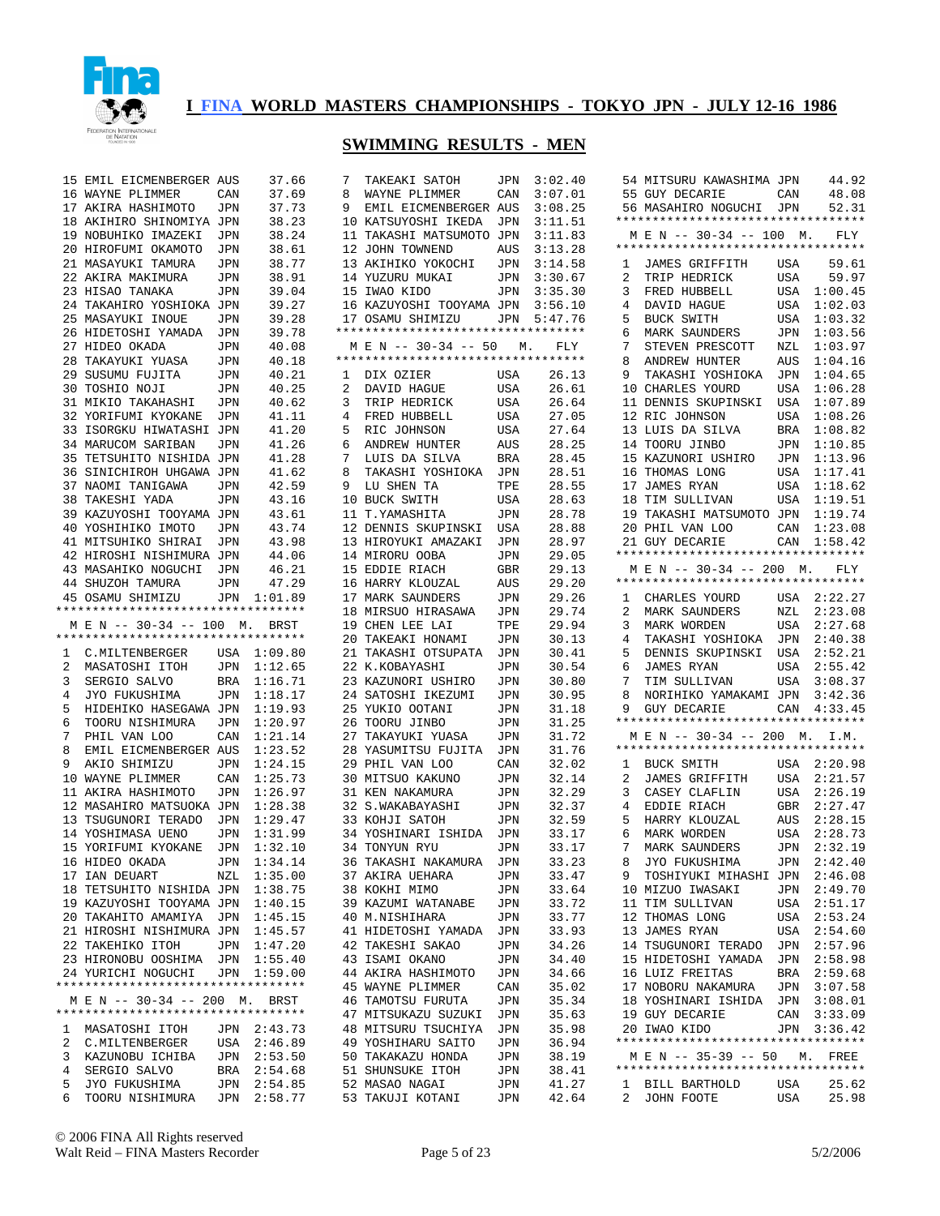# I FINA WORLD MASTERS CHAMPIONSHIPS - TOKYO JPN - JULY 12-16 1986

## SWIMMING RESULTS - MEN

```
15 EMIL EICMENBERGER AUS      37.66
16 WAYNE PLIMMER      CAN     37.69
17 AKIRA HASHIMOTO    JPN     37.73
18 AKIHIRO SHINOMIYA  JPN     38.23
19 NOBUHIKO IMAZEKI   JPN     38.24
20 HIROFUMI OKAMOTO   JPN     38.61
21 MASAYUKI TAMURA    JPN     38.77
22 AKIRA MAKIMURA     JPN     38.91
23 HISAO TANAKA       JPN     39.04
24 TAKAHIRO YOSHIOKA  JPN     39.27
25 MASAYUKI INOUE     JPN     39.28
26 HIDETOSHI YAMADA   JPN     39.78
27 HIDEO OKADA        JPN     40.08
28 TAKAYUKI YUASA     JPN     40.18
29 SUSUMU FUJITA      JPN     40.21
30 TOSHIO NOJI        JPN     40.25
31 MIKIO TAKAHASHI    JPN     40.62
32 YORIFUMI KYOKANE   JPN     41.11
33 ISORGKU HIWATASHI  JPN     41.20
34 MARUCOM SARIBAN    JPN     41.26
35 TETSUHITO NISHIDA  JPN     41.28
36 SINICHIROH UHGAWA  JPN     41.62
37 NAOMI TANIGAWA     JPN     42.59
38 TAKESHI YADA       JPN     43.16
39 KAZUYOSHI TOOYAMA  JPN     43.61
40 YOSHIHIKO IMOTO    JPN     43.74
41 MITSUHIKO SHIRAI   JPN     43.98
42 HIROSHI NISHIMURA  JPN     44.06
43 MASAHIKO NOGUCHI   JPN     46.21
44 SHUZOH TAMURA      JPN     47.29
45 OSAMU SHIMIZU      JPN   1:01.89
*********************************

 M E N -- 30-34 -- 100  M.  BRST
*********************************

1  C.MILTENBERGER     USA   1:09.80
2  MASATOSHI ITOH     JPN   1:12.65
3  SERGIO SALVO       BRA   1:16.71
4  JYO FUKUSHIMA      JPN   1:18.17
5  HIDEHIKO HASEGAWA  JPN   1:19.93
6  TOORU NISHIMURA    JPN   1:20.97
7  PHIL VAN LOO       CAN   1:21.14
8  EMIL EICMENBERGER  AUS   1:23.52
9  AKIO SHIMIZU       JPN   1:24.15
10 WAYNE PLIMMER      CAN   1:25.73
11 AKIRA HASHIMOTO    JPN   1:26.97
12 MASAHIRO MATSUOKA  JPN   1:28.38
13 TSUGUNORI TERADO   JPN   1:29.47
14 YOSHIMASA UENO     JPN   1:31.99
15 YORIFUMI KYOKANE   JPN   1:32.10
16 HIDEO OKADA        JPN   1:34.14
17 IAN DEUART         NZL   1:35.00
18 TETSUHITO NISHIDA  JPN   1:38.75
19 KAZUYOSHI TOOYAMA  JPN   1:40.15
20 TAKAHITO AMAMIYA   JPN   1:45.15
21 HIROSHI NISHIMURA  JPN   1:45.57
22 TAKEHIKO ITOH      JPN   1:47.20
23 HIRONOBU OOSHIMA   JPN   1:55.40
24 YURICHI NOGUCHI    JPN   1:59.00
*********************************

 M E N -- 30-34 -- 200  M.  BRST
*********************************

1  MASATOSHI ITOH     JPN   2:43.73
2  C.MILTENBERGER     USA   2:46.89
3  KAZUNOBU ICHIBA    JPN   2:53.50
4  SERGIO SALVO       BRA   2:54.68
5  JYO FUKUSHIMA      JPN   2:54.85
6  TOORU NISHIMURA    JPN   2:58.77
7  TAKEAKI SATOH      JPN   3:02.40
8  WAYNE PLIMMER      CAN   3:07.01
9  EMIL EICMENBERGER  AUS   3:08.25
10 KATSUYOSHI IKEDA   JPN   3:11.51
11 TAKASHI MATSUMOTO  JPN   3:11.83
12 JOHN TOWNEND       AUS   3:13.28
13 AKIHIKO YOKOCHI    JPN   3:14.58
14 YUZURU MUKAI       JPN   3:30.67
15 IWAO KIDO          JPN   3:35.30
16 KAZUYOSHI TOOYAMA  JPN   3:56.10
17 OSAMU SHIMIZU      JPN   5:47.76
*********************************

 M E N -- 30-34 -- 50    M.   FLY
*********************************

1  DIX OZIER          USA     26.13
2  DAVID HAGUE        USA     26.61
3  TRIP HEDRICK       USA     26.64
4  FRED HUBBELL       USA     27.05
5  RIC JOHNSON        USA     27.64
6  ANDREW HUNTER      AUS     28.25
7  LUIS DA SILVA      BRA     28.45
8  TAKASHI YOSHIOKA   JPN     28.51
9  LU SHEN TA         TPE     28.55
10 BUCK SWITH         USA     28.63
11 T.YAMASHITA        JPN     28.78
12 DENNIS SKUPINSKI   USA     28.88
13 HIROYUKI AMAZAKI   JPN     28.97
14 MIRORU OOBA        JPN     29.05
15 EDDIE RIACH        GBR     29.13
16 HARRY KLOUZAL      AUS     29.20
17 MARK SAUNDERS      JPN     29.26
18 MIRSUO HIRASAWA    JPN     29.74
19 CHEN LEE LAI       TPE     29.94
20 TAKEAKI HONAMI     JPN     30.13
21 TAKASHI OTSUPATA   JPN     30.41
22 K.KOBAYASHI        JPN     30.54
23 KAZUNORI USHIRO    JPN     30.80
24 SATOSHI IKEZUMI    JPN     30.95
25 YUKIO OOTANI       JPN     31.18
26 TOORU JINBO        JPN     31.25
27 TAKAYUKI YUASA     JPN     31.72
28 YASUMITSU FUJITA   JPN     31.76
29 PHIL VAN LOO       CAN     32.02
30 MITSUO KAKUNO      JPN     32.14
31 KEN NAKAMURA       JPN     32.29
32 S.WAKABAYASHI      JPN     32.37
33 KOHJI SATOH        JPN     32.59
34 YOSHINARI ISHIDA   JPN     33.17
34 TONYUN RYU         JPN     33.17
36 TAKASHI NAKAMURA   JPN     33.23
37 AKIRA UEHARA       JPN     33.47
38 KOKHI MIMO         JPN     33.64
39 KAZUMI WATANABE    JPN     33.72
40 M.NISHIHARA        JPN     33.77
41 HIDETOSHI YAMADA   JPN     33.93
42 TAKESHI SAKAO      JPN     34.26
43 ISAMI OKANO        JPN     34.40
44 AKIRA HASHIMOTO    JPN     34.66
45 WAYNE PLIMMER      CAN     35.02
46 TAMOTSU FURUTA     JPN     35.34
47 MITSUKAZU SUZUKI   JPN     35.63
48 MITSURU TSUCHIYA   JPN     35.98
49 YOSHIHARU SAITO    JPN     36.94
50 TAKAKAZU HONDA     JPN     38.19
51 SHUNSUKE ITOH      JPN     38.41
52 MASAO NAGAI        JPN     41.27
53 TAKUJI KOTANI      JPN     42.64
54 MITSURU KAWASHIMA  JPN     44.92
55 GUY DECARIE        CAN     48.08
56 MASAHIRO NOGUCHI   JPN     52.31
*********************************

 M E N -- 30-34 -- 100  M.   FLY
*********************************

1  JAMES GRIFFITH     USA     59.61
2  TRIP HEDRICK       USA     59.97
3  FRED HUBBELL       USA   1:00.45
4  DAVID HAGUE        USA   1:02.03
5  BUCK SWITH         USA   1:03.32
6  MARK SAUNDERS      JPN   1:03.56
7  STEVEN PRESCOTT    NZL   1:03.97
8  ANDREW HUNTER      AUS   1:04.16
9  TAKASHI YOSHIOKA   JPN   1:04.65
10 CHARLES YOURD      USA   1:06.28
11 DENNIS SKUPINSKI   USA   1:07.89
12 RIC JOHNSON        USA   1:08.26
13 LUIS DA SILVA      BRA   1:08.82
14 TOORU JINBO        JPN   1:10.85
15 KAZUNORI USHIRO    JPN   1:13.96
16 THOMAS LONG        USA   1:17.41
17 JAMES RYAN         USA   1:18.62
18 TIM SULLIVAN       USA   1:19.51
19 TAKASHI MATSUMOTO  JPN   1:19.74
20 PHIL VAN LOO       CAN   1:23.08
21 GUY DECARIE        CAN   1:58.42
*********************************

 M E N -- 30-34 -- 200  M.   FLY
*********************************

1  CHARLES YOURD      USA   2:22.27
2  MARK SAUNDERS      NZL   2:23.08
3  MARK WORDEN        USA   2:27.68
4  TAKASHI YOSHIOKA   JPN   2:40.38
5  DENNIS SKUPINSKI   USA   2:52.21
6  JAMES RYAN         USA   2:55.42
7  TIM SULLIVAN       USA   3:08.37
8  NORIHIKO YAMAKAMI  JPN   3:42.36
9  GUY DECARIE        CAN   4:33.45
*********************************

 M E N -- 30-34 -- 200  M.  I.M.
*********************************

1  BUCK SMITH         USA   2:20.98
2  JAMES GRIFFITH     USA   2:21.57
3  CASEY CLAFLIN      USA   2:26.19
4  EDDIE RIACH        GBR   2:27.47
5  HARRY KLOUZAL      AUS   2:28.15
6  MARK WORDEN        USA   2:28.73
7  MARK SAUNDERS      JPN   2:32.19
8  JYO FUKUSHIMA      JPN   2:42.40
9  TOSHIYUKI MIHASHI  JPN   2:46.08
10 MIZUO IWASAKI      JPN   2:49.70
11 TIM SULLIVAN       USA   2:51.17
12 THOMAS LONG        USA   2:53.24
13 JAMES RYAN         USA   2:54.60
14 TSUGUNORI TERADO   JPN   2:57.96
15 HIDETOSHI YAMADA   JPN   2:58.98
16 LUIZ FREITAS       BRA   2:59.68
17 NOBORU NAKAMURA    JPN   3:07.58
18 YOSHINARI ISHIDA   JPN   3:08.01
19 GUY DECARIE        CAN   3:33.09
20 IWAO KIDO          JPN   3:36.42
*********************************

 M E N -- 35-39 -- 50    M.  FREE
*********************************

1  BILL BARTHOLD      USA     25.62
2  JOHN FOOTE         USA     25.98
```

© 2006 FINA All Rights reserved
Walt Reid – FINA Masters Recorder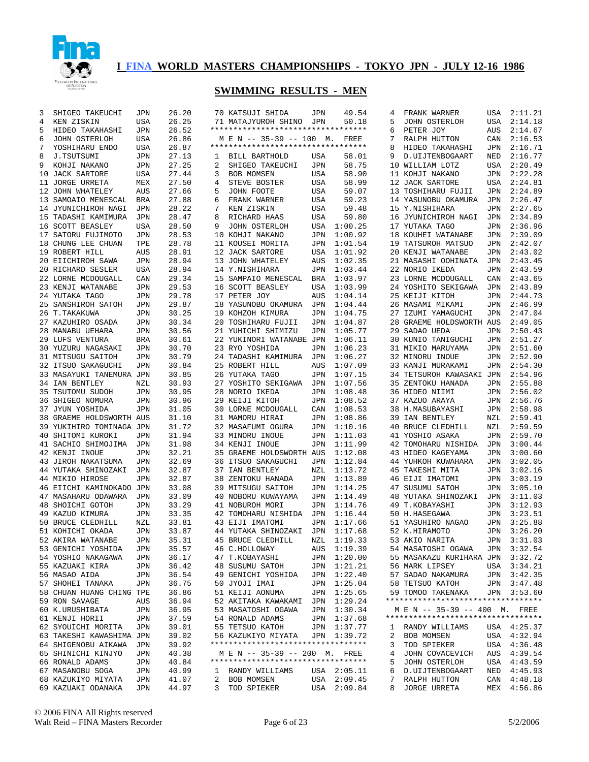# I FINA WORLD MASTERS CHAMPIONSHIPS - TOKYO JPN - JULY 12-16 1986

## SWIMMING RESULTS - MEN

```
3  SHIGEO TAKEUCHI     JPN   26.20
4  KEN ZISKIN          USA   26.25
5  HIDEO TAKAHASHI     JPN   26.52
6  JOHN OSTERLOH       USA   26.86
7  YOSHIHARU ENDO      USA   26.87
8  J.TSUTSUMI          JPN   27.13
9  KOHJI NAKANO        JPN   27.25
10 JACK SARTORE        USA   27.44
11 JORGE URRETA        MEX   27.50
12 JOHN WHATELEY       AUS   27.66
13 SAMOAIO MENESCAL    BRA   27.88
14 JYUNICHIROH NAGI    JPN   28.22
15 TADASHI KAMIMURA    JPN   28.47
16 SCOTT BEASLEY       USA   28.50
17 SATORU FUJIMOTO     JPN   28.53
18 CHUNG LEE CHUAN     TPE   28.78
19 ROBERT HILL         AUS   28.91
20 EIICHIROH SAWA      JPN   28.94
20 RICHARD SESLER      USA   28.94
22 LORNE MCDOUGALL     CAN   29.34
23 KENJI WATANABE      JPN   29.53
24 YUTAKA TAGO         JPN   29.78
25 SANSHIROH SATOH     JPN   29.87
26 T.TAKAKUWA          JPN   30.25
27 KAZUHIRO OSADA      JPN   30.34
28 MANABU UEHARA       JPN   30.56
29 LUFS VENTURA        BRA   30.61
30 YUZURU NAGASAKI     JPN   30.70
31 MITSUGU SAITOH      JPN   30.79
32 ITSUO SAKAGUCHI     JPN   30.84
33 MASAYUKI TANEMURA   JPN   30.85
34 IAN BENTLEY         NZL   30.93
35 TSUTOMU SUDOH       JPN   30.95
36 SHIGEO NOMURA       JPN   30.96
37 JYUN YOSHIDA        JPN   31.05
38 GRAEME HOLDSWORTH   AUS   31.10
39 YUKIHIRO TOMINAGA   JPN   31.72
40 SHITOMI KUROKI      JPN   31.94
41 SACHIO SHIMOJIMA    JPN   31.98
42 KENJI INOUE         JPN   32.21
43 JIROH NAKATSUMA     JPN   32.69
44 YUTAKA SHINOZAKI    JPN   32.87
44 MIKIO HIROSE        JPN   32.87
46 EIICHI KAMINOKADO   JPN   33.08
47 MASAHARU ODAWARA    JPN   33.09
48 SHOICHI GOTOH       JPN   33.29
49 KAZUO KIMURA        JPN   33.35
50 BRUCE CLEDHILL      NZL   33.81
51 KOHICHI OKADA       JPN   33.87
52 AKIRA WATANABE      JPN   35.31
53 GENICHI YOSHIDA     JPN   35.57
54 YOSHIO NAKAGAWA     JPN   36.17
55 KAZUAKI KIRA        JPN   36.42
56 MASAO AIDA          JPN   36.54
57 SHOHEI TANAKA       JPN   36.75
58 CHUAN HUANG CHING   TPE   36.86
59 RON SAVAGE          AUS   36.94
60 K.URUSHIBATA        JPN   36.95
61 KENJI HORII         JPN   37.59
62 SYOUICHI MORITA     JPN   39.01
63 TAKESHI KAWASHIMA   JPN   39.02
64 SHIGENOBU AIKAWA    JPN   39.92
65 SHINICHI KINJYO     JPN   40.38
66 RONALD ADAMS        JPN   40.84
67 MASANOBU SOGA       JPN   40.99
68 KAZUKIYO MIYATA     JPN   41.07
69 KAZUAKI ODANAKA     JPN   44.97
70 KATSUJI SHIDA       JPN   49.54
71 MATAJYUROH SHINO    JPN   50.18
*********************************
 M E N -- 35-39 -- 100  M.  FREE
*********************************
1  BILL BARTHOLD       USA   58.01
2  SHIGEO TAKEUCHI     JPN   58.75
3  BOB MOMSEN          USA   58.90
4  STEVE BOSTER        USA   58.99
5  JOHN FOOTE          USA   59.07
6  FRANK WARNER        USA   59.23
7  KEN ZISKIN          USA   59.48
8  RICHARD HAAS        USA   59.80
9  JOHN OSTERLOH       USA 1:00.25
10 KOHJI NAKANO        JPN 1:00.92
11 KOUSEI MORITA       JPN 1:01.54
12 JACK SARTORE        USA 1:01.92
13 JOHN WHATELEY       AUS 1:02.35
14 Y.NISHIHARA         JPN 1:03.44
15 SAMPAIO MENESCAL    BRA 1:03.97
16 SCOTT BEASLEY       USA 1:03.99
17 PETER JOY           AUS 1:04.14
18 YASUNOBU OKAMURA    JPN 1:04.44
19 KOHZOH KIMURA       JPN 1:04.75
20 TOSHIHARU FUJII     JPN 1:04.87
21 YUHICHI SHIMIZU     JPN 1:05.77
22 YUKINORI WATANABE   JPN 1:06.11
23 RYO YOSHIDA         JPN 1:06.23
24 TADASHI KAMIMURA    JPN 1:06.27
25 ROBERT HILL         AUS 1:07.09
26 YUTAKA TAGO         JPN 1:07.15
27 YOSHITO SEKIGAWA    JPN 1:07.56
28 NORIO IKEDA         JPN 1:08.48
29 KEIJI KITOH         JPN 1:08.52
30 LORNE MCDOUGALL     CAN 1:08.53
31 MAMORU HIRAI        JPN 1:08.86
32 MASAFUMI OGURA      JPN 1:10.16
33 MINORU INOUE        JPN 1:11.03
34 KENJI INOUE         JPN 1:11.99
35 GRAEME HOLDSWORTH   AUS 1:12.08
36 ITSUO SAKAGUCHI     JPN 1:12.84
37 IAN BENTLEY         NZL 1:13.72
38 ZENTOKU HANADA      JPN 1:13.89
39 MITSUGU SAITOH      JPN 1:14.25
40 NOBORU KUWAYAMA     JPN 1:14.49
41 NOBUROH MORI        JPN 1:14.76
42 TOMOHARU NISHIDA    JPN 1:16.44
43 EIJI IMATOMI        JPN 1:17.66
44 YUTAKA SHINOZAKI    JPN 1:17.68
45 BRUCE CLEDHILL      NZL 1:19.33
46 C.HOLLOWAY          AUS 1:19.39
47 T.KOBAYASHI         JPN 1:20.00
48 SUSUMU SATOH        JPN 1:21.21
49 GENICHI YOSHIDA     JPN 1:22.40
50 JYOJI IMAI          JPN 1:25.04
51 KEIJI AONUMA        JPN 1:25.65
52 AKITAKA KAWAKAMI    JPN 1:29.24
53 MASATOSHI OGAWA     JPN 1:30.34
54 RONALD ADAMS        JPN 1:37.68
55 TETSUO KATOH        JPN 1:37.77
56 KAZUKIYO MIYATA     JPN 1:39.72
*********************************
 M E N -- 35-39 -- 200  M.  FREE
*********************************
1  RANDY WILLIAMS      USA 2:05.11
2  BOB MOMSEN          USA 2:09.45
3  TOD SPIEKER         USA 2:09.84
4  FRANK WARNER        USA 2:11.21
5  JOHN OSTERLOH       USA 2:14.18
6  PETER JOY           AUS 2:14.67
7  RALPH HUTTON        CAN 2:16.53
8  HIDEO TAKAHASHI     JPN 2:16.71
9  D.UIJTENBOGAART     NED 2:16.77
10 WILLIAM LOTZ        USA 2:20.49
11 KOHJI NAKANO        JPN 2:22.28
12 JACK SARTORE        USA 2:24.81
13 TOSHIHARU FUJII     JPN 2:24.89
14 YASUNOBU OKAMURA    JPN 2:26.47
15 Y.NISHIHARA         JPN 2:27.65
16 JYUNICHIROH NAGI    JPN 2:34.89
17 YUTAKA TAGO         JPN 2:36.96
18 KOUHEI WATANABE     JPN 2:39.09
19 TATSUROH MATSUO     JPN 2:42.07
20 KENJI WATANABE      JPN 2:43.02
21 MASASHI OOHINATA    JPN 2:43.45
22 NORIO IKEDA         JPN 2:43.59
23 LORNE MCDOUGALL     CAN 2:43.65
24 YOSHITO SEKIGAWA    JPN 2:43.89
25 KEIJI KITOH         JPN 2:44.73
26 MASAMI MIKAMI       JPN 2:46.99
27 IZUMI YAMAGUCHI     JPN 2:47.04
28 GRAEME HOLDSWORTH   AUS 2:49.05
29 SADAO UEDA          JPN 2:50.43
30 KUNIO TANIGUCHI     JPN 2:51.27
31 MIKIO MARUYAMA      JPN 2:51.60
32 MINORU INOUE        JPN 2:52.90
33 KANJI MURAKAMI      JPN 2:54.30
34 TETSUROH KAWASAKI   JPN 2:54.96
35 ZENTOKU HANADA      JPN 2:55.88
36 HIDEO NIIMI         JPN 2:56.02
37 KAZUO ARAYA         JPN 2:56.76
38 H.MASUBAYASHI       JPN 2:58.98
39 IAN BENTLEY         NZL 2:59.41
40 BRUCE CLEDHILL      NZL 2:59.59
41 YOSHIO ASAKA        JPN 2:59.70
42 TOMOHARU NISHIDA    JPN 3:00.44
43 HIDEO KAGEYAMA      JPN 3:00.60
44 YUHKOH KUWAHARA     JPN 3:02.05
45 TAKESHI MITA        JPN 3:02.16
46 EIJI IMATOMI        JPN 3:03.19
47 SUSUMU SATOH        JPN 3:05.10
48 YUTAKA SHINOZAKI    JPN 3:11.03
49 T.KOBAYASHI         JPN 3:12.93
50 H.HASEGAWA          JPN 3:23.51
51 YASUHIRO NAGAO      JPN 3:25.88
52 K.HIRAMOTO          JPN 3:26.20
53 AKIO NARITA         JPN 3:31.03
54 MASATOSHI OGAWA     JPN 3:32.54
55 MASAKAZU KURIHARA   JPN 3:32.72
56 MARK LIPSEY         USA 3:34.21
57 SADAO NAKAMURA      JPN 3:42.35
58 TETSUO KATOH        JPN 3:47.48
59 TOMOO TAKENAKA      JPN 3:53.60
*********************************
 M E N -- 35-39 -- 400  M.  FREE
*********************************
1  RANDY WILLIAMS      USA 4:25.37
2  BOB MOMSEN          USA 4:32.94
3  TOD SPIEKER         USA 4:36.48
4  JOHN COVACEVICH     AUS 4:39.54
5  JOHN OSTERLOH       USA 4:43.59
6  D.UIJTENBOGAART     NED 4:45.93
7  RALPH HUTTON        CAN 4:48.18
8  JORGE URRETA        MEX 4:56.86
```

© 2006 FINA All Rights reserved
Walt Reid – FINA Masters Recorder
5/2/2006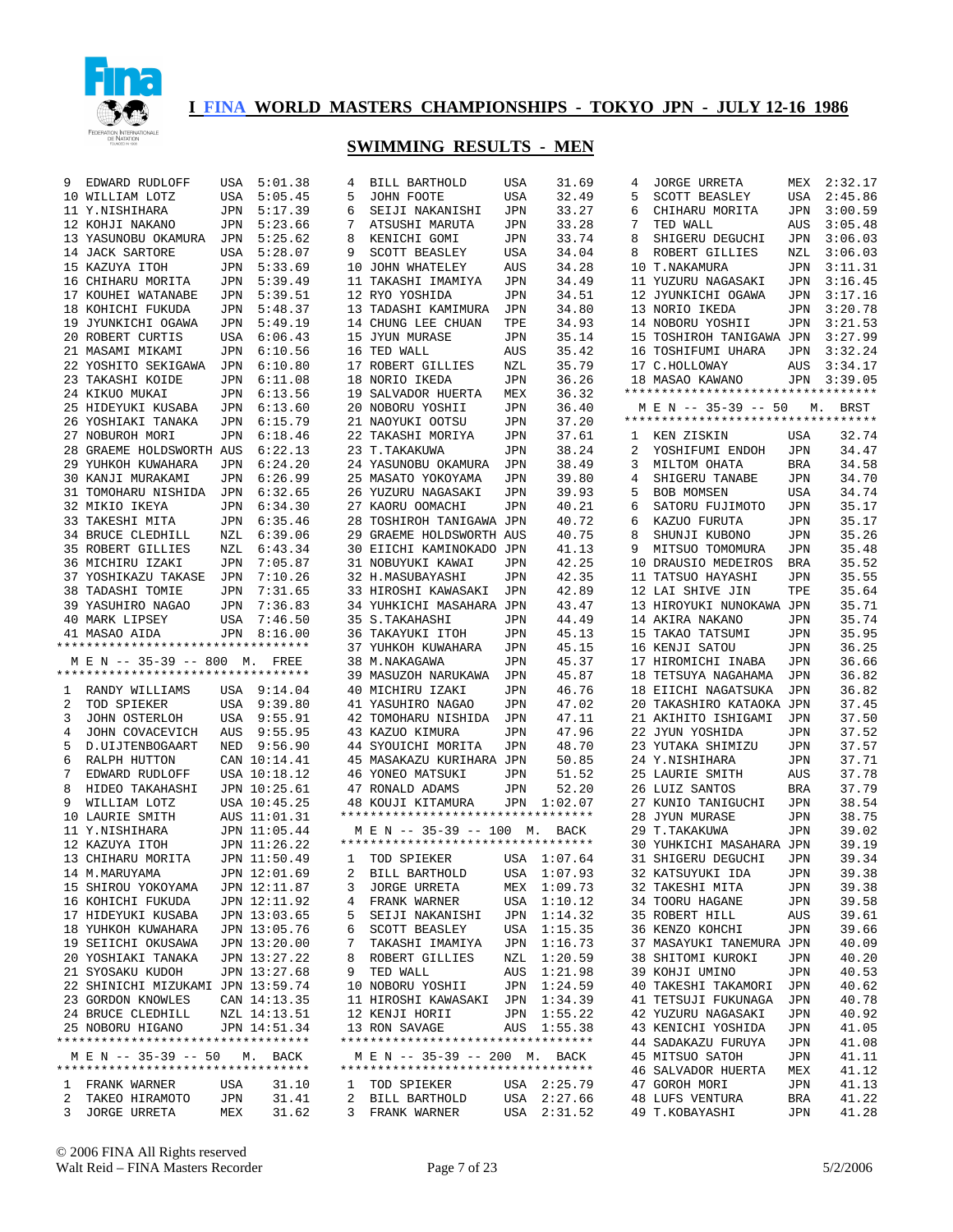# I FINA WORLD MASTERS CHAMPIONSHIPS - TOKYO JPN - JULY 12-16 1986

## SWIMMING RESULTS - MEN

| Place | Name | Country | Time |
|---|---|---|---|
| 9 | EDWARD RUDLOFF | USA | 5:01.38 |
| 10 | WILLIAM LOTZ | USA | 5:05.45 |
| 11 | Y.NISHIHARA | JPN | 5:17.39 |
| 12 | KOHJI NAKANO | JPN | 5:23.66 |
| 13 | YASUNOBU OKAMURA | JPN | 5:25.62 |
| 14 | JACK SARTORE | USA | 5:28.07 |
| 15 | KAZUYA ITOH | JPN | 5:33.69 |
| 16 | CHIHARU MORITA | JPN | 5:39.49 |
| 17 | KOUHEI WATANABE | JPN | 5:39.51 |
| 18 | KOHICHI FUKUDA | JPN | 5:48.37 |
| 19 | JYUNKICHI OGAWA | JPN | 5:49.19 |
| 20 | ROBERT CURTIS | USA | 6:06.43 |
| 21 | MASAMI MIKAMI | JPN | 6:10.56 |
| 22 | YOSHITO SEKIGAWA | JPN | 6:10.80 |
| 23 | TAKASHI KOIDE | JPN | 6:11.08 |
| 24 | KIKUO MUKAI | JPN | 6:13.56 |
| 25 | HIDEYUKI KUSABA | JPN | 6:13.60 |
| 26 | YOSHIAKI TANAKA | JPN | 6:15.79 |
| 27 | NOBUROH MORI | JPN | 6:18.46 |
| 28 | GRAEME HOLDSWORTH | AUS | 6:22.13 |
| 29 | YUHKOH KUWAHARA | JPN | 6:24.20 |
| 30 | KANJI MURAKAMI | JPN | 6:26.99 |
| 31 | TOMOHARU NISHIDA | JPN | 6:32.65 |
| 32 | MIKIO IKEYA | JPN | 6:34.30 |
| 33 | TAKESHI MITA | JPN | 6:35.46 |
| 34 | BRUCE CLEDHILL | NZL | 6:39.06 |
| 35 | ROBERT GILLIES | NZL | 6:43.34 |
| 36 | MICHIRU IZAKI | JPN | 7:05.87 |
| 37 | YOSHIKAZU TAKASE | JPN | 7:10.26 |
| 38 | TADASHI TOMIE | JPN | 7:31.65 |
| 39 | YASUHIRO NAGAO | JPN | 7:36.83 |
| 40 | MARK LIPSEY | USA | 7:46.50 |
| 41 | MASAO AIDA | JPN | 8:16.00 |

### M E N -- 35-39 -- 800 M. FREE

| Place | Name | Country | Time |
|---|---|---|---|
| 1 | RANDY WILLIAMS | USA | 9:14.04 |
| 2 | TOD SPIEKER | USA | 9:39.80 |
| 3 | JOHN OSTERLOH | USA | 9:55.91 |
| 4 | JOHN COVACEVICH | AUS | 9:55.95 |
| 5 | D.UIJTENBOGAART | NED | 9:56.90 |
| 6 | RALPH HUTTON | CAN | 10:14.41 |
| 7 | EDWARD RUDLOFF | USA | 10:18.12 |
| 8 | HIDEO TAKAHASHI | JPN | 10:25.61 |
| 9 | WILLIAM LOTZ | USA | 10:45.25 |
| 10 | LAURIE SMITH | AUS | 11:01.31 |
| 11 | Y.NISHIHARA | JPN | 11:05.44 |
| 12 | KAZUYA ITOH | JPN | 11:26.22 |
| 13 | CHIHARU MORITA | JPN | 11:50.49 |
| 14 | M.MARUYAMA | JPN | 12:01.69 |
| 15 | SHIROU YOKOYAMA | JPN | 12:11.87 |
| 16 | KOHICHI FUKUDA | JPN | 12:11.92 |
| 17 | HIDEYUKI KUSABA | JPN | 13:03.65 |
| 18 | YUHKOH KUWAHARA | JPN | 13:05.76 |
| 19 | SEIICHI OKUSAWA | JPN | 13:20.00 |
| 20 | YOSHIAKI TANAKA | JPN | 13:27.22 |
| 21 | SYOSAKU KUDOH | JPN | 13:27.68 |
| 22 | SHINICHI MIZUKAMI | JPN | 13:59.74 |
| 23 | GORDON KNOWLES | CAN | 14:13.35 |
| 24 | BRUCE CLEDHILL | NZL | 14:13.51 |
| 25 | NOBORU HIGANO | JPN | 14:51.34 |

### M E N -- 35-39 -- 50 M. BACK

| Place | Name | Country | Time |
|---|---|---|---|
| 1 | FRANK WARNER | USA | 31.10 |
| 2 | TAKEO HIRAMOTO | JPN | 31.41 |
| 3 | JORGE URRETA | MEX | 31.62 |
| 4 | BILL BARTHOLD | USA | 31.69 |
| 5 | JOHN FOOTE | USA | 32.49 |
| 6 | SEIJI NAKANISHI | JPN | 33.27 |
| 7 | ATSUSHI MARUTA | JPN | 33.28 |
| 8 | KENICHI GOMI | JPN | 33.74 |
| 9 | SCOTT BEASLEY | USA | 34.04 |
| 10 | JOHN WHATELEY | AUS | 34.28 |
| 11 | TAKASHI IMAMIYA | JPN | 34.49 |
| 12 | RYO YOSHIDA | JPN | 34.51 |
| 13 | TADASHI KAMIMURA | JPN | 34.80 |
| 14 | CHUNG LEE CHUAN | TPE | 34.93 |
| 15 | JYUN MURASE | JPN | 35.14 |
| 16 | TED WALL | AUS | 35.42 |
| 17 | ROBERT GILLIES | NZL | 35.79 |
| 18 | NORIO IKEDA | JPN | 36.26 |
| 19 | SALVADOR HUERTA | MEX | 36.32 |
| 20 | NOBORU YOSHII | JPN | 36.40 |
| 21 | NAOYUKI OOTSU | JPN | 37.20 |
| 22 | TAKASHI MORIYA | JPN | 37.61 |
| 23 | T.TAKAKUWA | JPN | 38.24 |
| 24 | YASUNOBU OKAMURA | JPN | 38.49 |
| 25 | MASATO YOKOYAMA | JPN | 39.80 |
| 26 | YUZURU NAGASAKI | JPN | 39.93 |
| 27 | KAORU OOMACHI | JPN | 40.21 |
| 28 | TOSHIROH TANIGAWA | JPN | 40.72 |
| 29 | GRAEME HOLDSWORTH | AUS | 40.75 |
| 30 | EIICHI KAMINOKADO | JPN | 41.13 |
| 31 | NOBUYUKI KAWAI | JPN | 42.25 |
| 32 | H.MASUBAYASHI | JPN | 42.35 |
| 33 | HIROSHI KAWASAKI | JPN | 42.89 |
| 34 | YUHKICHI MASAHARA | JPN | 43.47 |
| 35 | S.TAKAHASHI | JPN | 44.49 |
| 36 | TAKAYUKI ITOH | JPN | 45.13 |
| 37 | YUHKOH KUWAHARA | JPN | 45.15 |
| 38 | M.NAKAGAWA | JPN | 45.37 |
| 39 | MASUZOH NARUKAWA | JPN | 45.87 |
| 40 | MICHIRU IZAKI | JPN | 46.76 |
| 41 | YASUHIRO NAGAO | JPN | 47.02 |
| 42 | TOMOHARU NISHIDA | JPN | 47.11 |
| 43 | KAZUO KIMURA | JPN | 47.96 |
| 44 | SYOUICHI MORITA | JPN | 48.70 |
| 45 | MASAKAZU KURIHARA | JPN | 50.85 |
| 46 | YONEO MATSUKI | JPN | 51.52 |
| 47 | RONALD ADAMS | JPN | 52.20 |
| 48 | KOUJI KITAMURA | JPN | 1:02.07 |

### M E N -- 35-39 -- 100 M. BACK

| Place | Name | Country | Time |
|---|---|---|---|
| 1 | TOD SPIEKER | USA | 1:07.64 |
| 2 | BILL BARTHOLD | USA | 1:07.93 |
| 3 | JORGE URRETA | MEX | 1:09.73 |
| 4 | FRANK WARNER | USA | 1:10.12 |
| 5 | SEIJI NAKANISHI | JPN | 1:14.32 |
| 6 | SCOTT BEASLEY | USA | 1:15.35 |
| 7 | TAKASHI IMAMIYA | JPN | 1:16.73 |
| 8 | ROBERT GILLIES | NZL | 1:20.59 |
| 9 | TED WALL | AUS | 1:21.98 |
| 10 | NOBORU YOSHII | JPN | 1:24.59 |
| 11 | HIROSHI KAWASAKI | JPN | 1:34.39 |
| 12 | KENJI HORII | JPN | 1:55.22 |
| 13 | RON SAVAGE | AUS | 1:55.38 |

### M E N -- 35-39 -- 200 M. BACK

| Place | Name | Country | Time |
|---|---|---|---|
| 1 | TOD SPIEKER | USA | 2:25.79 |
| 2 | BILL BARTHOLD | USA | 2:27.66 |
| 3 | FRANK WARNER | USA | 2:31.52 |
| 4 | JORGE URRETA | MEX | 2:32.17 |
| 5 | SCOTT BEASLEY | USA | 2:45.86 |
| 6 | CHIHARU MORITA | JPN | 3:00.59 |
| 7 | TED WALL | AUS | 3:05.48 |
| 8 | SHIGERU DEGUCHI | JPN | 3:06.03 |
| 8 | ROBERT GILLIES | NZL | 3:06.03 |
| 10 | T.NAKAMURA | JPN | 3:11.31 |
| 11 | YUZURU NAGASAKI | JPN | 3:16.45 |
| 12 | JYUNKICHI OGAWA | JPN | 3:17.16 |
| 13 | NORIO IKEDA | JPN | 3:20.78 |
| 14 | NOBORU YOSHII | JPN | 3:21.53 |
| 15 | TOSHIROH TANIGAWA | JPN | 3:27.99 |
| 16 | TOSHIFUMI UHARA | JPN | 3:32.24 |
| 17 | C.HOLLOWAY | AUS | 3:34.17 |
| 18 | MASAO KAWANO | JPN | 3:39.05 |

### M E N -- 35-39 -- 50 M. BRST

| Place | Name | Country | Time |
|---|---|---|---|
| 1 | KEN ZISKIN | USA | 32.74 |
| 2 | YOSHIFUMI ENDOH | JPN | 34.47 |
| 3 | MILTOM OHATA | BRA | 34.58 |
| 4 | SHIGERU TANABE | JPN | 34.70 |
| 5 | BOB MOMSEN | USA | 34.74 |
| 6 | SATORU FUJIMOTO | JPN | 35.17 |
| 6 | KAZUO FURUTA | JPN | 35.17 |
| 8 | SHUNJI KUBONO | JPN | 35.26 |
| 9 | MITSUO TOMOMURA | JPN | 35.48 |
| 10 | DRAUSIO MEDEIROS | BRA | 35.52 |
| 11 | TATSUO HAYASHI | JPN | 35.55 |
| 12 | LAI SHIVE JIN | TPE | 35.64 |
| 13 | HIROYUKI NUNOKAWA | JPN | 35.71 |
| 14 | AKIRA NAKANO | JPN | 35.74 |
| 15 | TAKAO TATSUMI | JPN | 35.95 |
| 16 | KENJI SATOU | JPN | 36.25 |
| 17 | HIROMICHI INABA | JPN | 36.66 |
| 18 | TETSUYA NAGAHAMA | JPN | 36.82 |
| 18 | EIICHI NAGATSUKA | JPN | 36.82 |
| 20 | TAKASHIRO KATAOKA | JPN | 37.45 |
| 21 | AKIHITO ISHIGAMI | JPN | 37.50 |
| 22 | JYUN YOSHIDA | JPN | 37.52 |
| 23 | YUTAKA SHIMIZU | JPN | 37.57 |
| 24 | Y.NISHIHARA | JPN | 37.71 |
| 25 | LAURIE SMITH | AUS | 37.78 |
| 26 | LUIZ SANTOS | BRA | 37.79 |
| 27 | KUNIO TANIGUCHI | JPN | 38.54 |
| 28 | JYUN MURASE | JPN | 38.75 |
| 29 | T.TAKAKUWA | JPN | 39.02 |
| 30 | YUHKICHI MASAHARA | JPN | 39.19 |
| 31 | SHIGERU DEGUCHI | JPN | 39.34 |
| 32 | KATSUYUKI IDA | JPN | 39.38 |
| 32 | TAKESHI MITA | JPN | 39.38 |
| 34 | TOORU HAGANE | JPN | 39.58 |
| 35 | ROBERT HILL | AUS | 39.61 |
| 36 | KENZO KOHCHI | JPN | 39.66 |
| 37 | MASAYUKI TANEMURA | JPN | 40.09 |
| 38 | SHITOMI KUROKI | JPN | 40.20 |
| 39 | KOHJI UMINO | JPN | 40.53 |
| 40 | TAKESHI TAKAMORI | JPN | 40.62 |
| 41 | TETSUJI FUKUNAGA | JPN | 40.78 |
| 42 | YUZURU NAGASAKI | JPN | 40.92 |
| 43 | KENICHI YOSHIDA | JPN | 41.05 |
| 44 | SADAKAZU FURUYA | JPN | 41.08 |
| 45 | MITSUO SATOH | JPN | 41.11 |
| 46 | SALVADOR HUERTA | MEX | 41.12 |
| 47 | GOROH MORI | JPN | 41.13 |
| 48 | LUFS VENTURA | BRA | 41.22 |
| 49 | T.KOBAYASHI | JPN | 41.28 |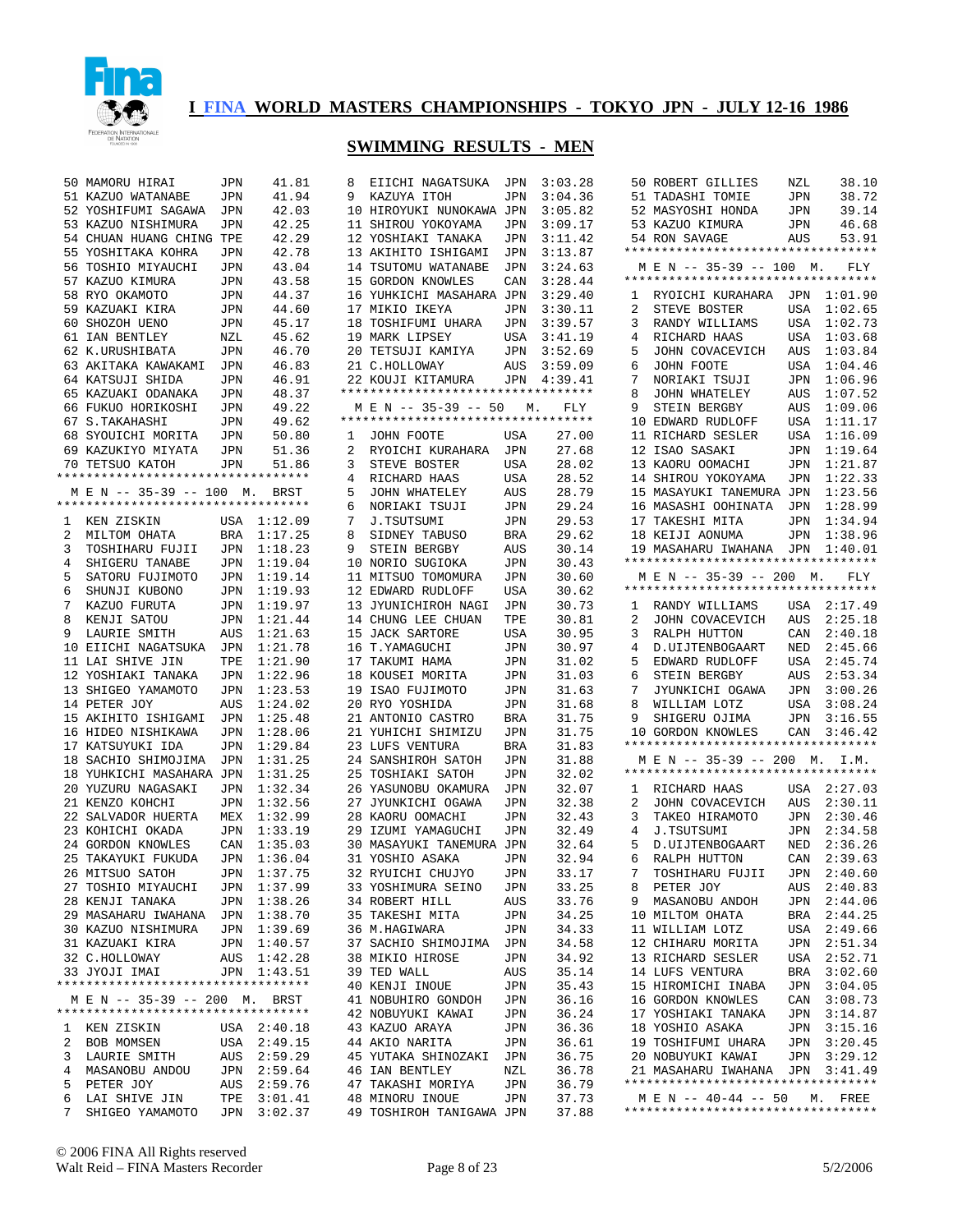# I FINA WORLD MASTERS CHAMPIONSHIPS - TOKYO JPN - JULY 12-16 1986

## SWIMMING RESULTS - MEN

| | | | |
|---|---|---|---|
| 50 | MAMORU HIRAI | JPN | 41.81 |
| 51 | KAZUO WATANABE | JPN | 41.94 |
| 52 | YOSHIFUMI SAGAWA | JPN | 42.03 |
| 53 | KAZUO NISHIMURA | JPN | 42.25 |
| 54 | CHUAN HUANG CHING | TPE | 42.29 |
| 55 | YOSHITAKA KOHRA | JPN | 42.78 |
| 56 | TOSHIO MIYAUCHI | JPN | 43.04 |
| 57 | KAZUO KIMURA | JPN | 43.58 |
| 58 | RYO OKAMOTO | JPN | 44.37 |
| 59 | KAZUAKI KIRA | JPN | 44.60 |
| 60 | SHOZOH UENO | JPN | 45.17 |
| 61 | IAN BENTLEY | NZL | 45.62 |
| 62 | K.URUSHIBATA | JPN | 46.70 |
| 63 | AKITAKA KAWAKAMI | JPN | 46.83 |
| 64 | KATSUJI SHIDA | JPN | 46.91 |
| 65 | KAZUAKI ODANAKA | JPN | 48.37 |
| 66 | FUKUO HORIKOSHI | JPN | 49.22 |
| 67 | S.TAKAHASHI | JPN | 49.62 |
| 68 | SYOUICHI MORITA | JPN | 50.80 |
| 69 | KAZUKIYO MIYATA | JPN | 51.36 |
| 70 | TETSUO KATOH | JPN | 51.86 |

### M E N -- 35-39 -- 100 M. BRST

| | | | |
|---|---|---|---|
| 1 | KEN ZISKIN | USA | 1:12.09 |
| 2 | MILTOM OHATA | BRA | 1:17.25 |
| 3 | TOSHIHARU FUJII | JPN | 1:18.23 |
| 4 | SHIGERU TANABE | JPN | 1:19.04 |
| 5 | SATORU FUJIMOTO | JPN | 1:19.14 |
| 6 | SHUNJI KUBONO | JPN | 1:19.93 |
| 7 | KAZUO FURUTA | JPN | 1:19.97 |
| 8 | KENJI SATOU | JPN | 1:21.44 |
| 9 | LAURIE SMITH | AUS | 1:21.63 |
| 10 | EIICHI NAGATSUKA | JPN | 1:21.78 |
| 11 | LAI SHIVE JIN | TPE | 1:21.90 |
| 12 | YOSHIAKI TANAKA | JPN | 1:22.96 |
| 13 | SHIGEO YAMAMOTO | JPN | 1:23.53 |
| 14 | PETER JOY | AUS | 1:24.02 |
| 15 | AKIHITO ISHIGAMI | JPN | 1:25.48 |
| 16 | HIDEO NISHIKAWA | JPN | 1:28.06 |
| 17 | KATSUYUKI IDA | JPN | 1:29.84 |
| 18 | SACHIO SHIMOJIMA | JPN | 1:31.25 |
| 18 | YUHKICHI MASAHARA | JPN | 1:31.25 |
| 20 | YUZURU NAGASAKI | JPN | 1:32.34 |
| 21 | KENZO KOHCHI | JPN | 1:32.56 |
| 22 | SALVADOR HUERTA | MEX | 1:32.99 |
| 23 | KOHICHI OKADA | JPN | 1:33.19 |
| 24 | GORDON KNOWLES | CAN | 1:35.03 |
| 25 | TAKAYUKI FUKUDA | JPN | 1:36.04 |
| 26 | MITSUO SATOH | JPN | 1:37.75 |
| 27 | TOSHIO MIYAUCHI | JPN | 1:37.99 |
| 28 | KENJI TANAKA | JPN | 1:38.26 |
| 29 | MASAHARU IWAHANA | JPN | 1:38.70 |
| 30 | KAZUO NISHIMURA | JPN | 1:39.69 |
| 31 | KAZUAKI KIRA | JPN | 1:40.57 |
| 32 | C.HOLLOWAY | AUS | 1:42.28 |
| 33 | JYOJI IMAI | JPN | 1:43.51 |

### M E N -- 35-39 -- 200 M. BRST

| | | | |
|---|---|---|---|
| 1 | KEN ZISKIN | USA | 2:40.18 |
| 2 | BOB MOMSEN | USA | 2:49.15 |
| 3 | LAURIE SMITH | AUS | 2:59.29 |
| 4 | MASANOBU ANDOU | JPN | 2:59.64 |
| 5 | PETER JOY | AUS | 2:59.76 |
| 6 | LAI SHIVE JIN | TPE | 3:01.41 |
| 7 | SHIGEO YAMAMOTO | JPN | 3:02.37 |
| 8 | EIICHI NAGATSUKA | JPN | 3:03.28 |
| 9 | KAZUYA ITOH | JPN | 3:04.36 |
| 10 | HIROYUKI NUNOKAWA | JPN | 3:05.82 |
| 11 | SHIROU YOKOYAMA | JPN | 3:09.17 |
| 12 | YOSHIAKI TANAKA | JPN | 3:11.42 |
| 13 | AKIHITO ISHIGAMI | JPN | 3:13.87 |
| 14 | TSUTOMU WATANABE | JPN | 3:24.63 |
| 15 | GORDON KNOWLES | CAN | 3:28.44 |
| 16 | YUHKICHI MASAHARA | JPN | 3:29.40 |
| 17 | MIKIO IKEYA | JPN | 3:30.11 |
| 18 | TOSHIFUMI UHARA | JPN | 3:39.57 |
| 19 | MARK LIPSEY | USA | 3:41.19 |
| 20 | TETSUJI KAMIYA | JPN | 3:52.69 |
| 21 | C.HOLLOWAY | AUS | 3:59.09 |
| 22 | KOUJI KITAMURA | JPN | 4:39.41 |

### M E N -- 35-39 -- 50 M. FLY

| | | | |
|---|---|---|---|
| 1 | JOHN FOOTE | USA | 27.00 |
| 2 | RYOICHI KURAHARA | JPN | 27.68 |
| 3 | STEVE BOSTER | USA | 28.02 |
| 4 | RICHARD HAAS | USA | 28.52 |
| 5 | JOHN WHATELEY | AUS | 28.79 |
| 6 | NORIAKI TSUJI | JPN | 29.24 |
| 7 | J.TSUTSUMI | JPN | 29.53 |
| 8 | SIDNEY TABUSO | BRA | 29.62 |
| 9 | STEIN BERGBY | AUS | 30.14 |
| 10 | NORIO SUGIOKA | JPN | 30.43 |
| 11 | MITSUO TOMOMURA | JPN | 30.60 |
| 12 | EDWARD RUDLOFF | USA | 30.62 |
| 13 | JYUNICHIROH NAGI | JPN | 30.73 |
| 14 | CHUNG LEE CHUAN | TPE | 30.81 |
| 15 | JACK SARTORE | USA | 30.95 |
| 16 | T.YAMAGUCHI | JPN | 30.97 |
| 17 | TAKUMI HAMA | JPN | 31.02 |
| 18 | KOUSEI MORITA | JPN | 31.03 |
| 19 | ISAO FUJIMOTO | JPN | 31.63 |
| 20 | RYO YOSHIDA | JPN | 31.68 |
| 21 | ANTONIO CASTRO | BRA | 31.75 |
| 21 | YUHICHI SHIMIZU | JPN | 31.75 |
| 23 | LUFS VENTURA | BRA | 31.83 |
| 24 | SANSHIROH SATOH | JPN | 31.88 |
| 25 | TOSHIAKI SATOH | JPN | 32.02 |
| 26 | YASUNOBU OKAMURA | JPN | 32.07 |
| 27 | JYUNKICHI OGAWA | JPN | 32.38 |
| 28 | KAORU OOMACHI | JPN | 32.43 |
| 29 | IZUMI YAMAGUCHI | JPN | 32.49 |
| 30 | MASAYUKI TANEMURA | JPN | 32.64 |
| 31 | YOSHIO ASAKA | JPN | 32.94 |
| 32 | RYUICHI CHUJYO | JPN | 33.17 |
| 33 | YOSHIMURA SEINO | JPN | 33.25 |
| 34 | ROBERT HILL | AUS | 33.76 |
| 35 | TAKESHI MITA | JPN | 34.25 |
| 36 | M.HAGIWARA | JPN | 34.33 |
| 37 | SACHIO SHIMOJIMA | JPN | 34.58 |
| 38 | MIKIO HIROSE | JPN | 34.92 |
| 39 | TED WALL | AUS | 35.14 |
| 40 | KENJI INOUE | JPN | 35.43 |
| 41 | NOBUHIRO GONDOH | JPN | 36.16 |
| 42 | NOBUYUKI KAWAI | JPN | 36.24 |
| 43 | KAZUO ARAYA | JPN | 36.36 |
| 44 | AKIO NARITA | JPN | 36.61 |
| 45 | YUTAKA SHINOZAKI | JPN | 36.75 |
| 46 | IAN BENTLEY | NZL | 36.78 |
| 47 | TAKASHI MORIYA | JPN | 36.79 |
| 48 | MINORU INOUE | JPN | 37.73 |
| 49 | TOSHIROH TANIGAWA | JPN | 37.88 |
| 50 | ROBERT GILLIES | NZL | 38.10 |
| 51 | TADASHI TOMIE | JPN | 38.72 |
| 52 | MASYOSHI HONDA | JPN | 39.14 |
| 53 | KAZUO KIMURA | JPN | 46.68 |
| 54 | RON SAVAGE | AUS | 53.91 |

### M E N -- 35-39 -- 100 M. FLY

| | | | |
|---|---|---|---|
| 1 | RYOICHI KURAHARA | JPN | 1:01.90 |
| 2 | STEVE BOSTER | USA | 1:02.65 |
| 3 | RANDY WILLIAMS | USA | 1:02.73 |
| 4 | RICHARD HAAS | USA | 1:03.68 |
| 5 | JOHN COVACEVICH | AUS | 1:03.84 |
| 6 | JOHN FOOTE | USA | 1:04.46 |
| 7 | NORIAKI TSUJI | JPN | 1:06.96 |
| 8 | JOHN WHATELEY | AUS | 1:07.52 |
| 9 | STEIN BERGBY | AUS | 1:09.06 |
| 10 | EDWARD RUDLOFF | USA | 1:11.17 |
| 11 | RICHARD SESLER | USA | 1:16.09 |
| 12 | ISAO SASAKI | JPN | 1:19.64 |
| 13 | KAORU OOMACHI | JPN | 1:21.87 |
| 14 | SHIROU YOKOYAMA | JPN | 1:22.33 |
| 15 | MASAYUKI TANEMURA | JPN | 1:23.56 |
| 16 | MASASHI OOHINATA | JPN | 1:28.99 |
| 17 | TAKESHI MITA | JPN | 1:34.94 |
| 18 | KEIJI AONUMA | JPN | 1:38.96 |
| 19 | MASAHARU IWAHANA | JPN | 1:40.01 |

### M E N -- 35-39 -- 200 M. FLY

| | | | |
|---|---|---|---|
| 1 | RANDY WILLIAMS | USA | 2:17.49 |
| 2 | JOHN COVACEVICH | AUS | 2:25.18 |
| 3 | RALPH HUTTON | CAN | 2:40.18 |
| 4 | D.UIJTENBOGAART | NED | 2:45.66 |
| 5 | EDWARD RUDLOFF | USA | 2:45.74 |
| 6 | STEIN BERGBY | AUS | 2:53.34 |
| 7 | JYUNKICHI OGAWA | JPN | 3:00.26 |
| 8 | WILLIAM LOTZ | USA | 3:08.24 |
| 9 | SHIGERU OJIMA | JPN | 3:16.55 |
| 10 | GORDON KNOWLES | CAN | 3:46.42 |

### M E N -- 35-39 -- 200 M. I.M.

| | | | |
|---|---|---|---|
| 1 | RICHARD HAAS | USA | 2:27.03 |
| 2 | JOHN COVACEVICH | AUS | 2:30.11 |
| 3 | TAKEO HIRAMOTO | JPN | 2:30.46 |
| 4 | J.TSUTSUMI | JPN | 2:34.58 |
| 5 | D.UIJTENBOGAART | NED | 2:36.26 |
| 6 | RALPH HUTTON | CAN | 2:39.63 |
| 7 | TOSHIHARU FUJII | JPN | 2:40.60 |
| 8 | PETER JOY | AUS | 2:40.83 |
| 9 | MASANOBU ANDOH | JPN | 2:44.06 |
| 10 | MILTOM OHATA | BRA | 2:44.25 |
| 11 | WILLIAM LOTZ | USA | 2:49.66 |
| 12 | CHIHARU MORITA | JPN | 2:51.34 |
| 13 | RICHARD SESLER | USA | 2:52.71 |
| 14 | LUFS VENTURA | BRA | 3:02.60 |
| 15 | HIROMICHI INABA | JPN | 3:04.05 |
| 16 | GORDON KNOWLES | CAN | 3:08.73 |
| 17 | YOSHIAKI TANAKA | JPN | 3:14.87 |
| 18 | YOSHIO ASAKA | JPN | 3:15.16 |
| 19 | TOSHIFUMI UHARA | JPN | 3:20.45 |
| 20 | NOBUYUKI KAWAI | JPN | 3:29.12 |
| 21 | MASAHARU IWAHANA | JPN | 3:41.49 |

### M E N -- 40-44 -- 50 M. FREE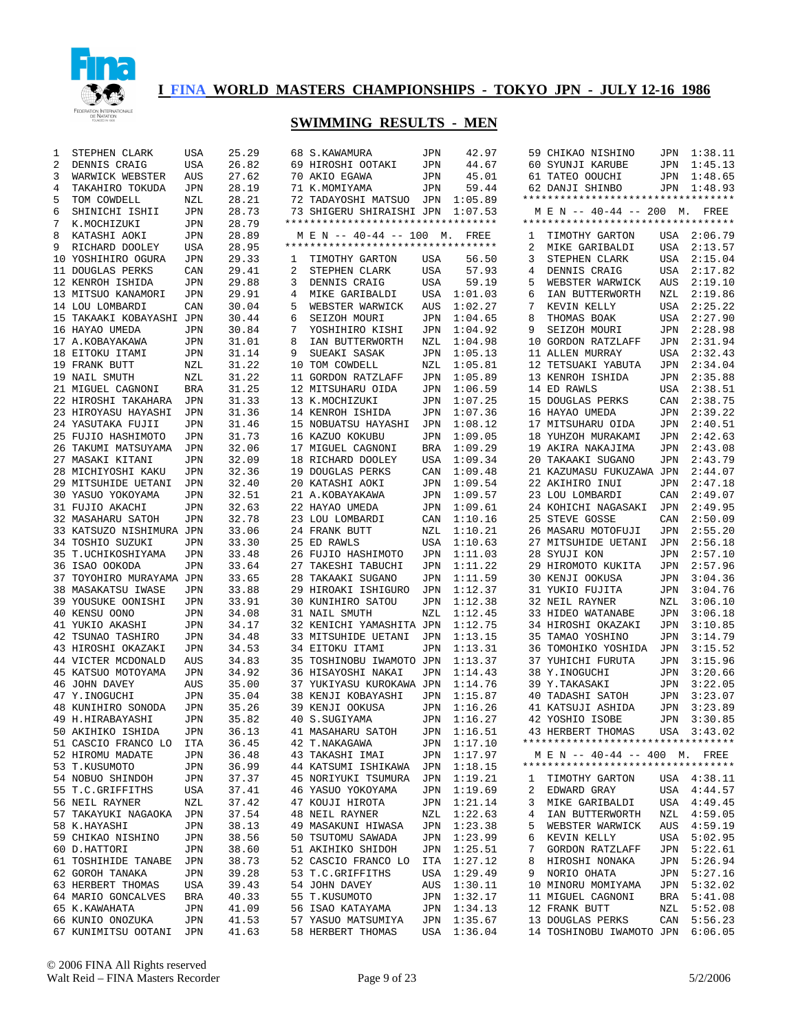# I FINA WORLD MASTERS CHAMPIONSHIPS - TOKYO JPN - JULY 12-16 1986

## SWIMMING RESULTS - MEN

| Place | Name | Country | Time |
|---|---|---|---|
| 1 | STEPHEN CLARK | USA | 25.29 |
| 2 | DENNIS CRAIG | USA | 26.82 |
| 3 | WARWICK WEBSTER | AUS | 27.62 |
| 4 | TAKAHIRO TOKUDA | JPN | 28.19 |
| 5 | TOM COWDELL | NZL | 28.21 |
| 6 | SHINICHI ISHII | JPN | 28.73 |
| 7 | K.MOCHIZUKI | JPN | 28.79 |
| 8 | KATASHI AOKI | JPN | 28.89 |
| 9 | RICHARD DOOLEY | USA | 28.95 |
| 10 | YOSHIHIRO OGURA | JPN | 29.33 |
| 11 | DOUGLAS PERKS | CAN | 29.41 |
| 12 | KENROH ISHIDA | JPN | 29.88 |
| 13 | MITSUO KANAMORI | JPN | 29.91 |
| 14 | LOU LOMBARDI | CAN | 30.04 |
| 15 | TAKAAKI KOBAYASHI | JPN | 30.44 |
| 16 | HAYAO UMEDA | JPN | 30.84 |
| 17 | A.KOBAYAKAWA | JPN | 31.01 |
| 18 | EITOKU ITAMI | JPN | 31.14 |
| 19 | FRANK BUTT | NZL | 31.22 |
| 19 | NAIL SMUTH | NZL | 31.22 |
| 21 | MIGUEL CAGNONI | BRA | 31.25 |
| 22 | HIROSHI TAKAHARA | JPN | 31.33 |
| 23 | HIROYASU HAYASHI | JPN | 31.36 |
| 24 | YASUTAKA FUJII | JPN | 31.46 |
| 25 | FUJIO HASHIMOTO | JPN | 31.73 |
| 26 | TAKUMI MATSUYAMA | JPN | 32.06 |
| 27 | MASAKI KITANI | JPN | 32.09 |
| 28 | MICHIYOSHI KAKU | JPN | 32.36 |
| 29 | MITSUHIDE UETANI | JPN | 32.40 |
| 30 | YASUO YOKOYAMA | JPN | 32.51 |
| 31 | FUJIO AKACHI | JPN | 32.63 |
| 32 | MASAHARU SATOH | JPN | 32.78 |
| 33 | KATSUZO NISHIMURA | JPN | 33.06 |
| 34 | TOSHIO SUZUKI | JPN | 33.30 |
| 35 | T.UCHIKOSHIYAMA | JPN | 33.48 |
| 36 | ISAO OOKODA | JPN | 33.64 |
| 37 | TOYOHIRO MURAYAMA | JPN | 33.65 |
| 38 | MASAKATSU IWASE | JPN | 33.88 |
| 39 | YOUSUKE OONISHI | JPN | 33.91 |
| 40 | KENSU OONO | JPN | 34.08 |
| 41 | YUKIO AKASHI | JPN | 34.17 |
| 42 | TSUNAO TASHIRO | JPN | 34.48 |
| 43 | HIROSHI OKAZAKI | JPN | 34.53 |
| 44 | VICTER MCDONALD | AUS | 34.83 |
| 45 | KATSUO MOTOYAMA | JPN | 34.92 |
| 46 | JOHN DAVEY | AUS | 35.00 |
| 47 | Y.INOGUCHI | JPN | 35.04 |
| 48 | KUNIHIRO SONODA | JPN | 35.26 |
| 49 | H.HIRABAYASHI | JPN | 35.82 |
| 50 | AKIHIKO ISHIDA | JPN | 36.13 |
| 51 | CASCIO FRANCO LO | ITA | 36.45 |
| 52 | HIROMU MADATE | JPN | 36.48 |
| 53 | T.KUSUMOTO | JPN | 36.99 |
| 54 | NOBUO SHINDOH | JPN | 37.37 |
| 55 | T.C.GRIFFITHS | USA | 37.41 |
| 56 | NEIL RAYNER | NZL | 37.42 |
| 57 | TAKAYUKI NAGAOKA | JPN | 37.54 |
| 58 | K.HAYASHI | JPN | 38.13 |
| 59 | CHIKAO NISHINO | JPN | 38.56 |
| 60 | D.HATTORI | JPN | 38.60 |
| 61 | TOSHIHIDE TANABE | JPN | 38.73 |
| 62 | GOROH TANAKA | JPN | 39.28 |
| 63 | HERBERT THOMAS | USA | 39.43 |
| 64 | MARIO GONCALVES | BRA | 40.33 |
| 65 | K.KAWAHATA | JPN | 41.09 |
| 66 | KUNIO ONOZUKA | JPN | 41.53 |
| 67 | KUNIMITSU OOTANI | JPN | 41.63 |
| 68 | S.KAWAMURA | JPN | 42.97 |
| 69 | HIROSHI OOTAKI | JPN | 44.67 |
| 70 | AKIO EGAWA | JPN | 45.01 |
| 71 | K.MOMIYAMA | JPN | 59.44 |
| 72 | TADAYOSHI MATSUO | JPN | 1:05.89 |
| 73 | SHIGERU SHIRAISHI | JPN | 1:07.53 |

### M E N -- 40-44 -- 100 M. FREE

| Place | Name | Country | Time |
|---|---|---|---|
| 1 | TIMOTHY GARTON | USA | 56.50 |
| 2 | STEPHEN CLARK | USA | 57.93 |
| 3 | DENNIS CRAIG | USA | 59.19 |
| 4 | MIKE GARIBALDI | USA | 1:01.03 |
| 5 | WEBSTER WARWICK | AUS | 1:02.27 |
| 6 | SEIZOH MOURI | JPN | 1:04.65 |
| 7 | YOSHIHIRO KISHI | JPN | 1:04.92 |
| 8 | IAN BUTTERWORTH | NZL | 1:04.98 |
| 9 | SUEAKI SASAK | JPN | 1:05.13 |
| 10 | TOM COWDELL | NZL | 1:05.81 |
| 11 | GORDON RATZLAFF | JPN | 1:05.89 |
| 12 | MITSUHARU OIDA | JPN | 1:06.59 |
| 13 | K.MOCHIZUKI | JPN | 1:07.25 |
| 14 | KENROH ISHIDA | JPN | 1:07.36 |
| 15 | NOBUATSU HAYASHI | JPN | 1:08.12 |
| 16 | KAZUO KOKUBU | JPN | 1:09.05 |
| 17 | MIGUEL CAGNONI | BRA | 1:09.29 |
| 18 | RICHARD DOOLEY | USA | 1:09.34 |
| 19 | DOUGLAS PERKS | CAN | 1:09.48 |
| 20 | KATASHI AOKI | JPN | 1:09.54 |
| 21 | A.KOBAYAKAWA | JPN | 1:09.57 |
| 22 | HAYAO UMEDA | JPN | 1:09.61 |
| 23 | LOU LOMBARDI | CAN | 1:10.16 |
| 24 | FRANK BUTT | NZL | 1:10.21 |
| 25 | ED RAWLS | USA | 1:10.63 |
| 26 | FUJIO HASHIMOTO | JPN | 1:11.03 |
| 27 | TAKESHI TABUCHI | JPN | 1:11.22 |
| 28 | TAKAAKI SUGANO | JPN | 1:11.59 |
| 29 | HIROAKI ISHIGURO | JPN | 1:12.37 |
| 30 | KUNIHIRO SATOU | JPN | 1:12.38 |
| 31 | NAIL SMUTH | NZL | 1:12.45 |
| 32 | KENICHI YAMASHITA | JPN | 1:12.75 |
| 33 | MITSUHIDE UETANI | JPN | 1:13.15 |
| 34 | EITOKU ITAMI | JPN | 1:13.31 |
| 35 | TOSHINOBU IWAMOTO | JPN | 1:13.37 |
| 36 | HISAYOSHI NAKAI | JPN | 1:14.43 |
| 37 | YUKIYASU KUROKAWA | JPN | 1:14.76 |
| 38 | KENJI KOBAYASHI | JPN | 1:15.87 |
| 39 | KENJI OOKUSA | JPN | 1:16.26 |
| 40 | S.SUGIYAMA | JPN | 1:16.27 |
| 41 | MASAHARU SATOH | JPN | 1:16.51 |
| 42 | T.NAKAGAWA | JPN | 1:17.10 |
| 43 | TAKASHI IMAI | JPN | 1:17.97 |
| 44 | KATSUMI ISHIKAWA | JPN | 1:18.15 |
| 45 | NORIYUKI TSUMURA | JPN | 1:19.21 |
| 46 | YASUO YOKOYAMA | JPN | 1:19.69 |
| 47 | KOUJI HIROTA | JPN | 1:21.14 |
| 48 | NEIL RAYNER | NZL | 1:22.63 |
| 49 | MASAKUNI HIWASA | JPN | 1:23.38 |
| 50 | TSUTOMU SAWADA | JPN | 1:23.99 |
| 51 | AKIHIKO SHIDOH | JPN | 1:25.51 |
| 52 | CASCIO FRANCO LO | ITA | 1:27.12 |
| 53 | T.C.GRIFFITHS | USA | 1:29.49 |
| 54 | JOHN DAVEY | AUS | 1:30.11 |
| 55 | T.KUSUMOTO | JPN | 1:32.17 |
| 56 | ISAO KATAYAMA | JPN | 1:34.13 |
| 57 | YASUO MATSUMIYA | JPN | 1:35.67 |
| 58 | HERBERT THOMAS | USA | 1:36.04 |
| 59 | CHIKAO NISHINO | JPN | 1:38.11 |
| 60 | SYUNJI KARUBE | JPN | 1:45.13 |
| 61 | TATEO OOUCHI | JPN | 1:48.65 |
| 62 | DANJI SHINBO | JPN | 1:48.93 |

### M E N -- 40-44 -- 200 M. FREE

| Place | Name | Country | Time |
|---|---|---|---|
| 1 | TIMOTHY GARTON | USA | 2:06.79 |
| 2 | MIKE GARIBALDI | USA | 2:13.57 |
| 3 | STEPHEN CLARK | USA | 2:15.04 |
| 4 | DENNIS CRAIG | USA | 2:17.82 |
| 5 | WEBSTER WARWICK | AUS | 2:19.10 |
| 6 | IAN BUTTERWORTH | NZL | 2:19.86 |
| 7 | KEVIN KELLY | USA | 2:25.22 |
| 8 | THOMAS BOAK | USA | 2:27.90 |
| 9 | SEIZOH MOURI | JPN | 2:28.98 |
| 10 | GORDON RATZLAFF | JPN | 2:31.94 |
| 11 | ALLEN MURRAY | USA | 2:32.43 |
| 12 | TETSUAKI YABUTA | JPN | 2:34.04 |
| 13 | KENROH ISHIDA | JPN | 2:35.88 |
| 14 | ED RAWLS | USA | 2:38.51 |
| 15 | DOUGLAS PERKS | CAN | 2:38.75 |
| 16 | HAYAO UMEDA | JPN | 2:39.22 |
| 17 | MITSUHARU OIDA | JPN | 2:40.51 |
| 18 | YUHZOH MURAKAMI | JPN | 2:42.63 |
| 19 | AKIRA NAKAJIMA | JPN | 2:43.08 |
| 20 | TAKAAKI SUGANO | JPN | 2:43.79 |
| 21 | KAZUMASU FUKUZAWA | JPN | 2:44.07 |
| 22 | AKIHIRO INUI | JPN | 2:47.18 |
| 23 | LOU LOMBARDI | CAN | 2:49.07 |
| 24 | KOHICHI NAGASAKI | JPN | 2:49.95 |
| 25 | STEVE GOSSE | CAN | 2:50.09 |
| 26 | MASARU MOTOFUJI | JPN | 2:55.20 |
| 27 | MITSUHIDE UETANI | JPN | 2:56.18 |
| 28 | SYUJI KON | JPN | 2:57.10 |
| 29 | HIROMOTO KUKITA | JPN | 2:57.96 |
| 30 | KENJI OOKUSA | JPN | 3:04.36 |
| 31 | YUKIO FUJITA | JPN | 3:04.76 |
| 32 | NEIL RAYNER | NZL | 3:06.10 |
| 33 | HIDEO WATANABE | JPN | 3:06.18 |
| 34 | HIROSHI OKAZAKI | JPN | 3:10.85 |
| 35 | TAMAO YOSHINO | JPN | 3:14.79 |
| 36 | TOMOHIKO YOSHIDA | JPN | 3:15.52 |
| 37 | YUHICHI FURUTA | JPN | 3:15.96 |
| 38 | Y.INOGUCHI | JPN | 3:20.66 |
| 39 | Y.TAKASAKI | JPN | 3:22.05 |
| 40 | TADASHI SATOH | JPN | 3:23.07 |
| 41 | KATSUJI ASHIDA | JPN | 3:23.89 |
| 42 | YOSHIO ISOBE | JPN | 3:30.85 |
| 43 | HERBERT THOMAS | USA | 3:43.02 |

### M E N -- 40-44 -- 400 M. FREE

| Place | Name | Country | Time |
|---|---|---|---|
| 1 | TIMOTHY GARTON | USA | 4:38.11 |
| 2 | EDWARD GRAY | USA | 4:44.57 |
| 3 | MIKE GARIBALDI | USA | 4:49.45 |
| 4 | IAN BUTTERWORTH | NZL | 4:59.05 |
| 5 | WEBSTER WARWICK | AUS | 4:59.19 |
| 6 | KEVIN KELLY | USA | 5:02.95 |
| 7 | GORDON RATZLAFF | JPN | 5:22.61 |
| 8 | HIROSHI NONAKA | JPN | 5:26.94 |
| 9 | NORIO OHATA | JPN | 5:27.16 |
| 10 | MINORU MOMIYAMA | JPN | 5:32.02 |
| 11 | MIGUEL CAGNONI | BRA | 5:41.08 |
| 12 | FRANK BUTT | NZL | 5:52.08 |
| 13 | DOUGLAS PERKS | CAN | 5:56.23 |
| 14 | TOSHINOBU IWAMOTO | JPN | 6:06.05 |

© 2006 FINA All Rights reserved
Walt Reid – FINA Masters Recorder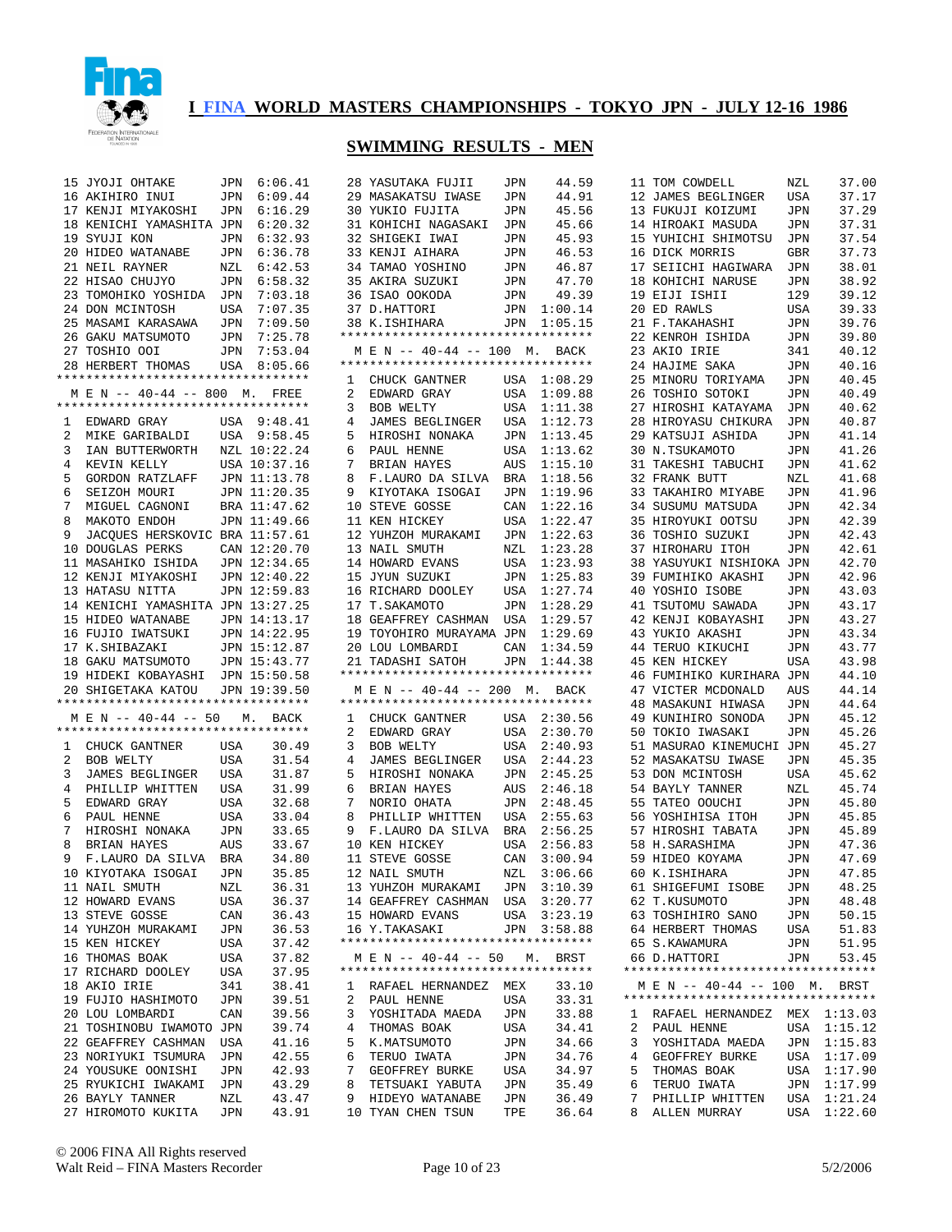# I FINA WORLD MASTERS CHAMPIONSHIPS - TOKYO JPN - JULY 12-16 1986

## SWIMMING RESULTS - MEN

| Place | Name | Country | Time |
|---|---|---|---|
| 15 | JYOJI OHTAKE | JPN | 6:06.41 |
| 16 | AKIHIRO INUI | JPN | 6:09.44 |
| 17 | KENJI MIYAKOSHI | JPN | 6:16.29 |
| 18 | KENICHI YAMASHITA | JPN | 6:20.32 |
| 19 | SYUJI KON | JPN | 6:32.93 |
| 20 | HIDEO WATANABE | JPN | 6:36.78 |
| 21 | NEIL RAYNER | NZL | 6:42.53 |
| 22 | HISAO CHUJYO | JPN | 6:58.32 |
| 23 | TOMOHIKO YOSHIDA | JPN | 7:03.18 |
| 24 | DON MCINTOSH | USA | 7:07.35 |
| 25 | MASAMI KARASAWA | JPN | 7:09.50 |
| 26 | GAKU MATSUMOTO | JPN | 7:25.78 |
| 27 | TOSHIO OOI | JPN | 7:53.04 |
| 28 | HERBERT THOMAS | USA | 8:05.66 |

### M E N -- 40-44 -- 800 M. FREE

| Place | Name | Country | Time |
|---|---|---|---|
| 1 | EDWARD GRAY | USA | 9:48.41 |
| 2 | MIKE GARIBALDI | USA | 9:58.45 |
| 3 | IAN BUTTERWORTH | NZL | 10:22.24 |
| 4 | KEVIN KELLY | USA | 10:37.16 |
| 5 | GORDON RATZLAFF | JPN | 11:13.78 |
| 6 | SEIZOH MOURI | JPN | 11:20.35 |
| 7 | MIGUEL CAGNONI | BRA | 11:47.62 |
| 8 | MAKOTO ENDOH | JPN | 11:49.66 |
| 9 | JACQUES HERSKOVIC | BRA | 11:57.61 |
| 10 | DOUGLAS PERKS | CAN | 12:20.70 |
| 11 | MASAHIKO ISHIDA | JPN | 12:34.65 |
| 12 | KENJI MIYAKOSHI | JPN | 12:40.22 |
| 13 | HATASU NITTA | JPN | 12:59.83 |
| 14 | KENICHI YAMASHITA | JPN | 13:27.25 |
| 15 | HIDEO WATANABE | JPN | 14:13.17 |
| 16 | FUJIO IWATSUKI | JPN | 14:22.95 |
| 17 | K.SHIBAZAKI | JPN | 15:12.87 |
| 18 | GAKU MATSUMOTO | JPN | 15:43.77 |
| 19 | HIDEKI KOBAYASHI | JPN | 15:50.58 |
| 20 | SHIGETAKA KATOU | JPN | 19:39.50 |

### M E N -- 40-44 -- 50 M. BACK

| Place | Name | Country | Time |
|---|---|---|---|
| 1 | CHUCK GANTNER | USA | 30.49 |
| 2 | BOB WELTY | USA | 31.54 |
| 3 | JAMES BEGLINGER | USA | 31.87 |
| 4 | PHILLIP WHITTEN | USA | 31.99 |
| 5 | EDWARD GRAY | USA | 32.68 |
| 6 | PAUL HENNE | USA | 33.04 |
| 7 | HIROSHI NONAKA | JPN | 33.65 |
| 8 | BRIAN HAYES | AUS | 33.67 |
| 9 | F.LAURO DA SILVA | BRA | 34.80 |
| 10 | KIYOTAKA ISOGAI | JPN | 35.85 |
| 11 | NAIL SMUTH | NZL | 36.31 |
| 12 | HOWARD EVANS | USA | 36.37 |
| 13 | STEVE GOSSE | CAN | 36.43 |
| 14 | YUHZOH MURAKAMI | JPN | 36.53 |
| 15 | KEN HICKEY | USA | 37.42 |
| 16 | THOMAS BOAK | USA | 37.82 |
| 17 | RICHARD DOOLEY | USA | 37.95 |
| 18 | AKIO IRIE | 341 | 38.41 |
| 19 | FUJIO HASHIMOTO | JPN | 39.51 |
| 20 | LOU LOMBARDI | CAN | 39.56 |
| 21 | TOSHINOBU IWAMOTO | JPN | 39.74 |
| 22 | GEAFFREY CASHMAN | USA | 41.16 |
| 23 | NORIYUKI TSUMURA | JPN | 42.55 |
| 24 | YOUSUKE OONISHI | JPN | 42.93 |
| 25 | RYUKICHI IWAKAMI | JPN | 43.29 |
| 26 | BAYLY TANNER | NZL | 43.47 |
| 27 | HIROMOTO KUKITA | JPN | 43.91 |
| 28 | YASUTAKA FUJII | JPN | 44.59 |
| 29 | MASAKATSU IWASE | JPN | 44.91 |
| 30 | YUKIO FUJITA | JPN | 45.56 |
| 31 | KOHICHI NAGASAKI | JPN | 45.66 |
| 32 | SHIGEKI IWAI | JPN | 45.93 |
| 33 | KENJI AIHARA | JPN | 46.53 |
| 34 | TAMAO YOSHINO | JPN | 46.87 |
| 35 | AKIRA SUZUKI | JPN | 47.70 |
| 36 | ISAO OOKODA | JPN | 49.39 |
| 37 | D.HATTORI | JPN | 1:00.14 |
| 38 | K.ISHIHARA | JPN | 1:05.15 |

### M E N -- 40-44 -- 100 M. BACK

| Place | Name | Country | Time |
|---|---|---|---|
| 1 | CHUCK GANTNER | USA | 1:08.29 |
| 2 | EDWARD GRAY | USA | 1:09.88 |
| 3 | BOB WELTY | USA | 1:11.38 |
| 4 | JAMES BEGLINGER | USA | 1:12.73 |
| 5 | HIROSHI NONAKA | JPN | 1:13.45 |
| 6 | PAUL HENNE | USA | 1:13.62 |
| 7 | BRIAN HAYES | AUS | 1:15.10 |
| 8 | F.LAURO DA SILVA | BRA | 1:18.56 |
| 9 | KIYOTAKA ISOGAI | JPN | 1:19.96 |
| 10 | STEVE GOSSE | CAN | 1:22.16 |
| 11 | KEN HICKEY | USA | 1:22.47 |
| 12 | YUHZOH MURAKAMI | JPN | 1:22.63 |
| 13 | NAIL SMUTH | NZL | 1:23.28 |
| 14 | HOWARD EVANS | USA | 1:23.93 |
| 15 | JYUN SUZUKI | JPN | 1:25.83 |
| 16 | RICHARD DOOLEY | USA | 1:27.74 |
| 17 | T.SAKAMOTO | JPN | 1:28.29 |
| 18 | GEAFFREY CASHMAN | USA | 1:29.57 |
| 19 | TOYOHIRO MURAYAMA | JPN | 1:29.69 |
| 20 | LOU LOMBARDI | CAN | 1:34.59 |
| 21 | TADASHI SATOH | JPN | 1:44.38 |

### M E N -- 40-44 -- 200 M. BACK

| Place | Name | Country | Time |
|---|---|---|---|
| 1 | CHUCK GANTNER | USA | 2:30.56 |
| 2 | EDWARD GRAY | USA | 2:30.70 |
| 3 | BOB WELTY | USA | 2:40.93 |
| 4 | JAMES BEGLINGER | USA | 2:44.23 |
| 5 | HIROSHI NONAKA | JPN | 2:45.25 |
| 6 | BRIAN HAYES | AUS | 2:46.18 |
| 7 | NORIO OHATA | JPN | 2:48.45 |
| 8 | PHILLIP WHITTEN | USA | 2:55.63 |
| 9 | F.LAURO DA SILVA | BRA | 2:56.25 |
| 10 | KEN HICKEY | USA | 2:56.83 |
| 11 | STEVE GOSSE | CAN | 3:00.94 |
| 12 | NAIL SMUTH | NZL | 3:06.66 |
| 13 | YUHZOH MURAKAMI | JPN | 3:10.39 |
| 14 | GEAFFREY CASHMAN | USA | 3:20.77 |
| 15 | HOWARD EVANS | USA | 3:23.19 |
| 16 | Y.TAKASAKI | JPN | 3:58.88 |

### M E N -- 40-44 -- 50 M. BRST

| Place | Name | Country | Time |
|---|---|---|---|
| 1 | RAFAEL HERNANDEZ | MEX | 33.10 |
| 2 | PAUL HENNE | USA | 33.31 |
| 3 | YOSHITADA MAEDA | JPN | 33.88 |
| 4 | THOMAS BOAK | USA | 34.41 |
| 5 | K.MATSUMOTO | JPN | 34.66 |
| 6 | TERUO IWATA | JPN | 34.76 |
| 7 | GEOFFREY BURKE | USA | 34.97 |
| 8 | TETSUAKI YABUTA | JPN | 35.49 |
| 9 | HIDEYO WATANABE | JPN | 36.49 |
| 10 | TYAN CHEN TSUN | TPE | 36.64 |
| 11 | TOM COWDELL | NZL | 37.00 |
| 12 | JAMES BEGLINGER | USA | 37.17 |
| 13 | FUKUJI KOIZUMI | JPN | 37.29 |
| 14 | HIROAKI MASUDA | JPN | 37.31 |
| 15 | YUHICHI SHIMOTSU | JPN | 37.54 |
| 16 | DICK MORRIS | GBR | 37.73 |
| 17 | SEIICHI HAGIWARA | JPN | 38.01 |
| 18 | KOHICHI NARUSE | JPN | 38.92 |
| 19 | EIJI ISHII | 129 | 39.12 |
| 20 | ED RAWLS | USA | 39.33 |
| 21 | F.TAKAHASHI | JPN | 39.76 |
| 22 | KENROH ISHIDA | JPN | 39.80 |
| 23 | AKIO IRIE | 341 | 40.12 |
| 24 | HAJIME SAKA | JPN | 40.16 |
| 25 | MINORU TORIYAMA | JPN | 40.45 |
| 26 | TOSHIO SOTOKI | JPN | 40.49 |
| 27 | HIROSHI KATAYAMA | JPN | 40.62 |
| 28 | HIROYASU CHIKURA | JPN | 40.87 |
| 29 | KATSUJI ASHIDA | JPN | 41.14 |
| 30 | N.TSUKAMOTO | JPN | 41.26 |
| 31 | TAKESHI TABUCHI | JPN | 41.62 |
| 32 | FRANK BUTT | NZL | 41.68 |
| 33 | TAKAHIRO MIYABE | JPN | 41.96 |
| 34 | SUSUMU MATSUDA | JPN | 42.34 |
| 35 | HIROYUKI OOTSU | JPN | 42.39 |
| 36 | TOSHIO SUZUKI | JPN | 42.43 |
| 37 | HIROHARU ITOH | JPN | 42.61 |
| 38 | YASUYUKI NISHIOKA | JPN | 42.70 |
| 39 | FUMIHIKO AKASHI | JPN | 42.96 |
| 40 | YOSHIO ISOBE | JPN | 43.03 |
| 41 | TSUTOMU SAWADA | JPN | 43.17 |
| 42 | KENJI KOBAYASHI | JPN | 43.27 |
| 43 | YUKIO AKASHI | JPN | 43.34 |
| 44 | TERUO KIKUCHI | JPN | 43.77 |
| 45 | KEN HICKEY | USA | 43.98 |
| 46 | FUMIHIKO KURIHARA | JPN | 44.10 |
| 47 | VICTER MCDONALD | AUS | 44.14 |
| 48 | MASAKUNI HIWASA | JPN | 44.64 |
| 49 | KUNIHIRO SONODA | JPN | 45.12 |
| 50 | TOKIO IWASAKI | JPN | 45.26 |
| 51 | MASURAO KINEMUCHI | JPN | 45.27 |
| 52 | MASAKATSU IWASE | JPN | 45.35 |
| 53 | DON MCINTOSH | USA | 45.62 |
| 54 | BAYLY TANNER | NZL | 45.74 |
| 55 | TATEO OOUCHI | JPN | 45.80 |
| 56 | YOSHIHISA ITOH | JPN | 45.85 |
| 57 | HIROSHI TABATA | JPN | 45.89 |
| 58 | H.SARASHIMA | JPN | 47.36 |
| 59 | HIDEO KOYAMA | JPN | 47.69 |
| 60 | K.ISHIHARA | JPN | 47.85 |
| 61 | SHIGEFUMI ISOBE | JPN | 48.25 |
| 62 | T.KUSUMOTO | JPN | 48.48 |
| 63 | TOSHIHIRO SANO | JPN | 50.15 |
| 64 | HERBERT THOMAS | USA | 51.83 |
| 65 | S.KAWAMURA | JPN | 51.95 |
| 66 | D.HATTORI | JPN | 53.45 |

### M E N -- 40-44 -- 100 M. BRST

| Place | Name | Country | Time |
|---|---|---|---|
| 1 | RAFAEL HERNANDEZ | MEX | 1:13.03 |
| 2 | PAUL HENNE | USA | 1:15.12 |
| 3 | YOSHITADA MAEDA | JPN | 1:15.83 |
| 4 | GEOFFREY BURKE | USA | 1:17.09 |
| 5 | THOMAS BOAK | USA | 1:17.90 |
| 6 | TERUO IWATA | JPN | 1:17.99 |
| 7 | PHILLIP WHITTEN | USA | 1:21.24 |
| 8 | ALLEN MURRAY | USA | 1:22.60 |

© 2006 FINA All Rights reserved
Walt Reid – FINA Masters Recorder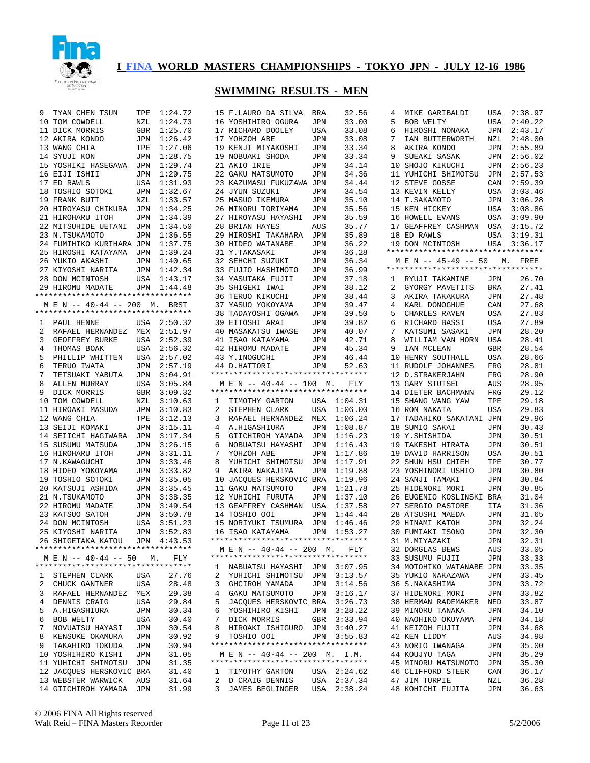# I FINA WORLD MASTERS CHAMPIONSHIPS - TOKYO JPN - JULY 12-16 1986

## SWIMMING RESULTS - MEN

| Place | Name | Country | Time |
|---|---|---|---|
| 9 | TYAN CHEN TSUN | TPE | 1:24.72 |
| 10 | TOM COWDELL | NZL | 1:24.73 |
| 11 | DICK MORRIS | GBR | 1:25.70 |
| 12 | AKIRA KONDO | JPN | 1:26.42 |
| 13 | WANG CHIA | TPE | 1:27.06 |
| 14 | SYUJI KON | JPN | 1:28.75 |
| 15 | YOSHIKI HASEGAWA | JPN | 1:29.74 |
| 16 | EIJI ISHII | JPN | 1:29.75 |
| 17 | ED RAWLS | USA | 1:31.93 |
| 18 | TOSHIO SOTOKI | JPN | 1:32.67 |
| 19 | FRANK BUTT | NZL | 1:33.57 |
| 20 | HIROYASU CHIKURA | JPN | 1:34.25 |
| 21 | HIROHARU ITOH | JPN | 1:34.39 |
| 22 | MITSUHIDE UETANI | JPN | 1:34.50 |
| 23 | N.TSUKAMOTO | JPN | 1:36.55 |
| 24 | FUMIHIKO KURIHARA | JPN | 1:37.75 |
| 25 | HIROSHI KATAYAMA | JPN | 1:39.24 |
| 26 | YUKIO AKASHI | JPN | 1:40.65 |
| 27 | KIYOSHI NARITA | JPN | 1:42.34 |
| 28 | DON MCINTOSH | USA | 1:43.17 |
| 29 | HIROMU MADATE | JPN | 1:44.48 |

### M E N -- 40-44 -- 200 M. BRST

| Place | Name | Country | Time |
|---|---|---|---|
| 1 | PAUL HENNE | USA | 2:50.32 |
| 2 | RAFAEL HERNANDEZ | MEX | 2:51.97 |
| 3 | GEOFFREY BURKE | USA | 2:52.39 |
| 4 | THOMAS BOAK | USA | 2:56.32 |
| 5 | PHILLIP WHITTEN | USA | 2:57.02 |
| 6 | TERUO IWATA | JPN | 2:57.19 |
| 7 | TETSUAKI YABUTA | JPN | 3:04.91 |
| 8 | ALLEN MURRAY | USA | 3:05.84 |
| 9 | DICK MORRIS | GBR | 3:09.32 |
| 10 | TOM COWDELL | NZL | 3:10.63 |
| 11 | HIROAKI MASUDA | JPN | 3:10.83 |
| 12 | WANG CHIA | TPE | 3:12.13 |
| 13 | SEIJI KOMAKI | JPN | 3:15.11 |
| 14 | SEIICHI HAGIWARA | JPN | 3:17.34 |
| 15 | SUSUMU MATSUDA | JPN | 3:26.15 |
| 16 | HIROHARU ITOH | JPN | 3:31.11 |
| 17 | N.KAWAGUCHI | JPN | 3:33.46 |
| 18 | HIDEO YOKOYAMA | JPN | 3:33.82 |
| 19 | TOSHIO SOTOKI | JPN | 3:35.05 |
| 20 | KATSUJI ASHIDA | JPN | 3:35.45 |
| 21 | N.TSUKAMOTO | JPN | 3:38.35 |
| 22 | HIROMU MADATE | JPN | 3:49.54 |
| 23 | KATSUO SATOH | JPN | 3:50.78 |
| 24 | DON MCINTOSH | USA | 3:51.23 |
| 25 | KIYOSHI NARITA | JPN | 3:52.83 |
| 26 | SHIGETAKA KATOU | JPN | 4:43.53 |

### M E N -- 40-44 -- 50 M. FLY

| Place | Name | Country | Time |
|---|---|---|---|
| 1 | STEPHEN CLARK | USA | 27.76 |
| 2 | CHUCK GANTNER | USA | 28.48 |
| 3 | RAFAEL HERNANDEZ | MEX | 29.38 |
| 4 | DENNIS CRAIG | USA | 29.84 |
| 5 | A.HIGASHIURA | JPN | 30.34 |
| 6 | BOB WELTY | USA | 30.40 |
| 7 | NOVUATSU HAYASI | JPN | 30.54 |
| 8 | KENSUKE OKAMURA | JPN | 30.92 |
| 9 | TAKAHIRO TOKUDA | JPN | 30.94 |
| 10 | YOSHIHIRO KISHI | JPN | 31.05 |
| 11 | YUHICHI SHIMOTSU | JPN | 31.35 |
| 12 | JACQUES HERSKOVIC | BRA | 31.40 |
| 13 | WEBSTER WARWICK | AUS | 31.64 |
| 14 | GIICHIROH YAMADA | JPN | 31.99 |
| 15 | F.LAURO DA SILVA | BRA | 32.56 |
| 16 | YOSHIHIRO OGURA | JPN | 33.00 |
| 17 | RICHARD DOOLEY | USA | 33.08 |
| 17 | YOHZOH ABE | JPN | 33.08 |
| 19 | KENJI MIYAKOSHI | JPN | 33.34 |
| 19 | NOBUAKI SHODA | JPN | 33.34 |
| 21 | AKIO IRIE | JPN | 34.14 |
| 22 | GAKU MATSUMOTO | JPN | 34.36 |
| 23 | KAZUMASU FUKUZAWA | JPN | 34.44 |
| 24 | JYUN SUZUKI | JPN | 34.54 |
| 25 | MASUO IKEMURA | JPN | 35.10 |
| 26 | MINORU TORIYAMA | JPN | 35.56 |
| 27 | HIROYASU HAYASHI | JPN | 35.59 |
| 28 | BRIAN HAYES | AUS | 35.77 |
| 29 | HIROSHI TAKAHARA | JPN | 35.89 |
| 30 | HIDEO WATANABE | JPN | 36.22 |
| 31 | Y.TAKASAKI | JPN | 36.28 |
| 32 | SEHCHI SUZUKI | JPN | 36.34 |
| 33 | FUJIO HASHIMOTO | JPN | 36.99 |
| 34 | YASUTAKA FUJII | JPN | 37.18 |
| 35 | SHIGEKI IWAI | JPN | 38.12 |
| 36 | TERUO KIKUCHI | JPN | 38.44 |
| 37 | YASUO YOKOYAMA | JPN | 39.47 |
| 38 | TADAYOSHI OGAWA | JPN | 39.50 |
| 39 | EITOSHI ARAI | JPN | 39.82 |
| 40 | MASAKATSU IWASE | JPN | 40.07 |
| 41 | ISAO KATAYAMA | JPN | 42.71 |
| 42 | HIROMU MADATE | JPN | 45.34 |
| 43 | Y.INOGUCHI | JPN | 46.44 |
| 44 | D.HATTORI | JPN | 52.63 |

### M E N -- 40-44 -- 100 M. FLY

| Place | Name | Country | Time |
|---|---|---|---|
| 1 | TIMOTHY GARTON | USA | 1:04.31 |
| 2 | STEPHEN CLARK | USA | 1:06.00 |
| 3 | RAFAEL HERNANDEZ | MEX | 1:06.24 |
| 4 | A.HIGASHIURA | JPN | 1:08.87 |
| 5 | GIICHIROH YAMADA | JPN | 1:16.23 |
| 6 | NOBUATSU HAYASHI | JPN | 1:16.43 |
| 7 | YOHZOH ABE | JPN | 1:17.86 |
| 8 | YUHICHI SHIMOTSU | JPN | 1:17.91 |
| 9 | AKIRA NAKAJIMA | JPN | 1:19.88 |
| 10 | JACQUES HERSKOVIC | BRA | 1:19.96 |
| 11 | GAKU MATSUMOTO | JPN | 1:21.78 |
| 12 | YUHICHI FURUTA | JPN | 1:37.10 |
| 13 | GEAFFREY CASHMAN | USA | 1:37.58 |
| 14 | TOSHIO OOI | JPN | 1:44.44 |
| 15 | NORIYUKI TSUMURA | JPN | 1:46.46 |
| 16 | ISAO KATAYAMA | JPN | 1:53.27 |

### M E N -- 40-44 -- 200 M. FLY

| Place | Name | Country | Time |
|---|---|---|---|
| 1 | NABUATSU HAYASHI | JPN | 3:07.95 |
| 2 | YUHICHI SHIMOTSU | JPN | 3:13.57 |
| 3 | GHCIROH YAMADA | JPN | 3:14.56 |
| 4 | GAKU MATSUMOTO | JPN | 3:16.17 |
| 5 | JACQUES HERSKOVIC | BRA | 3:26.73 |
| 6 | YOSHIHIRO KISHI | JPN | 3:28.22 |
| 7 | DICK MORRIS | GBR | 3:33.94 |
| 8 | HIROAKI ISHIGURO | JPN | 3:40.27 |
| 9 | TOSHIO OOI | JPN | 3:55.83 |

### M E N -- 40-44 -- 200 M. I.M.

| Place | Name | Country | Time |
|---|---|---|---|
| 1 | TIMOTHY GARTON | USA | 2:24.62 |
| 2 | D CRAIG DENNIS | USA | 2:37.34 |
| 3 | JAMES BEGLINGER | USA | 2:38.24 |
| 4 | MIKE GARIBALDI | USA | 2:38.97 |
| 5 | BOB WELTY | USA | 2:40.22 |
| 6 | HIROSHI NONAKA | JPN | 2:43.17 |
| 7 | IAN BUTTERWORTH | NZL | 2:48.00 |
| 8 | AKIRA KONDO | JPN | 2:55.89 |
| 9 | SUEAKI SASAK | JPN | 2:56.02 |
| 10 | SHOJO KIKUCHI | JPN | 2:56.23 |
| 11 | YUHICHI SHIMOTSU | JPN | 2:57.53 |
| 12 | STEVE GOSSE | CAN | 2:59.39 |
| 13 | KEVIN KELLY | USA | 3:03.46 |
| 14 | T.SAKAMOTO | JPN | 3:06.28 |
| 15 | KEN HICKEY | USA | 3:08.86 |
| 16 | HOWELL EVANS | USA | 3:09.90 |
| 17 | GEAFFREY CASHMAN | USA | 3:15.72 |
| 18 | ED RAWLS | USA | 3:19.31 |
| 19 | DON MCINTOSH | USA | 3:36.17 |

### M E N -- 45-49 -- 50 M. FREE

| Place | Name | Country | Time |
|---|---|---|---|
| 1 | RYUJI TAKAMINE | JPN | 26.70 |
| 2 | GYORGY PAVETITS | BRA | 27.41 |
| 3 | AKIRA TAKAKURA | JPN | 27.48 |
| 4 | KARL DONOGHUE | CAN | 27.68 |
| 5 | CHARLES RAVEN | USA | 27.83 |
| 6 | RICHARD BASSI | USA | 27.89 |
| 7 | KATSUMI SASAKI | JPN | 28.20 |
| 8 | WILLIAM VAN HORN | USA | 28.41 |
| 9 | IAN MCLEAN | GBR | 28.54 |
| 10 | HENRY SOUTHALL | USA | 28.66 |
| 11 | RUDOLF JOHANNES | FRG | 28.81 |
| 12 | D.STRAKERJAHN | FRG | 28.90 |
| 13 | GARY STUTSEL | AUS | 28.95 |
| 14 | DIETER BACHMANN | FRG | 29.12 |
| 15 | SHANG WANG YAW | TPE | 29.18 |
| 16 | RON NAKATA | USA | 29.83 |
| 17 | TADAHIKO SAKATANI | JPN | 29.96 |
| 18 | SUMIO SAKAI | JPN | 30.43 |
| 19 | Y.SHISHIDA | JPN | 30.51 |
| 19 | TAKESHI HIRATA | JPN | 30.51 |
| 19 | DAVID HARRISON | USA | 30.51 |
| 22 | SHUN HSU CHIEH | TPE | 30.77 |
| 23 | YOSHINORI USHIO | JPN | 30.80 |
| 24 | SANJI TAMAKI | JPN | 30.84 |
| 25 | HIDENORI MORI | JPN | 30.85 |
| 26 | EUGENIO KOSLINSKI | BRA | 31.04 |
| 27 | SERGIO PASTORE | ITA | 31.36 |
| 28 | ATSUSHI MAEDA | JPN | 31.65 |
| 29 | HINAMI KATOH | JPN | 32.24 |
| 30 | FUMIAKI ISONO | JPN | 32.30 |
| 31 | M.MIYAZAKI | JPN | 32.31 |
| 32 | DORGLAS BEWS | AUS | 33.05 |
| 33 | SUSUMU FUJII | JPN | 33.33 |
| 34 | MOTOHIKO WATANABE | JPN | 33.35 |
| 35 | YUKIO NAKAZAWA | JPN | 33.45 |
| 36 | S.NAKASHIMA | JPN | 33.72 |
| 37 | HIDENORI MORI | JPN | 33.82 |
| 38 | HERMAN RADEMAKER | NED | 33.87 |
| 39 | MINORU TANAKA | JPN | 34.10 |
| 40 | NAOHIKO OKUYAMA | JPN | 34.18 |
| 41 | KEIZOH FUJII | JPN | 34.68 |
| 42 | KEN LIDDY | AUS | 34.98 |
| 43 | NORIO IWANAGA | JPN | 35.00 |
| 44 | KOUJYU TAGA | JPN | 35.29 |
| 45 | MINORU MATSUMOTO | JPN | 35.30 |
| 46 | CLIFFORD STEER | CAN | 36.17 |
| 47 | JIM TURPIE | NZL | 36.28 |
| 48 | KOHICHI FUJITA | JPN | 36.63 |

© 2006 FINA All Rights reserved
Walt Reid – FINA Masters Recorder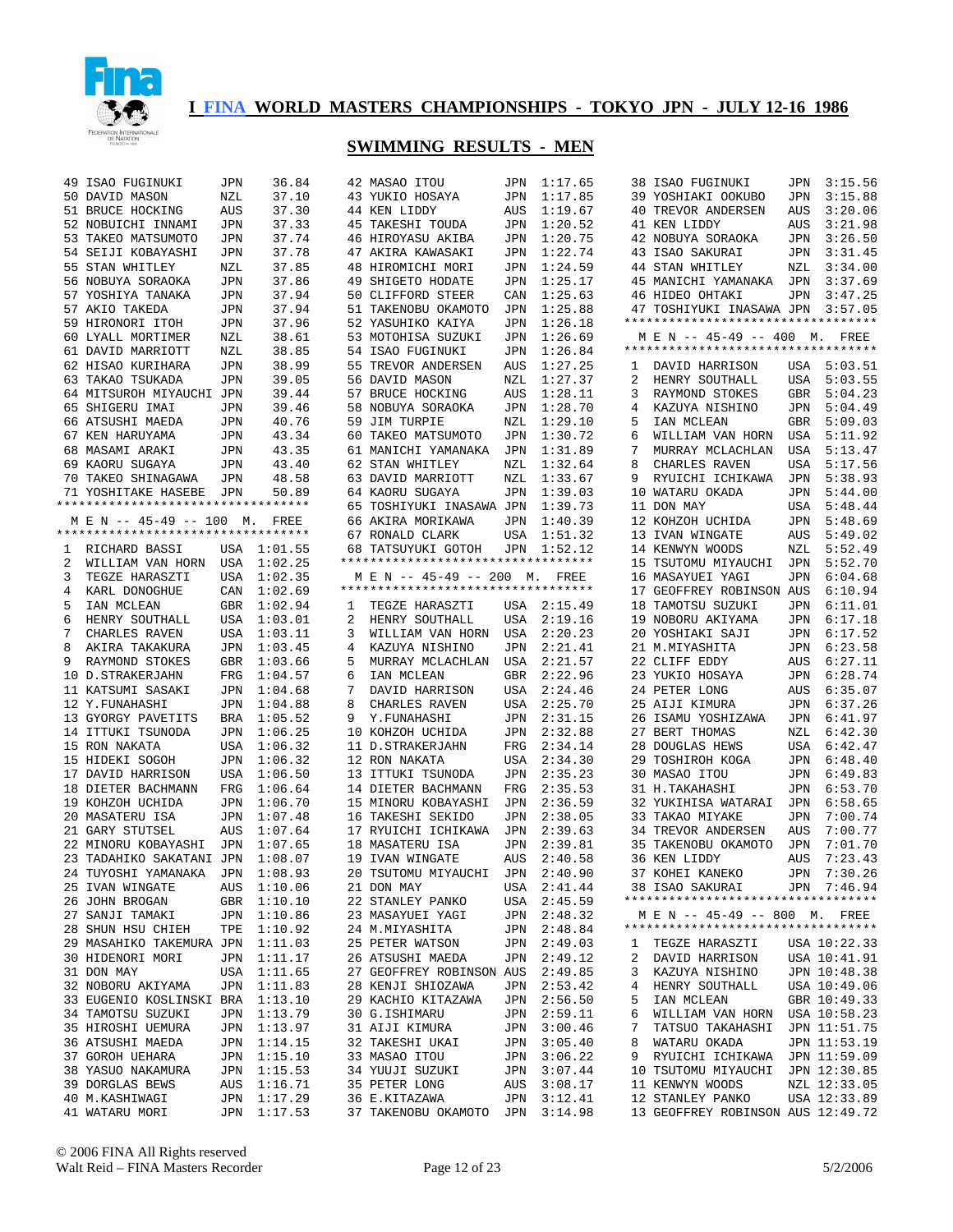# I FINA WORLD MASTERS CHAMPIONSHIPS - TOKYO JPN - JULY 12-16 1986

## SWIMMING RESULTS - MEN

```
49 ISAO FUGINUKI        JPN     36.84
50 DAVID MASON          NZL     37.10
51 BRUCE HOCKING        AUS     37.30
52 NOBUICHI INNAMI      JPN     37.33
53 TAKEO MATSUMOTO      JPN     37.74
54 SEIJI KOBAYASHI      JPN     37.78
55 STAN WHITLEY         NZL     37.85
56 NOBUYA SORAOKA       JPN     37.86
57 YOSHIYA TANAKA       JPN     37.94
57 AKIO TAKEDA          JPN     37.94
59 HIRONORI ITOH        JPN     37.96
60 LYALL MORTIMER       NZL     38.61
61 DAVID MARRIOTT       NZL     38.85
62 HISAO KURIHARA       JPN     38.99
63 TAKAO TSUKADA        JPN     39.05
64 MITSUROH MIYAUCHI    JPN     39.44
65 SHIGERU IMAI         JPN     39.46
66 ATSUSHI MAEDA        JPN     40.76
67 KEN HARUYAMA         JPN     43.34
68 MASAMI ARAKI         JPN     43.35
69 KAORU SUGAYA         JPN     43.40
70 TAKEO SHINAGAWA      JPN     48.58
71 YOSHITAKE HASEBE     JPN     50.89
```

### M E N -- 45-49 -- 100 M. FREE

```
 1 RICHARD BASSI         USA  1:01.55
 2 WILLIAM VAN HORN      USA  1:02.25
 3 TEGZE HARASZTI        USA  1:02.35
 4 KARL DONOGHUE         CAN  1:02.69
 5 IAN MCLEAN            GBR  1:02.94
 6 HENRY SOUTHALL        USA  1:03.01
 7 CHARLES RAVEN         USA  1:03.11
 8 AKIRA TAKAKURA        JPN  1:03.45
 9 RAYMOND STOKES        GBR  1:03.66
10 D.STRAKERJAHN         FRG  1:04.57
11 KATSUMI SASAKI        JPN  1:04.68
12 Y.FUNAHASHI           JPN  1:04.88
13 GYORGY PAVETITS       BRA  1:05.52
14 ITTUKI TSUNODA        JPN  1:06.25
15 RON NAKATA            USA  1:06.32
15 HIDEKI SOGOH          JPN  1:06.32
17 DAVID HARRISON        USA  1:06.50
18 DIETER BACHMANN       FRG  1:06.64
19 KOHZOH UCHIDA         JPN  1:06.70
20 MASATERU ISA          JPN  1:07.48
21 GARY STUTSEL          AUS  1:07.64
22 MINORU KOBAYASHI      JPN  1:07.65
23 TADAHIKO SAKATANI     JPN  1:08.07
24 TUYOSHI YAMANAKA      JPN  1:08.93
25 IVAN WINGATE          AUS  1:10.06
26 JOHN BROGAN           GBR  1:10.10
27 SANJI TAMAKI          JPN  1:10.86
28 SHUN HSU CHIEH        TPE  1:10.92
29 MASAHIKO TAKEMURA     JPN  1:11.03
30 HIDENORI MORI         JPN  1:11.17
31 DON MAY               USA  1:11.65
32 NOBORU AKIYAMA        JPN  1:11.83
33 EUGENIO KOSLINSKI     BRA  1:13.10
34 TAMOTSU SUZUKI        JPN  1:13.79
35 HIROSHI UEMURA        JPN  1:13.97
36 ATSUSHI MAEDA         JPN  1:14.15
37 GOROH UEHARA          JPN  1:15.10
38 YASUO NAKAMURA        JPN  1:15.53
39 DORGLAS BEWS          AUS  1:16.71
40 M.KASHIWAGI           JPN  1:17.29
41 WATARU MORI           JPN  1:17.53
42 MASAO ITOU            JPN  1:17.65
43 YUKIO HOSAYA          JPN  1:17.85
44 KEN LIDDY             AUS  1:19.67
45 TAKESHI TOUDA         JPN  1:20.52
46 HIROYASU AKIBA        JPN  1:20.75
47 AKIRA KAWASAKI        JPN  1:22.74
48 HIROMICHI MORI        JPN  1:24.59
49 SHIGETO HODATE        JPN  1:25.17
50 CLIFFORD STEER        CAN  1:25.63
51 TAKENOBU OKAMOTO      JPN  1:25.88
52 YASUHIKO KAIYA        JPN  1:26.18
53 MOTOHISA SUZUKI       JPN  1:26.69
54 ISAO FUGINUKI         JPN  1:26.84
55 TREVOR ANDERSEN       AUS  1:27.25
56 DAVID MASON           NZL  1:27.37
57 BRUCE HOCKING         AUS  1:28.11
58 NOBUYA SORAOKA        JPN  1:28.70
59 JIM TURPIE            NZL  1:29.10
60 TAKEO MATSUMOTO       JPN  1:30.72
61 MANICHI YAMANAKA      JPN  1:31.89
62 STAN WHITLEY          NZL  1:32.64
63 DAVID MARRIOTT        NZL  1:33.67
64 KAORU SUGAYA          JPN  1:39.03
65 TOSHIYUKI INASAWA     JPN  1:39.73
66 AKIRA MORIKAWA        JPN  1:40.39
67 RONALD CLARK          USA  1:51.32
68 TATSUYUKI GOTOH       JPN  1:52.12
```

### M E N -- 45-49 -- 200 M. FREE

```
 1 TEGZE HARASZTI        USA  2:15.49
 2 HENRY SOUTHALL        USA  2:19.16
 3 WILLIAM VAN HORN      USA  2:20.23
 4 KAZUYA NISHINO        JPN  2:21.41
 5 MURRAY MCLACHLAN      USA  2:21.57
 6 IAN MCLEAN            GBR  2:22.96
 7 DAVID HARRISON        USA  2:24.46
 8 CHARLES RAVEN         USA  2:25.70
 9 Y.FUNAHASHI           JPN  2:31.15
10 KOHZOH UCHIDA         JPN  2:32.88
11 D.STRAKERJAHN         FRG  2:34.14
12 RON NAKATA            USA  2:34.30
13 ITTUKI TSUNODA        JPN  2:35.23
14 DIETER BACHMANN       FRG  2:35.53
15 MINORU KOBAYASHI      JPN  2:36.59
16 TAKESHI SEKIDO        JPN  2:38.05
17 RYUICHI ICHIKAWA      JPN  2:39.63
18 MASATERU ISA          JPN  2:39.81
19 IVAN WINGATE          AUS  2:40.58
20 TSUTOMU MIYAUCHI      JPN  2:40.90
21 DON MAY               USA  2:41.44
22 STANLEY PANKO         USA  2:45.59
23 MASAYUEI YAGI         JPN  2:48.32
24 M.MIYASHITA           JPN  2:48.84
25 PETER WATSON          JPN  2:49.03
26 ATSUSHI MAEDA         JPN  2:49.12
27 GEOFFREY ROBINSON     AUS  2:49.85
28 KENJI SHIOZAWA        JPN  2:53.42
29 KACHIO KITAZAWA       JPN  2:56.50
30 G.ISHIMARU            JPN  2:59.11
31 AIJI KIMURA           JPN  3:00.46
32 TAKESHI UKAI          JPN  3:05.40
33 MASAO ITOU            JPN  3:06.22
34 YUUJI SUZUKI          JPN  3:07.44
35 PETER LONG            AUS  3:08.17
36 E.KITAZAWA            JPN  3:12.41
37 TAKENOBU OKAMOTO      JPN  3:14.98
38 ISAO FUGINUKI         JPN  3:15.56
39 YOSHIAKI OOKUBO       JPN  3:15.88
40 TREVOR ANDERSEN       AUS  3:20.06
41 KEN LIDDY             AUS  3:21.98
42 NOBUYA SORAOKA        JPN  3:26.50
43 ISAO SAKURAI          JPN  3:31.45
44 STAN WHITLEY          NZL  3:34.00
45 MANICHI YAMANAKA      JPN  3:37.69
46 HIDEO OHTAKI          JPN  3:47.25
47 TOSHIYUKI INASAWA     JPN  3:57.05
```

### M E N -- 45-49 -- 400 M. FREE

```
 1 DAVID HARRISON        USA  5:03.51
 2 HENRY SOUTHALL        USA  5:03.55
 3 RAYMOND STOKES        GBR  5:04.23
 4 KAZUYA NISHINO        JPN  5:04.49
 5 IAN MCLEAN            GBR  5:09.03
 6 WILLIAM VAN HORN      USA  5:11.92
 7 MURRAY MCLACHLAN      USA  5:13.47
 8 CHARLES RAVEN         USA  5:17.56
 9 RYUICHI ICHIKAWA      JPN  5:38.93
10 WATARU OKADA          JPN  5:44.00
11 DON MAY               USA  5:48.44
12 KOHZOH UCHIDA         JPN  5:48.69
13 IVAN WINGATE          AUS  5:49.02
14 KENWYN WOODS          NZL  5:52.49
15 TSUTOMU MIYAUCHI      JPN  5:52.70
16 MASAYUEI YAGI         JPN  6:04.68
17 GEOFFREY ROBINSON     AUS  6:10.94
18 TAMOTSU SUZUKI        JPN  6:11.01
19 NOBORU AKIYAMA        JPN  6:17.18
20 YOSHIAKI SAJI         JPN  6:17.52
21 M.MIYASHITA           JPN  6:23.58
22 CLIFF EDDY            AUS  6:27.11
23 YUKIO HOSAYA          JPN  6:28.74
24 PETER LONG            AUS  6:35.07
25 AIJI KIMURA           JPN  6:37.26
26 ISAMU YOSHIZAWA       JPN  6:41.97
27 BERT THOMAS           NZL  6:42.30
28 DOUGLAS HEWS          USA  6:42.47
29 TOSHIROH KOGA         JPN  6:48.40
30 MASAO ITOU            JPN  6:49.83
31 H.TAKAHASHI           JPN  6:53.70
32 YUKIHISA WATARAI      JPN  6:58.65
33 TAKAO MIYAKE          JPN  7:00.74
34 TREVOR ANDERSEN       AUS  7:00.77
35 TAKENOBU OKAMOTO      JPN  7:01.70
36 KEN LIDDY             AUS  7:23.43
37 KOHEI KANEKO          JPN  7:30.26
38 ISAO SAKURAI          JPN  7:46.94
```

### M E N -- 45-49 -- 800 M. FREE

```
 1 TEGZE HARASZTI        USA 10:22.33
 2 DAVID HARRISON        USA 10:41.91
 3 KAZUYA NISHINO        JPN 10:48.38
 4 HENRY SOUTHALL        USA 10:49.06
 5 IAN MCLEAN            GBR 10:49.33
 6 WILLIAM VAN HORN      USA 10:58.23
 7 TATSUO TAKAHASHI      JPN 11:51.75
 8 WATARU OKADA          JPN 11:53.19
 9 RYUICHI ICHIKAWA      JPN 11:59.09
10 TSUTOMU MIYAUCHI      JPN 12:30.85
11 KENWYN WOODS          NZL 12:33.05
12 STANLEY PANKO         USA 12:33.89
13 GEOFFREY ROBINSON     AUS 12:49.72
```

© 2006 FINA All Rights reserved
Walt Reid – FINA Masters Recorder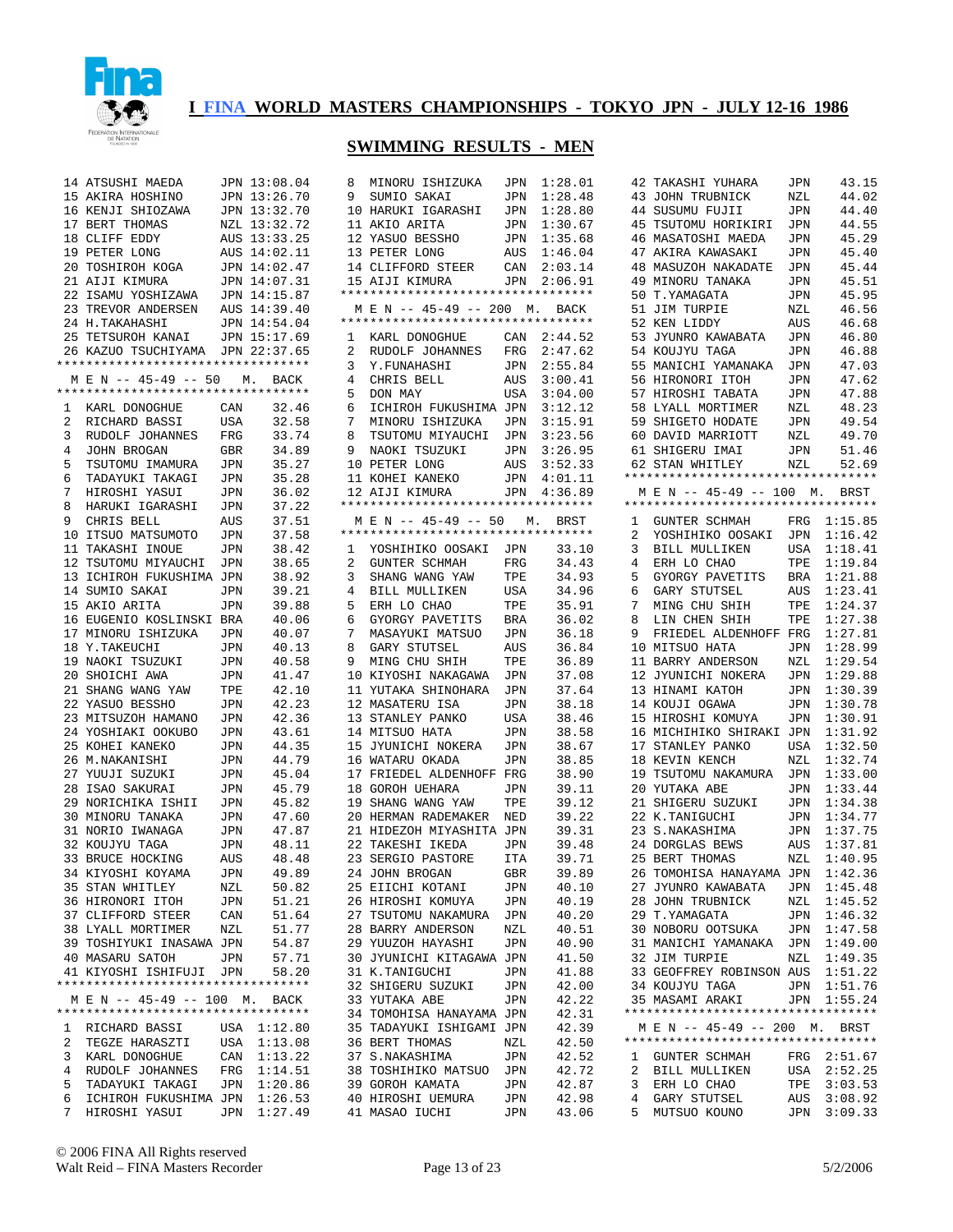## I FINA WORLD MASTERS CHAMPIONSHIPS - TOKYO JPN - JULY 12-16 1986

## SWIMMING RESULTS - MEN

```
14 ATSUSHI MAEDA       JPN 13:08.04
15 AKIRA HOSHINO       JPN 13:26.70
16 KENJI SHIOZAWA      JPN 13:32.70
17 BERT THOMAS         NZL 13:32.72
18 CLIFF EDDY          AUS 13:33.25
19 PETER LONG          AUS 14:02.11
20 TOSHIROH KOGA       JPN 14:02.47
21 AIJI KIMURA         JPN 14:07.31
22 ISAMU YOSHIZAWA     JPN 14:15.87
23 TREVOR ANDERSEN     AUS 14:39.40
24 H.TAKAHASHI         JPN 14:54.04
25 TETSUROH KANAI      JPN 15:17.69
26 KAZUO TSUCHIYAMA    JPN 22:37.65
**********************************
 M E N -- 45-49 -- 50   M.  BACK
**********************************
1  KARL DONOGHUE        CAN    32.46
2  RICHARD BASSI        USA    32.58
3  RUDOLF JOHANNES      FRG    33.74
4  JOHN BROGAN          GBR    34.89
5  TSUTOMU IMAMURA      JPN    35.27
6  TADAYUKI TAKAGI      JPN    35.28
7  HIROSHI YASUI        JPN    36.02
8  HARUKI IGARASHI      JPN    37.22
9  CHRIS BELL           AUS    37.51
10 ITSUO MATSUMOTO      JPN    37.58
11 TAKASHI INOUE        JPN    38.42
12 TSUTOMU MIYAUCHI     JPN    38.65
13 ICHIROH FUKUSHIMA    JPN    38.92
14 SUMIO SAKAI          JPN    39.21
15 AKIO ARITA           JPN    39.88
16 EUGENIO KOSLINSKI    BRA    40.06
17 MINORU ISHIZUKA      JPN    40.07
18 Y.TAKEUCHI           JPN    40.13
19 NAOKI TSUZUKI        JPN    40.58
20 SHOICHI AWA          JPN    41.47
21 SHANG WANG YAW       TPE    42.10
22 YASUO BESSHO         JPN    42.23
23 MITSUZOH HAMANO      JPN    42.36
24 YOSHIAKI OOKUBO      JPN    43.61
25 KOHEI KANEKO         JPN    44.35
26 M.NAKANISHI          JPN    44.79
27 YUUJI SUZUKI         JPN    45.04
28 ISAO SAKURAI         JPN    45.79
29 NORICHIKA ISHII      JPN    45.82
30 MINORU TANAKA        JPN    47.60
31 NORIO IWANAGA        JPN    47.87
32 KOUJYU TAGA          JPN    48.11
33 BRUCE HOCKING        AUS    48.48
34 KIYOSHI KOYAMA       JPN    49.89
35 STAN WHITLEY         NZL    50.82
36 HIRONORI ITOH        JPN    51.21
37 CLIFFORD STEER       CAN    51.64
38 LYALL MORTIMER       NZL    51.77
39 TOSHIYUKI INASAWA    JPN    54.87
40 MASARU SATOH         JPN    57.71
41 KIYOSHI ISHIFUJI     JPN    58.20
**********************************
 M E N -- 45-49 -- 100  M.  BACK
**********************************
1  RICHARD BASSI        USA  1:12.80
2  TEGZE HARASZTI       USA  1:13.08
3  KARL DONOGHUE        CAN  1:13.22
4  RUDOLF JOHANNES      FRG  1:14.51
5  TADAYUKI TAKAGI      JPN  1:20.86
6  ICHIROH FUKUSHIMA    JPN  1:26.53
7  HIROSHI YASUI        JPN  1:27.49
8  MINORU ISHIZUKA      JPN  1:28.01
9  SUMIO SAKAI          JPN  1:28.48
10 HARUKI IGARASHI      JPN  1:28.80
11 AKIO ARITA           JPN  1:30.67
12 YASUO BESSHO         JPN  1:35.68
13 PETER LONG           AUS  1:46.04
14 CLIFFORD STEER       CAN  2:03.14
15 AIJI KIMURA          JPN  2:06.91
**********************************
 M E N -- 45-49 -- 200  M.  BACK
**********************************
1  KARL DONOGHUE        CAN  2:44.52
2  RUDOLF JOHANNES      FRG  2:47.62
3  Y.FUNAHASHI          JPN  2:55.84
4  CHRIS BELL           AUS  3:00.41
5  DON MAY              USA  3:04.00
6  ICHIROH FUKUSHIMA    JPN  3:12.12
7  MINORU ISHIZUKA      JPN  3:15.91
8  TSUTOMU MIYAUCHI     JPN  3:23.56
9  NAOKI TSUZUKI        JPN  3:26.95
10 PETER LONG           AUS  3:52.33
11 KOHEI KANEKO         JPN  4:01.11
12 AIJI KIMURA          JPN  4:36.89
**********************************
 M E N -- 45-49 -- 50   M.  BRST
**********************************
1  YOSHIHIKO OOSAKI     JPN    33.10
2  GUNTER SCHMAH        FRG    34.43
3  SHANG WANG YAW       TPE    34.93
4  BILL MULLIKEN        USA    34.96
5  ERH LO CHAO          TPE    35.91
6  GYORGY PAVETITS      BRA    36.02
7  MASAYUKI MATSUO      JPN    36.18
8  GARY STUTSEL         AUS    36.84
9  MING CHU SHIH        TPE    36.89
10 KIYOSHI NAKAGAWA     JPN    37.08
11 YUTAKA SHINOHARA     JPN    37.64
12 MASATERU ISA         JPN    38.18
13 STANLEY PANKO        USA    38.46
14 MITSUO HATA          JPN    38.58
15 JYUNICHI NOKERA      JPN    38.67
16 WATARU OKADA         JPN    38.85
17 FRIEDEL ALDENHOFF    FRG    38.90
18 GOROH UEHARA         JPN    39.11
19 SHANG WANG YAW       TPE    39.12
20 HERMAN RADEMAKER     NED    39.22
21 HIDEZOH MIYASHITA    JPN    39.31
22 TAKESHI IKEDA        JPN    39.48
23 SERGIO PASTORE       ITA    39.71
24 JOHN BROGAN          GBR    39.89
25 EIICHI KOTANI        JPN    40.10
26 HIROSHI KOMUYA       JPN    40.19
27 TSUTOMU NAKAMURA     JPN    40.20
28 BARRY ANDERSON       NZL    40.51
29 YUUZOH HAYASHI       JPN    40.90
30 JYUNICHI KITAGAWA    JPN    41.50
31 K.TANIGUCHI          JPN    41.88
32 SHIGERU SUZUKI       JPN    42.00
33 YUTAKA ABE           JPN    42.22
34 TOMOHISA HANAYAMA    JPN    42.31
35 TADAYUKI ISHIGAMI    JPN    42.39
36 BERT THOMAS          NZL    42.50
37 S.NAKASHIMA          JPN    42.52
38 TOSHIHIKO MATSUO     JPN    42.72
39 GOROH KAMATA         JPN    42.87
40 HIROSHI UEMURA       JPN    42.98
41 MASAO IUCHI          JPN    43.06
42 TAKASHI YUHARA       JPN    43.15
43 JOHN TRUBNICK        NZL    44.02
44 SUSUMU FUJII         JPN    44.40
45 TSUTOMU HORIKIRI     JPN    44.55
46 MASATOSHI MAEDA      JPN    45.29
47 AKIRA KAWASAKI       JPN    45.40
48 MASUZOH NAKADATE     JPN    45.44
49 MINORU TANAKA        JPN    45.51
50 T.YAMAGATA           JPN    45.95
51 JIM TURPIE           NZL    46.56
52 KEN LIDDY            AUS    46.68
53 JYUNRO KAWABATA      JPN    46.80
54 KOUJYU TAGA          JPN    46.88
55 MANICHI YAMANAKA     JPN    47.03
56 HIRONORI ITOH        JPN    47.62
57 HIROSHI TABATA       JPN    47.88
58 LYALL MORTIMER       NZL    48.23
59 SHIGETO HODATE       JPN    49.54
60 DAVID MARRIOTT       NZL    49.70
61 SHIGERU IMAI         JPN    51.46
62 STAN WHITLEY         NZL    52.69
**********************************
 M E N -- 45-49 -- 100  M.  BRST
**********************************
1  GUNTER SCHMAH        FRG  1:15.85
2  YOSHIHIKO OOSAKI     JPN  1:16.42
3  BILL MULLIKEN        USA  1:18.41
4  ERH LO CHAO          TPE  1:19.84
5  GYORGY PAVETITS      BRA  1:21.88
6  GARY STUTSEL         AUS  1:23.41
7  MING CHU SHIH        TPE  1:24.37
8  LIN CHEN SHIH        TPE  1:27.38
9  FRIEDEL ALDENHOFF    FRG  1:27.81
10 MITSUO HATA          JPN  1:28.99
11 BARRY ANDERSON       NZL  1:29.54
12 JYUNICHI NOKERA      JPN  1:29.88
13 HINAMI KATOH         JPN  1:30.39
14 KOUJI OGAWA          JPN  1:30.78
15 HIROSHI KOMUYA       JPN  1:30.91
16 MICHIHIKO SHIRAKI    JPN  1:31.92
17 STANLEY PANKO        USA  1:32.50
18 KEVIN KENCH          NZL  1:32.74
19 TSUTOMU NAKAMURA     JPN  1:33.00
20 YUTAKA ABE           JPN  1:33.44
21 SHIGERU SUZUKI       JPN  1:34.38
22 K.TANIGUCHI          JPN  1:34.77
23 S.NAKASHIMA          JPN  1:37.75
24 DORGLAS BEWS         AUS  1:37.81
25 BERT THOMAS          NZL  1:40.95
26 TOMOHISA HANAYAMA    JPN  1:42.36
27 JYUNRO KAWABATA      JPN  1:45.48
28 JOHN TRUBNICK        NZL  1:45.52
29 T.YAMAGATA           JPN  1:46.32
30 NOBORU OOTSUKA       JPN  1:47.58
31 MANICHI YAMANAKA     JPN  1:49.00
32 JIM TURPIE           NZL  1:49.35
33 GEOFFREY ROBINSON    AUS  1:51.22
34 KOUJYU TAGA          JPN  1:51.76
35 MASAMI ARAKI         JPN  1:55.24
**********************************
 M E N -- 45-49 -- 200  M.  BRST
**********************************
1  GUNTER SCHMAH        FRG  2:51.67
2  BILL MULLIKEN        USA  2:52.25
3  ERH LO CHAO          TPE  3:03.53
4  GARY STUTSEL         AUS  3:08.92
5  MUTSUO KOUNO         JPN  3:09.33
```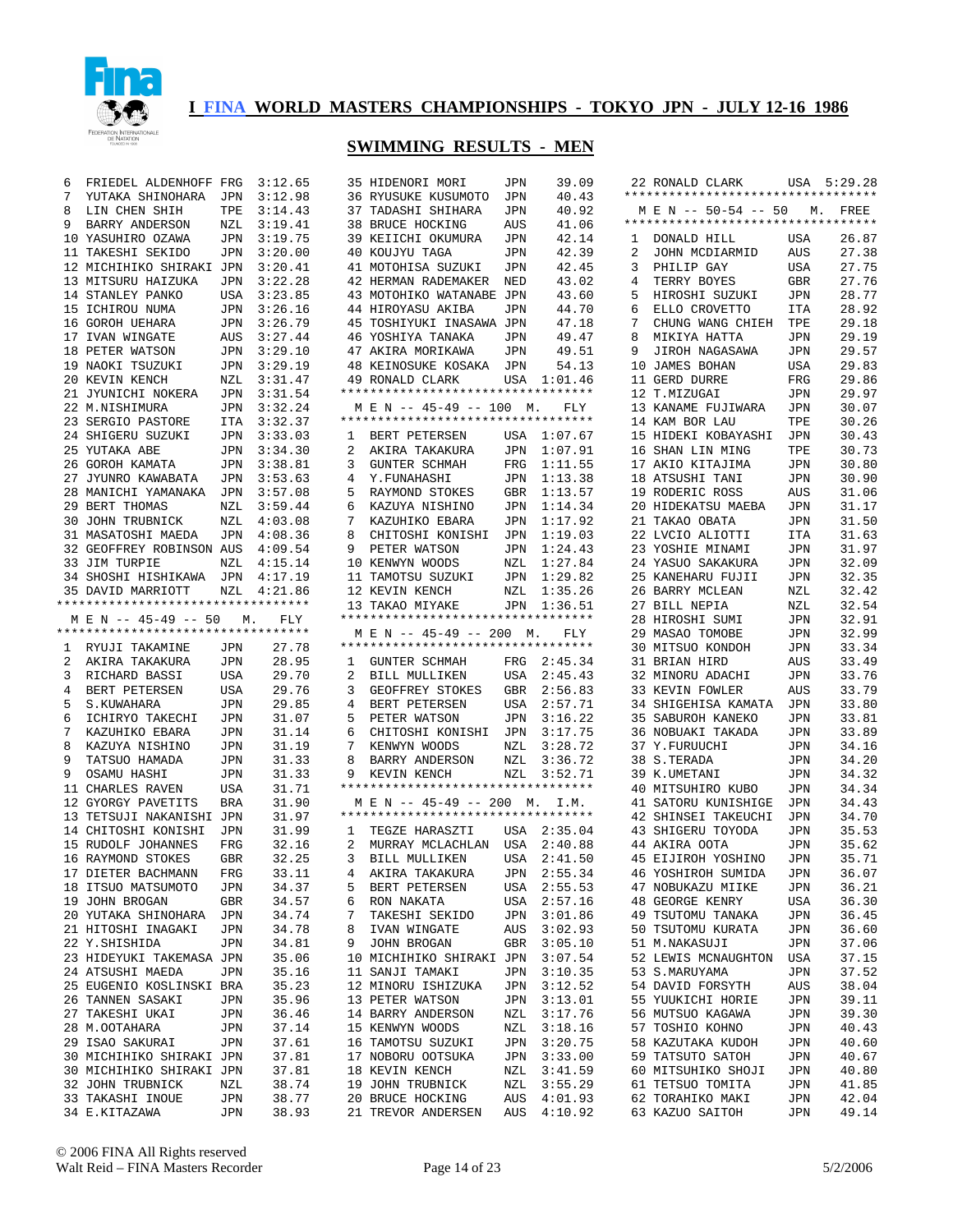# I FINA WORLD MASTERS CHAMPIONSHIPS - TOKYO JPN - JULY 12-16 1986

## SWIMMING RESULTS - MEN

| Place | Name | Country | Time |
|---|---|---|---|
| 6 | FRIEDEL ALDENHOFF | FRG | 3:12.65 |
| 7 | YUTAKA SHINOHARA | JPN | 3:12.98 |
| 8 | LIN CHEN SHIH | TPE | 3:14.43 |
| 9 | BARRY ANDERSON | NZL | 3:19.41 |
| 10 | YASUHIRO OZAWA | JPN | 3:19.75 |
| 11 | TAKESHI SEKIDO | JPN | 3:20.00 |
| 12 | MICHIHIKO SHIRAKI | JPN | 3:20.41 |
| 13 | MITSURU HAIZUKA | JPN | 3:22.28 |
| 14 | STANLEY PANKO | USA | 3:23.85 |
| 15 | ICHIROU NUMA | JPN | 3:26.16 |
| 16 | GOROH UEHARA | JPN | 3:26.79 |
| 17 | IVAN WINGATE | AUS | 3:27.44 |
| 18 | PETER WATSON | JPN | 3:29.10 |
| 19 | NAOKI TSUZUKI | JPN | 3:29.19 |
| 20 | KEVIN KENCH | NZL | 3:31.47 |
| 21 | JYUNICHI NOKERA | JPN | 3:31.54 |
| 22 | M.NISHIMURA | JPN | 3:32.24 |
| 23 | SERGIO PASTORE | ITA | 3:32.37 |
| 24 | SHIGERU SUZUKI | JPN | 3:33.03 |
| 25 | YUTAKA ABE | JPN | 3:34.30 |
| 26 | GOROH KAMATA | JPN | 3:38.81 |
| 27 | JYUNRO KAWABATA | JPN | 3:53.63 |
| 28 | MANICHI YAMANAKA | JPN | 3:57.08 |
| 29 | BERT THOMAS | NZL | 3:59.44 |
| 30 | JOHN TRUBNICK | NZL | 4:03.08 |
| 31 | MASATOSHI MAEDA | JPN | 4:08.36 |
| 32 | GEOFFREY ROBINSON | AUS | 4:09.54 |
| 33 | JIM TURPIE | NZL | 4:15.14 |
| 34 | SHOSHI HISHIKAWA | JPN | 4:17.19 |
| 35 | DAVID MARRIOTT | NZL | 4:21.86 |

### M E N -- 45-49 -- 50 M. FLY

| Place | Name | Country | Time |
|---|---|---|---|
| 1 | RYUJI TAKAMINE | JPN | 27.78 |
| 2 | AKIRA TAKAKURA | JPN | 28.95 |
| 3 | RICHARD BASSI | USA | 29.70 |
| 4 | BERT PETERSEN | USA | 29.76 |
| 5 | S.KUWAHARA | JPN | 29.85 |
| 6 | ICHIRYO TAKECHI | JPN | 31.07 |
| 7 | KAZUHIKO EBARA | JPN | 31.14 |
| 8 | KAZUYA NISHINO | JPN | 31.19 |
| 9 | TATSUO HAMADA | JPN | 31.33 |
| 9 | OSAMU HASHI | JPN | 31.33 |
| 11 | CHARLES RAVEN | USA | 31.71 |
| 12 | GYORGY PAVETITS | BRA | 31.90 |
| 13 | TETSUJI NAKANISHI | JPN | 31.97 |
| 14 | CHITOSHI KONISHI | JPN | 31.99 |
| 15 | RUDOLF JOHANNES | FRG | 32.16 |
| 16 | RAYMOND STOKES | GBR | 32.25 |
| 17 | DIETER BACHMANN | FRG | 33.11 |
| 18 | ITSUO MATSUMOTO | JPN | 34.37 |
| 19 | JOHN BROGAN | GBR | 34.57 |
| 20 | YUTAKA SHINOHARA | JPN | 34.74 |
| 21 | HITOSHI INAGAKI | JPN | 34.78 |
| 22 | Y.SHISHIDA | JPN | 34.81 |
| 23 | HIDEYUKI TAKEMASA | JPN | 35.06 |
| 24 | ATSUSHI MAEDA | JPN | 35.16 |
| 25 | EUGENIO KOSLINSKI | BRA | 35.23 |
| 26 | TANNEN SASAKI | JPN | 35.96 |
| 27 | TAKESHI UKAI | JPN | 36.46 |
| 28 | M.OOTAHARA | JPN | 37.14 |
| 29 | ISAO SAKURAI | JPN | 37.61 |
| 30 | MICHIHIKO SHIRAKI | JPN | 37.81 |
| 30 | MICHIHIKO SHIRAKI | JPN | 37.81 |
| 32 | JOHN TRUBNICK | NZL | 38.74 |
| 33 | TAKASHI INOUE | JPN | 38.77 |
| 34 | E.KITAZAWA | JPN | 38.93 |
| 35 | HIDENORI MORI | JPN | 39.09 |
| 36 | RYUSUKE KUSUMOTO | JPN | 40.43 |
| 37 | TADASHI SHIHARA | JPN | 40.92 |
| 38 | BRUCE HOCKING | AUS | 41.06 |
| 39 | KEIICHI OKUMURA | JPN | 42.14 |
| 40 | KOUJYU TAGA | JPN | 42.39 |
| 41 | MOTOHISA SUZUKI | JPN | 42.45 |
| 42 | HERMAN RADEMAKER | NED | 43.02 |
| 43 | MOTOHIKO WATANABE | JPN | 43.60 |
| 44 | HIROYASU AKIBA | JPN | 44.70 |
| 45 | TOSHIYUKI INASAWA | JPN | 47.18 |
| 46 | YOSHIYA TANAKA | JPN | 49.47 |
| 47 | AKIRA MORIKAWA | JPN | 49.51 |
| 48 | KEINOSUKE KOSAKA | JPN | 54.13 |
| 49 | RONALD CLARK | USA | 1:01.46 |

### M E N -- 45-49 -- 100 M. FLY

| Place | Name | Country | Time |
|---|---|---|---|
| 1 | BERT PETERSEN | USA | 1:07.67 |
| 2 | AKIRA TAKAKURA | JPN | 1:07.91 |
| 3 | GUNTER SCHMAH | FRG | 1:11.55 |
| 4 | Y.FUNAHASHI | JPN | 1:13.38 |
| 5 | RAYMOND STOKES | GBR | 1:13.57 |
| 6 | KAZUYA NISHINO | JPN | 1:14.34 |
| 7 | KAZUHIKO EBARA | JPN | 1:17.92 |
| 8 | CHITOSHI KONISHI | JPN | 1:19.03 |
| 9 | PETER WATSON | JPN | 1:24.43 |
| 10 | KENWYN WOODS | NZL | 1:27.84 |
| 11 | TAMOTSU SUZUKI | JPN | 1:29.82 |
| 12 | KEVIN KENCH | NZL | 1:35.26 |
| 13 | TAKAO MIYAKE | JPN | 1:36.51 |

### M E N -- 45-49 -- 200 M. FLY

| Place | Name | Country | Time |
|---|---|---|---|
| 1 | GUNTER SCHMAH | FRG | 2:45.34 |
| 2 | BILL MULLIKEN | USA | 2:45.43 |
| 3 | GEOFFREY STOKES | GBR | 2:56.83 |
| 4 | BERT PETERSEN | USA | 2:57.71 |
| 5 | PETER WATSON | JPN | 3:16.22 |
| 6 | CHITOSHI KONISHI | JPN | 3:17.75 |
| 7 | KENWYN WOODS | NZL | 3:28.72 |
| 8 | BARRY ANDERSON | NZL | 3:36.72 |
| 9 | KEVIN KENCH | NZL | 3:52.71 |

### M E N -- 45-49 -- 200 M. I.M.

| Place | Name | Country | Time |
|---|---|---|---|
| 1 | TEGZE HARASZTI | USA | 2:35.04 |
| 2 | MURRAY MCLACHLAN | USA | 2:40.88 |
| 3 | BILL MULLIKEN | USA | 2:41.50 |
| 4 | AKIRA TAKAKURA | JPN | 2:55.34 |
| 5 | BERT PETERSEN | USA | 2:55.53 |
| 6 | RON NAKATA | USA | 2:57.16 |
| 7 | TAKESHI SEKIDO | JPN | 3:01.86 |
| 8 | IVAN WINGATE | AUS | 3:02.93 |
| 9 | JOHN BROGAN | GBR | 3:05.10 |
| 10 | MICHIHIKO SHIRAKI | JPN | 3:07.54 |
| 11 | SANJI TAMAKI | JPN | 3:10.35 |
| 12 | MINORU ISHIZUKA | JPN | 3:12.52 |
| 13 | PETER WATSON | JPN | 3:13.01 |
| 14 | BARRY ANDERSON | NZL | 3:17.76 |
| 15 | KENWYN WOODS | NZL | 3:18.16 |
| 16 | TAMOTSU SUZUKI | JPN | 3:20.75 |
| 17 | NOBORU OOTSUKA | JPN | 3:33.00 |
| 18 | KEVIN KENCH | NZL | 3:41.59 |
| 19 | JOHN TRUBNICK | NZL | 3:55.29 |
| 20 | BRUCE HOCKING | AUS | 4:01.93 |
| 21 | TREVOR ANDERSEN | AUS | 4:10.92 |
| 22 | RONALD CLARK | USA | 5:29.28 |

### M E N -- 50-54 -- 50 M. FREE

| Place | Name | Country | Time |
|---|---|---|---|
| 1 | DONALD HILL | USA | 26.87 |
| 2 | JOHN MCDIARMID | AUS | 27.38 |
| 3 | PHILIP GAY | USA | 27.75 |
| 4 | TERRY BOYES | GBR | 27.76 |
| 5 | HIROSHI SUZUKI | JPN | 28.77 |
| 6 | ELLO CROVETTO | ITA | 28.92 |
| 7 | CHUNG WANG CHIEH | TPE | 29.18 |
| 8 | MIKIYA HATTA | JPN | 29.19 |
| 9 | JIROH NAGASAWA | JPN | 29.57 |
| 10 | JAMES BOHAN | USA | 29.83 |
| 11 | GERD DURRE | FRG | 29.86 |
| 12 | T.MIZUGAI | JPN | 29.97 |
| 13 | KANAME FUJIWARA | JPN | 30.07 |
| 14 | KAM BOR LAU | TPE | 30.26 |
| 15 | HIDEKI KOBAYASHI | JPN | 30.43 |
| 16 | SHAN LIN MING | TPE | 30.73 |
| 17 | AKIO KITAJIMA | JPN | 30.80 |
| 18 | ATSUSHI TANI | JPN | 30.90 |
| 19 | RODERIC ROSS | AUS | 31.06 |
| 20 | HIDEKATSU MAEBA | JPN | 31.17 |
| 21 | TAKAO OBATA | JPN | 31.50 |
| 22 | LVCIO ALIOTTI | ITA | 31.63 |
| 23 | YOSHIE MINAMI | JPN | 31.97 |
| 24 | YASUO SAKAKURA | JPN | 32.09 |
| 25 | KANEHARU FUJII | JPN | 32.35 |
| 26 | BARRY MCLEAN | NZL | 32.42 |
| 27 | BILL NEPIA | NZL | 32.54 |
| 28 | HIROSHI SUMI | JPN | 32.91 |
| 29 | MASAO TOMOBE | JPN | 32.99 |
| 30 | MITSUO KONDOH | JPN | 33.34 |
| 31 | BRIAN HIRD | AUS | 33.49 |
| 32 | MINORU ADACHI | JPN | 33.76 |
| 33 | KEVIN FOWLER | AUS | 33.79 |
| 34 | SHIGEHISA KAMATA | JPN | 33.80 |
| 35 | SABUROH KANEKO | JPN | 33.81 |
| 36 | NOBUAKI TAKADA | JPN | 33.89 |
| 37 | Y.FURUUCHI | JPN | 34.16 |
| 38 | S.TERADA | JPN | 34.20 |
| 39 | K.UMETANI | JPN | 34.32 |
| 40 | MITSUHIRO KUBO | JPN | 34.34 |
| 41 | SATORU KUNISHIGE | JPN | 34.43 |
| 42 | SHINSEI TAKEUCHI | JPN | 34.70 |
| 43 | SHIGERU TOYODA | JPN | 35.53 |
| 44 | AKIRA OOTA | JPN | 35.62 |
| 45 | EIJIROH YOSHINO | JPN | 35.71 |
| 46 | YOSHIROH SUMIDA | JPN | 36.07 |
| 47 | NOBUKAZU MIIKE | JPN | 36.21 |
| 48 | GEORGE KENRY | USA | 36.30 |
| 49 | TSUTOMU TANAKA | JPN | 36.45 |
| 50 | TSUTOMU KURATA | JPN | 36.60 |
| 51 | M.NAKASUJI | JPN | 37.06 |
| 52 | LEWIS MCNAUGHTON | USA | 37.15 |
| 53 | S.MARUYAMA | JPN | 37.52 |
| 54 | DAVID FORSYTH | AUS | 38.04 |
| 55 | YUUKICHI HORIE | JPN | 39.11 |
| 56 | MUTSUO KAGAWA | JPN | 39.30 |
| 57 | TOSHIO KOHNO | JPN | 40.43 |
| 58 | KAZUTAKA KUDOH | JPN | 40.60 |
| 59 | TATSUTO SATOH | JPN | 40.67 |
| 60 | MITSUHIKO SHOJI | JPN | 40.80 |
| 61 | TETSUO TOMITA | JPN | 41.85 |
| 62 | TORAHIKO MAKI | JPN | 42.04 |
| 63 | KAZUO SAITOH | JPN | 49.14 |

© 2006 FINA All Rights reserved
Walt Reid – FINA Masters Recorder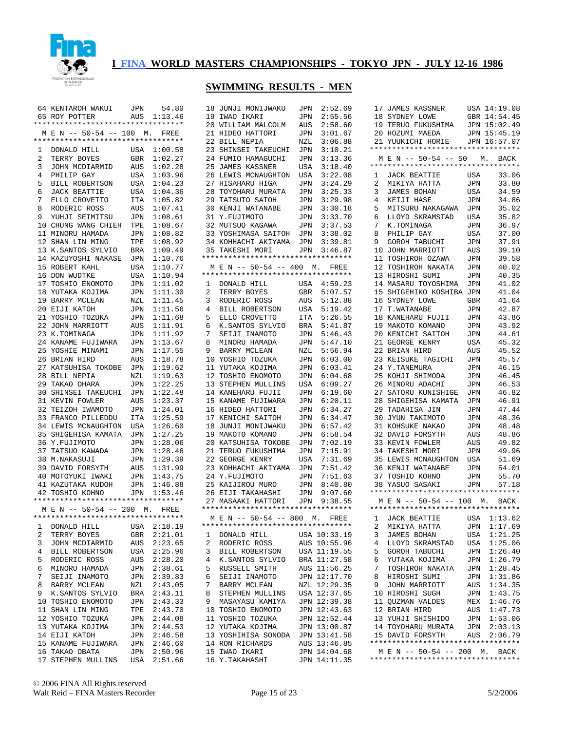# I FINA WORLD MASTERS CHAMPIONSHIPS - TOKYO JPN - JULY 12-16 1986

## SWIMMING RESULTS - MEN

```
 64 KENTAROH WAKUI    JPN     54.80
 65 ROY POTTER        AUS   1:13.46
*********************************
 M E N -- 50-54 -- 100  M.  FREE
*********************************
 1  DONALD HILL       USA  1:00.58
 2  TERRY BOYES       GBR  1:02.27
 3  JOHN MCDIARMID    AUS  1:02.28
 4  PHILIP GAY        USA  1:03.96
 5  BILL ROBERTSON    USA  1:04.23
 6  JACK BEATTIE      USA  1:04.36
 7  ELLO CROVETTO     ITA  1:05.82
 8  RODERIC ROSS      AUS  1:07.41
 9  YUHJI SEIMITSU    JPN  1:08.61
 10 CHUNG WANG CHIEH  TPE  1:08.67
 11 MINORU HAMADA     JPN  1:08.82
 12 SHAN LIN MING     TPE  1:08.92
 13 K.SANTOS SYLVIO   BRA  1:09.49
 14 KAZUYOSHI NAKASE  JPN  1:10.76
 15 ROBERT KAHL       USA  1:10.77
 16 DON WUDTKE        USA  1:10.94
 17 TOSHIO ENOMOTO    JPN  1:11.02
 18 YUTAKA KOJIMA     JPN  1:11.30
 19 BARRY MCLEAN      NZL  1:11.45
 20 EIJI KATOH        JPN  1:11.56
 21 YOSHIO TOZUKA     JPN  1:11.68
 22 JOHN MARRIOTT     AUS  1:11.91
 23 K.TOMINAGA        JPN  1:11.92
 24 KANAME FUJIWARA   JPN  1:13.67
 25 YOSHIE MINAMI     JPN  1:17.55
 26 BRIAN HIRD        AUS  1:18.78
 27 KATSUHISA TOKOBE  JPN  1:19.62
 28 BILL NEPIA        NZL  1:19.63
 29 TAKAO OHARA       JPN  1:22.25
 30 SHINSEI TAKEUCHI  JPN  1:22.48
 31 KEVIN FOWLER      AUS  1:23.37
 32 TEIZOH IWAMOTO    JPN  1:24.01
 33 FRANCO PILLEDDU   ITA  1:25.59
 34 LEWIS MCNAUGHTON  USA  1:26.60
 35 SHIGEHISA KAMATA  JPN  1:27.25
 36 Y.FUJIMOTO        JPN  1:28.06
 37 TATSUO KAWADA     JPN  1:28.46
 38 M.NAKASUJI        JPN  1:29.39
 39 DAVID FORSYTH     AUS  1:31.99
 40 MOTOYUKI IWAKI    JPN  1:43.75
 41 KAZUTAKA KUDOH    JPN  1:46.88
 42 TOSHIO KOHNO      JPN  1:53.46
*********************************
 M E N -- 50-54 -- 200  M.  FREE
*********************************
 1  DONALD HILL       USA  2:18.19
 2  TERRY BOYES       GBR  2:21.01
 3  JOHN MCDIARMID    AUS  2:23.65
 4  BILL ROBERTSON    USA  2:25.96
 5  RODERIC ROSS      AUS  2:28.20
 6  MINORU HAMADA     JPN  2:38.61
 7  SEIJI INAMOTO     JPN  2:39.83
 8  BARRY MCLEAN      NZL  2:43.05
 9  K.SANTOS SYLVIO   BRA  2:43.11
 10 TOSHIO ENOMOTO    JPN  2:43.33
 11 SHAN LIN MING     TPE  2:43.70
 12 YOSHIO TOZUKA     JPN  2:44.08
 13 YUTAKA KOJIMA     JPN  2:44.53
 14 EIJI KATOH        JPN  2:46.58
 15 KANAME FUJIWARA   JPN  2:46.60
 16 TAKAO OBATA       JPN  2:50.96
 17 STEPHEN MULLINS   USA  2:51.66
 18 JUNJI MONIJWAKU   JPN  2:52.69
 19 IWAO IKARI        JPN  2:55.56
 20 WILLIAM MALCOLM   AUS  2:58.60
 21 HIDEO HATTORI     JPN  3:01.67
 22 BILL NEPIA        NZL  3:06.88
 23 SHINSEI TAKEUCHI  JPN  3:10.21
 24 FUMIO HAMAGUCHI   JPN  3:13.36
 25 JAMES KASSNER     USA  3:18.40
 26 LEWIS MCNAUGHTON  USA  3:22.08
 27 HISAHARU HIGA     JPN  3:24.29
 28 TOYOHARU MURATA   JPN  3:25.33
 29 TATSUTO SATOH     JPN  3:29.98
 30 KENJI WATANABE    JPN  3:30.18
 31 Y.FUJIMOTO        JPN  3:33.70
 32 MUTSUO KAGAWA     JPN  3:37.53
 33 YOSHIMASA SAITOH  JPN  3:38.02
 34 KOHHACHI AKIYAMA  JPN  3:39.81
 35 TAKESHI MORI      JPN  3:46.87
*********************************
 M E N -- 50-54 -- 400  M.  FREE
*********************************
 1  DONALD HILL       USA  4:59.23
 2  TERRY BOYES       GBR  5:07.57
 3  RODERIC ROSS      AUS  5:12.88
 4  BILL ROBERTSON    USA  5:19.42
 5  ELLO CROVETTO     ITA  5:26.55
 6  K.SANTOS SYLVIO   BRA  5:41.87
 7  SEIJI INAMOTO     JPN  5:46.43
 8  MINORU HAMADA     JPN  5:47.10
 9  BARRY MCLEAN      NZL  5:56.94
 10 YOSHIO TOZUKA     JPN  6:03.00
 11 YUTAKA KOJIMA     JPN  6:03.41
 12 TOSHIO ENOMOTO    JPN  6:04.68
 13 STEPHEN MULLINS   USA  6:09.27
 14 KANEHARU FUJII    JPN  6:19.60
 15 KANAME FUJIWARA   JPN  6:20.11
 16 HIDEO HATTORI     JPN  6:34.27
 17 KENICHI SAITOH    JPN  6:34.47
 18 JUNJI MONIJWAKU   JPN  6:57.42
 19 MAKOTO KOMANO     JPN  6:58.54
 20 KATSUHISA TOKOBE  JPN  7:02.19
 21 TERUO FUKUSHIMA   JPN  7:15.91
 22 GEORGE KENRY      USA  7:31.69
 23 KOHHACHI AKIYAMA  JPN  7:51.42
 24 Y.FUJIMOTO        JPN  7:51.63
 25 KAIJIROU MURO     JPN  8:40.80
 26 EIJI TAKAHASHI    JPN  9:07.60
 27 MASAAKI HATTORI   JPN  9:38.55
*********************************
 M E N -- 50-54 -- 800  M.  FREE
*********************************
 1  DONALD HILL       USA 10:33.19
 2  RODERIC ROSS      AUS 10:55.96
 3  BILL ROBERTSON    USA 11:19.55
 4  K.SANTOS SYLVIO   BRA 11:27.58
 5  RUSSELL SMITH     AUS 11:56.25
 6  SEIJI INAMOTO     JPN 12:17.70
 7  BARRY MCLEAN      NZL 12:29.35
 8  STEPHEN MULLINS   USA 12:37.65
 9  MASAYASU KAMIYA   JPN 12:39.38
 10 TOSHIO ENOMOTO    JPN 12:43.63
 11 YOSHIO TOZUKA     JPN 12:52.44
 12 YUTAKA KOJIMA     JPN 13:00.87
 13 YOSHIHISA SONODA  JPN 13:41.58
 14 RON RICHARDS      AUS 13:46.85
 15 IWAO IKARI        JPN 14:04.68
 16 Y.TAKAHASHI       JPN 14:11.35
 17 JAMES KASSNER     USA 14:19.08
 18 SYDNEY LOWE       GBR 14:54.45
 19 TERUO FUKUSHIMA   JPN 15:02.49
 20 HOZUMI MAEDA      JPN 15:45.19
 21 YUUKICHI HORIE    JPN 16:57.07
*********************************
 M E N -- 50-54 -- 50   M.  BACK
*********************************
 1  JACK BEATTIE      USA    33.06
 2  MIKIYA HATTA      JPN    33.80
 3  JAMES BOHAN       USA    34.59
 4  KEIJI HASE        JPN    34.86
 5  MITSURU NAKAGAWA  JPN    35.02
 6  LLOYD SKRAMSTAD   USA    35.82
 7  K.TOMINAGA        JPN    36.97
 8  PHILIP GAY        USA    37.00
 9  GOROH TABUCHI     JPN    37.91
 10 JOHN MARRIOTT     AUS    39.10
 11 TOSHIROH OZAWA    JPN    39.58
 12 TOSHIROH NAKATA   JPN    40.02
 13 HIROSHI SUMI      JPN    40.35
 14 MASARU TOYOSHIMA  JPN    41.02
 15 SHIGEHIKO KOSHIBA JPN    41.04
 16 SYDNEY LOWE       GBR    41.64
 17 T.WATANABE        JPN    42.87
 18 KANEHARU FUJII    JPN    43.86
 19 MAKOTO KOMANO     JPN    43.92
 20 KENICHI SAITOH    JPN    44.61
 21 GEORGE KENRY      USA    45.32
 22 BRIAN HIRD        AUS    45.52
 23 KEISUKE TAGICHI   JPN    45.57
 24 Y.TANEMURA        JPN    46.15
 25 KOHJI SHIMODA     JPN    46.45
 26 MINORU ADACHI     JPN    46.53
 27 SATORU KUNISHIGE  JPN    46.82
 28 SHIGEHISA KAMATA  JPN    46.91
 29 TADAHISA JIN      JPN    47.44
 30 JYUN TAKIMOTO     JPN    48.36
 31 KOHSUKE NAKAO     JPN    48.48
 32 DAVID FORSYTH     AUS    48.86
 33 KEVIN FOWLER      AUS    49.82
 34 TAKESHI MORI      JPN    49.96
 35 LEWIS MCNAUGHTON  USA    51.69
 36 KENJI WATANABE    JPN    54.01
 37 TOSHIO KOHNO      JPN    55.70
 38 YASUO SASAKI      JPN    57.18
*********************************
 M E N -- 50-54 -- 100  M.  BACK
*********************************
 1  JACK BEATTIE      USA  1:13.62
 2  MIKIYA HATTA      JPN  1:17.69
 3  JAMES BOHAN       USA  1:21.25
 4  LLOYD SKRAMSTAD   USA  1:25.06
 5  GOROH TABUCHI     JPN  1:26.40
 6  YUTAKA KOJIMA     JPN  1:26.79
 7  TOSHIROH NAKATA   JPN  1:28.45
 8  HIROSHI SUMI      JPN  1:31.86
 9  JOHN MARRIOTT     AUS  1:34.35
 10 HIROSHI SUGH      JPN  1:43.75
 11 QUZMAN VALDES     MEX  1:46.76
 12 BRIAN HIRD        AUS  1:47.73
 13 YUHJI SHISHIDO    JPN  1:53.06
 14 TOYOHARU MURATA   JPN  2:03.13
 15 DAVID FORSYTH     AUS  2:06.79
*********************************
 M E N -- 50-54 -- 200  M.  BACK
*********************************
```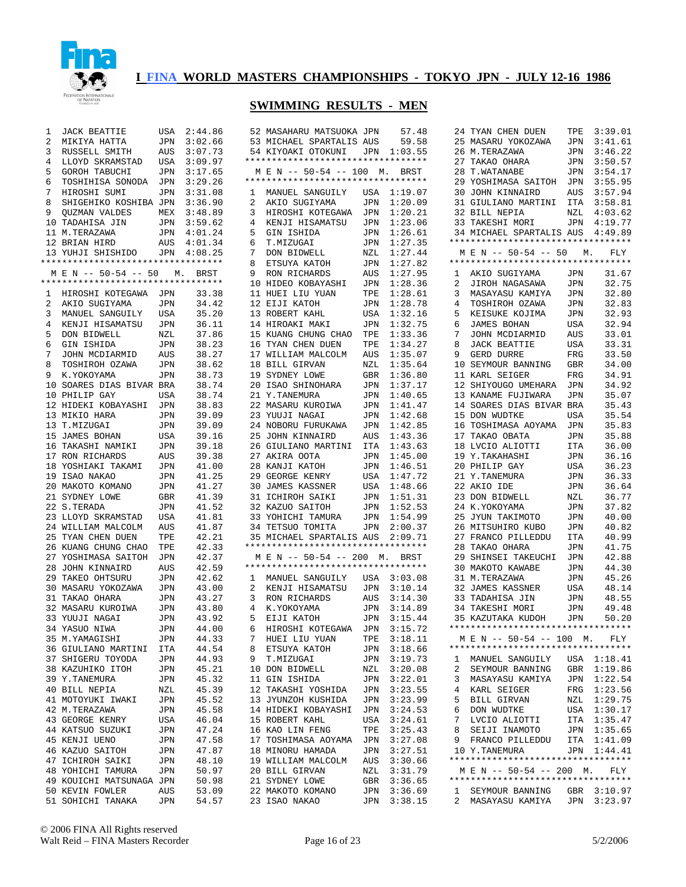# I FINA WORLD MASTERS CHAMPIONSHIPS - TOKYO JPN - JULY 12-16 1986

## SWIMMING RESULTS - MEN

```
 1  JACK BEATTIE       USA  2:44.86
 2  MIKIYA HATTA       JPN  3:02.66
 3  RUSSELL SMITH      AUS  3:07.73
 4  LLOYD SKRAMSTAD    USA  3:09.97
 5  GOROH TABUCHI      JPN  3:17.65
 6  TOSHIHISA SONODA   JPN  3:29.26
 7  HIROSHI SUMI       JPN  3:31.08
 8  SHIGEHIKO KOSHIBA  JPN  3:36.90
 9  QUZMAN VALDES      MEX  3:48.89
10  TADAHISA JIN       JPN  3:59.62
11  M.TERAZAWA         JPN  4:01.24
12  BRIAN HIRD         AUS  4:01.34
13  YUHJI SHISHIDO     JPN  4:08.25
```

### M E N -- 50-54 -- 50 M. BRST

```
 1  HIROSHI KOTEGAWA   JPN    33.38
 2  AKIO SUGIYAMA      JPN    34.42
 3  MANUEL SANGUILY    USA    35.20
 4  KENJI HISAMATSU    JPN    36.11
 5  DON BIDWELL        NZL    37.86
 6  GIN ISHIDA         JPN    38.23
 7  JOHN MCDIARMID     AUS    38.27
 8  TOSHIROH OZAWA     JPN    38.62
 9  K.YOKOYAMA         JPN    38.73
10  SOARES DIAS BIVAR  BRA    38.74
10  PHILIP GAY         USA    38.74
12  HIDEKI KOBAYASHI   JPN    38.83
13  MIKIO HARA         JPN    39.09
13  T.MIZUGAI          JPN    39.09
15  JAMES BOHAN        USA    39.16
16  TAKASHI NAMIKI     JPN    39.18
17  RON RICHARDS       AUS    39.38
18  YOSHIAKI TAKAMI    JPN    41.00
19  ISAO NAKAO         JPN    41.25
20  MAKOTO KOMANO      JPN    41.27
21  SYDNEY LOWE        GBR    41.39
22  S.TERADA           JPN    41.52
23  LLOYD SKRAMSTAD    USA    41.81
24  WILLIAM MALCOLM    AUS    41.87
25  TYAN CHEN DUEN     TPE    42.21
26  KUANG CHUNG CHAO   TPE    42.33
27  YOSHIMASA SAITOH   JPN    42.37
28  JOHN KINNAIRD      AUS    42.59
29  TAKEO OHTSURU      JPN    42.62
30  MASARU YOKOZAWA    JPN    43.00
31  TAKAO OHARA        JPN    43.27
32  MASARU KUROIWA     JPN    43.80
33  YUUJI NAGAI        JPN    43.92
34  YASUO NIWA         JPN    44.00
35  M.YAMAGISHI        JPN    44.33
36  GIULIANO MARTINI   ITA    44.54
37  SHIGERU TOYODA     JPN    44.93
38  KAZUHIKO ITOH      JPN    45.21
39  Y.TANEMURA         JPN    45.32
40  BILL NEPIA         NZL    45.39
41  MOTOYUKI IWAKI     JPN    45.52
42  M.TERAZAWA         JPN    45.58
43  GEORGE KENRY       USA    46.04
44  KATSUO SUZUKI      JPN    47.24
45  KENJI UENO         JPN    47.58
46  KAZUO SAITOH       JPN    47.87
47  ICHIROH SAIKI      JPN    48.10
48  YOHICHI TAMURA     JPN    50.97
49  KOUICHI MATSUNAGA  JPN    50.98
50  KEVIN FOWLER       AUS    53.09
51  SOHICHI TANAKA     JPN    54.57
52  MASAHARU MATSUOKA  JPN    57.48
53  MICHAEL SPARTALIS  AUS    59.58
54  KIYOAKI OTOKUNI    JPN  1:03.55
```

### M E N -- 50-54 -- 100 M. BRST

```
 1  MANUEL SANGUILY    USA  1:19.07
 2  AKIO SUGIYAMA      JPN  1:20.09
 3  HIROSHI KOTEGAWA   JPN  1:20.21
 4  KENJI HISAMATSU    JPN  1:23.06
 5  GIN ISHIDA         JPN  1:26.61
 6  T.MIZUGAI          JPN  1:27.35
 7  DON BIDWELL        NZL  1:27.44
 8  ETSUYA KATOH       JPN  1:27.82
 9  RON RICHARDS       AUS  1:27.95
10  HIDEO KOBAYASHI    JPN  1:28.36
11  HUEI LIU YUAN      TPE  1:28.61
12  EIJI KATOH         JPN  1:28.78
13  ROBERT KAHL        USA  1:32.16
14  HIROAKI MAKI       JPN  1:32.75
15  KUANG CHUNG CHAO   TPE  1:33.36
16  TYAN CHEN DUEN     TPE  1:34.27
17  WILLIAM MALCOLM    AUS  1:35.07
18  BILL GIRVAN        NZL  1:35.64
19  SYDNEY LOWE        GBR  1:36.80
20  ISAO SHINOHARA     JPN  1:37.17
21  Y.TANEMURA         JPN  1:40.65
22  MASARU KUROIWA     JPN  1:41.47
23  YUUJI NAGAI        JPN  1:42.68
24  NOBORU FURUKAWA    JPN  1:42.85
25  JOHN KINNAIRD      AUS  1:43.36
26  GIULIANO MARTINI   ITA  1:43.63
27  AKIRA OOTA         JPN  1:45.00
28  KANJI KATOH        JPN  1:46.51
29  GEORGE KENRY       USA  1:47.72
30  JAMES KASSNER      USA  1:48.66
31  ICHIROH SAIKI      JPN  1:51.31
32  KAZUO SAITOH       JPN  1:52.53
33  YOHICHI TAMURA     JPN  1:54.99
34  TETSUO TOMITA      JPN  2:00.37
35  MICHAEL SPARTALIS  AUS  2:09.71
```

### M E N -- 50-54 -- 200 M. BRST

```
 1  MANUEL SANGUILY    USA  3:03.08
 2  KENJI HISAMATSU    JPN  3:10.14
 3  RON RICHARDS       AUS  3:14.30
 4  K.YOKOYAMA         JPN  3:14.89
 5  EIJI KATOH         JPN  3:15.44
 6  HIROSHI KOTEGAWA   JPN  3:15.72
 7  HUEI LIU YUAN      TPE  3:18.11
 8  ETSUYA KATOH       JPN  3:18.66
 9  T.MIZUGAI          JPN  3:19.73
10  DON BIDWELL        NZL  3:20.08
11  GIN ISHIDA         JPN  3:22.01
12  TAKASHI YOSHIDA    JPN  3:23.55
13  JYUNZOH KUSHIDA    JPN  3:23.99
14  HIDEKI KOBAYASHI   JPN  3:24.53
15  ROBERT KAHL        USA  3:24.61
16  KAO LIN FENG       TPE  3:25.43
17  TOSHIMASA AOYAMA   JPN  3:27.08
18  MINORU HAMADA      JPN  3:27.51
19  WILLIAM MALCOLM    AUS  3:30.66
20  BILL GIRVAN        NZL  3:31.79
21  SYDNEY LOWE        GBR  3:36.65
22  MAKOTO KOMANO      JPN  3:36.69
23  ISAO NAKAO         JPN  3:38.15
24  TYAN CHEN DUEN     TPE  3:39.01
25  MASARU YOKOZAWA    JPN  3:41.61
26  M.TERAZAWA         JPN  3:46.22
27  TAKAO OHARA        JPN  3:50.57
28  T.WATANABE         JPN  3:54.17
29  YOSHIMASA SAITOH   JPN  3:55.95
30  JOHN KINNAIRD      AUS  3:57.94
31  GIULIANO MARTINI   ITA  3:58.81
32  BILL NEPIA         NZL  4:03.62
33  TAKESHI MORI       JPN  4:19.77
34  MICHAEL SPARTALIS  AUS  4:49.89
```

### M E N -- 50-54 -- 50 M. FLY

```
 1  AKIO SUGIYAMA      JPN    31.67
 2  JIROH NAGASAWA     JPN    32.75
 3  MASAYASU KAMIYA    JPN    32.80
 4  TOSHIROH OZAWA     JPN    32.83
 5  KEISUKE KOJIMA     JPN    32.93
 6  JAMES BOHAN        USA    32.94
 7  JOHN MCDIARMID     AUS    33.01
 8  JACK BEATTIE       USA    33.31
 9  GERD DURRE         FRG    33.50
10  SEYMOUR BANNING    GBR    34.00
11  KARL SEIGER        FRG    34.91
12  SHIYOUGO UMEHARA   JPN    34.92
13  KANAME FUJIWARA    JPN    35.07
14  SOARES DIAS BIVAR  BRA    35.43
15  DON WUDTKE         USA    35.54
16  TOSHIMASA AOYAMA   JPN    35.83
17  TAKAO OBATA        JPN    35.88
18  LVCIO ALIOTTI      ITA    36.00
19  Y.TAKAHASHI        JPN    36.16
20  PHILIP GAY         USA    36.23
21  Y.TANEMURA         JPN    36.33
22  AKIO IDE           JPN    36.64
23  DON BIDWELL        NZL    36.77
24  K.YOKOYAMA         JPN    37.82
25  JYUN TAKIMOTO      JPN    40.00
26  MITSUHIRO KUBO     JPN    40.82
27  FRANCO PILLEDDU    ITA    40.99
28  TAKAO OHARA        JPN    41.75
29  SHINSEI TAKEUCHI   JPN    42.88
30  MAKOTO KAWABE      JPN    44.30
31  M.TERAZAWA         JPN    45.26
32  JAMES KASSNER      USA    48.14
33  TADAHISA JIN       JPN    48.55
34  TAKESHI MORI       JPN    49.48
35  KAZUTAKA KUDOH     JPN    50.20
```

### M E N -- 50-54 -- 100 M. FLY

```
 1  MANUEL SANGUILY    USA  1:18.41
 2  SEYMOUR BANNING    GBR  1:19.86
 3  MASAYASU KAMIYA    JPN  1:22.54
 4  KARL SEIGER        FRG  1:23.56
 5  BILL GIRVAN        NZL  1:29.75
 6  DON WUDTKE         USA  1:30.17
 7  LVCIO ALIOTTI      ITA  1:35.47
 8  SEIJI INAMOTO      JPN  1:35.65
 9  FRANCO PILLEDDU    ITA  1:41.09
10  Y.TANEMURA         JPN  1:44.41
```

### M E N -- 50-54 -- 200 M. FLY

```
 1  SEYMOUR BANNING    GBR  3:10.97
 2  MASAYASU KAMIYA    JPN  3:23.97
```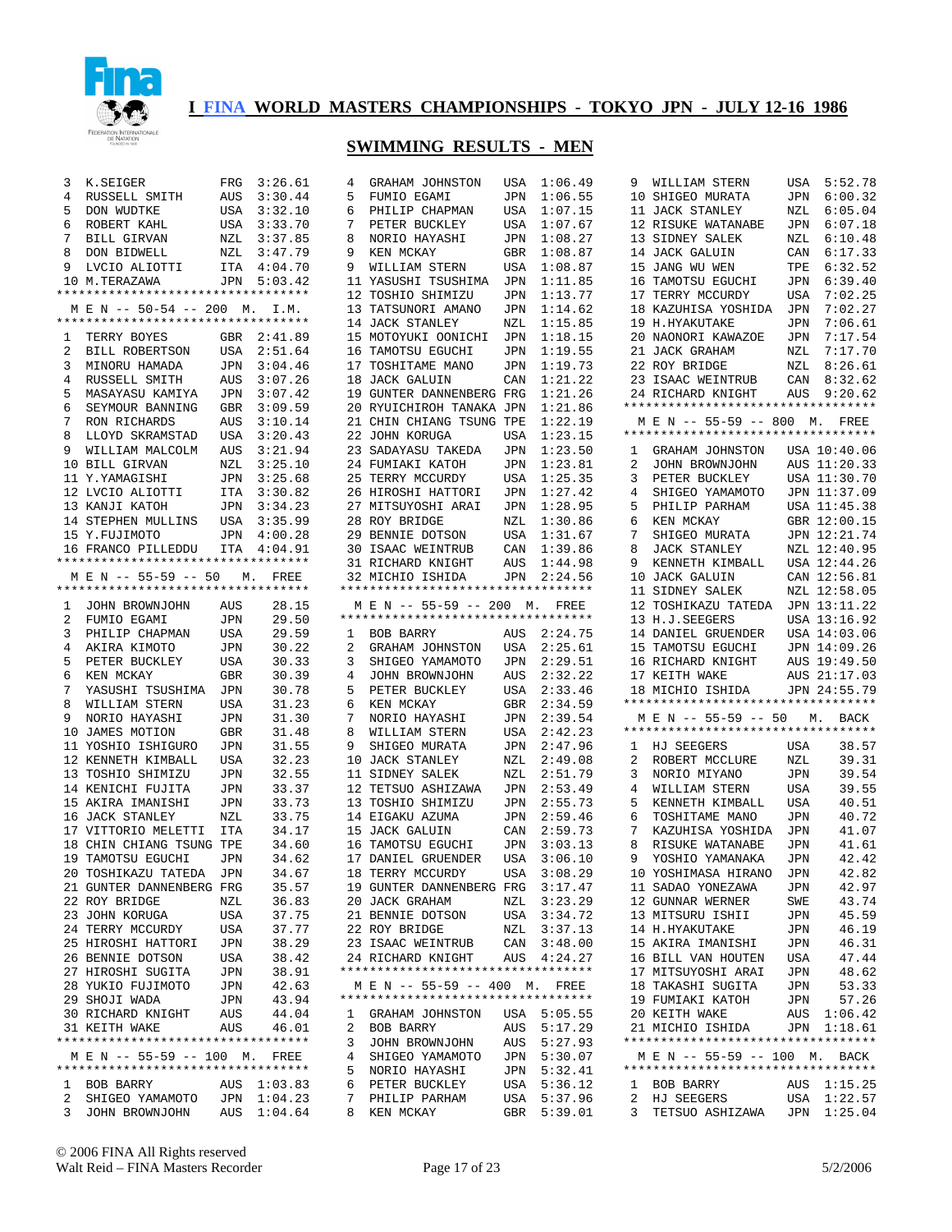# I FINA WORLD MASTERS CHAMPIONSHIPS - TOKYO JPN - JULY 12-16 1986

## SWIMMING RESULTS - MEN

| Place | Name | Country | Time |
|---|---|---|---|
| 3 | K.SEIGER | FRG | 3:26.61 |
| 4 | RUSSELL SMITH | AUS | 3:30.44 |
| 5 | DON WUDTKE | USA | 3:32.10 |
| 6 | ROBERT KAHL | USA | 3:33.70 |
| 7 | BILL GIRVAN | NZL | 3:37.85 |
| 8 | DON BIDWELL | NZL | 3:47.79 |
| 9 | LVCIO ALIOTTI | ITA | 4:04.70 |
| 10 | M.TERAZAWA | JPN | 5:03.42 |

### M E N -- 50-54 -- 200 M. I.M.

| Place | Name | Country | Time |
|---|---|---|---|
| 1 | TERRY BOYES | GBR | 2:41.89 |
| 2 | BILL ROBERTSON | USA | 2:51.64 |
| 3 | MINORU HAMADA | JPN | 3:04.46 |
| 4 | RUSSELL SMITH | AUS | 3:07.26 |
| 5 | MASAYASU KAMIYA | JPN | 3:07.42 |
| 6 | SEYMOUR BANNING | GBR | 3:09.59 |
| 7 | RON RICHARDS | AUS | 3:10.14 |
| 8 | LLOYD SKRAMSTAD | USA | 3:20.43 |
| 9 | WILLIAM MALCOLM | AUS | 3:21.94 |
| 10 | BILL GIRVAN | NZL | 3:25.10 |
| 11 | Y.YAMAGISHI | JPN | 3:25.68 |
| 12 | LVCIO ALIOTTI | ITA | 3:30.82 |
| 13 | KANJI KATOH | JPN | 3:34.23 |
| 14 | STEPHEN MULLINS | USA | 3:35.99 |
| 15 | Y.FUJIMOTO | JPN | 4:00.28 |
| 16 | FRANCO PILLEDDU | ITA | 4:04.91 |

### M E N -- 55-59 -- 50 M. FREE

| Place | Name | Country | Time |
|---|---|---|---|
| 1 | JOHN BROWNJOHN | AUS | 28.15 |
| 2 | FUMIO EGAMI | JPN | 29.50 |
| 3 | PHILIP CHAPMAN | USA | 29.59 |
| 4 | AKIRA KIMOTO | JPN | 30.22 |
| 5 | PETER BUCKLEY | USA | 30.33 |
| 6 | KEN MCKAY | GBR | 30.39 |
| 7 | YASUSHI TSUSHIMA | JPN | 30.78 |
| 8 | WILLIAM STERN | USA | 31.23 |
| 9 | NORIO HAYASHI | JPN | 31.30 |
| 10 | JAMES MOTION | GBR | 31.48 |
| 11 | YOSHIO ISHIGURO | JPN | 31.55 |
| 12 | KENNETH KIMBALL | USA | 32.23 |
| 13 | TOSHIO SHIMIZU | JPN | 32.55 |
| 14 | KENICHI FUJITA | JPN | 33.37 |
| 15 | AKIRA IMANISHI | JPN | 33.73 |
| 16 | JACK STANLEY | NZL | 33.75 |
| 17 | VITTORIO MELETTI | ITA | 34.17 |
| 18 | CHIN CHIANG TSUNG | TPE | 34.60 |
| 19 | TAMOTSU EGUCHI | JPN | 34.62 |
| 20 | TOSHIKAZU TATEDA | JPN | 34.67 |
| 21 | GUNTER DANNENBERG | FRG | 35.57 |
| 22 | ROY BRIDGE | NZL | 36.83 |
| 23 | JOHN KORUGA | USA | 37.75 |
| 24 | TERRY MCCURDY | USA | 37.77 |
| 25 | HIROSHI HATTORI | JPN | 38.29 |
| 26 | BENNIE DOTSON | USA | 38.42 |
| 27 | HIROSHI SUGITA | JPN | 38.91 |
| 28 | YUKIO FUJIMOTO | JPN | 42.63 |
| 29 | SHOJI WADA | JPN | 43.94 |
| 30 | RICHARD KNIGHT | AUS | 44.04 |
| 31 | KEITH WAKE | AUS | 46.01 |

### M E N -- 55-59 -- 100 M. FREE

| Place | Name | Country | Time |
|---|---|---|---|
| 1 | BOB BARRY | AUS | 1:03.83 |
| 2 | SHIGEO YAMAMOTO | JPN | 1:04.23 |
| 3 | JOHN BROWNJOHN | AUS | 1:04.64 |
| 4 | GRAHAM JOHNSTON | USA | 1:06.49 |
| 5 | FUMIO EGAMI | JPN | 1:06.55 |
| 6 | PHILIP CHAPMAN | USA | 1:07.15 |
| 7 | PETER BUCKLEY | USA | 1:07.67 |
| 8 | NORIO HAYASHI | JPN | 1:08.27 |
| 9 | KEN MCKAY | GBR | 1:08.87 |
| 9 | WILLIAM STERN | USA | 1:08.87 |
| 11 | YASUSHI TSUSHIMA | JPN | 1:11.85 |
| 12 | TOSHIO SHIMIZU | JPN | 1:13.77 |
| 13 | TATSUNORI AMANO | JPN | 1:14.62 |
| 14 | JACK STANLEY | NZL | 1:15.85 |
| 15 | MOTOYUKI OONICHI | JPN | 1:18.15 |
| 16 | TAMOTSU EGUCHI | JPN | 1:19.55 |
| 17 | TOSHITAME MANO | JPN | 1:19.73 |
| 18 | JACK GALUIN | CAN | 1:21.22 |
| 19 | GUNTER DANNENBERG | FRG | 1:21.26 |
| 20 | RYUICHIROH TANAKA | JPN | 1:21.86 |
| 21 | CHIN CHIANG TSUNG | TPE | 1:22.19 |
| 22 | JOHN KORUGA | USA | 1:23.15 |
| 23 | SADAYASU TAKEDA | JPN | 1:23.50 |
| 24 | FUMIAKI KATOH | JPN | 1:23.81 |
| 25 | TERRY MCCURDY | USA | 1:25.35 |
| 26 | HIROSHI HATTORI | JPN | 1:27.42 |
| 27 | MITSUYOSHI ARAI | JPN | 1:28.95 |
| 28 | ROY BRIDGE | NZL | 1:30.86 |
| 29 | BENNIE DOTSON | USA | 1:31.67 |
| 30 | ISAAC WEINTRUB | CAN | 1:39.86 |
| 31 | RICHARD KNIGHT | AUS | 1:44.98 |
| 32 | MICHIO ISHIDA | JPN | 2:24.56 |

### M E N -- 55-59 -- 200 M. FREE

| Place | Name | Country | Time |
|---|---|---|---|
| 1 | BOB BARRY | AUS | 2:24.75 |
| 2 | GRAHAM JOHNSTON | USA | 2:25.61 |
| 3 | SHIGEO YAMAMOTO | JPN | 2:29.51 |
| 4 | JOHN BROWNJOHN | AUS | 2:32.22 |
| 5 | PETER BUCKLEY | USA | 2:33.46 |
| 6 | KEN MCKAY | GBR | 2:34.59 |
| 7 | NORIO HAYASHI | JPN | 2:39.54 |
| 8 | WILLIAM STERN | USA | 2:42.23 |
| 9 | SHIGEO MURATA | JPN | 2:47.96 |
| 10 | JACK STANLEY | NZL | 2:49.08 |
| 11 | SIDNEY SALEK | NZL | 2:51.79 |
| 12 | TETSUO ASHIZAWA | JPN | 2:53.49 |
| 13 | TOSHIO SHIMIZU | JPN | 2:55.73 |
| 14 | EIGAKU AZUMA | JPN | 2:59.46 |
| 15 | JACK GALUIN | CAN | 2:59.73 |
| 16 | TAMOTSU EGUCHI | JPN | 3:03.13 |
| 17 | DANIEL GRUENDER | USA | 3:06.10 |
| 18 | TERRY MCCURDY | USA | 3:08.29 |
| 19 | GUNTER DANNENBERG | FRG | 3:17.47 |
| 20 | JACK GRAHAM | NZL | 3:23.29 |
| 21 | BENNIE DOTSON | USA | 3:34.72 |
| 22 | ROY BRIDGE | NZL | 3:37.13 |
| 23 | ISAAC WEINTRUB | CAN | 3:48.00 |
| 24 | RICHARD KNIGHT | AUS | 4:24.27 |

### M E N -- 55-59 -- 400 M. FREE

| Place | Name | Country | Time |
|---|---|---|---|
| 1 | GRAHAM JOHNSTON | USA | 5:05.55 |
| 2 | BOB BARRY | AUS | 5:17.29 |
| 3 | JOHN BROWNJOHN | AUS | 5:27.93 |
| 4 | SHIGEO YAMAMOTO | JPN | 5:30.07 |
| 5 | NORIO HAYASHI | JPN | 5:32.41 |
| 6 | PETER BUCKLEY | USA | 5:36.12 |
| 7 | PHILIP PARHAM | USA | 5:37.96 |
| 8 | KEN MCKAY | GBR | 5:39.01 |
| 9 | WILLIAM STERN | USA | 5:52.78 |
| 10 | SHIGEO MURATA | JPN | 6:00.32 |
| 11 | JACK STANLEY | NZL | 6:05.04 |
| 12 | RISUKE WATANABE | JPN | 6:07.18 |
| 13 | SIDNEY SALEK | NZL | 6:10.48 |
| 14 | JACK GALUIN | CAN | 6:17.33 |
| 15 | JANG WU WEN | TPE | 6:32.52 |
| 16 | TAMOTSU EGUCHI | JPN | 6:39.40 |
| 17 | TERRY MCCURDY | USA | 7:02.25 |
| 18 | KAZUHISA YOSHIDA | JPN | 7:02.27 |
| 19 | H.HYAKUTAKE | JPN | 7:06.61 |
| 20 | NAONORI KAWAZOE | JPN | 7:17.54 |
| 21 | JACK GRAHAM | NZL | 7:17.70 |
| 22 | ROY BRIDGE | NZL | 8:26.61 |
| 23 | ISAAC WEINTRUB | CAN | 8:32.62 |
| 24 | RICHARD KNIGHT | AUS | 9:20.62 |

### M E N -- 55-59 -- 800 M. FREE

| Place | Name | Country | Time |
|---|---|---|---|
| 1 | GRAHAM JOHNSTON | USA | 10:40.06 |
| 2 | JOHN BROWNJOHN | AUS | 11:20.33 |
| 3 | PETER BUCKLEY | USA | 11:30.70 |
| 4 | SHIGEO YAMAMOTO | JPN | 11:37.09 |
| 5 | PHILIP PARHAM | USA | 11:45.38 |
| 6 | KEN MCKAY | GBR | 12:00.15 |
| 7 | SHIGEO MURATA | JPN | 12:21.74 |
| 8 | JACK STANLEY | NZL | 12:40.95 |
| 9 | KENNETH KIMBALL | USA | 12:44.26 |
| 10 | JACK GALUIN | CAN | 12:56.81 |
| 11 | SIDNEY SALEK | NZL | 12:58.05 |
| 12 | TOSHIKAZU TATEDA | JPN | 13:11.22 |
| 13 | H.J.SEEGERS | USA | 13:16.92 |
| 14 | DANIEL GRUENDER | USA | 14:03.06 |
| 15 | TAMOTSU EGUCHI | JPN | 14:09.26 |
| 16 | RICHARD KNIGHT | AUS | 19:49.50 |
| 17 | KEITH WAKE | AUS | 21:17.03 |
| 18 | MICHIO ISHIDA | JPN | 24:55.79 |

### M E N -- 55-59 -- 50 M. BACK

| Place | Name | Country | Time |
|---|---|---|---|
| 1 | HJ SEEGERS | USA | 38.57 |
| 2 | ROBERT MCCLURE | NZL | 39.31 |
| 3 | NORIO MIYANO | JPN | 39.54 |
| 4 | WILLIAM STERN | USA | 39.55 |
| 5 | KENNETH KIMBALL | USA | 40.51 |
| 6 | TOSHITAME MANO | JPN | 40.72 |
| 7 | KAZUHISA YOSHIDA | JPN | 41.07 |
| 8 | RISUKE WATANABE | JPN | 41.61 |
| 9 | YOSHIO YAMANAKA | JPN | 42.42 |
| 10 | YOSHIMASA HIRANO | JPN | 42.82 |
| 11 | SADAO YONEZAWA | JPN | 42.97 |
| 12 | GUNNAR WERNER | SWE | 43.74 |
| 13 | MITSURU ISHII | JPN | 45.59 |
| 14 | H.HYAKUTAKE | JPN | 46.19 |
| 15 | AKIRA IMANISHI | JPN | 46.31 |
| 16 | BILL VAN HOUTEN | USA | 47.44 |
| 17 | MITSUYOSHI ARAI | JPN | 48.62 |
| 18 | TAKASHI SUGITA | JPN | 53.33 |
| 19 | FUMIAKI KATOH | JPN | 57.26 |
| 20 | KEITH WAKE | AUS | 1:06.42 |
| 21 | MICHIO ISHIDA | JPN | 1:18.61 |

### M E N -- 55-59 -- 100 M. BACK

| Place | Name | Country | Time |
|---|---|---|---|
| 1 | BOB BARRY | AUS | 1:15.25 |
| 2 | HJ SEEGERS | USA | 1:22.57 |
| 3 | TETSUO ASHIZAWA | JPN | 1:25.04 |

© 2006 FINA All Rights reserved
Walt Reid – FINA Masters Recorder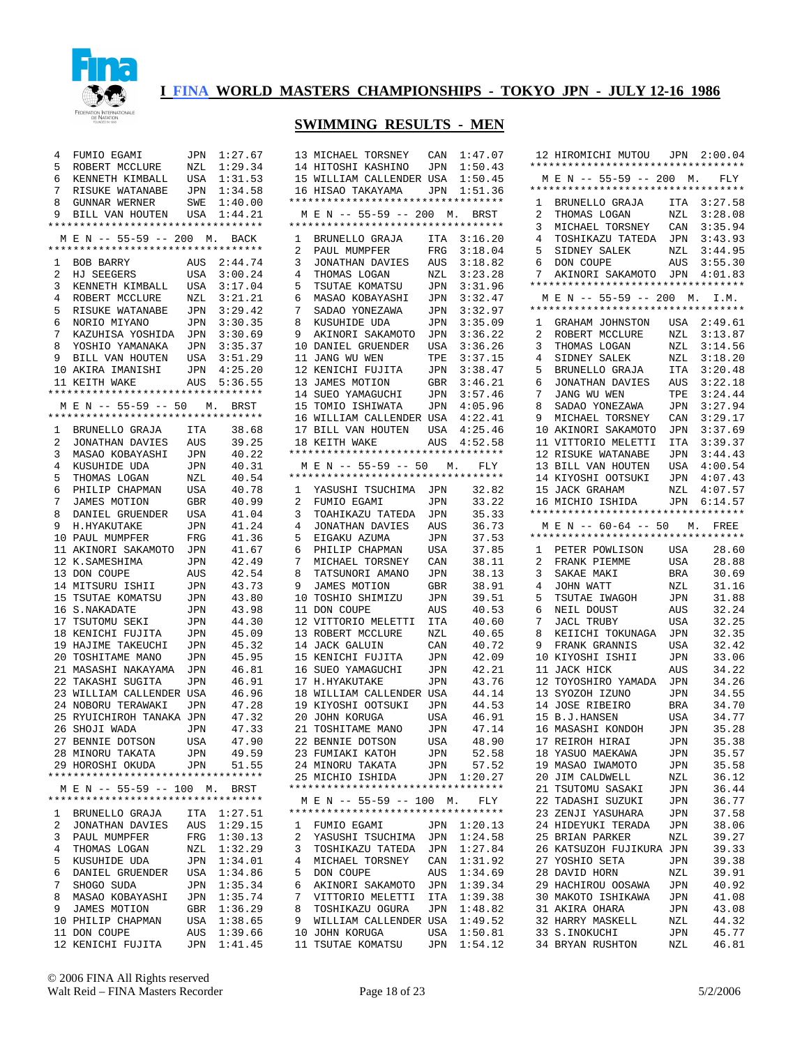# I FINA WORLD MASTERS CHAMPIONSHIPS - TOKYO JPN - JULY 12-16 1986

## SWIMMING RESULTS - MEN

| Place | Name | Country | Time |
|---|---|---|---|
| 4 | FUMIO EGAMI | JPN | 1:27.67 |
| 5 | ROBERT MCCLURE | NZL | 1:29.34 |
| 6 | KENNETH KIMBALL | USA | 1:31.53 |
| 7 | RISUKE WATANABE | JPN | 1:34.58 |
| 8 | GUNNAR WERNER | SWE | 1:40.00 |
| 9 | BILL VAN HOUTEN | USA | 1:44.21 |

### M E N -- 55-59 -- 200 M. BACK

| Place | Name | Country | Time |
|---|---|---|---|
| 1 | BOB BARRY | AUS | 2:44.74 |
| 2 | HJ SEEGERS | USA | 3:00.24 |
| 3 | KENNETH KIMBALL | USA | 3:17.04 |
| 4 | ROBERT MCCLURE | NZL | 3:21.21 |
| 5 | RISUKE WATANABE | JPN | 3:29.42 |
| 6 | NORIO MIYANO | JPN | 3:30.35 |
| 7 | KAZUHISA YOSHIDA | JPN | 3:30.69 |
| 8 | YOSHIO YAMANAKA | JPN | 3:35.37 |
| 9 | BILL VAN HOUTEN | USA | 3:51.29 |
| 10 | AKIRA IMANISHI | JPN | 4:25.20 |
| 11 | KEITH WAKE | AUS | 5:36.55 |

### M E N -- 55-59 -- 50 M. BRST

| Place | Name | Country | Time |
|---|---|---|---|
| 1 | BRUNELLO GRAJA | ITA | 38.68 |
| 2 | JONATHAN DAVIES | AUS | 39.25 |
| 3 | MASAO KOBAYASHI | JPN | 40.22 |
| 4 | KUSUHIDE UDA | JPN | 40.31 |
| 5 | THOMAS LOGAN | NZL | 40.54 |
| 6 | PHILIP CHAPMAN | USA | 40.78 |
| 7 | JAMES MOTION | GBR | 40.99 |
| 8 | DANIEL GRUENDER | USA | 41.04 |
| 9 | H.HYAKUTAKE | JPN | 41.24 |
| 10 | PAUL MUMPFER | FRG | 41.36 |
| 11 | AKINORI SAKAMOTO | JPN | 41.67 |
| 12 | K.SAMESHIMA | JPN | 42.49 |
| 13 | DON COUPE | AUS | 42.54 |
| 14 | MITSURU ISHII | JPN | 43.73 |
| 15 | TSUTAE KOMATSU | JPN | 43.80 |
| 16 | S.NAKADATE | JPN | 43.98 |
| 17 | TSUTOMU SEKI | JPN | 44.30 |
| 18 | KENICHI FUJITA | JPN | 45.09 |
| 19 | HAJIME TAKEUCHI | JPN | 45.32 |
| 20 | TOSHITAME MANO | JPN | 45.95 |
| 21 | MASASHI NAKAYAMA | JPN | 46.81 |
| 22 | TAKASHI SUGITA | JPN | 46.91 |
| 23 | WILLIAM CALLENDER | USA | 46.96 |
| 24 | NOBORU TERAWAKI | JPN | 47.28 |
| 25 | RYUICHIROH TANAKA | JPN | 47.32 |
| 26 | SHOJI WADA | JPN | 47.33 |
| 27 | BENNIE DOTSON | USA | 47.90 |
| 28 | MINORU TAKATA | JPN | 49.59 |
| 29 | HOROSHI OKUDA | JPN | 51.55 |

### M E N -- 55-59 -- 100 M. BRST

| Place | Name | Country | Time |
|---|---|---|---|
| 1 | BRUNELLO GRAJA | ITA | 1:27.51 |
| 2 | JONATHAN DAVIES | AUS | 1:29.15 |
| 3 | PAUL MUMPFER | FRG | 1:30.13 |
| 4 | THOMAS LOGAN | NZL | 1:32.29 |
| 5 | KUSUHIDE UDA | JPN | 1:34.01 |
| 6 | DANIEL GRUENDER | USA | 1:34.86 |
| 7 | SHOGO SUDA | JPN | 1:35.34 |
| 8 | MASAO KOBAYASHI | JPN | 1:35.74 |
| 9 | JAMES MOTION | GBR | 1:36.29 |
| 10 | PHILIP CHAPMAN | USA | 1:38.65 |
| 11 | DON COUPE | AUS | 1:39.66 |
| 12 | KENICHI FUJITA | JPN | 1:41.45 |
| 13 | MICHAEL TORSNEY | CAN | 1:47.07 |
| 14 | HITOSHI KASHINO | JPN | 1:50.43 |
| 15 | WILLIAM CALLENDER | USA | 1:50.45 |
| 16 | HISAO TAKAYAMA | JPN | 1:51.36 |

### M E N -- 55-59 -- 200 M. BRST

| Place | Name | Country | Time |
|---|---|---|---|
| 1 | BRUNELLO GRAJA | ITA | 3:16.20 |
| 2 | PAUL MUMPFER | FRG | 3:18.04 |
| 3 | JONATHAN DAVIES | AUS | 3:18.82 |
| 4 | THOMAS LOGAN | NZL | 3:23.28 |
| 5 | TSUTAE KOMATSU | JPN | 3:31.96 |
| 6 | MASAO KOBAYASHI | JPN | 3:32.47 |
| 7 | SADAO YONEZAWA | JPN | 3:32.97 |
| 8 | KUSUHIDE UDA | JPN | 3:35.09 |
| 9 | AKINORI SAKAMOTO | JPN | 3:36.22 |
| 10 | DANIEL GRUENDER | USA | 3:36.26 |
| 11 | JANG WU WEN | TPE | 3:37.15 |
| 12 | KENICHI FUJITA | JPN | 3:38.47 |
| 13 | JAMES MOTION | GBR | 3:46.21 |
| 14 | SUEO YAMAGUCHI | JPN | 3:57.46 |
| 15 | TOMIO ISHIWATA | JPN | 4:05.96 |
| 16 | WILLIAM CALLENDER | USA | 4:22.41 |
| 17 | BILL VAN HOUTEN | USA | 4:25.46 |
| 18 | KEITH WAKE | AUS | 4:52.58 |

### M E N -- 55-59 -- 50 M. FLY

| Place | Name | Country | Time |
|---|---|---|---|
| 1 | YASUSHI TSUCHIMA | JPN | 32.82 |
| 2 | FUMIO EGAMI | JPN | 33.22 |
| 3 | TOAHIKAZU TATEDA | JPN | 35.33 |
| 4 | JONATHAN DAVIES | AUS | 36.73 |
| 5 | EIGAKU AZUMA | JPN | 37.53 |
| 6 | PHILIP CHAPMAN | USA | 37.85 |
| 7 | MICHAEL TORSNEY | CAN | 38.11 |
| 8 | TATSUNORI AMANO | JPN | 38.13 |
| 9 | JAMES MOTION | GBR | 38.91 |
| 10 | TOSHIO SHIMIZU | JPN | 39.51 |
| 11 | DON COUPE | AUS | 40.53 |
| 12 | VITTORIO MELETTI | ITA | 40.60 |
| 13 | ROBERT MCCLURE | NZL | 40.65 |
| 14 | JACK GALUIN | CAN | 40.72 |
| 15 | KENICHI FUJITA | JPN | 42.09 |
| 16 | SUEO YAMAGUCHI | JPN | 42.21 |
| 17 | H.HYAKUTAKE | JPN | 43.76 |
| 18 | WILLIAM CALLENDER | USA | 44.14 |
| 19 | KIYOSHI OOTSUKI | JPN | 44.53 |
| 20 | JOHN KORUGA | USA | 46.91 |
| 21 | TOSHITAME MANO | JPN | 47.14 |
| 22 | BENNIE DOTSON | USA | 48.90 |
| 23 | FUMIAKI KATOH | JPN | 52.58 |
| 24 | MINORU TAKATA | JPN | 57.52 |
| 25 | MICHIO ISHIDA | JPN | 1:20.27 |

### M E N -- 55-59 -- 100 M. FLY

| Place | Name | Country | Time |
|---|---|---|---|
| 1 | FUMIO EGAMI | JPN | 1:20.13 |
| 2 | YASUSHI TSUCHIMA | JPN | 1:24.58 |
| 3 | TOSHIKAZU TATEDA | JPN | 1:27.84 |
| 4 | MICHAEL TORSNEY | CAN | 1:31.92 |
| 5 | DON COUPE | AUS | 1:34.69 |
| 6 | AKINORI SAKAMOTO | JPN | 1:39.34 |
| 7 | VITTORIO MELETTI | ITA | 1:39.38 |
| 8 | TOSHIKAZU OGURA | JPN | 1:48.82 |
| 9 | WILLIAM CALLENDER | USA | 1:49.52 |
| 10 | JOHN KORUGA | USA | 1:50.81 |
| 11 | TSUTAE KOMATSU | JPN | 1:54.12 |
| 12 | HIROMICHI MUTOU | JPN | 2:00.04 |

### M E N -- 55-59 -- 200 M. FLY

| Place | Name | Country | Time |
|---|---|---|---|
| 1 | BRUNELLO GRAJA | ITA | 3:27.58 |
| 2 | THOMAS LOGAN | NZL | 3:28.08 |
| 3 | MICHAEL TORSNEY | CAN | 3:35.94 |
| 4 | TOSHIKAZU TATEDA | JPN | 3:43.93 |
| 5 | SIDNEY SALEK | NZL | 3:44.95 |
| 6 | DON COUPE | AUS | 3:55.30 |
| 7 | AKINORI SAKAMOTO | JPN | 4:01.83 |

### M E N -- 55-59 -- 200 M. I.M.

| Place | Name | Country | Time |
|---|---|---|---|
| 1 | GRAHAM JOHNSTON | USA | 2:49.61 |
| 2 | ROBERT MCCLURE | NZL | 3:13.87 |
| 3 | THOMAS LOGAN | NZL | 3:14.56 |
| 4 | SIDNEY SALEK | NZL | 3:18.20 |
| 5 | BRUNELLO GRAJA | ITA | 3:20.48 |
| 6 | JONATHAN DAVIES | AUS | 3:22.18 |
| 7 | JANG WU WEN | TPE | 3:24.44 |
| 8 | SADAO YONEZAWA | JPN | 3:27.94 |
| 9 | MICHAEL TORSNEY | CAN | 3:29.17 |
| 10 | AKINORI SAKAMOTO | JPN | 3:37.69 |
| 11 | VITTORIO MELETTI | ITA | 3:39.37 |
| 12 | RISUKE WATANABE | JPN | 3:44.43 |
| 13 | BILL VAN HOUTEN | USA | 4:00.54 |
| 14 | KIYOSHI OOTSUKI | JPN | 4:07.43 |
| 15 | JACK GRAHAM | NZL | 4:07.57 |
| 16 | MICHIO ISHIDA | JPN | 6:14.57 |

### M E N -- 60-64 -- 50 M. FREE

| Place | Name | Country | Time |
|---|---|---|---|
| 1 | PETER POWLISON | USA | 28.60 |
| 2 | FRANK PIEMME | USA | 28.88 |
| 3 | SAKAE MAKI | BRA | 30.69 |
| 4 | JOHN WATT | NZL | 31.16 |
| 5 | TSUTAE IWAGOH | JPN | 31.88 |
| 6 | NEIL DOUST | AUS | 32.24 |
| 7 | JACL TRUBY | USA | 32.25 |
| 8 | KEIICHI TOKUNAGA | JPN | 32.35 |
| 9 | FRANK GRANNIS | USA | 32.42 |
| 10 | KIYOSHI ISHII | JPN | 33.06 |
| 11 | JACK HICK | AUS | 34.22 |
| 12 | TOYOSHIRO YAMADA | JPN | 34.26 |
| 13 | SYOZOH IZUNO | JPN | 34.55 |
| 14 | JOSE RIBEIRO | BRA | 34.70 |
| 15 | B.J.HANSEN | USA | 34.77 |
| 16 | MASASHI KONDOH | JPN | 35.28 |
| 17 | REIROH HIRAI | JPN | 35.38 |
| 18 | YASUO MAEKAWA | JPN | 35.57 |
| 19 | MASAO IWAMOTO | JPN | 35.58 |
| 20 | JIM CALDWELL | NZL | 36.12 |
| 21 | TSUTOMU SASAKI | JPN | 36.44 |
| 22 | TADASHI SUZUKI | JPN | 36.77 |
| 23 | ZENJI YASUHARA | JPN | 37.58 |
| 24 | HIDEYUKI TERADA | JPN | 38.06 |
| 25 | BRIAN PARKER | NZL | 39.27 |
| 26 | KATSUZOH FUJIKURA | JPN | 39.33 |
| 27 | YOSHIO SETA | JPN | 39.38 |
| 28 | DAVID HORN | NZL | 39.91 |
| 29 | HACHIROU OOSAWA | JPN | 40.92 |
| 30 | MAKOTO ISHIKAWA | JPN | 41.08 |
| 31 | AKIRA OHARA | JPN | 43.08 |
| 32 | HARRY MASKELL | NZL | 44.32 |
| 33 | S.INOKUCHI | JPN | 45.77 |
| 34 | BRYAN RUSHTON | NZL | 46.81 |

© 2006 FINA All Rights reserved
Walt Reid – FINA Masters Recorder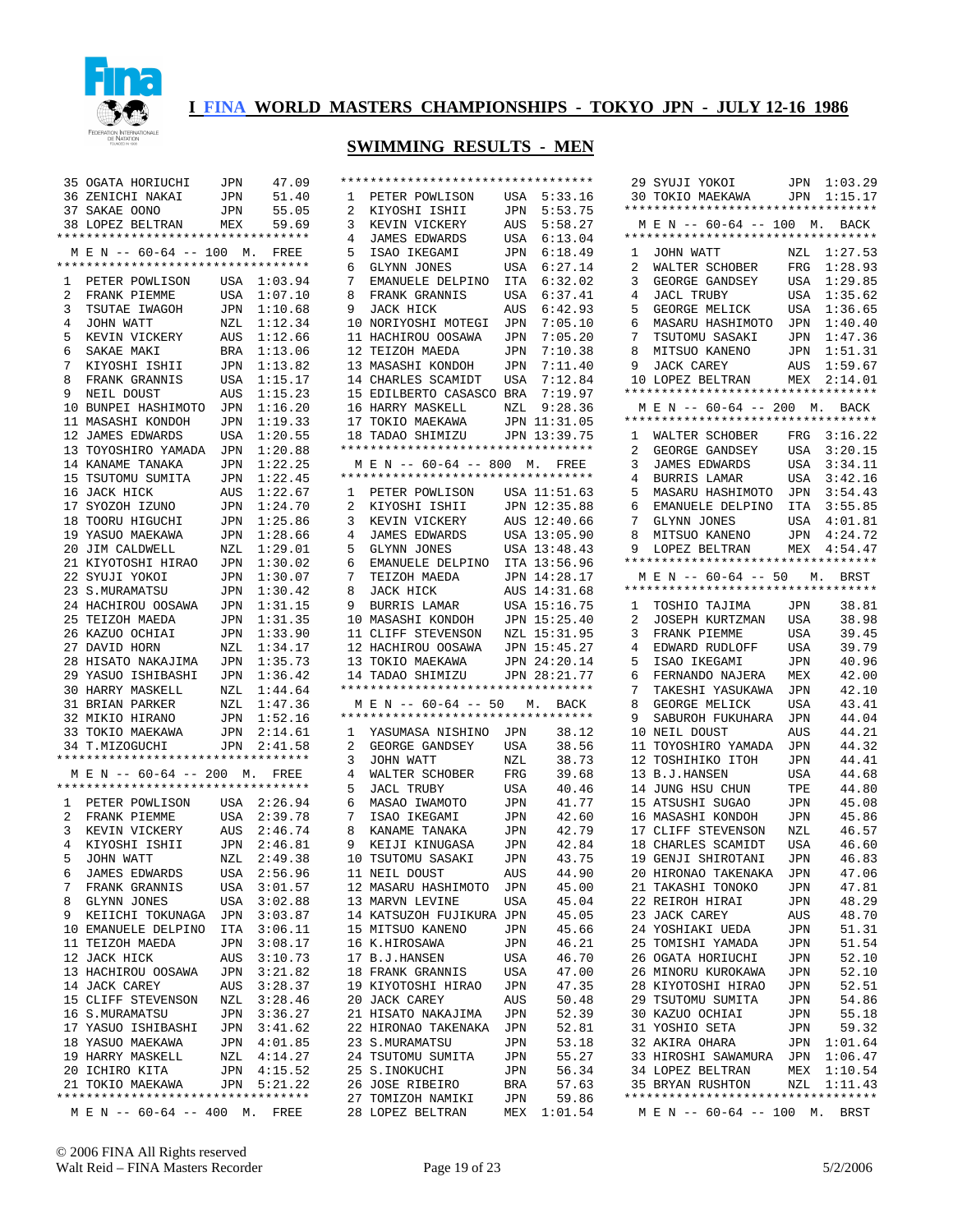# I FINA WORLD MASTERS CHAMPIONSHIPS - TOKYO JPN - JULY 12-16 1986

## SWIMMING RESULTS - MEN

| | | | |
|---|---|---|---|
| 35 | OGATA HORIUCHI | JPN | 47.09 |
| 36 | ZENICHI NAKAI | JPN | 51.40 |
| 37 | SAKAE OONO | JPN | 55.05 |
| 38 | LOPEZ BELTRAN | MEX | 59.69 |

### M E N -- 60-64 -- 100 M. FREE

| | | | |
|---|---|---|---|
| 1 | PETER POWLISON | USA | 1:03.94 |
| 2 | FRANK PIEMME | USA | 1:07.10 |
| 3 | TSUTAE IWAGOH | JPN | 1:10.68 |
| 4 | JOHN WATT | NZL | 1:12.34 |
| 5 | KEVIN VICKERY | AUS | 1:12.66 |
| 6 | SAKAE MAKI | BRA | 1:13.06 |
| 7 | KIYOSHI ISHII | JPN | 1:13.82 |
| 8 | FRANK GRANNIS | USA | 1:15.17 |
| 9 | NEIL DOUST | AUS | 1:15.23 |
| 10 | BUNPEI HASHIMOTO | JPN | 1:16.20 |
| 11 | MASASHI KONDOH | JPN | 1:19.33 |
| 12 | JAMES EDWARDS | USA | 1:20.55 |
| 13 | TOYOSHIRO YAMADA | JPN | 1:20.88 |
| 14 | KANAME TANAKA | JPN | 1:22.25 |
| 15 | TSUTOMU SUMITA | JPN | 1:22.45 |
| 16 | JACK HICK | AUS | 1:22.67 |
| 17 | SYOZOH IZUNO | JPN | 1:24.70 |
| 18 | TOORU HIGUCHI | JPN | 1:25.86 |
| 19 | YASUO MAEKAWA | JPN | 1:28.66 |
| 20 | JIM CALDWELL | NZL | 1:29.01 |
| 21 | KIYOTOSHI HIRAO | JPN | 1:30.02 |
| 22 | SYUJI YOKOI | JPN | 1:30.07 |
| 23 | S.MURAMATSU | JPN | 1:30.42 |
| 24 | HACHIROU OOSAWA | JPN | 1:31.15 |
| 25 | TEIZOH MAEDA | JPN | 1:31.35 |
| 26 | KAZUO OCHIAI | JPN | 1:33.90 |
| 27 | DAVID HORN | NZL | 1:34.17 |
| 28 | HISATO NAKAJIMA | JPN | 1:35.73 |
| 29 | YASUO ISHIBASHI | JPN | 1:36.42 |
| 30 | HARRY MASKELL | NZL | 1:44.64 |
| 31 | BRIAN PARKER | NZL | 1:47.36 |
| 32 | MIKIO HIRANO | JPN | 1:52.16 |
| 33 | TOKIO MAEKAWA | JPN | 2:14.61 |
| 34 | T.MIZOGUCHI | JPN | 2:41.58 |

### M E N -- 60-64 -- 200 M. FREE

| | | | |
|---|---|---|---|
| 1 | PETER POWLISON | USA | 2:26.94 |
| 2 | FRANK PIEMME | USA | 2:39.78 |
| 3 | KEVIN VICKERY | AUS | 2:46.74 |
| 4 | KIYOSHI ISHII | JPN | 2:46.81 |
| 5 | JOHN WATT | NZL | 2:49.38 |
| 6 | JAMES EDWARDS | USA | 2:56.96 |
| 7 | FRANK GRANNIS | USA | 3:01.57 |
| 8 | GLYNN JONES | USA | 3:02.88 |
| 9 | KEIICHI TOKUNAGA | JPN | 3:03.87 |
| 10 | EMANUELE DELPINO | ITA | 3:06.11 |
| 11 | TEIZOH MAEDA | JPN | 3:08.17 |
| 12 | JACK HICK | AUS | 3:10.73 |
| 13 | HACHIROU OOSAWA | JPN | 3:21.82 |
| 14 | JACK CAREY | AUS | 3:28.37 |
| 15 | CLIFF STEVENSON | NZL | 3:28.46 |
| 16 | S.MURAMATSU | JPN | 3:36.27 |
| 17 | YASUO ISHIBASHI | JPN | 3:41.62 |
| 18 | YASUO MAEKAWA | JPN | 4:01.85 |
| 19 | HARRY MASKELL | NZL | 4:14.27 |
| 20 | ICHIRO KITA | JPN | 4:15.52 |
| 21 | TOKIO MAEKAWA | JPN | 5:21.22 |

### M E N -- 60-64 -- 400 M. FREE

| | | | |
|---|---|---|---|
| 1 | PETER POWLISON | USA | 5:33.16 |
| 2 | KIYOSHI ISHII | JPN | 5:53.75 |
| 3 | KEVIN VICKERY | AUS | 5:58.27 |
| 4 | JAMES EDWARDS | USA | 6:13.04 |
| 5 | ISAO IKEGAMI | JPN | 6:18.49 |
| 6 | GLYNN JONES | USA | 6:27.14 |
| 7 | EMANUELE DELPINO | ITA | 6:32.02 |
| 8 | FRANK GRANNIS | USA | 6:37.41 |
| 9 | JACK HICK | AUS | 6:42.93 |
| 10 | NORIYOSHI MOTEGI | JPN | 7:05.10 |
| 11 | HACHIROU OOSAWA | JPN | 7:05.20 |
| 12 | TEIZOH MAEDA | JPN | 7:10.38 |
| 13 | MASASHI KONDOH | JPN | 7:11.40 |
| 14 | CHARLES SCAMIDT | USA | 7:12.84 |
| 15 | EDILBERTO CASASCO | BRA | 7:19.97 |
| 16 | HARRY MASKELL | NZL | 9:28.36 |
| 17 | TOKIO MAEKAWA | JPN | 11:31.05 |
| 18 | TADAO SHIMIZU | JPN | 13:39.75 |

### M E N -- 60-64 -- 800 M. FREE

| | | | |
|---|---|---|---|
| 1 | PETER POWLISON | USA | 11:51.63 |
| 2 | KIYOSHI ISHII | JPN | 12:35.88 |
| 3 | KEVIN VICKERY | AUS | 12:40.66 |
| 4 | JAMES EDWARDS | USA | 13:05.90 |
| 5 | GLYNN JONES | USA | 13:48.43 |
| 6 | EMANUELE DELPINO | ITA | 13:56.96 |
| 7 | TEIZOH MAEDA | JPN | 14:28.17 |
| 8 | JACK HICK | AUS | 14:31.68 |
| 9 | BURRIS LAMAR | USA | 15:16.75 |
| 10 | MASASHI KONDOH | JPN | 15:25.40 |
| 11 | CLIFF STEVENSON | NZL | 15:31.95 |
| 12 | HACHIROU OOSAWA | JPN | 15:45.27 |
| 13 | TOKIO MAEKAWA | JPN | 24:20.14 |
| 14 | TADAO SHIMIZU | JPN | 28:21.77 |

### M E N -- 60-64 -- 50 M. BACK

| | | | |
|---|---|---|---|
| 1 | YASUMASA NISHINO | JPN | 38.12 |
| 2 | GEORGE GANDSEY | USA | 38.56 |
| 3 | JOHN WATT | NZL | 38.73 |
| 4 | WALTER SCHOBER | FRG | 39.68 |
| 5 | JACL TRUBY | USA | 40.46 |
| 6 | MASAO IWAMOTO | JPN | 41.77 |
| 7 | ISAO IKEGAMI | JPN | 42.60 |
| 8 | KANAME TANAKA | JPN | 42.79 |
| 9 | KEIJI KINUGASA | JPN | 42.84 |
| 10 | TSUTOMU SASAKI | JPN | 43.75 |
| 11 | NEIL DOUST | AUS | 44.90 |
| 12 | MASARU HASHIMOTO | JPN | 45.00 |
| 13 | MARVN LEVINE | USA | 45.04 |
| 14 | KATSUZOH FUJIKURA | JPN | 45.05 |
| 15 | MITSUO KANENO | JPN | 45.66 |
| 16 | K.HIROSAWA | JPN | 46.21 |
| 17 | B.J.HANSEN | USA | 46.70 |
| 18 | FRANK GRANNIS | USA | 47.00 |
| 19 | KIYOTOSHI HIRAO | JPN | 47.35 |
| 20 | JACK CAREY | AUS | 50.48 |
| 21 | HISATO NAKAJIMA | JPN | 52.39 |
| 22 | HIRONAO TAKENAKA | JPN | 52.81 |
| 23 | S.MURAMATSU | JPN | 53.18 |
| 24 | TSUTOMU SUMITA | JPN | 55.27 |
| 25 | S.INOKUCHI | JPN | 56.34 |
| 26 | JOSE RIBEIRO | BRA | 57.63 |
| 27 | TOMIZOH NAMIKI | JPN | 59.86 |
| 28 | LOPEZ BELTRAN | MEX | 1:01.54 |
| 29 | SYUJI YOKOI | JPN | 1:03.29 |
| 30 | TOKIO MAEKAWA | JPN | 1:15.17 |

### M E N -- 60-64 -- 100 M. BACK

| | | | |
|---|---|---|---|
| 1 | JOHN WATT | NZL | 1:27.53 |
| 2 | WALTER SCHOBER | FRG | 1:28.93 |
| 3 | GEORGE GANDSEY | USA | 1:29.85 |
| 4 | JACL TRUBY | USA | 1:35.62 |
| 5 | GEORGE MELICK | USA | 1:36.65 |
| 6 | MASARU HASHIMOTO | JPN | 1:40.40 |
| 7 | TSUTOMU SASAKI | JPN | 1:47.36 |
| 8 | MITSUO KANENO | JPN | 1:51.31 |
| 9 | JACK CAREY | AUS | 1:59.67 |
| 10 | LOPEZ BELTRAN | MEX | 2:14.01 |

### M E N -- 60-64 -- 200 M. BACK

| | | | |
|---|---|---|---|
| 1 | WALTER SCHOBER | FRG | 3:16.22 |
| 2 | GEORGE GANDSEY | USA | 3:20.15 |
| 3 | JAMES EDWARDS | USA | 3:34.11 |
| 4 | BURRIS LAMAR | USA | 3:42.16 |
| 5 | MASARU HASHIMOTO | JPN | 3:54.43 |
| 6 | EMANUELE DELPINO | ITA | 3:55.85 |
| 7 | GLYNN JONES | USA | 4:01.81 |
| 8 | MITSUO KANENO | JPN | 4:24.72 |
| 9 | LOPEZ BELTRAN | MEX | 4:54.47 |

### M E N -- 60-64 -- 50 M. BRST

| | | | |
|---|---|---|---|
| 1 | TOSHIO TAJIMA | JPN | 38.81 |
| 2 | JOSEPH KURTZMAN | USA | 38.98 |
| 3 | FRANK PIEMME | USA | 39.45 |
| 4 | EDWARD RUDLOFF | USA | 39.79 |
| 5 | ISAO IKEGAMI | JPN | 40.96 |
| 6 | FERNANDO NAJERA | MEX | 42.00 |
| 7 | TAKESHI YASUKAWA | JPN | 42.10 |
| 8 | GEORGE MELICK | USA | 43.41 |
| 9 | SABUROH FUKUHARA | JPN | 44.04 |
| 10 | NEIL DOUST | AUS | 44.21 |
| 11 | TOYOSHIRO YAMADA | JPN | 44.32 |
| 12 | TOSHIHIKO ITOH | JPN | 44.41 |
| 13 | B.J.HANSEN | USA | 44.68 |
| 14 | JUNG HSU CHUN | TPE | 44.80 |
| 15 | ATSUSHI SUGAO | JPN | 45.08 |
| 16 | MASASHI KONDOH | JPN | 45.86 |
| 17 | CLIFF STEVENSON | NZL | 46.57 |
| 18 | CHARLES SCAMIDT | USA | 46.60 |
| 19 | GENJI SHIROTANI | JPN | 46.83 |
| 20 | HIRONAO TAKENAKA | JPN | 47.06 |
| 21 | TAKASHI TONOKO | JPN | 47.81 |
| 22 | REIROH HIRAI | JPN | 48.29 |
| 23 | JACK CAREY | AUS | 48.70 |
| 24 | YOSHIAKI UEDA | JPN | 51.31 |
| 25 | TOMISHI YAMADA | JPN | 51.54 |
| 26 | OGATA HORIUCHI | JPN | 52.10 |
| 26 | MINORU KUROKAWA | JPN | 52.10 |
| 28 | KIYOTOSHI HIRAO | JPN | 52.51 |
| 29 | TSUTOMU SUMITA | JPN | 54.86 |
| 30 | KAZUO OCHIAI | JPN | 55.18 |
| 31 | YOSHIO SETA | JPN | 59.32 |
| 32 | AKIRA OHARA | JPN | 1:01.64 |
| 33 | HIROSHI SAWAMURA | JPN | 1:06.47 |
| 34 | LOPEZ BELTRAN | MEX | 1:10.54 |
| 35 | BRYAN RUSHTON | NZL | 1:11.43 |

### M E N -- 60-64 -- 100 M. BRST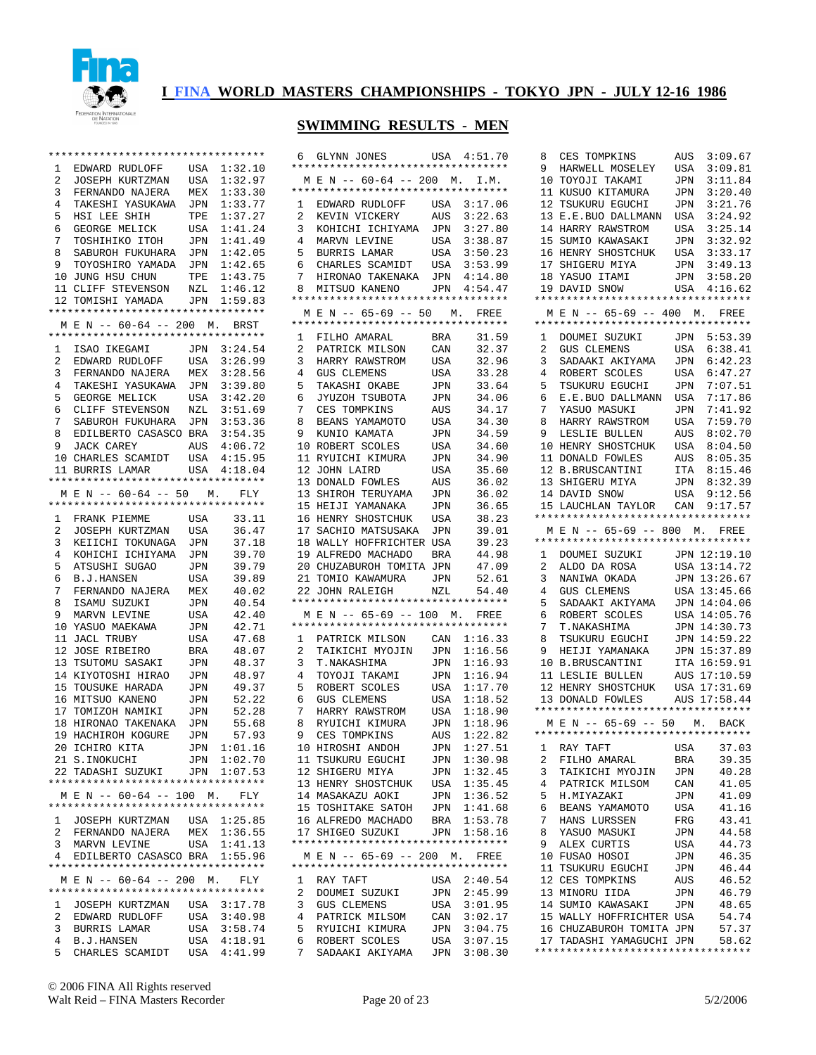# I FINA WORLD MASTERS CHAMPIONSHIPS - TOKYO JPN - JULY 12-16 1986

## SWIMMING RESULTS - MEN

| | | | |
|---|---|---|---|
| 1 | EDWARD RUDLOFF | USA | 1:32.10 |
| 2 | JOSEPH KURTZMAN | USA | 1:32.97 |
| 3 | FERNANDO NAJERA | MEX | 1:33.30 |
| 4 | TAKESHI YASUKAWA | JPN | 1:33.77 |
| 5 | HSI LEE SHIH | TPE | 1:37.27 |
| 6 | GEORGE MELICK | USA | 1:41.24 |
| 7 | TOSHIHIKO ITOH | JPN | 1:41.49 |
| 8 | SABUROH FUKUHARA | JPN | 1:42.05 |
| 9 | TOYOSHIRO YAMADA | JPN | 1:42.65 |
| 10 | JUNG HSU CHUN | TPE | 1:43.75 |
| 11 | CLIFF STEVENSON | NZL | 1:46.12 |
| 12 | TOMISHI YAMADA | JPN | 1:59.83 |

### M E N -- 60-64 -- 200 M. BRST

| | | | |
|---|---|---|---|
| 1 | ISAO IKEGAMI | JPN | 3:24.54 |
| 2 | EDWARD RUDLOFF | USA | 3:26.99 |
| 3 | FERNANDO NAJERA | MEX | 3:28.56 |
| 4 | TAKESHI YASUKAWA | JPN | 3:39.80 |
| 5 | GEORGE MELICK | USA | 3:42.20 |
| 6 | CLIFF STEVENSON | NZL | 3:51.69 |
| 7 | SABUROH FUKUHARA | JPN | 3:53.36 |
| 8 | EDILBERTO CASASCO | BRA | 3:54.35 |
| 9 | JACK CAREY | AUS | 4:06.72 |
| 10 | CHARLES SCAMIDT | USA | 4:15.95 |
| 11 | BURRIS LAMAR | USA | 4:18.04 |

### M E N -- 60-64 -- 50 M. FLY

| | | | |
|---|---|---|---|
| 1 | FRANK PIEMME | USA | 33.11 |
| 2 | JOSEPH KURTZMAN | USA | 36.47 |
| 3 | KEIICHI TOKUNAGA | JPN | 37.18 |
| 4 | KOHICHI ICHIYAMA | JPN | 39.70 |
| 5 | ATSUSHI SUGAO | JPN | 39.79 |
| 6 | B.J.HANSEN | USA | 39.89 |
| 7 | FERNANDO NAJERA | MEX | 40.02 |
| 8 | ISAMU SUZUKI | JPN | 40.54 |
| 9 | MARVN LEVINE | USA | 42.40 |
| 10 | YASUO MAEKAWA | JPN | 42.71 |
| 11 | JACL TRUBY | USA | 47.68 |
| 12 | JOSE RIBEIRO | BRA | 48.07 |
| 13 | TSUTOMU SASAKI | JPN | 48.37 |
| 14 | KIYOTOSHI HIRAO | JPN | 48.97 |
| 15 | TOUSUKE HARADA | JPN | 49.37 |
| 16 | MITSUO KANENO | JPN | 52.22 |
| 17 | TOMIZOH NAMIKI | JPN | 52.28 |
| 18 | HIRONAO TAKENAKA | JPN | 55.68 |
| 19 | HACHIROH KOGURE | JPN | 57.93 |
| 20 | ICHIRO KITA | JPN | 1:01.16 |
| 21 | S.INOKUCHI | JPN | 1:02.70 |
| 22 | TADASHI SUZUKI | JPN | 1:07.53 |

### M E N -- 60-64 -- 100 M. FLY

| | | | |
|---|---|---|---|
| 1 | JOSEPH KURTZMAN | USA | 1:25.85 |
| 2 | FERNANDO NAJERA | MEX | 1:36.55 |
| 3 | MARVN LEVINE | USA | 1:41.13 |
| 4 | EDILBERTO CASASCO | BRA | 1:55.96 |

### M E N -- 60-64 -- 200 M. FLY

| | | | |
|---|---|---|---|
| 1 | JOSEPH KURTZMAN | USA | 3:17.78 |
| 2 | EDWARD RUDLOFF | USA | 3:40.98 |
| 3 | BURRIS LAMAR | USA | 3:57.13 |
| 4 | B.J.HANSEN | USA | 4:18.91 |
| 5 | CHARLES SCAMIDT | USA | 4:41.99 |
| 6 | GLYNN JONES | USA | 4:51.70 |

### M E N -- 60-64 -- 200 M. I.M.

| | | | |
|---|---|---|---|
| 1 | EDWARD RUDLOFF | USA | 3:17.06 |
| 2 | KEVIN VICKERY | AUS | 3:22.63 |
| 3 | KOHICHI ICHIYAMA | JPN | 3:27.80 |
| 4 | MARVN LEVINE | USA | 3:38.87 |
| 5 | BURRIS LAMAR | USA | 3:50.23 |
| 6 | CHARLES SCAMIDT | USA | 3:53.99 |
| 7 | HIRONAO TAKENAKA | JPN | 4:14.80 |
| 8 | MITSUO KANENO | JPN | 4:54.47 |

### M E N -- 65-69 -- 50 M. FREE

| | | | |
|---|---|---|---|
| 1 | FILHO AMARAL | BRA | 31.59 |
| 2 | PATRICK MILSON | CAN | 32.37 |
| 3 | HARRY RAWSTROM | USA | 32.96 |
| 4 | GUS CLEMENS | USA | 33.28 |
| 5 | TAKASHI OKABE | JPN | 33.64 |
| 6 | JYUZOH TSUBOTA | JPN | 34.06 |
| 7 | CES TOMPKINS | AUS | 34.17 |
| 8 | BEANS YAMAMOTO | USA | 34.30 |
| 9 | KUNIO KAMATA | JPN | 34.59 |
| 10 | ROBERT SCOLES | USA | 34.60 |
| 11 | RYUICHI KIMURA | JPN | 34.90 |
| 12 | JOHN LAIRD | USA | 35.60 |
| 13 | DONALD FOWLES | AUS | 36.02 |
| 13 | SHIROH TERUYAMA | JPN | 36.02 |
| 15 | HEIJI YAMANAKA | JPN | 36.65 |
| 16 | HENRY SHOSTCHUK | USA | 38.23 |
| 17 | SACHIO MATSUSAKA | JPN | 39.01 |
| 18 | WALLY HOFFRICHTER | USA | 39.23 |
| 19 | ALFREDO MACHADO | BRA | 44.98 |
| 20 | CHUZABUROH TOMITA | JPN | 47.09 |
| 21 | TOMIO KAWAMURA | JPN | 52.61 |
| 22 | JOHN RALEIGH | NZL | 54.40 |

### M E N -- 65-69 -- 100 M. FREE

| | | | |
|---|---|---|---|
| 1 | PATRICK MILSON | CAN | 1:16.33 |
| 2 | TAIKICHI MYOJIN | JPN | 1:16.56 |
| 3 | T.NAKASHIMA | JPN | 1:16.93 |
| 4 | TOYOJI TAKAMI | JPN | 1:16.94 |
| 5 | ROBERT SCOLES | USA | 1:17.70 |
| 6 | GUS CLEMENS | USA | 1:18.52 |
| 7 | HARRY RAWSTROM | USA | 1:18.90 |
| 8 | RYUICHI KIMURA | JPN | 1:18.96 |
| 9 | CES TOMPKINS | AUS | 1:22.82 |
| 10 | HIROSHI ANDOH | JPN | 1:27.51 |
| 11 | TSUKURU EGUCHI | JPN | 1:30.98 |
| 12 | SHIGERU MIYA | JPN | 1:32.45 |
| 13 | HENRY SHOSTCHUK | USA | 1:35.45 |
| 14 | MASAKAZU AOKI | JPN | 1:36.52 |
| 15 | TOSHITAKE SATOH | JPN | 1:41.68 |
| 16 | ALFREDO MACHADO | BRA | 1:53.78 |
| 17 | SHIGEO SUZUKI | JPN | 1:58.16 |

### M E N -- 65-69 -- 200 M. FREE

| | | | |
|---|---|---|---|
| 1 | RAY TAFT | USA | 2:40.54 |
| 2 | DOUMEI SUZUKI | JPN | 2:45.99 |
| 3 | GUS CLEMENS | USA | 3:01.95 |
| 4 | PATRICK MILSOM | CAN | 3:02.17 |
| 5 | RYUICHI KIMURA | JPN | 3:04.75 |
| 6 | ROBERT SCOLES | USA | 3:07.15 |
| 7 | SADAAKI AKIYAMA | JPN | 3:08.30 |
| 8 | CES TOMPKINS | AUS | 3:09.67 |
| 9 | HARWELL MOSELEY | USA | 3:09.81 |
| 10 | TOYOJI TAKAMI | JPN | 3:11.84 |
| 11 | KUSUO KITAMURA | JPN | 3:20.40 |
| 12 | TSUKURU EGUCHI | JPN | 3:21.76 |
| 13 | E.E.BUO DALLMANN | USA | 3:24.92 |
| 14 | HARRY RAWSTROM | USA | 3:25.14 |
| 15 | SUMIO KAWASAKI | JPN | 3:32.92 |
| 16 | HENRY SHOSTCHUK | USA | 3:33.17 |
| 17 | SHIGERU MIYA | JPN | 3:49.13 |
| 18 | YASUO ITAMI | JPN | 3:58.20 |
| 19 | DAVID SNOW | USA | 4:16.62 |

### M E N -- 65-69 -- 400 M. FREE

| | | | |
|---|---|---|---|
| 1 | DOUMEI SUZUKI | JPN | 5:53.39 |
| 2 | GUS CLEMENS | USA | 6:38.41 |
| 3 | SADAAKI AKIYAMA | JPN | 6:42.23 |
| 4 | ROBERT SCOLES | USA | 6:47.27 |
| 5 | TSUKURU EGUCHI | JPN | 7:07.51 |
| 6 | E.E.BUO DALLMANN | USA | 7:17.86 |
| 7 | YASUO MASUKI | JPN | 7:41.92 |
| 8 | HARRY RAWSTROM | USA | 7:59.70 |
| 9 | LESLIE BULLEN | AUS | 8:02.70 |
| 10 | HENRY SHOSTCHUK | USA | 8:04.50 |
| 11 | DONALD FOWLES | AUS | 8:05.35 |
| 12 | B.BRUSCANTINI | ITA | 8:15.46 |
| 13 | SHIGERU MIYA | JPN | 8:32.39 |
| 14 | DAVID SNOW | USA | 9:12.56 |
| 15 | LAUCHLAN TAYLOR | CAN | 9:17.57 |

### M E N -- 65-69 -- 800 M. FREE

| | | | |
|---|---|---|---|
| 1 | DOUMEI SUZUKI | JPN | 12:19.10 |
| 2 | ALDO DA ROSA | USA | 13:14.72 |
| 3 | NANIWA OKADA | JPN | 13:26.67 |
| 4 | GUS CLEMENS | USA | 13:45.66 |
| 5 | SADAAKI AKIYAMA | JPN | 14:04.06 |
| 6 | ROBERT SCOLES | USA | 14:05.76 |
| 7 | T.NAKASHIMA | JPN | 14:30.73 |
| 8 | TSUKURU EGUCHI | JPN | 14:59.22 |
| 9 | HEIJI YAMANAKA | JPN | 15:37.89 |
| 10 | B.BRUSCANTINI | ITA | 16:59.91 |
| 11 | LESLIE BULLEN | AUS | 17:10.59 |
| 12 | HENRY SHOSTCHUK | USA | 17:31.69 |
| 13 | DONALD FOWLES | AUS | 17:58.44 |

### M E N -- 65-69 -- 50 M. BACK

| | | | |
|---|---|---|---|
| 1 | RAY TAFT | USA | 37.03 |
| 2 | FILHO AMARAL | BRA | 39.35 |
| 3 | TAIKICHI MYOJIN | JPN | 40.28 |
| 4 | PATRICK MILSOM | CAN | 41.05 |
| 5 | H.MIYAZAKI | JPN | 41.09 |
| 6 | BEANS YAMAMOTO | USA | 41.16 |
| 7 | HANS LURSSEN | FRG | 43.41 |
| 8 | YASUO MASUKI | JPN | 44.58 |
| 9 | ALEX CURTIS | USA | 44.73 |
| 10 | FUSAO HOSOI | JPN | 46.35 |
| 11 | TSUKURU EGUCHI | JPN | 46.44 |
| 12 | CES TOMPKINS | AUS | 46.52 |
| 13 | MINORU IIDA | JPN | 46.79 |
| 14 | SUMIO KAWASAKI | JPN | 48.65 |
| 15 | WALLY HOFFRICHTER | USA | 54.74 |
| 16 | CHUZABUROH TOMITA | JPN | 57.37 |
| 17 | TADASHI YAMAGUCHI | JPN | 58.62 |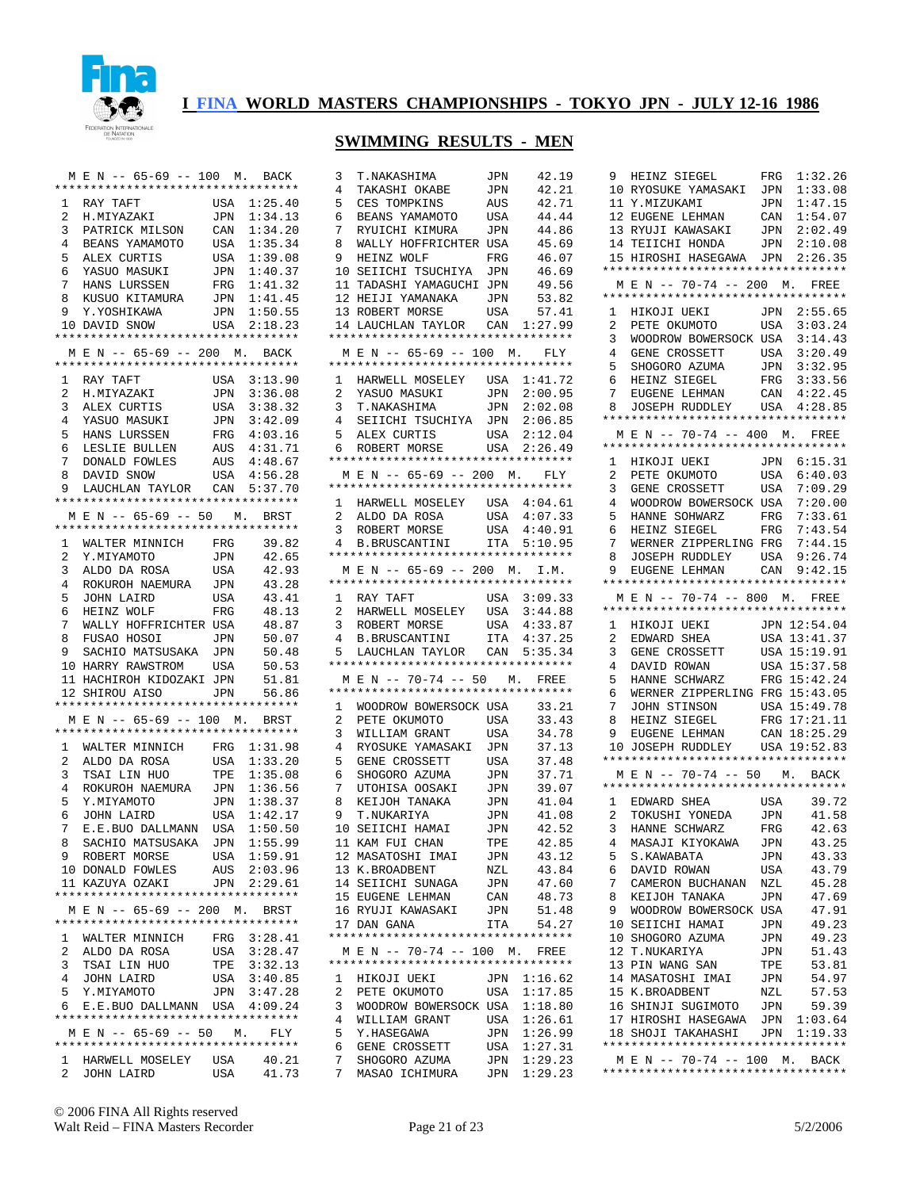# I FINA WORLD MASTERS CHAMPIONSHIPS - TOKYO JPN - JULY 12-16 1986

## SWIMMING RESULTS - MEN

### M E N -- 65-69 -- 100 M. BACK

| Place | Name | Country | Time |
|---|---|---|---|
| 1 | RAY TAFT | USA | 1:25.40 |
| 2 | H.MIYAZAKI | JPN | 1:34.13 |
| 3 | PATRICK MILSON | CAN | 1:34.20 |
| 4 | BEANS YAMAMOTO | USA | 1:35.34 |
| 5 | ALEX CURTIS | USA | 1:39.08 |
| 6 | YASUO MASUKI | JPN | 1:40.37 |
| 7 | HANS LURSSEN | FRG | 1:41.32 |
| 8 | KUSUO KITAMURA | JPN | 1:41.45 |
| 9 | Y.YOSHIKAWA | JPN | 1:50.55 |
| 10 | DAVID SNOW | USA | 2:18.23 |

### M E N -- 65-69 -- 200 M. BACK

| Place | Name | Country | Time |
|---|---|---|---|
| 1 | RAY TAFT | USA | 3:13.90 |
| 2 | H.MIYAZAKI | JPN | 3:36.08 |
| 3 | ALEX CURTIS | USA | 3:38.32 |
| 4 | YASUO MASUKI | JPN | 3:42.09 |
| 5 | HANS LURSSEN | FRG | 4:03.16 |
| 6 | LESLIE BULLEN | AUS | 4:31.71 |
| 7 | DONALD FOWLES | AUS | 4:48.67 |
| 8 | DAVID SNOW | USA | 4:56.28 |
| 9 | LAUCHLAN TAYLOR | CAN | 5:37.70 |

### M E N -- 65-69 -- 50 M. BRST

| Place | Name | Country | Time |
|---|---|---|---|
| 1 | WALTER MINNICH | FRG | 39.82 |
| 2 | Y.MIYAMOTO | JPN | 42.65 |
| 3 | ALDO DA ROSA | USA | 42.93 |
| 4 | ROKUROH NAEMURA | JPN | 43.28 |
| 5 | JOHN LAIRD | USA | 43.41 |
| 6 | HEINZ WOLF | FRG | 48.13 |
| 7 | WALLY HOFFRICHTER | USA | 48.87 |
| 8 | FUSAO HOSOI | JPN | 50.07 |
| 9 | SACHIO MATSUSAKA | JPN | 50.48 |
| 10 | HARRY RAWSTROM | USA | 50.53 |
| 11 | HACHIROH KIDOZAKI | JPN | 51.81 |
| 12 | SHIROU AISO | JPN | 56.86 |

### M E N -- 65-69 -- 100 M. BRST

| Place | Name | Country | Time |
|---|---|---|---|
| 1 | WALTER MINNICH | FRG | 1:31.98 |
| 2 | ALDO DA ROSA | USA | 1:33.20 |
| 3 | TSAI LIN HUO | TPE | 1:35.08 |
| 4 | ROKUROH NAEMURA | JPN | 1:36.56 |
| 5 | Y.MIYAMOTO | JPN | 1:38.37 |
| 6 | JOHN LAIRD | USA | 1:42.17 |
| 7 | E.E.BUO DALLMANN | USA | 1:50.50 |
| 8 | SACHIO MATSUSAKA | JPN | 1:55.99 |
| 9 | ROBERT MORSE | USA | 1:59.91 |
| 10 | DONALD FOWLES | AUS | 2:03.96 |
| 11 | KAZUYA OZAKI | JPN | 2:29.61 |

### M E N -- 65-69 -- 200 M. BRST

| Place | Name | Country | Time |
|---|---|---|---|
| 1 | WALTER MINNICH | FRG | 3:28.41 |
| 2 | ALDO DA ROSA | USA | 3:28.47 |
| 3 | TSAI LIN HUO | TPE | 3:32.13 |
| 4 | JOHN LAIRD | USA | 3:40.85 |
| 5 | Y.MIYAMOTO | JPN | 3:47.28 |
| 6 | E.E.BUO DALLMANN | USA | 4:09.24 |

### M E N -- 65-69 -- 50 M. FLY

| Place | Name | Country | Time |
|---|---|---|---|
| 1 | HARWELL MOSELEY | USA | 40.21 |
| 2 | JOHN LAIRD | USA | 41.73 |
| 3 | T.NAKASHIMA | JPN | 42.19 |
| 4 | TAKASHI OKABE | JPN | 42.21 |
| 5 | CES TOMPKINS | AUS | 42.71 |
| 6 | BEANS YAMAMOTO | USA | 44.44 |
| 7 | RYUICHI KIMURA | JPN | 44.86 |
| 8 | WALLY HOFFRICHTER | USA | 45.69 |
| 9 | HEINZ WOLF | FRG | 46.07 |
| 10 | SEIICHI TSUCHIYA | JPN | 46.69 |
| 11 | TADASHI YAMAGUCHI | JPN | 49.56 |
| 12 | HEIJI YAMANAKA | JPN | 53.82 |
| 13 | ROBERT MORSE | USA | 57.41 |
| 14 | LAUCHLAN TAYLOR | CAN | 1:27.99 |

### M E N -- 65-69 -- 100 M. FLY

| Place | Name | Country | Time |
|---|---|---|---|
| 1 | HARWELL MOSELEY | USA | 1:41.72 |
| 2 | YASUO MASUKI | JPN | 2:00.95 |
| 3 | T.NAKASHIMA | JPN | 2:02.08 |
| 4 | SEIICHI TSUCHIYA | JPN | 2:06.85 |
| 5 | ALEX CURTIS | USA | 2:12.04 |
| 6 | ROBERT MORSE | USA | 2:26.49 |

### M E N -- 65-69 -- 200 M. FLY

| Place | Name | Country | Time |
|---|---|---|---|
| 1 | HARWELL MOSELEY | USA | 4:04.61 |
| 2 | ALDO DA ROSA | USA | 4:07.33 |
| 3 | ROBERT MORSE | USA | 4:40.91 |
| 4 | B.BRUSCANTINI | ITA | 5:10.95 |

### M E N -- 65-69 -- 200 M. I.M.

| Place | Name | Country | Time |
|---|---|---|---|
| 1 | RAY TAFT | USA | 3:09.33 |
| 2 | HARWELL MOSELEY | USA | 3:44.88 |
| 3 | ROBERT MORSE | USA | 4:33.87 |
| 4 | B.BRUSCANTINI | ITA | 4:37.25 |
| 5 | LAUCHLAN TAYLOR | CAN | 5:35.34 |

### M E N -- 70-74 -- 50 M. FREE

| Place | Name | Country | Time |
|---|---|---|---|
| 1 | WOODROW BOWERSOCK | USA | 33.21 |
| 2 | PETE OKUMOTO | USA | 33.43 |
| 3 | WILLIAM GRANT | USA | 34.78 |
| 4 | RYOSUKE YAMASAKI | JPN | 37.13 |
| 5 | GENE CROSSETT | USA | 37.48 |
| 6 | SHOGORO AZUMA | JPN | 37.71 |
| 7 | UTOHISA OOSAKI | JPN | 39.07 |
| 8 | KEIJOH TANAKA | JPN | 41.04 |
| 9 | T.NUKARIYA | JPN | 41.08 |
| 10 | SEIICHI HAMAI | JPN | 42.52 |
| 11 | KAM FUI CHAN | TPE | 42.85 |
| 12 | MASATOSHI IMAI | JPN | 43.12 |
| 13 | K.BROADBENT | NZL | 43.84 |
| 14 | SEIICHI SUNAGA | JPN | 47.60 |
| 15 | EUGENE LEHMAN | CAN | 48.73 |
| 16 | RYUJI KAWASAKI | JPN | 51.48 |
| 17 | DAN GANA | ITA | 54.27 |

### M E N -- 70-74 -- 100 M. FREE

| Place | Name | Country | Time |
|---|---|---|---|
| 1 | HIKOJI UEKI | JPN | 1:16.62 |
| 2 | PETE OKUMOTO | USA | 1:17.85 |
| 3 | WOODROW BOWERSOCK | USA | 1:18.80 |
| 4 | WILLIAM GRANT | USA | 1:26.61 |
| 5 | Y.HASEGAWA | JPN | 1:26.99 |
| 6 | GENE CROSSETT | USA | 1:27.31 |
| 7 | SHOGORO AZUMA | JPN | 1:29.23 |
| 7 | MASAO ICHIMURA | JPN | 1:29.23 |
| 9 | HEINZ SIEGEL | FRG | 1:32.26 |
| 10 | RYOSUKE YAMASAKI | JPN | 1:33.08 |
| 11 | Y.MIZUKAMI | JPN | 1:47.15 |
| 12 | EUGENE LEHMAN | CAN | 1:54.07 |
| 13 | RYUJI KAWASAKI | JPN | 2:02.49 |
| 14 | TEIICHI HONDA | JPN | 2:10.08 |
| 15 | HIROSHI HASEGAWA | JPN | 2:26.35 |

### M E N -- 70-74 -- 200 M. FREE

| Place | Name | Country | Time |
|---|---|---|---|
| 1 | HIKOJI UEKI | JPN | 2:55.65 |
| 2 | PETE OKUMOTO | USA | 3:03.24 |
| 3 | WOODROW BOWERSOCK | USA | 3:14.43 |
| 4 | GENE CROSSETT | USA | 3:20.49 |
| 5 | SHOGORO AZUMA | JPN | 3:32.95 |
| 6 | HEINZ SIEGEL | FRG | 3:33.56 |
| 7 | EUGENE LEHMAN | CAN | 4:22.45 |
| 8 | JOSEPH RUDDLEY | USA | 4:28.85 |

### M E N -- 70-74 -- 400 M. FREE

| Place | Name | Country | Time |
|---|---|---|---|
| 1 | HIKOJI UEKI | JPN | 6:15.31 |
| 2 | PETE OKUMOTO | USA | 6:40.03 |
| 3 | GENE CROSSETT | USA | 7:09.29 |
| 4 | WOODROW BOWERSOCK | USA | 7:20.00 |
| 5 | HANNE SOHWARZ | FRG | 7:33.61 |
| 6 | HEINZ SIEGEL | FRG | 7:43.54 |
| 7 | WERNER ZIPPERLING | FRG | 7:44.15 |
| 8 | JOSEPH RUDDLEY | USA | 9:26.74 |
| 9 | EUGENE LEHMAN | CAN | 9:42.15 |

### M E N -- 70-74 -- 800 M. FREE

| Place | Name | Country | Time |
|---|---|---|---|
| 1 | HIKOJI UEKI | JPN | 12:54.04 |
| 2 | EDWARD SHEA | USA | 13:41.37 |
| 3 | GENE CROSSETT | USA | 15:19.91 |
| 4 | DAVID ROWAN | USA | 15:37.58 |
| 5 | HANNE SCHWARZ | FRG | 15:42.24 |
| 6 | WERNER ZIPPERLING | FRG | 15:43.05 |
| 7 | JOHN STINSON | USA | 15:49.78 |
| 8 | HEINZ SIEGEL | FRG | 17:21.11 |
| 9 | EUGENE LEHMAN | CAN | 18:25.29 |
| 10 | JOSEPH RUDDLEY | USA | 19:52.83 |

### M E N -- 70-74 -- 50 M. BACK

| Place | Name | Country | Time |
|---|---|---|---|
| 1 | EDWARD SHEA | USA | 39.72 |
| 2 | TOKUSHI YONEDA | JPN | 41.58 |
| 3 | HANNE SCHWARZ | FRG | 42.63 |
| 4 | MASAJI KIYOKAWA | JPN | 43.25 |
| 5 | S.KAWABATA | JPN | 43.33 |
| 6 | DAVID ROWAN | USA | 43.79 |
| 7 | CAMERON BUCHANAN | NZL | 45.28 |
| 8 | KEIJOH TANAKA | JPN | 47.69 |
| 9 | WOODROW BOWERSOCK | USA | 47.91 |
| 10 | SEIICHI HAMAI | JPN | 49.23 |
| 10 | SHOGORO AZUMA | JPN | 49.23 |
| 12 | T.NUKARIYA | JPN | 51.43 |
| 13 | PIN WANG SAN | TPE | 53.81 |
| 14 | MASATOSHI IMAI | JPN | 54.97 |
| 15 | K.BROADBENT | NZL | 57.53 |
| 16 | SHINJI SUGIMOTO | JPN | 59.39 |
| 17 | HIROSHI HASEGAWA | JPN | 1:03.64 |
| 18 | SHOJI TAKAHASHI | JPN | 1:19.33 |

### M E N -- 70-74 -- 100 M. BACK

© 2006 FINA All Rights reserved
Walt Reid – FINA Masters Recorder

5/2/2006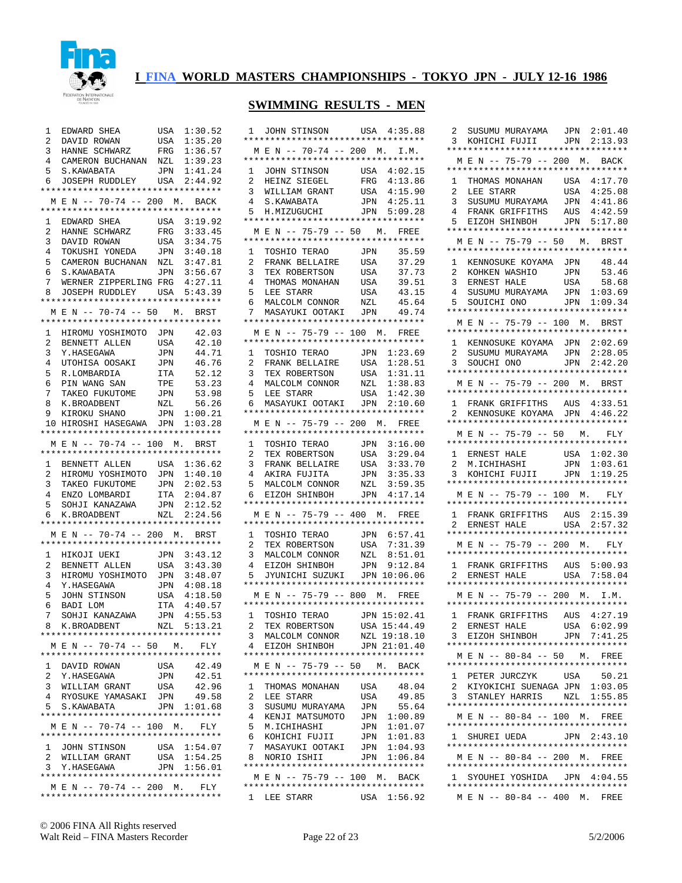# I FINA WORLD MASTERS CHAMPIONSHIPS - TOKYO JPN - JULY 12-16 1986

## SWIMMING RESULTS - MEN

| Place | Name | Country | Time |
|---|---|---|---|
| 1 | EDWARD SHEA | USA | 1:30.52 |
| 2 | DAVID ROWAN | USA | 1:35.20 |
| 3 | HANNE SCHWARZ | FRG | 1:36.57 |
| 4 | CAMERON BUCHANAN | NZL | 1:39.23 |
| 5 | S.KAWABATA | JPN | 1:41.24 |
| 6 | JOSEPH RUDDLEY | USA | 2:44.92 |

### M E N -- 70-74 -- 200 M. BACK

| Place | Name | Country | Time |
|---|---|---|---|
| 1 | EDWARD SHEA | USA | 3:19.92 |
| 2 | HANNE SCHWARZ | FRG | 3:33.45 |
| 3 | DAVID ROWAN | USA | 3:34.75 |
| 4 | TOKUSHI YONEDA | JPN | 3:40.18 |
| 5 | CAMERON BUCHANAN | NZL | 3:47.81 |
| 6 | S.KAWABATA | JPN | 3:56.67 |
| 7 | WERNER ZIPPERLING | FRG | 4:27.11 |
| 8 | JOSEPH RUDDLEY | USA | 5:43.39 |

### M E N -- 70-74 -- 50 M. BRST

| Place | Name | Country | Time |
|---|---|---|---|
| 1 | HIROMU YOSHIMOTO | JPN | 42.03 |
| 2 | BENNETT ALLEN | USA | 42.10 |
| 3 | Y.HASEGAWA | JPN | 44.71 |
| 4 | UTOHISA OOSAKI | JPN | 46.76 |
| 5 | R.LOMBARDIA | ITA | 52.12 |
| 6 | PIN WANG SAN | TPE | 53.23 |
| 7 | TAKEO FUKUTOME | JPN | 53.98 |
| 8 | K.BROADBENT | NZL | 56.26 |
| 9 | KIROKU SHANO | JPN | 1:00.21 |
| 10 | HIROSHI HASEGAWA | JPN | 1:03.28 |

### M E N -- 70-74 -- 100 M. BRST

| Place | Name | Country | Time |
|---|---|---|---|
| 1 | BENNETT ALLEN | USA | 1:36.62 |
| 2 | HIROMU YOSHIMOTO | JPN | 1:40.10 |
| 3 | TAKEO FUKUTOME | JPN | 2:02.53 |
| 4 | ENZO LOMBARDI | ITA | 2:04.87 |
| 5 | SOHJI KANAZAWA | JPN | 2:12.52 |
| 6 | K.BROADBENT | NZL | 2:24.56 |

### M E N -- 70-74 -- 200 M. BRST

| Place | Name | Country | Time |
|---|---|---|---|
| 1 | HIKOJI UEKI | JPN | 3:43.12 |
| 2 | BENNETT ALLEN | USA | 3:43.30 |
| 3 | HIROMU YOSHIMOTO | JPN | 3:48.07 |
| 4 | Y.HASEGAWA | JPN | 4:08.18 |
| 5 | JOHN STINSON | USA | 4:18.50 |
| 6 | BADI LOM | ITA | 4:40.57 |
| 7 | SOHJI KANAZAWA | JPN | 4:55.53 |
| 8 | K.BROADBENT | NZL | 5:13.21 |

### M E N -- 70-74 -- 50 M. FLY

| Place | Name | Country | Time |
|---|---|---|---|
| 1 | DAVID ROWAN | USA | 42.49 |
| 2 | Y.HASEGAWA | JPN | 42.51 |
| 3 | WILLIAM GRANT | USA | 42.96 |
| 4 | RYOSUKE YAMASAKI | JPN | 49.58 |
| 5 | S.KAWABATA | JPN | 1:01.68 |

### M E N -- 70-74 -- 100 M. FLY

| Place | Name | Country | Time |
|---|---|---|---|
| 1 | JOHN STINSON | USA | 1:54.07 |
| 2 | WILLIAM GRANT | USA | 1:54.25 |
| 3 | Y.HASEGAWA | JPN | 1:56.01 |

### M E N -- 70-74 -- 200 M. FLY

| Place | Name | Country | Time |
|---|---|---|---|
| 1 | JOHN STINSON | USA | 4:35.88 |

### M E N -- 70-74 -- 200 M. I.M.

| Place | Name | Country | Time |
|---|---|---|---|
| 1 | JOHN STINSON | USA | 4:02.15 |
| 2 | HEINZ SIEGEL | FRG | 4:13.86 |
| 3 | WILLIAM GRANT | USA | 4:15.90 |
| 4 | S.KAWABATA | JPN | 4:25.11 |
| 5 | H.MIZUGUCHI | JPN | 5:09.28 |

### M E N -- 75-79 -- 50 M. FREE

| Place | Name | Country | Time |
|---|---|---|---|
| 1 | TOSHIO TERAO | JPN | 35.59 |
| 2 | FRANK BELLAIRE | USA | 37.29 |
| 3 | TEX ROBERTSON | USA | 37.73 |
| 4 | THOMAS MONAHAN | USA | 39.51 |
| 5 | LEE STARR | USA | 43.15 |
| 6 | MALCOLM CONNOR | NZL | 45.64 |
| 7 | MASAYUKI OOTAKI | JPN | 49.74 |

### M E N -- 75-79 -- 100 M. FREE

| Place | Name | Country | Time |
|---|---|---|---|
| 1 | TOSHIO TERAO | JPN | 1:23.69 |
| 2 | FRANK BELLAIRE | USA | 1:28.51 |
| 3 | TEX ROBERTSON | USA | 1:31.11 |
| 4 | MALCOLM CONNOR | NZL | 1:38.83 |
| 5 | LEE STARR | USA | 1:42.30 |
| 6 | MASAYUKI OOTAKI | JPN | 2:10.60 |

### M E N -- 75-79 -- 200 M. FREE

| Place | Name | Country | Time |
|---|---|---|---|
| 1 | TOSHIO TERAO | JPN | 3:16.00 |
| 2 | TEX ROBERTSON | USA | 3:29.04 |
| 3 | FRANK BELLAIRE | USA | 3:33.70 |
| 4 | AKIRA FUJITA | JPN | 3:35.33 |
| 5 | MALCOLM CONNOR | NZL | 3:59.35 |
| 6 | EIZOH SHINBOH | JPN | 4:17.14 |

### M E N -- 75-79 -- 400 M. FREE

| Place | Name | Country | Time |
|---|---|---|---|
| 1 | TOSHIO TERAO | JPN | 6:57.41 |
| 2 | TEX ROBERTSON | USA | 7:31.39 |
| 3 | MALCOLM CONNOR | NZL | 8:51.01 |
| 4 | EIZOH SHINBOH | JPN | 9:12.84 |
| 5 | JYUNICHI SUZUKI | JPN | 10:06.06 |

### M E N -- 75-79 -- 800 M. FREE

| Place | Name | Country | Time |
|---|---|---|---|
| 1 | TOSHIO TERAO | JPN | 15:02.41 |
| 2 | TEX ROBERTSON | USA | 15:44.49 |
| 3 | MALCOLM CONNOR | NZL | 19:18.10 |
| 4 | EIZOH SHINBOH | JPN | 21:01.40 |

### M E N -- 75-79 -- 50 M. BACK

| Place | Name | Country | Time |
|---|---|---|---|
| 1 | THOMAS MONAHAN | USA | 48.04 |
| 2 | LEE STARR | USA | 49.85 |
| 3 | SUSUMU MURAYAMA | JPN | 55.64 |
| 4 | KENJI MATSUMOTO | JPN | 1:00.89 |
| 5 | M.ICHIHASHI | JPN | 1:01.07 |
| 6 | KOHICHI FUJII | JPN | 1:01.83 |
| 7 | MASAYUKI OOTAKI | JPN | 1:04.93 |
| 8 | NORIO ISHII | JPN | 1:06.84 |

### M E N -- 75-79 -- 100 M. BACK

| Place | Name | Country | Time |
|---|---|---|---|
| 1 | LEE STARR | USA | 1:56.92 |
| 2 | SUSUMU MURAYAMA | JPN | 2:01.40 |
| 3 | KOHICHI FUJII | JPN | 2:13.93 |

### M E N -- 75-79 -- 200 M. BACK

| Place | Name | Country | Time |
|---|---|---|---|
| 1 | THOMAS MONAHAN | USA | 4:17.70 |
| 2 | LEE STARR | USA | 4:25.08 |
| 3 | SUSUMU MURAYAMA | JPN | 4:41.86 |
| 4 | FRANK GRIFFITHS | AUS | 4:42.59 |
| 5 | EIZOH SHINBOH | JPN | 5:17.80 |

### M E N -- 75-79 -- 50 M. BRST

| Place | Name | Country | Time |
|---|---|---|---|
| 1 | KENNOSUKE KOYAMA | JPN | 48.44 |
| 2 | KOHKEN WASHIO | JPN | 53.46 |
| 3 | ERNEST HALE | USA | 58.68 |
| 4 | SUSUMU MURAYAMA | JPN | 1:03.69 |
| 5 | SOUICHI ONO | JPN | 1:09.34 |

### M E N -- 75-79 -- 100 M. BRST

| Place | Name | Country | Time |
|---|---|---|---|
| 1 | KENNOSUKE KOYAMA | JPN | 2:02.69 |
| 2 | SUSUMU MURAYAMA | JPN | 2:28.05 |
| 3 | SOUCHI ONO | JPN | 2:42.20 |

### M E N -- 75-79 -- 200 M. BRST

| Place | Name | Country | Time |
|---|---|---|---|
| 1 | FRANK GRIFFITHS | AUS | 4:33.51 |
| 2 | KENNOSUKE KOYAMA | JPN | 4:46.22 |

### M E N -- 75-79 -- 50 M. FLY

| Place | Name | Country | Time |
|---|---|---|---|
| 1 | ERNEST HALE | USA | 1:02.30 |
| 2 | M.ICHIHASHI | JPN | 1:03.61 |
| 3 | KOHICHI FUJII | JPN | 1:19.25 |

### M E N -- 75-79 -- 100 M. FLY

| Place | Name | Country | Time |
|---|---|---|---|
| 1 | FRANK GRIFFITHS | AUS | 2:15.39 |
| 2 | ERNEST HALE | USA | 2:57.32 |

### M E N -- 75-79 -- 200 M. FLY

| Place | Name | Country | Time |
|---|---|---|---|
| 1 | FRANK GRIFFITHS | AUS | 5:00.93 |
| 2 | ERNEST HALE | USA | 7:58.04 |

### M E N -- 75-79 -- 200 M. I.M.

| Place | Name | Country | Time |
|---|---|---|---|
| 1 | FRANK GRIFFITHS | AUS | 4:27.19 |
| 2 | ERNEST HALE | USA | 6:02.99 |
| 3 | EIZOH SHINBOH | JPN | 7:41.25 |

### M E N -- 80-84 -- 50 M. FREE

| Place | Name | Country | Time |
|---|---|---|---|
| 1 | PETER JURCZYK | USA | 50.21 |
| 2 | KIYOKICHI SUENAGA | JPN | 1:03.05 |
| 3 | STANLEY HARRIS | NZL | 1:55.85 |

### M E N -- 80-84 -- 100 M. FREE

| Place | Name | Country | Time |
|---|---|---|---|
| 1 | SHUREI UEDA | JPN | 2:43.10 |

### M E N -- 80-84 -- 200 M. FREE

| Place | Name | Country | Time |
|---|---|---|---|
| 1 | SYOUHEI YOSHIDA | JPN | 4:04.55 |

### M E N -- 80-84 -- 400 M. FREE

© 2006 FINA All Rights reserved
Walt Reid – FINA Masters Recorder
5/2/2006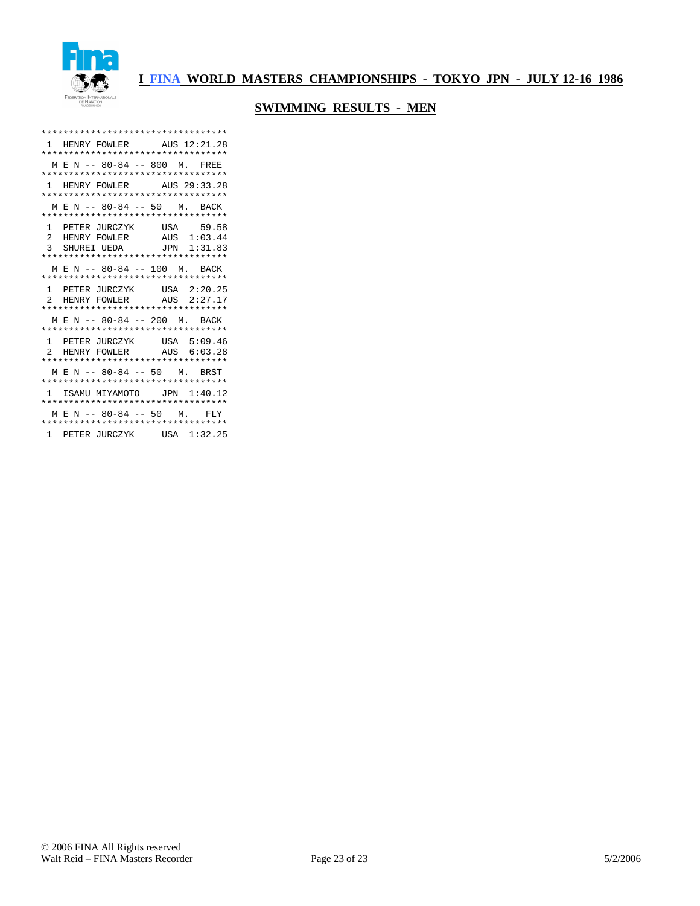**I FINA WORLD MASTERS CHAMPIONSHIPS - TOKYO JPN - JULY 12-16 1986**

**SWIMMING RESULTS - MEN**

```
**********************************
 1  HENRY FOWLER      AUS 12:21.28
**********************************
  M E N -- 80-84 -- 800  M.  FREE
**********************************
 1  HENRY FOWLER      AUS 29:33.28
**********************************
  M E N -- 80-84 -- 50   M.  BACK
**********************************
 1  PETER JURCZYK     USA    59.58
 2  HENRY FOWLER      AUS  1:03.44
 3  SHUREI UEDA       JPN  1:31.83
**********************************
  M E N -- 80-84 -- 100  M.  BACK
**********************************
 1  PETER JURCZYK     USA  2:20.25
 2  HENRY FOWLER      AUS  2:27.17
**********************************
  M E N -- 80-84 -- 200  M.  BACK
**********************************
 1  PETER JURCZYK     USA  5:09.46
 2  HENRY FOWLER      AUS  6:03.28
**********************************
  M E N -- 80-84 -- 50   M.  BRST
**********************************
 1  ISAMU MIYAMOTO    JPN  1:40.12
**********************************
  M E N -- 80-84 -- 50   M.   FLY
**********************************
 1  PETER JURCZYK     USA  1:32.25
```

© 2006 FINA All Rights reserved
Walt Reid – FINA Masters Recorder

5/2/2006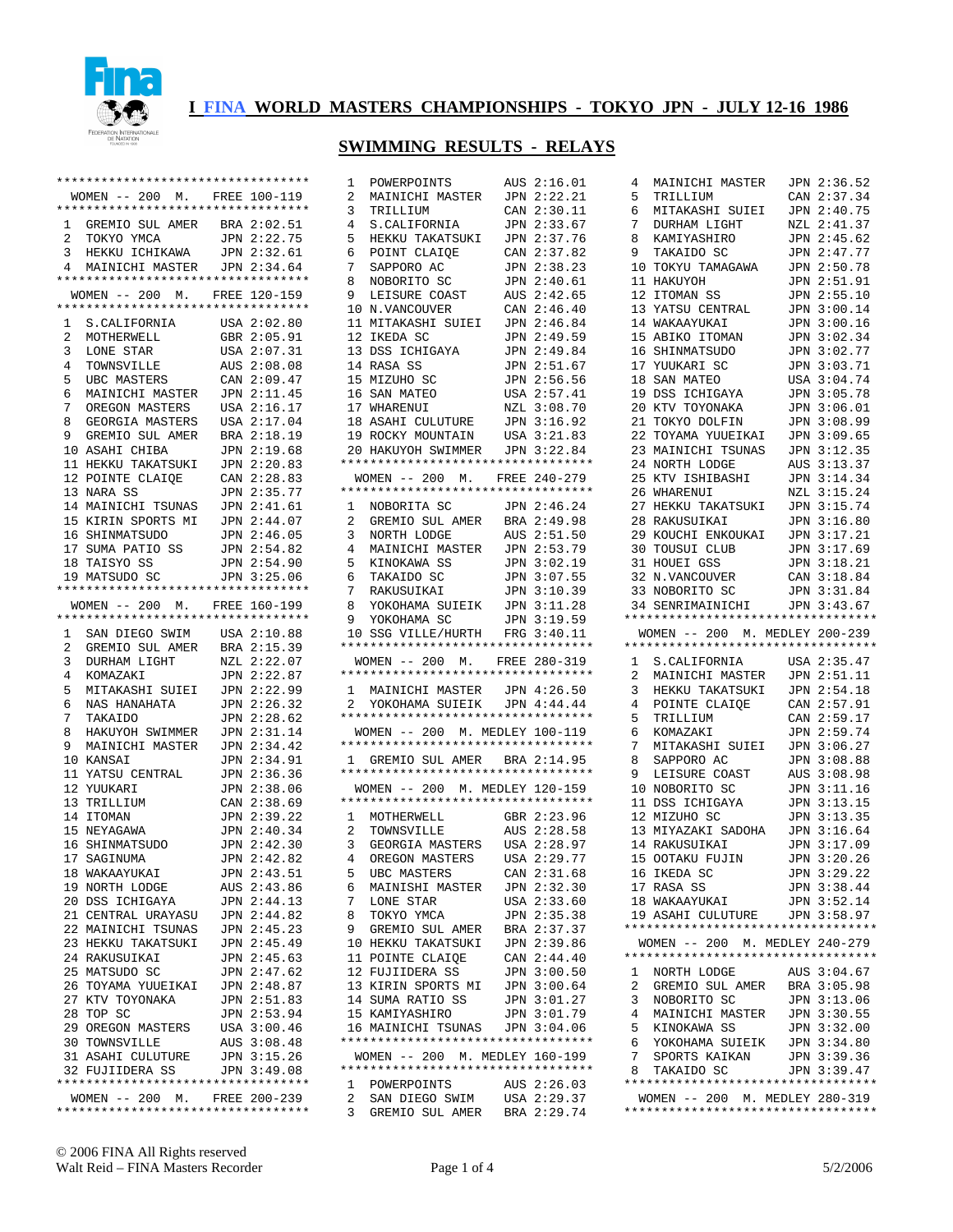# I FINA WORLD MASTERS CHAMPIONSHIPS - TOKYO JPN - JULY 12-16 1986

## SWIMMING RESULTS - RELAYS

### WOMEN -- 200 M. FREE 100-119

| Place | Team | Country | Time |
|---|---|---|---|
| 1 | GREMIO SUL AMER | BRA | 2:02.51 |
| 2 | TOKYO YMCA | JPN | 2:22.75 |
| 3 | HEKKU ICHIKAWA | JPN | 2:32.61 |
| 4 | MAINICHI MASTER | JPN | 2:34.64 |

### WOMEN -- 200 M. FREE 120-159

| Place | Team | Country | Time |
|---|---|---|---|
| 1 | S.CALIFORNIA | USA | 2:02.80 |
| 2 | MOTHERWELL | GBR | 2:05.91 |
| 3 | LONE STAR | USA | 2:07.31 |
| 4 | TOWNSVILLE | AUS | 2:08.08 |
| 5 | UBC MASTERS | CAN | 2:09.47 |
| 6 | MAINICHI MASTER | JPN | 2:11.45 |
| 7 | OREGON MASTERS | USA | 2:16.17 |
| 8 | GEORGIA MASTERS | USA | 2:17.04 |
| 9 | GREMIO SUL AMER | BRA | 2:18.19 |
| 10 | ASAHI CHIBA | JPN | 2:19.68 |
| 11 | HEKKU TAKATSUKI | JPN | 2:20.83 |
| 12 | POINTE CLAIQE | CAN | 2:28.83 |
| 13 | NARA SS | JPN | 2:35.77 |
| 14 | MAINICHI TSUNAS | JPN | 2:41.61 |
| 15 | KIRIN SPORTS MI | JPN | 2:44.07 |
| 16 | SHINMATSUDO | JPN | 2:46.05 |
| 17 | SUMA PATIO SS | JPN | 2:54.82 |
| 18 | TAISYO SS | JPN | 2:54.90 |
| 19 | MATSUDO SC | JPN | 3:25.06 |

### WOMEN -- 200 M. FREE 160-199

| Place | Team | Country | Time |
|---|---|---|---|
| 1 | SAN DIEGO SWIM | USA | 2:10.88 |
| 2 | GREMIO SUL AMER | BRA | 2:15.39 |
| 3 | DURHAM LIGHT | NZL | 2:22.07 |
| 4 | KOMAZAKI | JPN | 2:22.87 |
| 5 | MITAKASHI SUIEI | JPN | 2:22.99 |
| 6 | NAS HANAHATA | JPN | 2:26.32 |
| 7 | TAKAIDO | JPN | 2:28.62 |
| 8 | HAKUYOH SWIMMER | JPN | 2:31.14 |
| 9 | MAINICHI MASTER | JPN | 2:34.42 |
| 10 | KANSAI | JPN | 2:34.91 |
| 11 | YATSU CENTRAL | JPN | 2:36.36 |
| 12 | YUUKARI | JPN | 2:38.06 |
| 13 | TRILLIUM | CAN | 2:38.69 |
| 14 | ITOMAN | JPN | 2:39.22 |
| 15 | NEYAGAWA | JPN | 2:40.34 |
| 16 | SHINMATSUDO | JPN | 2:42.30 |
| 17 | SAGINUMA | JPN | 2:42.82 |
| 18 | WAKAAYUKAI | JPN | 2:43.51 |
| 19 | NORTH LODGE | AUS | 2:43.86 |
| 20 | DSS ICHIGAYA | JPN | 2:44.13 |
| 21 | CENTRAL URAYASU | JPN | 2:44.82 |
| 22 | MAINICHI TSUNAS | JPN | 2:45.23 |
| 23 | HEKKU TAKATSUKI | JPN | 2:45.49 |
| 24 | RAKUSUIKAI | JPN | 2:45.63 |
| 25 | MATSUDO SC | JPN | 2:47.62 |
| 26 | TOYAMA YUUEIKAI | JPN | 2:48.87 |
| 27 | KTV TOYONAKA | JPN | 2:51.83 |
| 28 | TOP SC | JPN | 2:53.94 |
| 29 | OREGON MASTERS | USA | 3:00.46 |
| 30 | TOWNSVILLE | AUS | 3:08.48 |
| 31 | ASAHI CULUTURE | JPN | 3:15.26 |
| 32 | FUJIIDERA SS | JPN | 3:49.08 |

### WOMEN -- 200 M. FREE 200-239

| Place | Team | Country | Time |
|---|---|---|---|
| 1 | POWERPOINTS | AUS | 2:16.01 |
| 2 | MAINICHI MASTER | JPN | 2:22.21 |
| 3 | TRILLIUM | CAN | 2:30.11 |
| 4 | S.CALIFORNIA | JPN | 2:33.67 |
| 5 | HEKKU TAKATSUKI | JPN | 2:37.76 |
| 6 | POINT CLAIQE | CAN | 2:37.82 |
| 7 | SAPPORO AC | JPN | 2:38.23 |
| 8 | NOBORITO SC | JPN | 2:40.61 |
| 9 | LEISURE COAST | AUS | 2:42.65 |
| 10 | N.VANCOUVER | CAN | 2:46.40 |
| 11 | MITAKASHI SUIEI | JPN | 2:46.84 |
| 12 | IKEDA SC | JPN | 2:49.59 |
| 13 | DSS ICHIGAYA | JPN | 2:49.84 |
| 14 | RASA SS | JPN | 2:51.67 |
| 15 | MIZUHO SC | JPN | 2:56.56 |
| 16 | SAN MATEO | USA | 2:57.41 |
| 17 | WHARENUI | NZL | 3:08.70 |
| 18 | ASAHI CULUTURE | JPN | 3:16.92 |
| 19 | ROCKY MOUNTAIN | USA | 3:21.83 |
| 20 | HAKUYOH SWIMMER | JPN | 3:22.84 |

### WOMEN -- 200 M. FREE 240-279

| Place | Team | Country | Time |
|---|---|---|---|
| 1 | NOBORITA SC | JPN | 2:46.24 |
| 2 | GREMIO SUL AMER | BRA | 2:49.98 |
| 3 | NORTH LODGE | AUS | 2:51.50 |
| 4 | MAINICHI MASTER | JPN | 2:53.79 |
| 5 | KINOKAWA SS | JPN | 3:02.19 |
| 6 | TAKAIDO SC | JPN | 3:07.55 |
| 7 | RAKUSUIKAI | JPN | 3:10.39 |
| 8 | YOKOHAMA SUIEIK | JPN | 3:11.28 |
| 9 | YOKOHAMA SC | JPN | 3:19.59 |
| 10 | SSG VILLE/HURTH | FRG | 3:40.11 |

### WOMEN -- 200 M. FREE 280-319

| Place | Team | Country | Time |
|---|---|---|---|
| 1 | MAINICHI MASTER | JPN | 4:26.50 |
| 2 | YOKOHAMA SUIEIK | JPN | 4:44.44 |

### WOMEN -- 200 M. MEDLEY 100-119

| Place | Team | Country | Time |
|---|---|---|---|
| 1 | GREMIO SUL AMER | BRA | 2:14.95 |

### WOMEN -- 200 M. MEDLEY 120-159

| Place | Team | Country | Time |
|---|---|---|---|
| 1 | MOTHERWELL | GBR | 2:23.96 |
| 2 | TOWNSVILLE | AUS | 2:28.58 |
| 3 | GEORGIA MASTERS | USA | 2:28.97 |
| 4 | OREGON MASTERS | USA | 2:29.77 |
| 5 | UBC MASTERS | CAN | 2:31.68 |
| 6 | MAINISHI MASTER | JPN | 2:32.30 |
| 7 | LONE STAR | USA | 2:33.60 |
| 8 | TOKYO YMCA | JPN | 2:35.38 |
| 9 | GREMIO SUL AMER | BRA | 2:37.37 |
| 10 | HEKKU TAKATSUKI | JPN | 2:39.86 |
| 11 | POINTE CLAIQE | CAN | 2:44.40 |
| 12 | FUJIIDERA SS | JPN | 3:00.50 |
| 13 | KIRIN SPORTS MI | JPN | 3:00.64 |
| 14 | SUMA RATIO SS | JPN | 3:01.27 |
| 15 | KAMIYASHIRO | JPN | 3:01.79 |
| 16 | MAINICHI TSUNAS | JPN | 3:04.06 |

### WOMEN -- 200 M. MEDLEY 160-199

| Place | Team | Country | Time |
|---|---|---|---|
| 1 | POWERPOINTS | AUS | 2:26.03 |
| 2 | SAN DIEGO SWIM | USA | 2:29.37 |
| 3 | GREMIO SUL AMER | BRA | 2:29.74 |
| 4 | MAINICHI MASTER | JPN | 2:36.52 |
| 5 | TRILLIUM | CAN | 2:37.34 |
| 6 | MITAKASHI SUIEI | JPN | 2:40.75 |
| 7 | DURHAM LIGHT | NZL | 2:41.37 |
| 8 | KAMIYASHIRO | JPN | 2:45.62 |
| 9 | TAKAIDO SC | JPN | 2:47.77 |
| 10 | TOKYU TAMAGAWA | JPN | 2:50.78 |
| 11 | HAKUYOH | JPN | 2:51.91 |
| 12 | ITOMAN SS | JPN | 2:55.10 |
| 13 | YATSU CENTRAL | JPN | 3:00.14 |
| 14 | WAKAAYUKAI | JPN | 3:00.16 |
| 15 | ABIKO ITOMAN | JPN | 3:02.34 |
| 16 | SHINMATSUDO | JPN | 3:02.77 |
| 17 | YUUKARI SC | JPN | 3:03.71 |
| 18 | SAN MATEO | USA | 3:04.74 |
| 19 | DSS ICHIGAYA | JPN | 3:05.78 |
| 20 | KTV TOYONAKA | JPN | 3:06.01 |
| 21 | TOKYO DOLFIN | JPN | 3:08.99 |
| 22 | TOYAMA YUUEIKAI | JPN | 3:09.65 |
| 23 | MAINICHI TSUNAS | JPN | 3:12.35 |
| 24 | NORTH LODGE | AUS | 3:13.37 |
| 25 | KTV ISHIBASHI | JPN | 3:14.34 |
| 26 | WHARENUI | NZL | 3:15.24 |
| 27 | HEKKU TAKATSUKI | JPN | 3:15.74 |
| 28 | RAKUSUIKAI | JPN | 3:16.80 |
| 29 | KOUCHI ENKOUKAI | JPN | 3:17.21 |
| 30 | TOUSUI CLUB | JPN | 3:17.69 |
| 31 | HOUEI GSS | JPN | 3:18.21 |
| 32 | N.VANCOUVER | CAN | 3:18.84 |
| 33 | NOBORITO SC | JPN | 3:31.84 |
| 34 | SENRIMAINICHI | JPN | 3:43.67 |

### WOMEN -- 200 M. MEDLEY 200-239

| Place | Team | Country | Time |
|---|---|---|---|
| 1 | S.CALIFORNIA | USA | 2:35.47 |
| 2 | MAINICHI MASTER | JPN | 2:51.11 |
| 3 | HEKKU TAKATSUKI | JPN | 2:54.18 |
| 4 | POINTE CLAIQE | CAN | 2:57.91 |
| 5 | TRILLIUM | CAN | 2:59.17 |
| 6 | KOMAZAKI | JPN | 2:59.74 |
| 7 | MITAKASHI SUIEI | JPN | 3:06.27 |
| 8 | SAPPORO AC | JPN | 3:08.88 |
| 9 | LEISURE COAST | AUS | 3:08.98 |
| 10 | NOBORITO SC | JPN | 3:11.16 |
| 11 | DSS ICHIGAYA | JPN | 3:13.15 |
| 12 | MIZUHO SC | JPN | 3:13.35 |
| 13 | MIYAZAKI SADOHA | JPN | 3:16.64 |
| 14 | RAKUSUIKAI | JPN | 3:17.09 |
| 15 | OOTAKU FUJIN | JPN | 3:20.26 |
| 16 | IKEDA SC | JPN | 3:29.22 |
| 17 | RASA SS | JPN | 3:38.44 |
| 18 | WAKAAYUKAI | JPN | 3:52.14 |
| 19 | ASAHI CULUTURE | JPN | 3:58.97 |

### WOMEN -- 200 M. MEDLEY 240-279

| Place | Team | Country | Time |
|---|---|---|---|
| 1 | NORTH LODGE | AUS | 3:04.67 |
| 2 | GREMIO SUL AMER | BRA | 3:05.98 |
| 3 | NOBORITO SC | JPN | 3:13.06 |
| 4 | MAINICHI MASTER | JPN | 3:30.55 |
| 5 | KINOKAWA SS | JPN | 3:32.00 |
| 6 | YOKOHAMA SUIEIK | JPN | 3:34.80 |
| 7 | SPORTS KAIKAN | JPN | 3:39.36 |
| 8 | TAKAIDO SC | JPN | 3:39.47 |

### WOMEN -- 200 M. MEDLEY 280-319

© 2006 FINA All Rights reserved
Walt Reid – FINA Masters Recorder

5/2/2006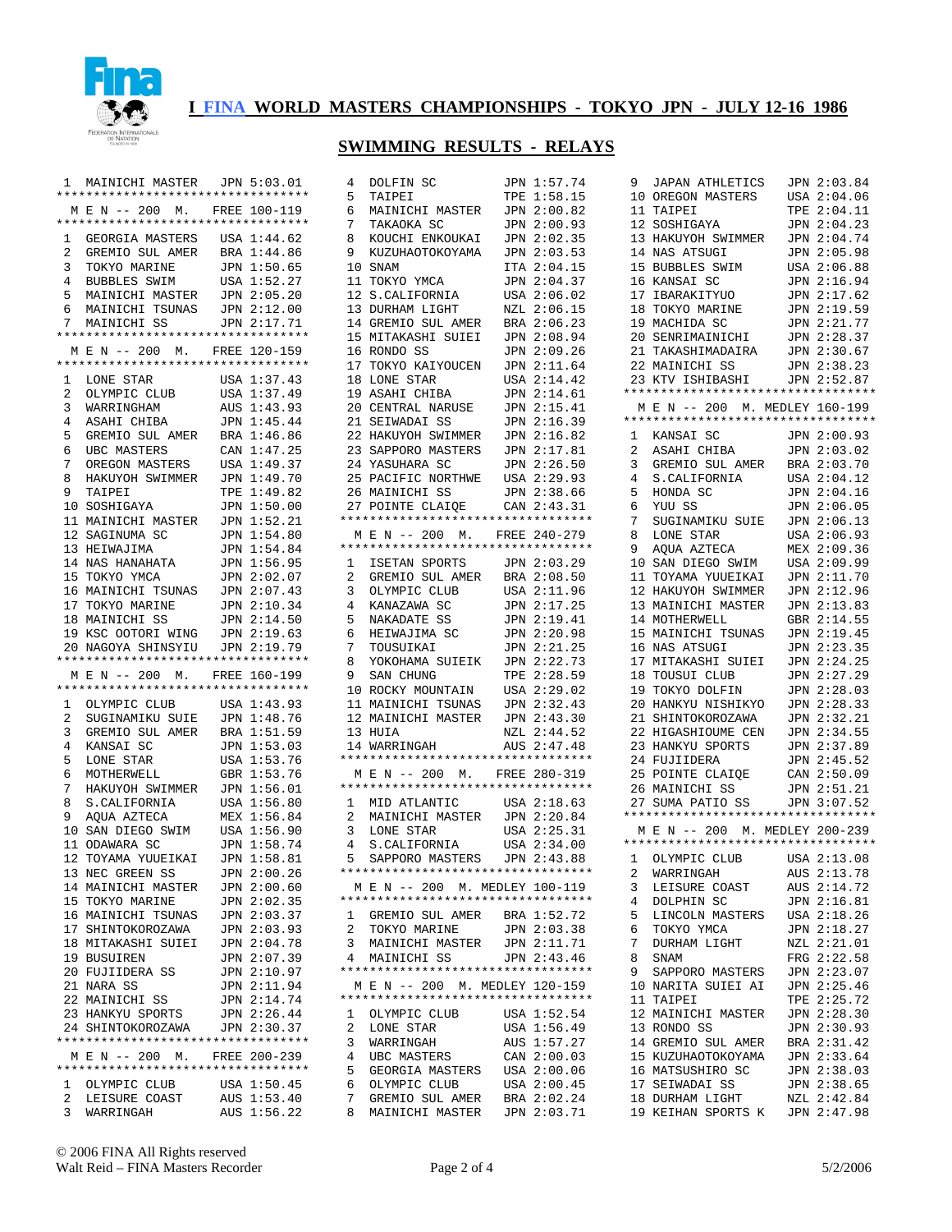# I FINA WORLD MASTERS CHAMPIONSHIPS - TOKYO JPN - JULY 12-16 1986

## SWIMMING RESULTS - RELAYS

| | | | |
|---|---|---|---|
| 1 | MAINICHI MASTER | JPN | 5:03.01 |

### M E N -- 200 M. FREE 100-119

| Place | Team | Country | Time |
|---|---|---|---|
| 1 | GEORGIA MASTERS | USA | 1:44.62 |
| 2 | GREMIO SUL AMER | BRA | 1:44.86 |
| 3 | TOKYO MARINE | JPN | 1:50.65 |
| 4 | BUBBLES SWIM | USA | 1:52.27 |
| 5 | MAINICHI MASTER | JPN | 2:05.20 |
| 6 | MAINICHI TSUNAS | JPN | 2:12.00 |
| 7 | MAINICHI SS | JPN | 2:17.71 |

### M E N -- 200 M. FREE 120-159

| Place | Team | Country | Time |
|---|---|---|---|
| 1 | LONE STAR | USA | 1:37.43 |
| 2 | OLYMPIC CLUB | USA | 1:37.49 |
| 3 | WARRINGHAM | AUS | 1:43.93 |
| 4 | ASAHI CHIBA | JPN | 1:45.44 |
| 5 | GREMIO SUL AMER | BRA | 1:46.86 |
| 6 | UBC MASTERS | CAN | 1:47.25 |
| 7 | OREGON MASTERS | USA | 1:49.37 |
| 8 | HAKUYOH SWIMMER | JPN | 1:49.70 |
| 9 | TAIPEI | TPE | 1:49.82 |
| 10 | SOSHIGAYA | JPN | 1:50.00 |
| 11 | MAINICHI MASTER | JPN | 1:52.21 |
| 12 | SAGINUMA SC | JPN | 1:54.80 |
| 13 | HEIWAJIMA | JPN | 1:54.84 |
| 14 | NAS HANAHATA | JPN | 1:56.95 |
| 15 | TOKYO YMCA | JPN | 2:02.07 |
| 16 | MAINICHI TSUNAS | JPN | 2:07.43 |
| 17 | TOKYO MARINE | JPN | 2:10.34 |
| 18 | MAINICHI SS | JPN | 2:14.50 |
| 19 | KSC OOTORI WING | JPN | 2:19.63 |
| 20 | NAGOYA SHINSYIU | JPN | 2:19.79 |

### M E N -- 200 M. FREE 160-199

| Place | Team | Country | Time |
|---|---|---|---|
| 1 | OLYMPIC CLUB | USA | 1:43.93 |
| 2 | SUGINAMIKU SUIE | JPN | 1:48.76 |
| 3 | GREMIO SUL AMER | BRA | 1:51.59 |
| 4 | KANSAI SC | JPN | 1:53.03 |
| 5 | LONE STAR | USA | 1:53.76 |
| 6 | MOTHERWELL | GBR | 1:53.76 |
| 7 | HAKUYOH SWIMMER | JPN | 1:56.01 |
| 8 | S.CALIFORNIA | USA | 1:56.80 |
| 9 | AQUA AZTECA | MEX | 1:56.84 |
| 10 | SAN DIEGO SWIM | USA | 1:56.90 |
| 11 | ODAWARA SC | JPN | 1:58.74 |
| 12 | TOYAMA YUUEIKAI | JPN | 1:58.81 |
| 13 | NEC GREEN SS | JPN | 2:00.26 |
| 14 | MAINICHI MASTER | JPN | 2:00.60 |
| 15 | TOKYO MARINE | JPN | 2:02.35 |
| 16 | MAINICHI TSUNAS | JPN | 2:03.37 |
| 17 | SHINTOKOROZAWA | JPN | 2:03.93 |
| 18 | MITAKASHI SUIEI | JPN | 2:04.78 |
| 19 | BUSUIREN | JPN | 2:07.39 |
| 20 | FUJIIDERA SS | JPN | 2:10.97 |
| 21 | NARA SS | JPN | 2:11.94 |
| 22 | MAINICHI SS | JPN | 2:14.74 |
| 23 | HANKYU SPORTS | JPN | 2:26.44 |
| 24 | SHINTOKOROZAWA | JPN | 2:30.37 |

### M E N -- 200 M. FREE 200-239

| Place | Team | Country | Time |
|---|---|---|---|
| 1 | OLYMPIC CLUB | USA | 1:50.45 |
| 2 | LEISURE COAST | AUS | 1:53.40 |
| 3 | WARRINGAH | AUS | 1:56.22 |
| 4 | DOLFIN SC | JPN | 1:57.74 |
| 5 | TAIPEI | TPE | 1:58.15 |
| 6 | MAINICHI MASTER | JPN | 2:00.82 |
| 7 | TAKAOKA SC | JPN | 2:00.93 |
| 8 | KOUCHI ENKOUKAI | JPN | 2:02.35 |
| 9 | KUZUHAOTOKOYAMA | JPN | 2:03.53 |
| 10 | SNAM | ITA | 2:04.15 |
| 11 | TOKYO YMCA | JPN | 2:04.37 |
| 12 | S.CALIFORNIA | USA | 2:06.02 |
| 13 | DURHAM LIGHT | NZL | 2:06.15 |
| 14 | GREMIO SUL AMER | BRA | 2:06.23 |
| 15 | MITAKASHI SUIEI | JPN | 2:08.94 |
| 16 | RONDO SS | JPN | 2:09.26 |
| 17 | TOKYO KAIYOUCEN | JPN | 2:11.64 |
| 18 | LONE STAR | USA | 2:14.42 |
| 19 | ASAHI CHIBA | JPN | 2:14.61 |
| 20 | CENTRAL NARUSE | JPN | 2:15.41 |
| 21 | SEIWADAI SS | JPN | 2:16.39 |
| 22 | HAKUYOH SWIMMER | JPN | 2:16.82 |
| 23 | SAPPORO MASTERS | JPN | 2:17.81 |
| 24 | YASUHARA SC | JPN | 2:26.50 |
| 25 | PACIFIC NORTHWE | USA | 2:29.93 |
| 26 | MAINICHI SS | JPN | 2:38.66 |
| 27 | POINTE CLAIQE | CAN | 2:43.31 |

### M E N -- 200 M. FREE 240-279

| Place | Team | Country | Time |
|---|---|---|---|
| 1 | ISETAN SPORTS | JPN | 2:03.29 |
| 2 | GREMIO SUL AMER | BRA | 2:08.50 |
| 3 | OLYMPIC CLUB | USA | 2:11.96 |
| 4 | KANAZAWA SC | JPN | 2:17.25 |
| 5 | NAKADATE SS | JPN | 2:19.41 |
| 6 | HEIWAJIMA SC | JPN | 2:20.98 |
| 7 | TOUSUIKAI | JPN | 2:21.25 |
| 8 | YOKOHAMA SUIEIK | JPN | 2:22.73 |
| 9 | SAN CHUNG | TPE | 2:28.59 |
| 10 | ROCKY MOUNTAIN | USA | 2:29.02 |
| 11 | MAINICHI TSUNAS | JPN | 2:32.43 |
| 12 | MAINICHI MASTER | JPN | 2:43.30 |
| 13 | HUIA | NZL | 2:44.52 |
| 14 | WARRINGAH | AUS | 2:47.48 |

### M E N -- 200 M. FREE 280-319

| Place | Team | Country | Time |
|---|---|---|---|
| 1 | MID ATLANTIC | USA | 2:18.63 |
| 2 | MAINICHI MASTER | JPN | 2:20.84 |
| 3 | LONE STAR | USA | 2:25.31 |
| 4 | S.CALIFORNIA | USA | 2:34.00 |
| 5 | SAPPORO MASTERS | JPN | 2:43.88 |

### M E N -- 200 M. MEDLEY 100-119

| Place | Team | Country | Time |
|---|---|---|---|
| 1 | GREMIO SUL AMER | BRA | 1:52.72 |
| 2 | TOKYO MARINE | JPN | 2:03.38 |
| 3 | MAINICHI MASTER | JPN | 2:11.71 |
| 4 | MAINICHI SS | JPN | 2:43.46 |

### M E N -- 200 M. MEDLEY 120-159

| Place | Team | Country | Time |
|---|---|---|---|
| 1 | OLYMPIC CLUB | USA | 1:52.54 |
| 2 | LONE STAR | USA | 1:56.49 |
| 3 | WARRINGAH | AUS | 1:57.27 |
| 4 | UBC MASTERS | CAN | 2:00.03 |
| 5 | GEORGIA MASTERS | USA | 2:00.06 |
| 6 | OLYMPIC CLUB | USA | 2:00.45 |
| 7 | GREMIO SUL AMER | BRA | 2:02.24 |
| 8 | MAINICHI MASTER | JPN | 2:03.71 |
| 9 | JAPAN ATHLETICS | JPN | 2:03.84 |
| 10 | OREGON MASTERS | USA | 2:04.06 |
| 11 | TAIPEI | TPE | 2:04.11 |
| 12 | SOSHIGAYA | JPN | 2:04.23 |
| 13 | HAKUYOH SWIMMER | JPN | 2:04.74 |
| 14 | NAS ATSUGI | JPN | 2:05.98 |
| 15 | BUBBLES SWIM | USA | 2:06.88 |
| 16 | KANSAI SC | JPN | 2:16.94 |
| 17 | IBARAKITYUO | JPN | 2:17.62 |
| 18 | TOKYO MARINE | JPN | 2:19.59 |
| 19 | MACHIDA SC | JPN | 2:21.77 |
| 20 | SENRIMAINICHI | JPN | 2:28.37 |
| 21 | TAKASHIMADAIRA | JPN | 2:30.67 |
| 22 | MAINICHI SS | JPN | 2:38.23 |
| 23 | KTV ISHIBASHI | JPN | 2:52.87 |

### M E N -- 200 M. MEDLEY 160-199

| Place | Team | Country | Time |
|---|---|---|---|
| 1 | KANSAI SC | JPN | 2:00.93 |
| 2 | ASAHI CHIBA | JPN | 2:03.02 |
| 3 | GREMIO SUL AMER | BRA | 2:03.70 |
| 4 | S.CALIFORNIA | USA | 2:04.12 |
| 5 | HONDA SC | JPN | 2:04.16 |
| 6 | YUU SS | JPN | 2:06.05 |
| 7 | SUGINAMIKU SUIE | JPN | 2:06.13 |
| 8 | LONE STAR | USA | 2:06.93 |
| 9 | AQUA AZTECA | MEX | 2:09.36 |
| 10 | SAN DIEGO SWIM | USA | 2:09.99 |
| 11 | TOYAMA YUUEIKAI | JPN | 2:11.70 |
| 12 | HAKUYOH SWIMMER | JPN | 2:12.96 |
| 13 | MAINICHI MASTER | JPN | 2:13.83 |
| 14 | MOTHERWELL | GBR | 2:14.55 |
| 15 | MAINICHI TSUNAS | JPN | 2:19.45 |
| 16 | NAS ATSUGI | JPN | 2:23.35 |
| 17 | MITAKASHI SUIEI | JPN | 2:24.25 |
| 18 | TOUSUI CLUB | JPN | 2:27.29 |
| 19 | TOKYO DOLFIN | JPN | 2:28.03 |
| 20 | HANKYU NISHIKYO | JPN | 2:28.33 |
| 21 | SHINTOKOROZAWA | JPN | 2:32.21 |
| 22 | HIGASHIOUME CEN | JPN | 2:34.55 |
| 23 | HANKYU SPORTS | JPN | 2:37.89 |
| 24 | FUJIIDERA | JPN | 2:45.52 |
| 25 | POINTE CLAIQE | CAN | 2:50.09 |
| 26 | MAINICHI SS | JPN | 2:51.21 |
| 27 | SUMA PATIO SS | JPN | 3:07.52 |

### M E N -- 200 M. MEDLEY 200-239

| Place | Team | Country | Time |
|---|---|---|---|
| 1 | OLYMPIC CLUB | USA | 2:13.08 |
| 2 | WARRINGAH | AUS | 2:13.78 |
| 3 | LEISURE COAST | AUS | 2:14.72 |
| 4 | DOLPHIN SC | JPN | 2:16.81 |
| 5 | LINCOLN MASTERS | USA | 2:18.26 |
| 6 | TOKYO YMCA | JPN | 2:18.27 |
| 7 | DURHAM LIGHT | NZL | 2:21.01 |
| 8 | SNAM | FRG | 2:22.58 |
| 9 | SAPPORO MASTERS | JPN | 2:23.07 |
| 10 | NARITA SUIEI AI | JPN | 2:25.46 |
| 11 | TAIPEI | TPE | 2:25.72 |
| 12 | MAINICHI MASTER | JPN | 2:28.30 |
| 13 | RONDO SS | JPN | 2:30.93 |
| 14 | GREMIO SUL AMER | BRA | 2:31.42 |
| 15 | KUZUHAOTOKOYAMA | JPN | 2:33.64 |
| 16 | MATSUSHIRO SC | JPN | 2:38.03 |
| 17 | SEIWADAI SS | JPN | 2:38.65 |
| 18 | DURHAM LIGHT | NZL | 2:42.84 |
| 19 | KEIHAN SPORTS K | JPN | 2:47.98 |

© 2006 FINA All Rights reserved
Walt Reid – FINA Masters Recorder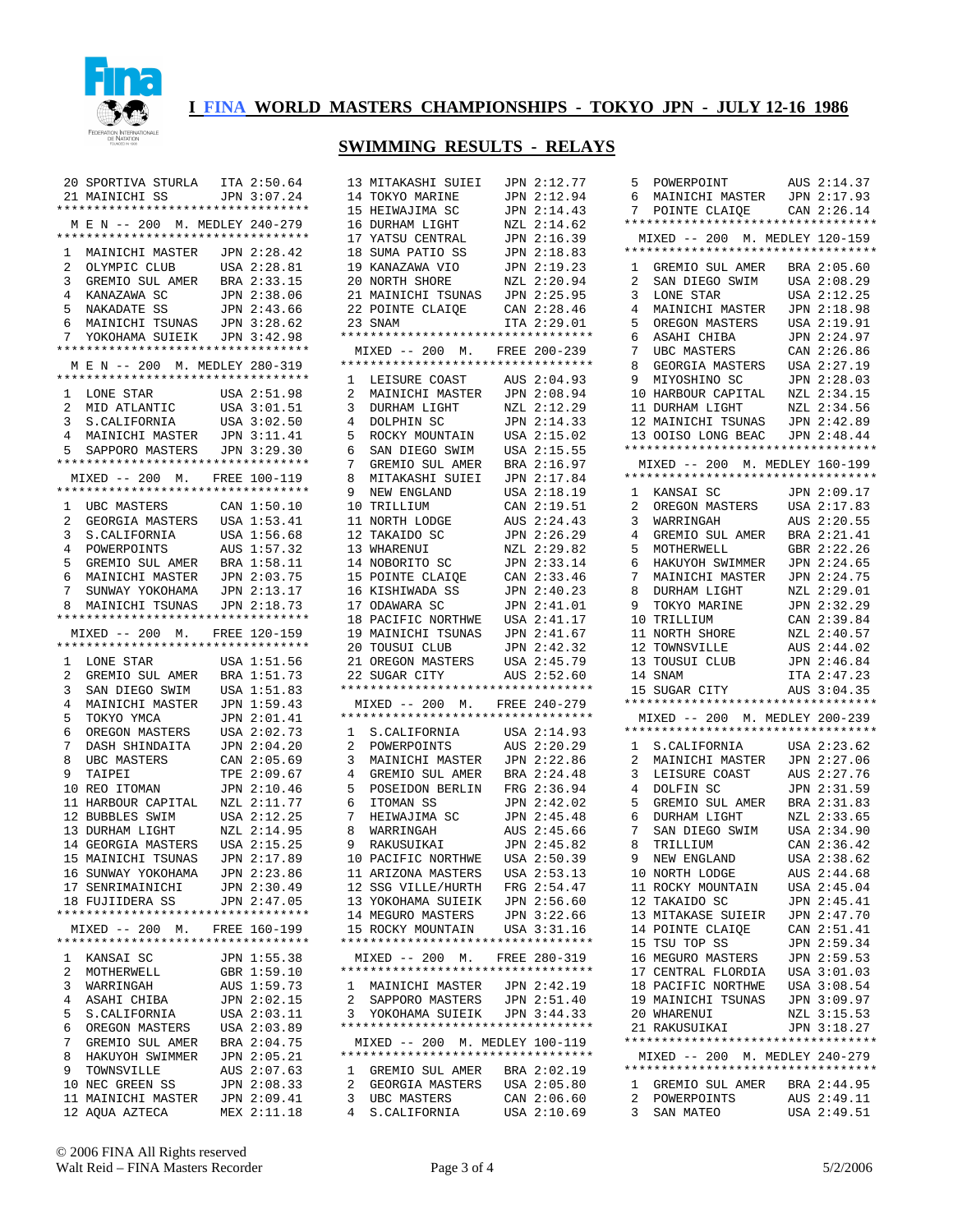## I FINA WORLD MASTERS CHAMPIONSHIPS - TOKYO JPN - JULY 12-16 1986

## SWIMMING RESULTS - RELAYS

| Place | Team | Country | Time |
|---|---|---|---|
| 20 | SPORTIVA STURLA | ITA | 2:50.64 |
| 21 | MAINICHI SS | JPN | 3:07.24 |

### M E N -- 200 M. MEDLEY 240-279

| Place | Team | Country | Time |
|---|---|---|---|
| 1 | MAINICHI MASTER | JPN | 2:28.42 |
| 2 | OLYMPIC CLUB | USA | 2:28.81 |
| 3 | GREMIO SUL AMER | BRA | 2:33.15 |
| 4 | KANAZAWA SC | JPN | 2:38.06 |
| 5 | NAKADATE SS | JPN | 2:43.66 |
| 6 | MAINICHI TSUNAS | JPN | 3:28.62 |
| 7 | YOKOHAMA SUIEIK | JPN | 3:42.98 |

### M E N -- 200 M. MEDLEY 280-319

| Place | Team | Country | Time |
|---|---|---|---|
| 1 | LONE STAR | USA | 2:51.98 |
| 2 | MID ATLANTIC | USA | 3:01.51 |
| 3 | S.CALIFORNIA | USA | 3:02.50 |
| 4 | MAINICHI MASTER | JPN | 3:11.41 |
| 5 | SAPPORO MASTERS | JPN | 3:29.30 |

### MIXED -- 200 M. FREE 100-119

| Place | Team | Country | Time |
|---|---|---|---|
| 1 | UBC MASTERS | CAN | 1:50.10 |
| 2 | GEORGIA MASTERS | USA | 1:53.41 |
| 3 | S.CALIFORNIA | USA | 1:56.68 |
| 4 | POWERPOINTS | AUS | 1:57.32 |
| 5 | GREMIO SUL AMER | BRA | 1:58.11 |
| 6 | MAINICHI MASTER | JPN | 2:03.75 |
| 7 | SUNWAY YOKOHAMA | JPN | 2:13.17 |
| 8 | MAINICHI TSUNAS | JPN | 2:18.73 |

### MIXED -- 200 M. FREE 120-159

| Place | Team | Country | Time |
|---|---|---|---|
| 1 | LONE STAR | USA | 1:51.56 |
| 2 | GREMIO SUL AMER | BRA | 1:51.73 |
| 3 | SAN DIEGO SWIM | USA | 1:51.83 |
| 4 | MAINICHI MASTER | JPN | 1:59.43 |
| 5 | TOKYO YMCA | JPN | 2:01.41 |
| 6 | OREGON MASTERS | USA | 2:02.73 |
| 7 | DASH SHINDAITA | JPN | 2:04.20 |
| 8 | UBC MASTERS | CAN | 2:05.69 |
| 9 | TAIPEI | TPE | 2:09.67 |
| 10 | REO ITOMAN | JPN | 2:10.46 |
| 11 | HARBOUR CAPITAL | NZL | 2:11.77 |
| 12 | BUBBLES SWIM | USA | 2:12.25 |
| 13 | DURHAM LIGHT | NZL | 2:14.95 |
| 14 | GEORGIA MASTERS | USA | 2:15.25 |
| 15 | MAINICHI TSUNAS | JPN | 2:17.89 |
| 16 | SUNWAY YOKOHAMA | JPN | 2:23.86 |
| 17 | SENRIMAINICHI | JPN | 2:30.49 |
| 18 | FUJIIDERA SS | JPN | 2:47.05 |

### MIXED -- 200 M. FREE 160-199

| Place | Team | Country | Time |
|---|---|---|---|
| 1 | KANSAI SC | JPN | 1:55.38 |
| 2 | MOTHERWELL | GBR | 1:59.10 |
| 3 | WARRINGAH | AUS | 1:59.73 |
| 4 | ASAHI CHIBA | JPN | 2:02.15 |
| 5 | S.CALIFORNIA | USA | 2:03.11 |
| 6 | OREGON MASTERS | USA | 2:03.89 |
| 7 | GREMIO SUL AMER | BRA | 2:04.75 |
| 8 | HAKUYOH SWIMMER | JPN | 2:05.21 |
| 9 | TOWNSVILLE | AUS | 2:07.63 |
| 10 | NEC GREEN SS | JPN | 2:08.33 |
| 11 | MAINICHI MASTER | JPN | 2:09.41 |
| 12 | AQUA AZTECA | MEX | 2:11.18 |
| 13 | MITAKASHI SUIEI | JPN | 2:12.77 |
| 14 | TOKYO MARINE | JPN | 2:12.94 |
| 15 | HEIWAJIMA SC | JPN | 2:14.43 |
| 16 | DURHAM LIGHT | NZL | 2:14.62 |
| 17 | YATSU CENTRAL | JPN | 2:16.39 |
| 18 | SUMA PATIO SS | JPN | 2:18.83 |
| 19 | KANAZAWA VIO | JPN | 2:19.23 |
| 20 | NORTH SHORE | NZL | 2:20.94 |
| 21 | MAINICHI TSUNAS | JPN | 2:25.95 |
| 22 | POINTE CLAIQE | CAN | 2:28.46 |
| 23 | SNAM | ITA | 2:29.01 |

### MIXED -- 200 M. FREE 200-239

| Place | Team | Country | Time |
|---|---|---|---|
| 1 | LEISURE COAST | AUS | 2:04.93 |
| 2 | MAINICHI MASTER | JPN | 2:08.94 |
| 3 | DURHAM LIGHT | NZL | 2:12.29 |
| 4 | DOLPHIN SC | JPN | 2:14.33 |
| 5 | ROCKY MOUNTAIN | USA | 2:15.02 |
| 6 | SAN DIEGO SWIM | USA | 2:15.55 |
| 7 | GREMIO SUL AMER | BRA | 2:16.97 |
| 8 | MITAKASHI SUIEI | JPN | 2:17.84 |
| 9 | NEW ENGLAND | USA | 2:18.19 |
| 10 | TRILLIUM | CAN | 2:19.51 |
| 11 | NORTH LODGE | AUS | 2:24.43 |
| 12 | TAKAIDO SC | JPN | 2:26.29 |
| 13 | WHARENUI | NZL | 2:29.82 |
| 14 | NOBORITO SC | JPN | 2:33.14 |
| 15 | POINTE CLAIQE | CAN | 2:33.46 |
| 16 | KISHIWADA SS | JPN | 2:40.23 |
| 17 | ODAWARA SC | JPN | 2:41.01 |
| 18 | PACIFIC NORTHWE | USA | 2:41.17 |
| 19 | MAINICHI TSUNAS | JPN | 2:41.67 |
| 20 | TOUSUI CLUB | JPN | 2:42.32 |
| 21 | OREGON MASTERS | USA | 2:45.79 |
| 22 | SUGAR CITY | AUS | 2:52.60 |

### MIXED -- 200 M. FREE 240-279

| Place | Team | Country | Time |
|---|---|---|---|
| 1 | S.CALIFORNIA | USA | 2:14.93 |
| 2 | POWERPOINTS | AUS | 2:20.29 |
| 3 | MAINICHI MASTER | JPN | 2:22.86 |
| 4 | GREMIO SUL AMER | BRA | 2:24.48 |
| 5 | POSEIDON BERLIN | FRG | 2:36.94 |
| 6 | ITOMAN SS | JPN | 2:42.02 |
| 7 | HEIWAJIMA SC | JPN | 2:45.48 |
| 8 | WARRINGAH | AUS | 2:45.66 |
| 9 | RAKUSUIKAI | JPN | 2:45.82 |
| 10 | PACIFIC NORTHWE | USA | 2:50.39 |
| 11 | ARIZONA MASTERS | USA | 2:53.13 |
| 12 | SSG VILLE/HURTH | FRG | 2:54.47 |
| 13 | YOKOHAMA SUIEIK | JPN | 2:56.60 |
| 14 | MEGURO MASTERS | JPN | 3:22.66 |
| 15 | ROCKY MOUNTAIN | USA | 3:31.16 |

### MIXED -- 200 M. FREE 280-319

| Place | Team | Country | Time |
|---|---|---|---|
| 1 | MAINICHI MASTER | JPN | 2:42.19 |
| 2 | SAPPORO MASTERS | JPN | 2:51.40 |
| 3 | YOKOHAMA SUIEIK | JPN | 3:44.33 |

### MIXED -- 200 M. MEDLEY 100-119

| Place | Team | Country | Time |
|---|---|---|---|
| 1 | GREMIO SUL AMER | BRA | 2:02.19 |
| 2 | GEORGIA MASTERS | USA | 2:05.80 |
| 3 | UBC MASTERS | CAN | 2:06.60 |
| 4 | S.CALIFORNIA | USA | 2:10.69 |
| 5 | POWERPOINT | AUS | 2:14.37 |
| 6 | MAINICHI MASTER | JPN | 2:17.93 |
| 7 | POINTE CLAIQE | CAN | 2:26.14 |

### MIXED -- 200 M. MEDLEY 120-159

| Place | Team | Country | Time |
|---|---|---|---|
| 1 | GREMIO SUL AMER | BRA | 2:05.60 |
| 2 | SAN DIEGO SWIM | USA | 2:08.29 |
| 3 | LONE STAR | USA | 2:12.25 |
| 4 | MAINICHI MASTER | JPN | 2:18.98 |
| 5 | OREGON MASTERS | USA | 2:19.91 |
| 6 | ASAHI CHIBA | JPN | 2:24.97 |
| 7 | UBC MASTERS | CAN | 2:26.86 |
| 8 | GEORGIA MASTERS | USA | 2:27.19 |
| 9 | MIYOSHINO SC | JPN | 2:28.03 |
| 10 | HARBOUR CAPITAL | NZL | 2:34.15 |
| 11 | DURHAM LIGHT | NZL | 2:34.56 |
| 12 | MAINICHI TSUNAS | JPN | 2:42.89 |
| 13 | OOISO LONG BEAC | JPN | 2:48.44 |

### MIXED -- 200 M. MEDLEY 160-199

| Place | Team | Country | Time |
|---|---|---|---|
| 1 | KANSAI SC | JPN | 2:09.17 |
| 2 | OREGON MASTERS | USA | 2:17.83 |
| 3 | WARRINGAH | AUS | 2:20.55 |
| 4 | GREMIO SUL AMER | BRA | 2:21.41 |
| 5 | MOTHERWELL | GBR | 2:22.26 |
| 6 | HAKUYOH SWIMMER | JPN | 2:24.65 |
| 7 | MAINICHI MASTER | JPN | 2:24.75 |
| 8 | DURHAM LIGHT | NZL | 2:29.01 |
| 9 | TOKYO MARINE | JPN | 2:32.29 |
| 10 | TRILLIUM | CAN | 2:39.84 |
| 11 | NORTH SHORE | NZL | 2:40.57 |
| 12 | TOWNSVILLE | AUS | 2:44.02 |
| 13 | TOUSUI CLUB | JPN | 2:46.84 |
| 14 | SNAM | ITA | 2:47.23 |
| 15 | SUGAR CITY | AUS | 3:04.35 |

### MIXED -- 200 M. MEDLEY 200-239

| Place | Team | Country | Time |
|---|---|---|---|
| 1 | S.CALIFORNIA | USA | 2:23.62 |
| 2 | MAINICHI MASTER | JPN | 2:27.06 |
| 3 | LEISURE COAST | AUS | 2:27.76 |
| 4 | DOLFIN SC | JPN | 2:31.59 |
| 5 | GREMIO SUL AMER | BRA | 2:31.83 |
| 6 | DURHAM LIGHT | NZL | 2:33.65 |
| 7 | SAN DIEGO SWIM | USA | 2:34.90 |
| 8 | TRILLIUM | CAN | 2:36.42 |
| 9 | NEW ENGLAND | USA | 2:38.62 |
| 10 | NORTH LODGE | AUS | 2:44.68 |
| 11 | ROCKY MOUNTAIN | USA | 2:45.04 |
| 12 | TAKAIDO SC | JPN | 2:45.41 |
| 13 | MITAKASE SUIEIR | JPN | 2:47.70 |
| 14 | POINTE CLAIQE | CAN | 2:51.41 |
| 15 | TSU TOP SS | JPN | 2:59.34 |
| 16 | MEGURO MASTERS | JPN | 2:59.53 |
| 17 | CENTRAL FLORDIA | USA | 3:01.03 |
| 18 | PACIFIC NORTHWE | USA | 3:08.54 |
| 19 | MAINICHI TSUNAS | JPN | 3:09.97 |
| 20 | WHARENUI | NZL | 3:15.53 |
| 21 | RAKUSUIKAI | JPN | 3:18.27 |

### MIXED -- 200 M. MEDLEY 240-279

| Place | Team | Country | Time |
|---|---|---|---|
| 1 | GREMIO SUL AMER | BRA | 2:44.95 |
| 2 | POWERPOINTS | AUS | 2:49.11 |
| 3 | SAN MATEO | USA | 2:49.51 |

© 2006 FINA All Rights reserved
Walt Reid – FINA Masters Recorder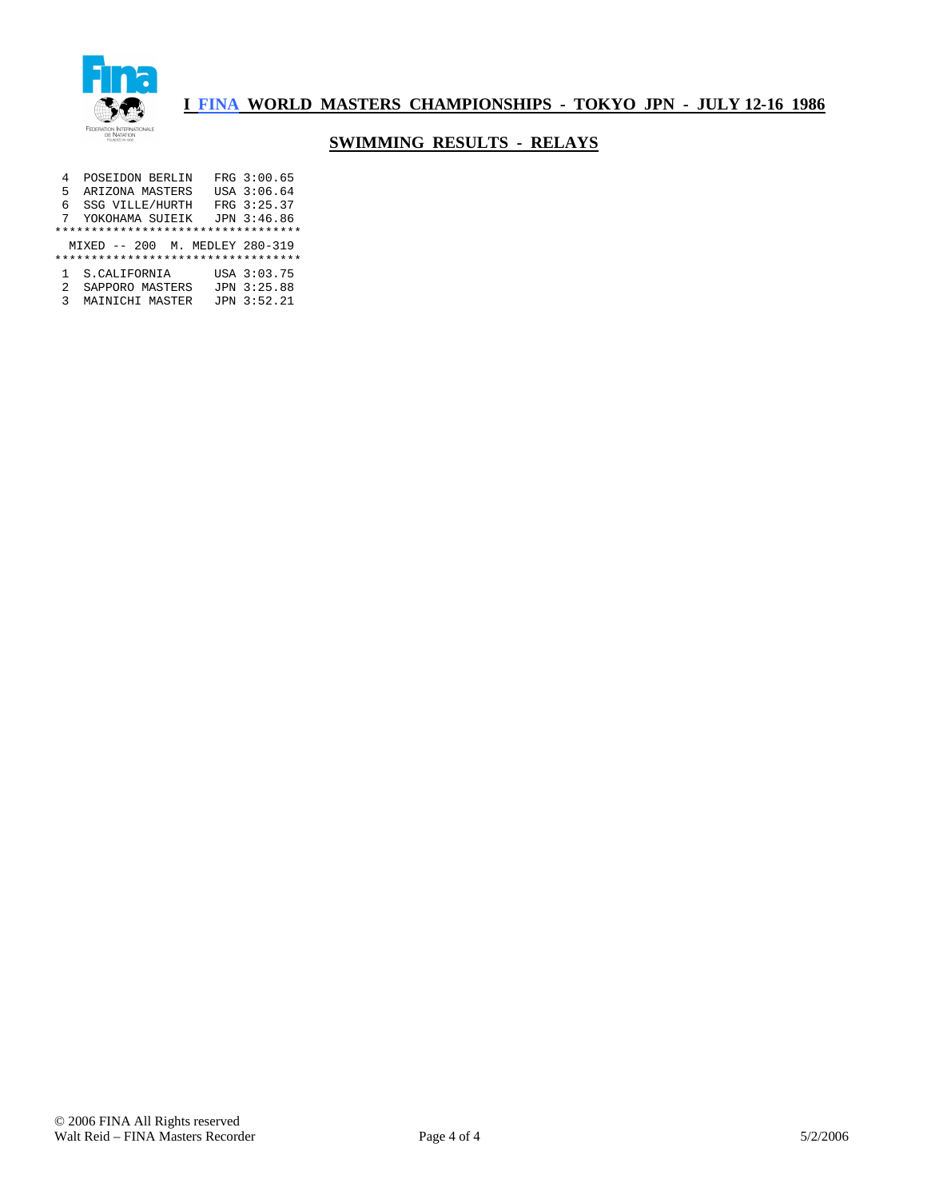**I FINA WORLD MASTERS CHAMPIONSHIPS - TOKYO JPN - JULY 12-16 1986**

**SWIMMING RESULTS - RELAYS**

| | | | |
|---|---|---|---|
| 4 | POSEIDON BERLIN | FRG | 3:00.65 |
| 5 | ARIZONA MASTERS | USA | 3:06.64 |
| 6 | SSG VILLE/HURTH | FRG | 3:25.37 |
| 7 | YOKOHAMA SUIEIK | JPN | 3:46.86 |

**********************************

MIXED -- 200 M. MEDLEY 280-319

**********************************

| | | | |
|---|---|---|---|
| 1 | S.CALIFORNIA | USA | 3:03.75 |
| 2 | SAPPORO MASTERS | JPN | 3:25.88 |
| 3 | MAINICHI MASTER | JPN | 3:52.21 |

© 2006 FINA All Rights reserved
Walt Reid – FINA Masters Recorder

5/2/2006